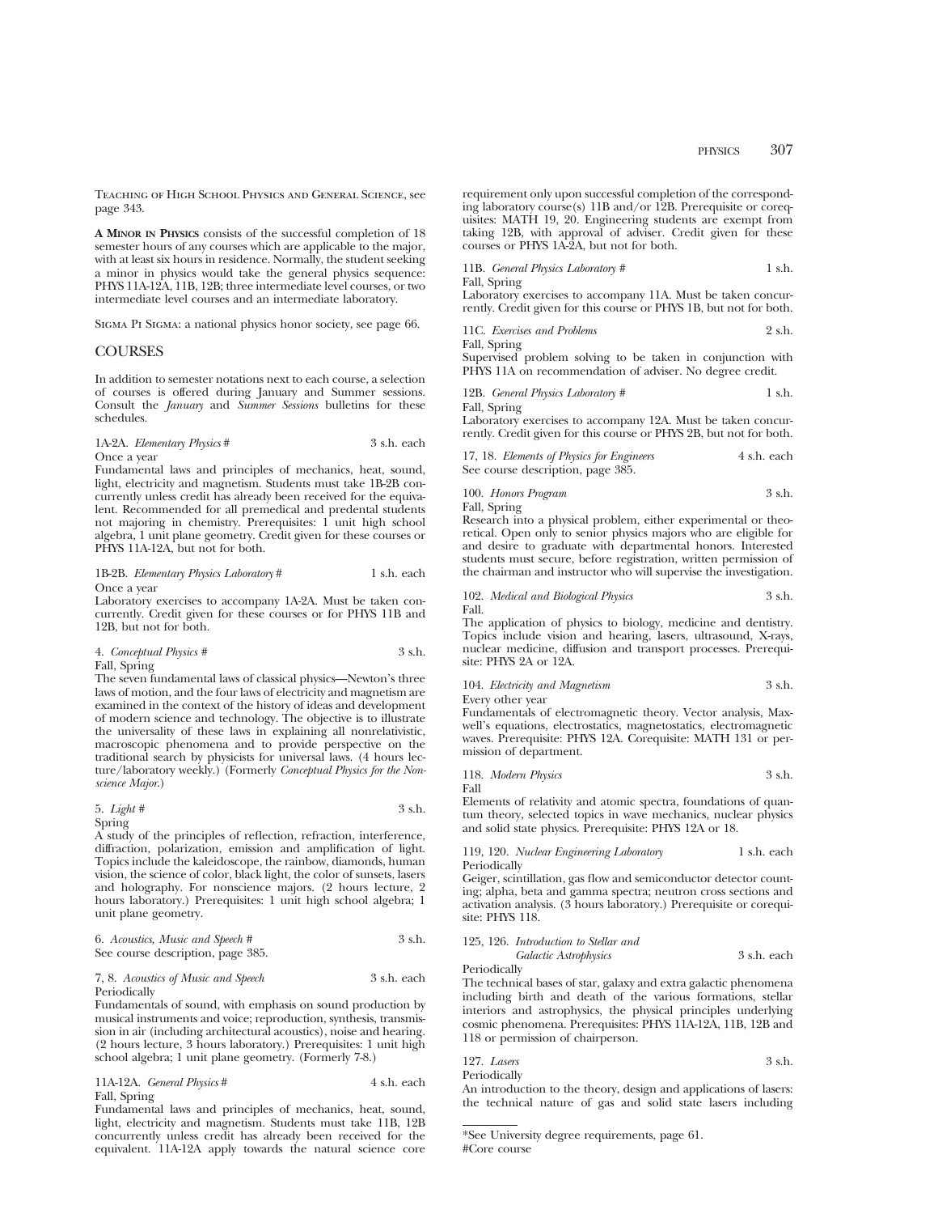Teaching of High School Physics and General Science, see page 343.

**A Minor in Physics** consists of the successful completion of 18 semester hours of any courses which are applicable to the major, with at least six hours in residence. Normally, the student seeking a minor in physics would take the general physics sequence: PHYS 11A-12A, 11B, 12B; three intermediate level courses, or two intermediate level courses and an intermediate laboratory.

Sigma Pi Sigma: a national physics honor society, see page 66.

## COURSES

In addition to semester notations next to each course, a selection of courses is offered during January and Summer sessions. Consult the *January* and *Summer Sessions* bulletins for these schedules.

1A-2A. *Elementary Physics* # — 3 s.h. each
Once a year
Fundamental laws and principles of mechanics, heat, sound, light, electricity and magnetism. Students must take 1B-2B concurrently unless credit has already been received for the equivalent. Recommended for all premedical and predental students not majoring in chemistry. Prerequisites: 1 unit high school algebra, 1 unit plane geometry. Credit given for these courses or PHYS 11A-12A, but not for both.

1B-2B. *Elementary Physics Laboratory* # — 1 s.h. each
Once a year
Laboratory exercises to accompany 1A-2A. Must be taken concurrently. Credit given for these courses or for PHYS 11B and 12B, but not for both.

4. *Conceptual Physics* # — 3 s.h.
Fall, Spring
The seven fundamental laws of classical physics—Newton's three laws of motion, and the four laws of electricity and magnetism are examined in the context of the history of ideas and development of modern science and technology. The objective is to illustrate the universality of these laws in explaining all nonrelativistic, macroscopic phenomena and to provide perspective on the traditional search by physicists for universal laws. (4 hours lecture/laboratory weekly.) (Formerly *Conceptual Physics for the Nonscience Major*.)

5. *Light* # — 3 s.h.
Spring
A study of the principles of reflection, refraction, interference, diffraction, polarization, emission and amplification of light. Topics include the kaleidoscope, the rainbow, diamonds, human vision, the science of color, black light, the color of sunsets, lasers and holography. For nonscience majors. (2 hours lecture, 2 hours laboratory.) Prerequisites: 1 unit high school algebra; 1 unit plane geometry.

6. *Acoustics, Music and Speech* # — 3 s.h.
See course description, page 385.

7, 8. *Acoustics of Music and Speech* — 3 s.h. each
Periodically
Fundamentals of sound, with emphasis on sound production by musical instruments and voice; reproduction, synthesis, transmission in air (including architectural acoustics), noise and hearing. (2 hours lecture, 3 hours laboratory.) Prerequisites: 1 unit high school algebra; 1 unit plane geometry. (Formerly 7-8.)

11A-12A. *General Physics* # — 4 s.h. each
Fall, Spring
Fundamental laws and principles of mechanics, heat, sound, light, electricity and magnetism. Students must take 11B, 12B concurrently unless credit has already been received for the equivalent. 11A-12A apply towards the natural science core requirement only upon successful completion of the corresponding laboratory course(s) 11B and/or 12B. Prerequisite or corequisites: MATH 19, 20. Engineering students are exempt from taking 12B, with approval of adviser. Credit given for these courses or PHYS 1A-2A, but not for both.

11B. *General Physics Laboratory* # — 1 s.h.
Fall, Spring
Laboratory exercises to accompany 11A. Must be taken concurrently. Credit given for this course or PHYS 1B, but not for both.

11C. *Exercises and Problems* — 2 s.h.
Fall, Spring
Supervised problem solving to be taken in conjunction with PHYS 11A on recommendation of adviser. No degree credit.

12B. *General Physics Laboratory* # — 1 s.h.
Fall, Spring
Laboratory exercises to accompany 12A. Must be taken concurrently. Credit given for this course or PHYS 2B, but not for both.

17, 18. *Elements of Physics for Engineers* — 4 s.h. each
See course description, page 385.

100. *Honors Program* — 3 s.h.
Fall, Spring
Research into a physical problem, either experimental or theoretical. Open only to senior physics majors who are eligible for and desire to graduate with departmental honors. Interested students must secure, before registration, written permission of the chairman and instructor who will supervise the investigation.

102. *Medical and Biological Physics* — 3 s.h.
Fall.
The application of physics to biology, medicine and dentistry. Topics include vision and hearing, lasers, ultrasound, X-rays, nuclear medicine, diffusion and transport processes. Prerequisite: PHYS 2A or 12A.

104. *Electricity and Magnetism* — 3 s.h.
Every other year
Fundamentals of electromagnetic theory. Vector analysis, Maxwell's equations, electrostatics, magnetostatics, electromagnetic waves. Prerequisite: PHYS 12A. Corequisite: MATH 131 or permission of department.

118. *Modern Physics* — 3 s.h.
Fall
Elements of relativity and atomic spectra, foundations of quantum theory, selected topics in wave mechanics, nuclear physics and solid state physics. Prerequisite: PHYS 12A or 18.

119, 120. *Nuclear Engineering Laboratory* — 1 s.h. each
Periodically
Geiger, scintillation, gas flow and semiconductor detector counting; alpha, beta and gamma spectra; neutron cross sections and activation analysis. (3 hours laboratory.) Prerequisite or corequisite: PHYS 118.

125, 126. *Introduction to Stellar and Galactic Astrophysics* — 3 s.h. each
Periodically
The technical bases of star, galaxy and extra galactic phenomena including birth and death of the various formations, stellar interiors and astrophysics, the physical principles underlying cosmic phenomena. Prerequisites: PHYS 11A-12A, 11B, 12B and 118 or permission of chairperson.

127. *Lasers* — 3 s.h.
Periodically
An introduction to the theory, design and applications of lasers: the technical nature of gas and solid state lasers including

---

*See University degree requirements, page 61.
#Core course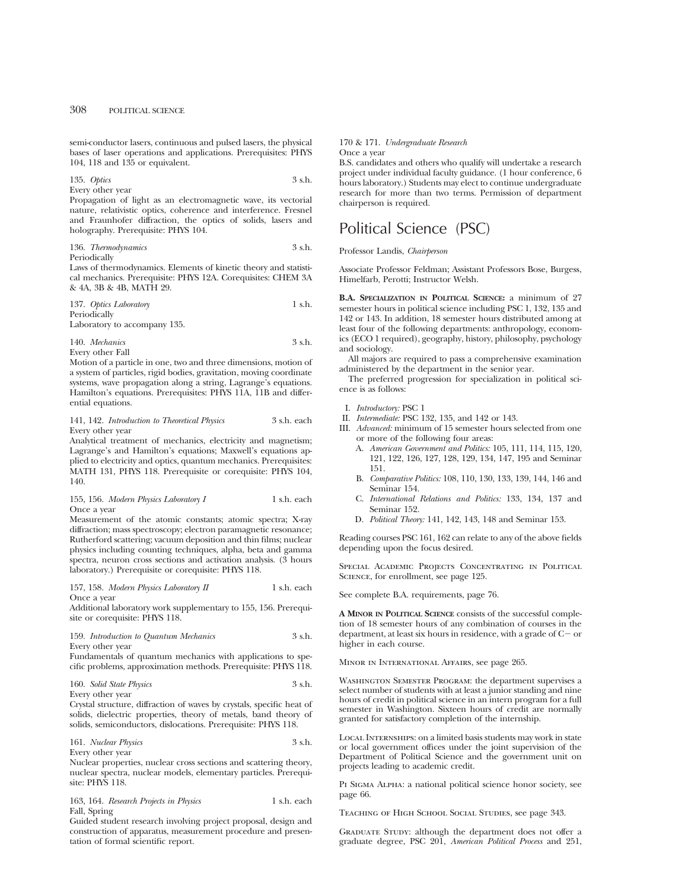semi-conductor lasers, continuous and pulsed lasers, the physical bases of laser operations and applications. Prerequisites: PHYS 104, 118 and 135 or equivalent.

135. *Optics* 3 s.h.
Every other year
Propagation of light as an electromagnetic wave, its vectorial nature, relativistic optics, coherence and interference. Fresnel and Fraunhofer diffraction, the optics of solids, lasers and holography. Prerequisite: PHYS 104.

136. *Thermodynamics* 3 s.h.
Periodically
Laws of thermodynamics. Elements of kinetic theory and statistical mechanics. Prerequisite: PHYS 12A. Corequisites: CHEM 3A & 4A, 3B & 4B, MATH 29.

137. *Optics Laboratory* 1 s.h.
Periodically
Laboratory to accompany 135.

140. *Mechanics* 3 s.h.
Every other Fall
Motion of a particle in one, two and three dimensions, motion of a system of particles, rigid bodies, gravitation, moving coordinate systems, wave propagation along a string, Lagrange's equations. Hamilton's equations. Prerequisites: PHYS 11A, 11B and differential equations.

141, 142. *Introduction to Theoretical Physics* 3 s.h. each
Every other year
Analytical treatment of mechanics, electricity and magnetism; Lagrange's and Hamilton's equations; Maxwell's equations applied to electricity and optics, quantum mechanics. Prerequisites: MATH 131, PHYS 118. Prerequisite or corequisite: PHYS 104, 140.

155, 156. *Modern Physics Laboratory I* 1 s.h. each
Once a year
Measurement of the atomic constants; atomic spectra; X-ray diffraction; mass spectroscopy; electron paramagnetic resonance; Rutherford scattering; vacuum deposition and thin films; nuclear physics including counting techniques, alpha, beta and gamma spectra, neuron cross sections and activation analysis. (3 hours laboratory.) Prerequisite or corequisite: PHYS 118.

157, 158. *Modern Physics Laboratory II* 1 s.h. each
Once a year
Additional laboratory work supplementary to 155, 156. Prerequisite or corequisite: PHYS 118.

159. *Introduction to Quantum Mechanics* 3 s.h.
Every other year
Fundamentals of quantum mechanics with applications to specific problems, approximation methods. Prerequisite: PHYS 118.

160. *Solid State Physics* 3 s.h.
Every other year
Crystal structure, diffraction of waves by crystals, specific heat of solids, dielectric properties, theory of metals, band theory of solids, semiconductors, dislocations. Prerequisite: PHYS 118.

161. *Nuclear Physics* 3 s.h.
Every other year
Nuclear properties, nuclear cross sections and scattering theory, nuclear spectra, nuclear models, elementary particles. Prerequisite: PHYS 118.

163, 164. *Research Projects in Physics* 1 s.h. each
Fall, Spring
Guided student research involving project proposal, design and construction of apparatus, measurement procedure and presentation of formal scientific report.

170 & 171. *Undergraduate Research*
Once a year
B.S. candidates and others who qualify will undertake a research project under individual faculty guidance. (1 hour conference, 6 hours laboratory.) Students may elect to continue undergraduate research for more than two terms. Permission of department chairperson is required.

# Political Science (PSC)

Professor Landis, *Chairperson*

Associate Professor Feldman; Assistant Professors Bose, Burgess, Himelfarb, Perotti; Instructor Welsh.

**B.A. Specialization in Political Science:** a minimum of 27 semester hours in political science including PSC 1, 132, 135 and 142 or 143. In addition, 18 semester hours distributed among at least four of the following departments: anthropology, economics (ECO 1 required), geography, history, philosophy, psychology and sociology.

All majors are required to pass a comprehensive examination administered by the department in the senior year.

The preferred progression for specialization in political science is as follows:

I. *Introductory:* PSC 1
II. *Intermediate:* PSC 132, 135, and 142 or 143.
III. *Advanced:* minimum of 15 semester hours selected from one or more of the following four areas:
   A. *American Government and Politics:* 105, 111, 114, 115, 120, 121, 122, 126, 127, 128, 129, 134, 147, 195 and Seminar 151.
   B. *Comparative Politics:* 108, 110, 130, 133, 139, 144, 146 and Seminar 154.
   C. *International Relations and Politics:* 133, 134, 137 and Seminar 152.
   D. *Political Theory:* 141, 142, 143, 148 and Seminar 153.

Reading courses PSC 161, 162 can relate to any of the above fields depending upon the focus desired.

Special Academic Projects Concentrating in Political Science, for enrollment, see page 125.

See complete B.A. requirements, page 76.

**A Minor in Political Science** consists of the successful completion of 18 semester hours of any combination of courses in the department, at least six hours in residence, with a grade of C− or higher in each course.

Minor in International Affairs, see page 265.

Washington Semester Program: the department supervises a select number of students with at least a junior standing and nine hours of credit in political science in an intern program for a full semester in Washington. Sixteen hours of credit are normally granted for satisfactory completion of the internship.

Local Internships: on a limited basis students may work in state or local government offices under the joint supervision of the Department of Political Science and the government unit on projects leading to academic credit.

Pi Sigma Alpha: a national political science honor society, see page 66.

Teaching of High School Social Studies, see page 343.

Graduate Study: although the department does not offer a graduate degree, PSC 201, *American Political Process* and 251,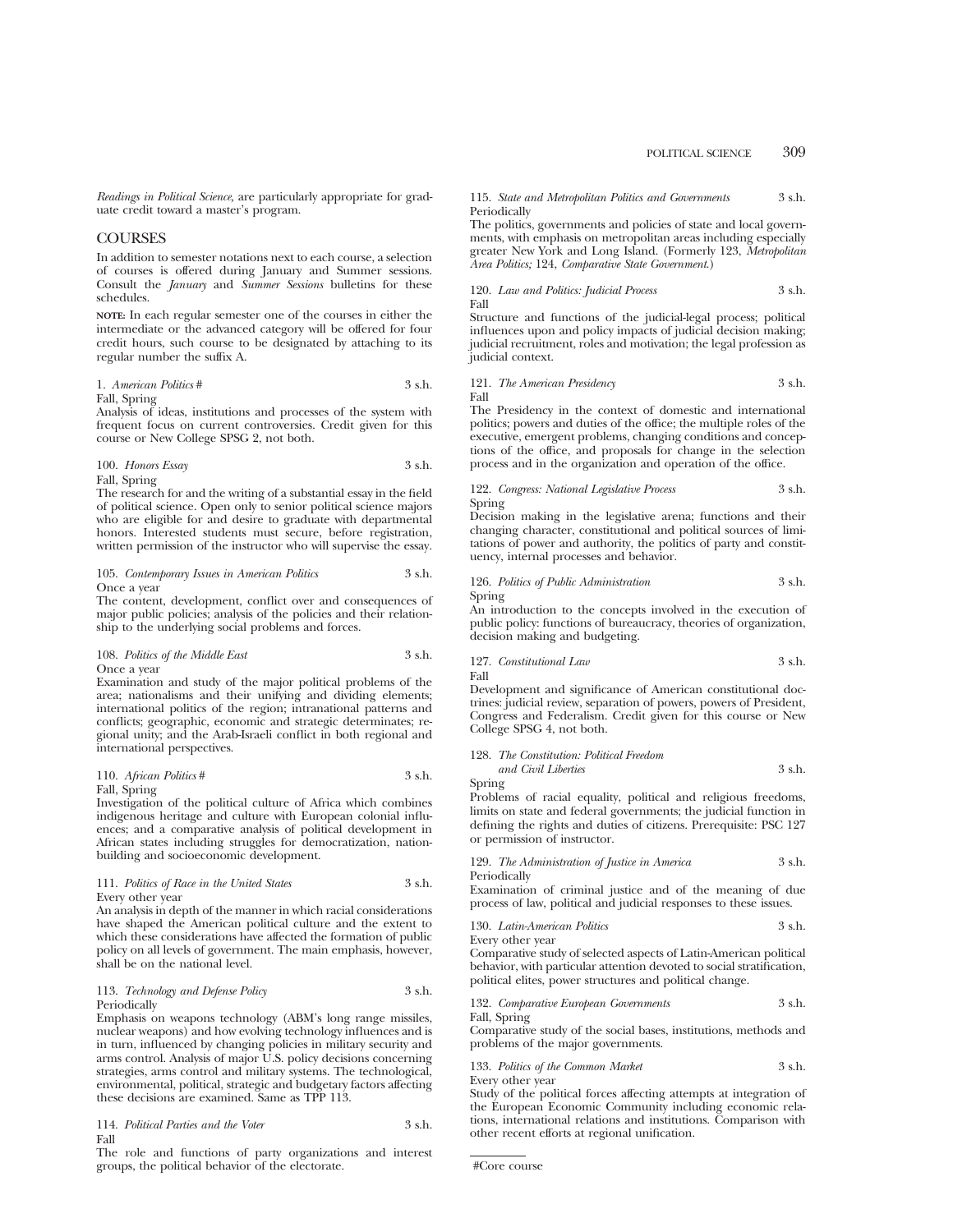*Readings in Political Science,* are particularly appropriate for graduate credit toward a master's program.

## COURSES

In addition to semester notations next to each course, a selection of courses is offered during January and Summer sessions. Consult the *January* and *Summer Sessions* bulletins for these schedules.

**NOTE:** In each regular semester one of the courses in either the intermediate or the advanced category will be offered for four credit hours, such course to be designated by attaching to its regular number the suffix A.

1. *American Politics* # 3 s.h.
Fall, Spring
Analysis of ideas, institutions and processes of the system with frequent focus on current controversies. Credit given for this course or New College SPSG 2, not both.

100. *Honors Essay* 3 s.h.
Fall, Spring
The research for and the writing of a substantial essay in the field of political science. Open only to senior political science majors who are eligible for and desire to graduate with departmental honors. Interested students must secure, before registration, written permission of the instructor who will supervise the essay.

105. *Contemporary Issues in American Politics* 3 s.h.
Once a year
The content, development, conflict over and consequences of major public policies; analysis of the policies and their relationship to the underlying social problems and forces.

108. *Politics of the Middle East* 3 s.h.
Once a year
Examination and study of the major political problems of the area; nationalisms and their unifying and dividing elements; international politics of the region; intranational patterns and conflicts; geographic, economic and strategic determinates; regional unity; and the Arab-Israeli conflict in both regional and international perspectives.

110. *African Politics* # 3 s.h.
Fall, Spring
Investigation of the political culture of Africa which combines indigenous heritage and culture with European colonial influences; and a comparative analysis of political development in African states including struggles for democratization, nation-building and socioeconomic development.

111. *Politics of Race in the United States* 3 s.h.
Every other year
An analysis in depth of the manner in which racial considerations have shaped the American political culture and the extent to which these considerations have affected the formation of public policy on all levels of government. The main emphasis, however, shall be on the national level.

113. *Technology and Defense Policy* 3 s.h.
Periodically
Emphasis on weapons technology (ABM's long range missiles, nuclear weapons) and how evolving technology influences and is in turn, influenced by changing policies in military security and arms control. Analysis of major U.S. policy decisions concerning strategies, arms control and military systems. The technological, environmental, political, strategic and budgetary factors affecting these decisions are examined. Same as TPP 113.

114. *Political Parties and the Voter* 3 s.h.
Fall
The role and functions of party organizations and interest groups, the political behavior of the electorate.

115. *State and Metropolitan Politics and Governments* 3 s.h.
Periodically
The politics, governments and policies of state and local governments, with emphasis on metropolitan areas including especially greater New York and Long Island. (Formerly 123, *Metropolitan Area Politics;* 124, *Comparative State Government.*)

120. *Law and Politics: Judicial Process* 3 s.h.
Fall
Structure and functions of the judicial-legal process; political influences upon and policy impacts of judicial decision making; judicial recruitment, roles and motivation; the legal profession as judicial context.

121. *The American Presidency* 3 s.h.
Fall
The Presidency in the context of domestic and international politics; powers and duties of the office; the multiple roles of the executive, emergent problems, changing conditions and conceptions of the office, and proposals for change in the selection process and in the organization and operation of the office.

122. *Congress: National Legislative Process* 3 s.h.
Spring
Decision making in the legislative arena; functions and their changing character, constitutional and political sources of limitations of power and authority, the politics of party and constituency, internal processes and behavior.

126. *Politics of Public Administration* 3 s.h.
Spring
An introduction to the concepts involved in the execution of public policy: functions of bureaucracy, theories of organization, decision making and budgeting.

127. *Constitutional Law* 3 s.h.
Fall
Development and significance of American constitutional doctrines: judicial review, separation of powers, powers of President, Congress and Federalism. Credit given for this course or New College SPSG 4, not both.

128. *The Constitution: Political Freedom and Civil Liberties* 3 s.h.
Spring
Problems of racial equality, political and religious freedoms, limits on state and federal governments; the judicial function in defining the rights and duties of citizens. Prerequisite: PSC 127 or permission of instructor.

129. *The Administration of Justice in America* 3 s.h.
Periodically
Examination of criminal justice and of the meaning of due process of law, political and judicial responses to these issues.

130. *Latin-American Politics* 3 s.h.
Every other year
Comparative study of selected aspects of Latin-American political behavior, with particular attention devoted to social stratification, political elites, power structures and political change.

132. *Comparative European Governments* 3 s.h.
Fall, Spring
Comparative study of the social bases, institutions, methods and problems of the major governments.

133. *Politics of the Common Market* 3 s.h.
Every other year
Study of the political forces affecting attempts at integration of the European Economic Community including economic relations, international relations and institutions. Comparison with other recent efforts at regional unification.

#Core course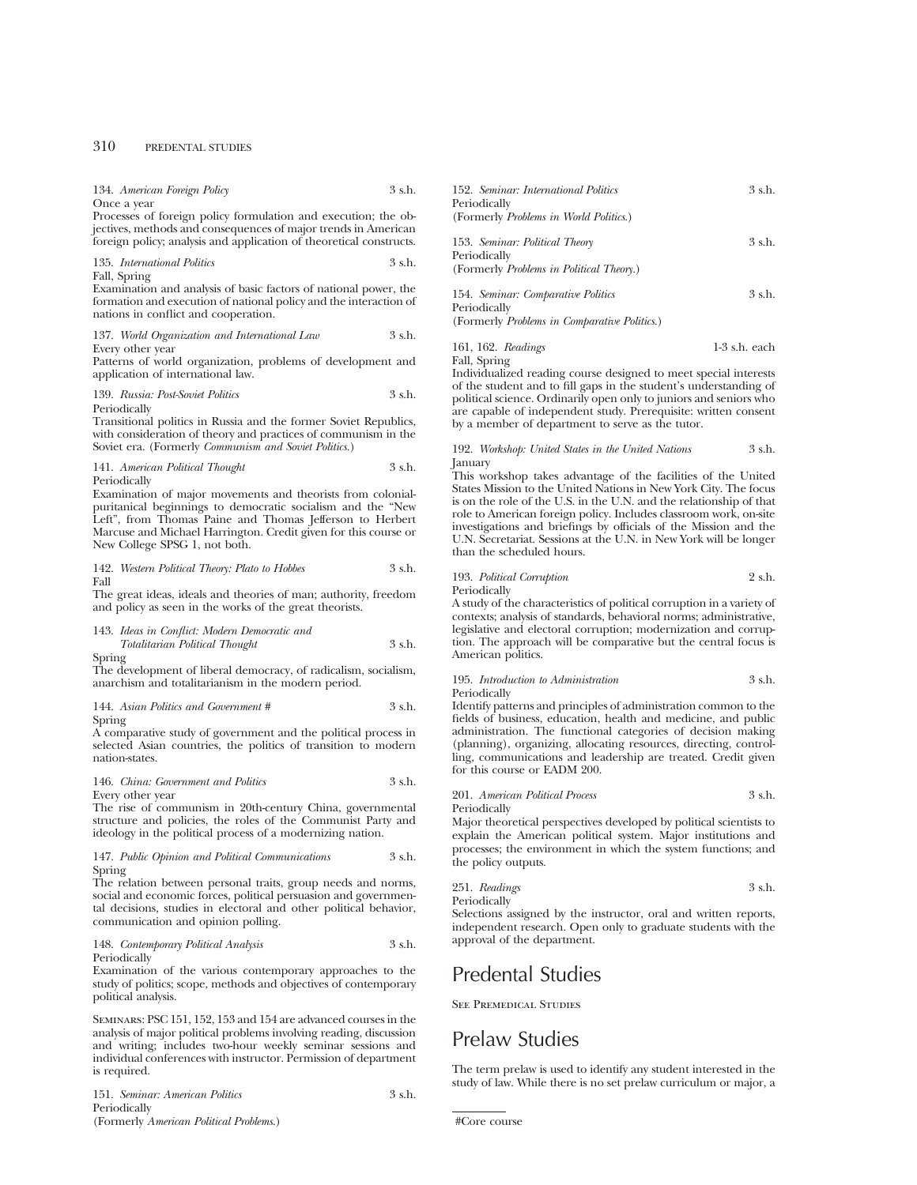134. *American Foreign Policy* 3 s.h.
Once a year
Processes of foreign policy formulation and execution; the objectives, methods and consequences of major trends in American foreign policy; analysis and application of theoretical constructs.

135. *International Politics* 3 s.h.
Fall, Spring
Examination and analysis of basic factors of national power, the formation and execution of national policy and the interaction of nations in conflict and cooperation.

137. *World Organization and International Law* 3 s.h.
Every other year
Patterns of world organization, problems of development and application of international law.

139. *Russia: Post-Soviet Politics* 3 s.h.
Periodically
Transitional politics in Russia and the former Soviet Republics, with consideration of theory and practices of communism in the Soviet era. (Formerly *Communism and Soviet Politics.*)

141. *American Political Thought* 3 s.h.
Periodically
Examination of major movements and theorists from colonial-puritanical beginnings to democratic socialism and the "New Left", from Thomas Paine and Thomas Jefferson to Herbert Marcuse and Michael Harrington. Credit given for this course or New College SPSG 1, not both.

142. *Western Political Theory: Plato to Hobbes* 3 s.h.
Fall
The great ideas, ideals and theories of man; authority, freedom and policy as seen in the works of the great theorists.

143. *Ideas in Conflict: Modern Democratic and Totalitarian Political Thought* 3 s.h.
Spring
The development of liberal democracy, of radicalism, socialism, anarchism and totalitarianism in the modern period.

144. *Asian Politics and Government #* 3 s.h.
Spring
A comparative study of government and the political process in selected Asian countries, the politics of transition to modern nation-states.

146. *China: Government and Politics* 3 s.h.
Every other year
The rise of communism in 20th-century China, governmental structure and policies, the roles of the Communist Party and ideology in the political process of a modernizing nation.

147. *Public Opinion and Political Communications* 3 s.h.
Spring
The relation between personal traits, group needs and norms, social and economic forces, political persuasion and governmental decisions, studies in electoral and other political behavior, communication and opinion polling.

148. *Contemporary Political Analysis* 3 s.h.
Periodically
Examination of the various contemporary approaches to the study of politics; scope, methods and objectives of contemporary political analysis.

SEMINARS: PSC 151, 152, 153 and 154 are advanced courses in the analysis of major political problems involving reading, discussion and writing; includes two-hour weekly seminar sessions and individual conferences with instructor. Permission of department is required.

151. *Seminar: American Politics* 3 s.h.
Periodically
(Formerly *American Political Problems.*)

152. *Seminar: International Politics* 3 s.h.
Periodically
(Formerly *Problems in World Politics.*)

153. *Seminar: Political Theory* 3 s.h.
Periodically
(Formerly *Problems in Political Theory.*)

154. *Seminar: Comparative Politics* 3 s.h.
Periodically
(Formerly *Problems in Comparative Politics.*)

161, 162. *Readings* 1-3 s.h. each
Fall, Spring
Individualized reading course designed to meet special interests of the student and to fill gaps in the student's understanding of political science. Ordinarily open only to juniors and seniors who are capable of independent study. Prerequisite: written consent by a member of department to serve as the tutor.

192. *Workshop: United States in the United Nations* 3 s.h.
January
This workshop takes advantage of the facilities of the United States Mission to the United Nations in New York City. The focus is on the role of the U.S. in the U.N. and the relationship of that role to American foreign policy. Includes classroom work, on-site investigations and briefings by officials of the Mission and the U.N. Secretariat. Sessions at the U.N. in New York will be longer than the scheduled hours.

193. *Political Corruption* 2 s.h.
Periodically
A study of the characteristics of political corruption in a variety of contexts; analysis of standards, behavioral norms; administrative, legislative and electoral corruption; modernization and corruption. The approach will be comparative but the central focus is American politics.

195. *Introduction to Administration* 3 s.h.
Periodically
Identify patterns and principles of administration common to the fields of business, education, health and medicine, and public administration. The functional categories of decision making (planning), organizing, allocating resources, directing, controlling, communications and leadership are treated. Credit given for this course or EADM 200.

201. *American Political Process* 3 s.h.
Periodically
Major theoretical perspectives developed by political scientists to explain the American political system. Major institutions and processes; the environment in which the system functions; and the policy outputs.

251. *Readings* 3 s.h.
Periodically
Selections assigned by the instructor, oral and written reports, independent research. Open only to graduate students with the approval of the department.

# Predental Studies

SEE PREMEDICAL STUDIES

# Prelaw Studies

The term prelaw is used to identify any student interested in the study of law. While there is no set prelaw curriculum or major, a

#Core course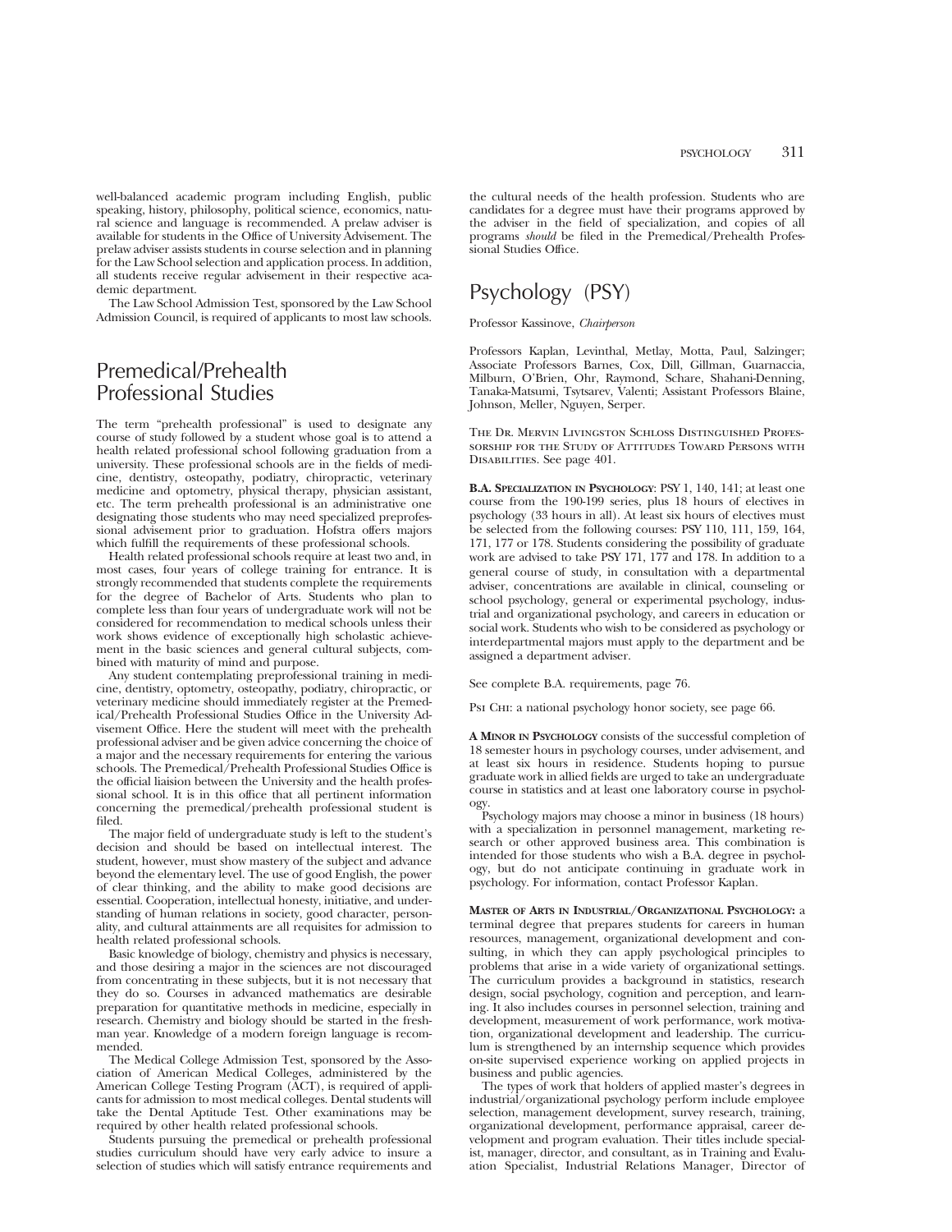well-balanced academic program including English, public speaking, history, philosophy, political science, economics, natural science and language is recommended. A prelaw adviser is available for students in the Office of University Advisement. The prelaw adviser assists students in course selection and in planning for the Law School selection and application process. In addition, all students receive regular advisement in their respective academic department.

The Law School Admission Test, sponsored by the Law School Admission Council, is required of applicants to most law schools.

## Premedical/Prehealth Professional Studies

The term "prehealth professional" is used to designate any course of study followed by a student whose goal is to attend a health related professional school following graduation from a university. These professional schools are in the fields of medicine, dentistry, osteopathy, podiatry, chiropractic, veterinary medicine and optometry, physical therapy, physician assistant, etc. The term prehealth professional is an administrative one designating those students who may need specialized preprofessional advisement prior to graduation. Hofstra offers majors which fulfill the requirements of these professional schools.

Health related professional schools require at least two and, in most cases, four years of college training for entrance. It is strongly recommended that students complete the requirements for the degree of Bachelor of Arts. Students who plan to complete less than four years of undergraduate work will not be considered for recommendation to medical schools unless their work shows evidence of exceptionally high scholastic achievement in the basic sciences and general cultural subjects, combined with maturity of mind and purpose.

Any student contemplating preprofessional training in medicine, dentistry, optometry, osteopathy, podiatry, chiropractic, or veterinary medicine should immediately register at the Premedical/Prehealth Professional Studies Office in the University Advisement Office. Here the student will meet with the prehealth professional adviser and be given advice concerning the choice of a major and the necessary requirements for entering the various schools. The Premedical/Prehealth Professional Studies Office is the official liaision between the University and the health professional school. It is in this office that all pertinent information concerning the premedical/prehealth professional student is filed.

The major field of undergraduate study is left to the student's decision and should be based on intellectual interest. The student, however, must show mastery of the subject and advance beyond the elementary level. The use of good English, the power of clear thinking, and the ability to make good decisions are essential. Cooperation, intellectual honesty, initiative, and understanding of human relations in society, good character, personality, and cultural attainments are all requisites for admission to health related professional schools.

Basic knowledge of biology, chemistry and physics is necessary, and those desiring a major in the sciences are not discouraged from concentrating in these subjects, but it is not necessary that they do so. Courses in advanced mathematics are desirable preparation for quantitative methods in medicine, especially in research. Chemistry and biology should be started in the freshman year. Knowledge of a modern foreign language is recommended.

The Medical College Admission Test, sponsored by the Association of American Medical Colleges, administered by the American College Testing Program (ACT), is required of applicants for admission to most medical colleges. Dental students will take the Dental Aptitude Test. Other examinations may be required by other health related professional schools.

Students pursuing the premedical or prehealth professional studies curriculum should have very early advice to insure a selection of studies which will satisfy entrance requirements and the cultural needs of the health profession. Students who are candidates for a degree must have their programs approved by the adviser in the field of specialization, and copies of all programs *should* be filed in the Premedical/Prehealth Professional Studies Office.

## Psychology (PSY)

Professor Kassinove, *Chairperson*

Professors Kaplan, Levinthal, Metlay, Motta, Paul, Salzinger; Associate Professors Barnes, Cox, Dill, Gillman, Guarnaccia, Milburn, O'Brien, Ohr, Raymond, Schare, Shahani-Denning, Tanaka-Matsumi, Tsytsarev, Valenti; Assistant Professors Blaine, Johnson, Meller, Nguyen, Serper.

The Dr. Mervin Livingston Schloss Distinguished Professorship for the Study of Attitudes Toward Persons with Disabilities. See page 401.

**B.A. Specialization in Psychology**: PSY 1, 140, 141; at least one course from the 190-199 series, plus 18 hours of electives in psychology (33 hours in all). At least six hours of electives must be selected from the following courses: PSY 110, 111, 159, 164, 171, 177 or 178. Students considering the possibility of graduate work are advised to take PSY 171, 177 and 178. In addition to a general course of study, in consultation with a departmental adviser, concentrations are available in clinical, counseling or school psychology, general or experimental psychology, industrial and organizational psychology, and careers in education or social work. Students who wish to be considered as psychology or interdepartmental majors must apply to the department and be assigned a department adviser.

See complete B.A. requirements, page 76.

Psi Chi: a national psychology honor society, see page 66.

**A Minor in Psychology** consists of the successful completion of 18 semester hours in psychology courses, under advisement, and at least six hours in residence. Students hoping to pursue graduate work in allied fields are urged to take an undergraduate course in statistics and at least one laboratory course in psychology.

Psychology majors may choose a minor in business (18 hours) with a specialization in personnel management, marketing research or other approved business area. This combination is intended for those students who wish a B.A. degree in psychology, but do not anticipate continuing in graduate work in psychology. For information, contact Professor Kaplan.

**Master of Arts in Industrial/Organizational Psychology:** a terminal degree that prepares students for careers in human resources, management, organizational development and consulting, in which they can apply psychological principles to problems that arise in a wide variety of organizational settings. The curriculum provides a background in statistics, research design, social psychology, cognition and perception, and learning. It also includes courses in personnel selection, training and development, measurement of work performance, work motivation, organizational development and leadership. The curriculum is strengthened by an internship sequence which provides on-site supervised experience working on applied projects in business and public agencies.

The types of work that holders of applied master's degrees in industrial/organizational psychology perform include employee selection, management development, survey research, training, organizational development, performance appraisal, career development and program evaluation. Their titles include specialist, manager, director, and consultant, as in Training and Evaluation Specialist, Industrial Relations Manager, Director of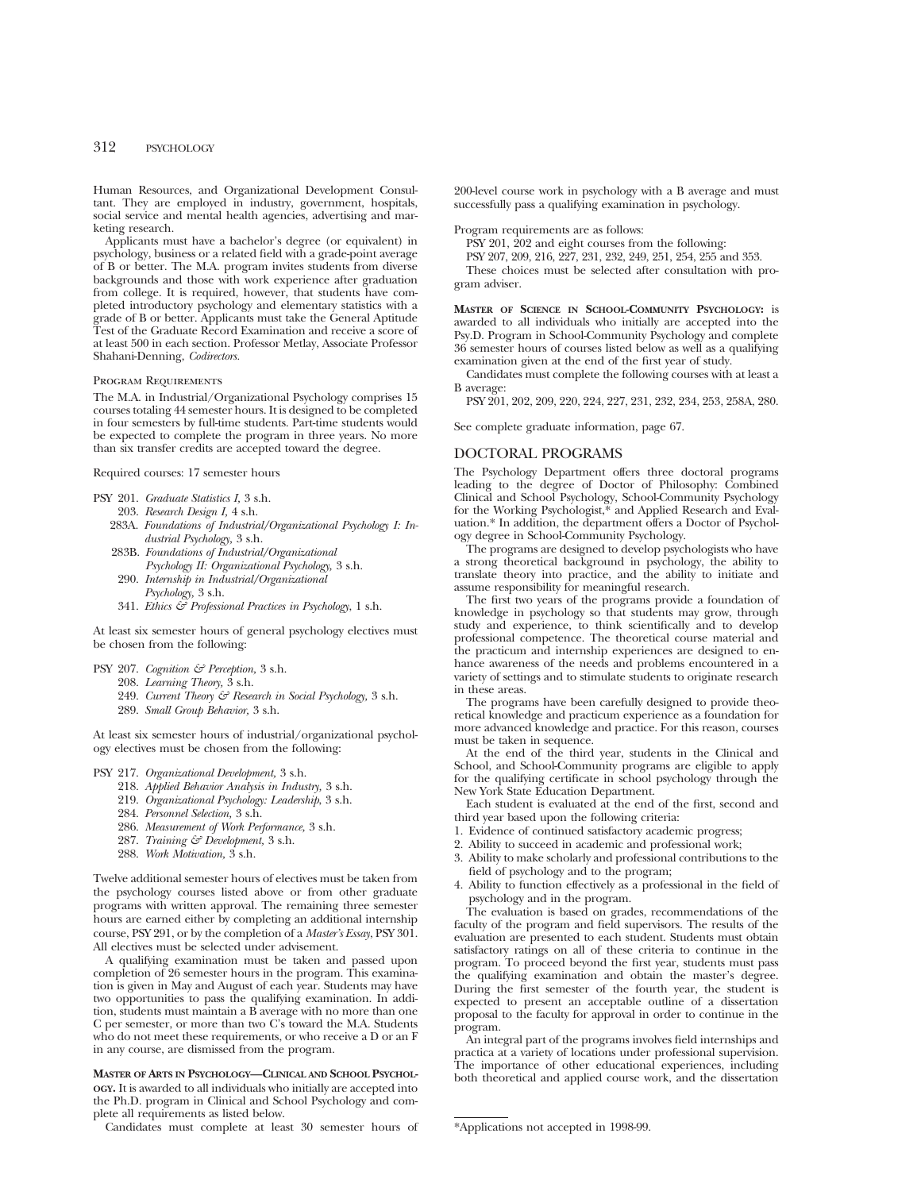Human Resources, and Organizational Development Consultant. They are employed in industry, government, hospitals, social service and mental health agencies, advertising and marketing research.

Applicants must have a bachelor's degree (or equivalent) in psychology, business or a related field with a grade-point average of B or better. The M.A. program invites students from diverse backgrounds and those with work experience after graduation from college. It is required, however, that students have completed introductory psychology and elementary statistics with a grade of B or better. Applicants must take the General Aptitude Test of the Graduate Record Examination and receive a score of at least 500 in each section. Professor Metlay, Associate Professor Shahani-Denning, *Codirectors.*

PROGRAM REQUIREMENTS

The M.A. in Industrial/Organizational Psychology comprises 15 courses totaling 44 semester hours. It is designed to be completed in four semesters by full-time students. Part-time students would be expected to complete the program in three years. No more than six transfer credits are accepted toward the degree.

Required courses: 17 semester hours

- PSY 201. *Graduate Statistics I,* 3 s.h.
- 203. *Research Design I,* 4 s.h.
- 283A. *Foundations of Industrial/Organizational Psychology I: Industrial Psychology,* 3 s.h.
- 283B. *Foundations of Industrial/Organizational Psychology II: Organizational Psychology,* 3 s.h.
- 290. *Internship in Industrial/Organizational Psychology,* 3 s.h.
- 341. *Ethics & Professional Practices in Psychology,* 1 s.h.

At least six semester hours of general psychology electives must be chosen from the following:

- PSY 207. *Cognition & Perception,* 3 s.h.
- 208. *Learning Theory,* 3 s.h.
- 249. *Current Theory & Research in Social Psychology,* 3 s.h.
- 289. *Small Group Behavior,* 3 s.h.

At least six semester hours of industrial/organizational psychology electives must be chosen from the following:

- PSY 217. *Organizational Development,* 3 s.h.
- 218. *Applied Behavior Analysis in Industry,* 3 s.h.
- 219. *Organizational Psychology: Leadership,* 3 s.h.
- 284. *Personnel Selection,* 3 s.h.
- 286. *Measurement of Work Performance,* 3 s.h.
- 287. *Training & Development,* 3 s.h.
- 288. *Work Motivation,* 3 s.h.

Twelve additional semester hours of electives must be taken from the psychology courses listed above or from other graduate programs with written approval. The remaining three semester hours are earned either by completing an additional internship course, PSY 291, or by the completion of a *Master's Essay,* PSY 301. All electives must be selected under advisement.

A qualifying examination must be taken and passed upon completion of 26 semester hours in the program. This examination is given in May and August of each year. Students may have two opportunities to pass the qualifying examination. In addition, students must maintain a B average with no more than one C per semester, or more than two C's toward the M.A. Students who do not meet these requirements, or who receive a D or an F in any course, are dismissed from the program.

**MASTER OF ARTS IN PSYCHOLOGY—CLINICAL AND SCHOOL PSYCHOLOGY.** It is awarded to all individuals who initially are accepted into the Ph.D. program in Clinical and School Psychology and complete all requirements as listed below.

Candidates must complete at least 30 semester hours of 200-level course work in psychology with a B average and must successfully pass a qualifying examination in psychology.

Program requirements are as follows:

PSY 201, 202 and eight courses from the following:

PSY 207, 209, 216, 227, 231, 232, 249, 251, 254, 255 and 353.

These choices must be selected after consultation with program adviser.

**MASTER OF SCIENCE IN SCHOOL-COMMUNITY PSYCHOLOGY:** is awarded to all individuals who initially are accepted into the Psy.D. Program in School-Community Psychology and complete 36 semester hours of courses listed below as well as a qualifying examination given at the end of the first year of study.

Candidates must complete the following courses with at least a B average:

PSY 201, 202, 209, 220, 224, 227, 231, 232, 234, 253, 258A, 280.

See complete graduate information, page 67.

## DOCTORAL PROGRAMS

The Psychology Department offers three doctoral programs leading to the degree of Doctor of Philosophy: Combined Clinical and School Psychology, School-Community Psychology for the Working Psychologist,* and Applied Research and Evaluation.* In addition, the department offers a Doctor of Psychology degree in School-Community Psychology.

The programs are designed to develop psychologists who have a strong theoretical background in psychology, the ability to translate theory into practice, and the ability to initiate and assume responsibility for meaningful research.

The first two years of the programs provide a foundation of knowledge in psychology so that students may grow, through study and experience, to think scientifically and to develop professional competence. The theoretical course material and the practicum and internship experiences are designed to enhance awareness of the needs and problems encountered in a variety of settings and to stimulate students to originate research in these areas.

The programs have been carefully designed to provide theoretical knowledge and practicum experience as a foundation for more advanced knowledge and practice. For this reason, courses must be taken in sequence.

At the end of the third year, students in the Clinical and School, and School-Community programs are eligible to apply for the qualifying certificate in school psychology through the New York State Education Department.

Each student is evaluated at the end of the first, second and third year based upon the following criteria:

1. Evidence of continued satisfactory academic progress;
2. Ability to succeed in academic and professional work;
3. Ability to make scholarly and professional contributions to the field of psychology and to the program;
4. Ability to function effectively as a professional in the field of psychology and in the program.

The evaluation is based on grades, recommendations of the faculty of the program and field supervisors. The results of the evaluation are presented to each student. Students must obtain satisfactory ratings on all of these criteria to continue in the program. To proceed beyond the first year, students must pass the qualifying examination and obtain the master's degree. During the first semester of the fourth year, the student is expected to present an acceptable outline of a dissertation proposal to the faculty for approval in order to continue in the program.

An integral part of the programs involves field internships and practica at a variety of locations under professional supervision. The importance of other educational experiences, including both theoretical and applied course work, and the dissertation

*Applications not accepted in 1998-99.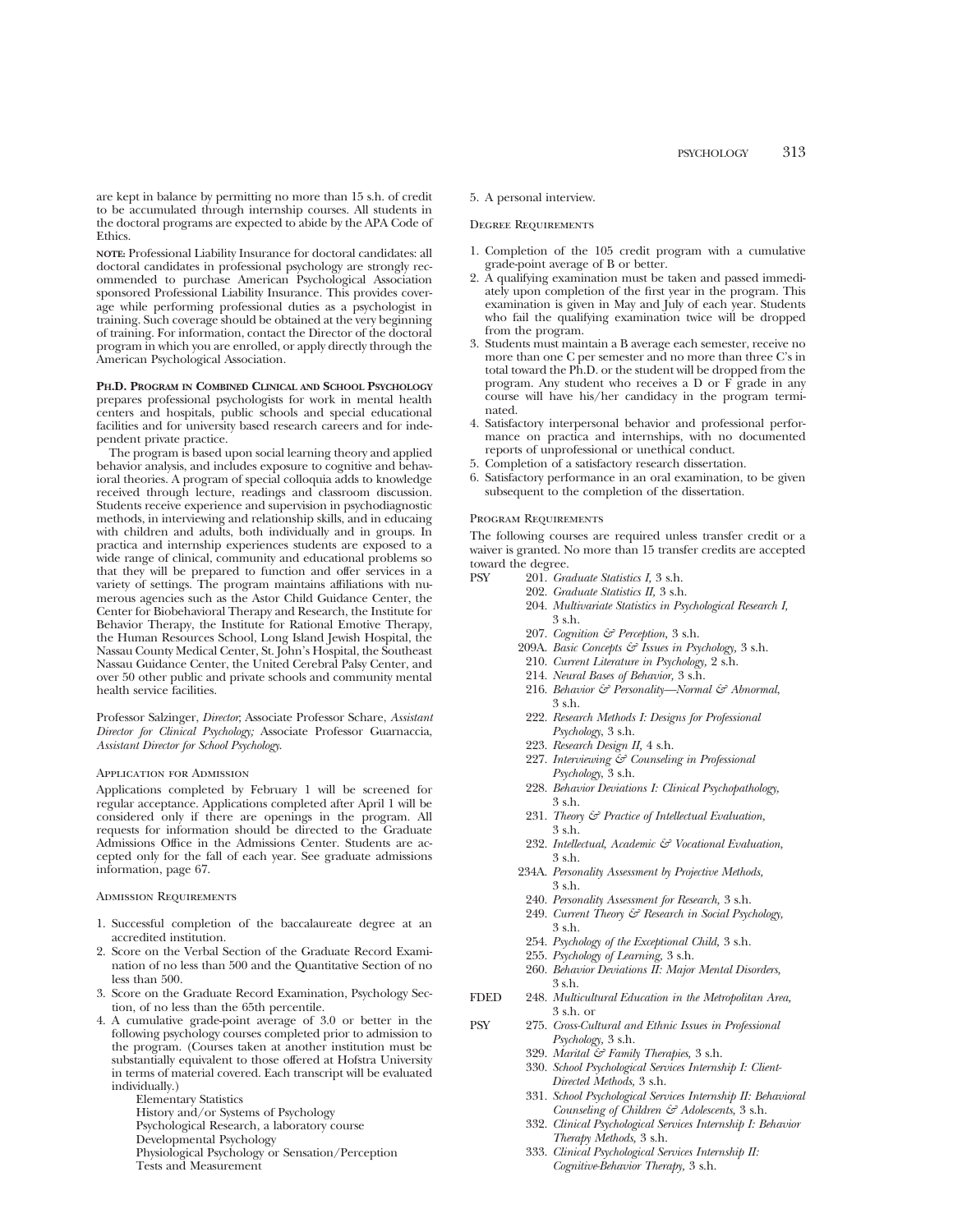are kept in balance by permitting no more than 15 s.h. of credit to be accumulated through internship courses. All students in the doctoral programs are expected to abide by the APA Code of Ethics.

**NOTE:** Professional Liability Insurance for doctoral candidates: all doctoral candidates in professional psychology are strongly recommended to purchase American Psychological Association sponsored Professional Liability Insurance. This provides coverage while performing professional duties as a psychologist in training. Such coverage should be obtained at the very beginning of training. For information, contact the Director of the doctoral program in which you are enrolled, or apply directly through the American Psychological Association.

**PH.D. PROGRAM IN COMBINED CLINICAL AND SCHOOL PSYCHOLOGY** prepares professional psychologists for work in mental health centers and hospitals, public schools and special educational facilities and for university based research careers and for independent private practice.

The program is based upon social learning theory and applied behavior analysis, and includes exposure to cognitive and behavioral theories. A program of special colloquia adds to knowledge received through lecture, readings and classroom discussion. Students receive experience and supervision in psychodiagnostic methods, in interviewing and relationship skills, and in educaing with children and adults, both individually and in groups. In practica and internship experiences students are exposed to a wide range of clinical, community and educational problems so that they will be prepared to function and offer services in a variety of settings. The program maintains affiliations with numerous agencies such as the Astor Child Guidance Center, the Center for Biobehavioral Therapy and Research, the Institute for Behavior Therapy, the Institute for Rational Emotive Therapy, the Human Resources School, Long Island Jewish Hospital, the Nassau County Medical Center, St. John's Hospital, the Southeast Nassau Guidance Center, the United Cerebral Palsy Center, and over 50 other public and private schools and community mental health service facilities.

Professor Salzinger, *Director*; Associate Professor Schare, *Assistant Director for Clinical Psychology;* Associate Professor Guarnaccia, *Assistant Director for School Psychology.*

### Application for Admission

Applications completed by February 1 will be screened for regular acceptance. Applications completed after April 1 will be considered only if there are openings in the program. All requests for information should be directed to the Graduate Admissions Office in the Admissions Center. Students are accepted only for the fall of each year. See graduate admissions information, page 67.

### Admission Requirements

1. Successful completion of the baccalaureate degree at an accredited institution.
2. Score on the Verbal Section of the Graduate Record Examination of no less than 500 and the Quantitative Section of no less than 500.
3. Score on the Graduate Record Examination, Psychology Section, of no less than the 65th percentile.
4. A cumulative grade-point average of 3.0 or better in the following psychology courses completed prior to admission to the program. (Courses taken at another institution must be substantially equivalent to those offered at Hofstra University in terms of material covered. Each transcript will be evaluated individually.)
   - Elementary Statistics
   - History and/or Systems of Psychology
   - Psychological Research, a laboratory course
   - Developmental Psychology
   - Physiological Psychology or Sensation/Perception
   - Tests and Measurement
5. A personal interview.

### Degree Requirements

1. Completion of the 105 credit program with a cumulative grade-point average of B or better.
2. A qualifying examination must be taken and passed immediately upon completion of the first year in the program. This examination is given in May and July of each year. Students who fail the qualifying examination twice will be dropped from the program.
3. Students must maintain a B average each semester, receive no more than one C per semester and no more than three C's in total toward the Ph.D. or the student will be dropped from the program. Any student who receives a D or F grade in any course will have his/her candidacy in the program terminated.
4. Satisfactory interpersonal behavior and professional performance on practica and internships, with no documented reports of unprofessional or unethical conduct.
5. Completion of a satisfactory research dissertation.
6. Satisfactory performance in an oral examination, to be given subsequent to the completion of the dissertation.

### Program Requirements

The following courses are required unless transfer credit or a waiver is granted. No more than 15 transfer credits are accepted toward the degree.

PSY
- 201. *Graduate Statistics I,* 3 s.h.
- 202. *Graduate Statistics II,* 3 s.h.
- 204. *Multivariate Statistics in Psychological Research I,* 3 s.h.
- 207. *Cognition & Perception,* 3 s.h.
- 209A. *Basic Concepts & Issues in Psychology,* 3 s.h.
- 210. *Current Literature in Psychology,* 2 s.h.
- 214. *Neural Bases of Behavior,* 3 s.h.
- 216. *Behavior & Personality—Normal & Abnormal,* 3 s.h.
- 222. *Research Methods I: Designs for Professional Psychology,* 3 s.h.
- 223. *Research Design II,* 4 s.h.
- 227. *Interviewing & Counseling in Professional Psychology,* 3 s.h.
- 228. *Behavior Deviations I: Clinical Psychopathology,* 3 s.h.
- 231. *Theory & Practice of Intellectual Evaluation,* 3 s.h.
- 232. *Intellectual, Academic & Vocational Evaluation,* 3 s.h.
- 234A. *Personality Assessment by Projective Methods,* 3 s.h.
- 240. *Personality Assessment for Research,* 3 s.h.
- 249. *Current Theory & Research in Social Psychology,* 3 s.h.
- 254. *Psychology of the Exceptional Child,* 3 s.h.
- 255. *Psychology of Learning,* 3 s.h.
- 260. *Behavior Deviations II: Major Mental Disorders,* 3 s.h.

FDED
- 248. *Multicultural Education in the Metropolitan Area,* 3 s.h. or

PSY
- 275. *Cross-Cultural and Ethnic Issues in Professional Psychology,* 3 s.h.
- 329. *Marital & Family Therapies,* 3 s.h.
- 330. *School Psychological Services Internship I: Client-Directed Methods,* 3 s.h.
- 331. *School Psychological Services Internship II: Behavioral Counseling of Children & Adolescents,* 3 s.h.
- 332. *Clinical Psychological Services Internship I: Behavior Therapy Methods,* 3 s.h.
- 333. *Clinical Psychological Services Internship II: Cognitive-Behavior Therapy,* 3 s.h.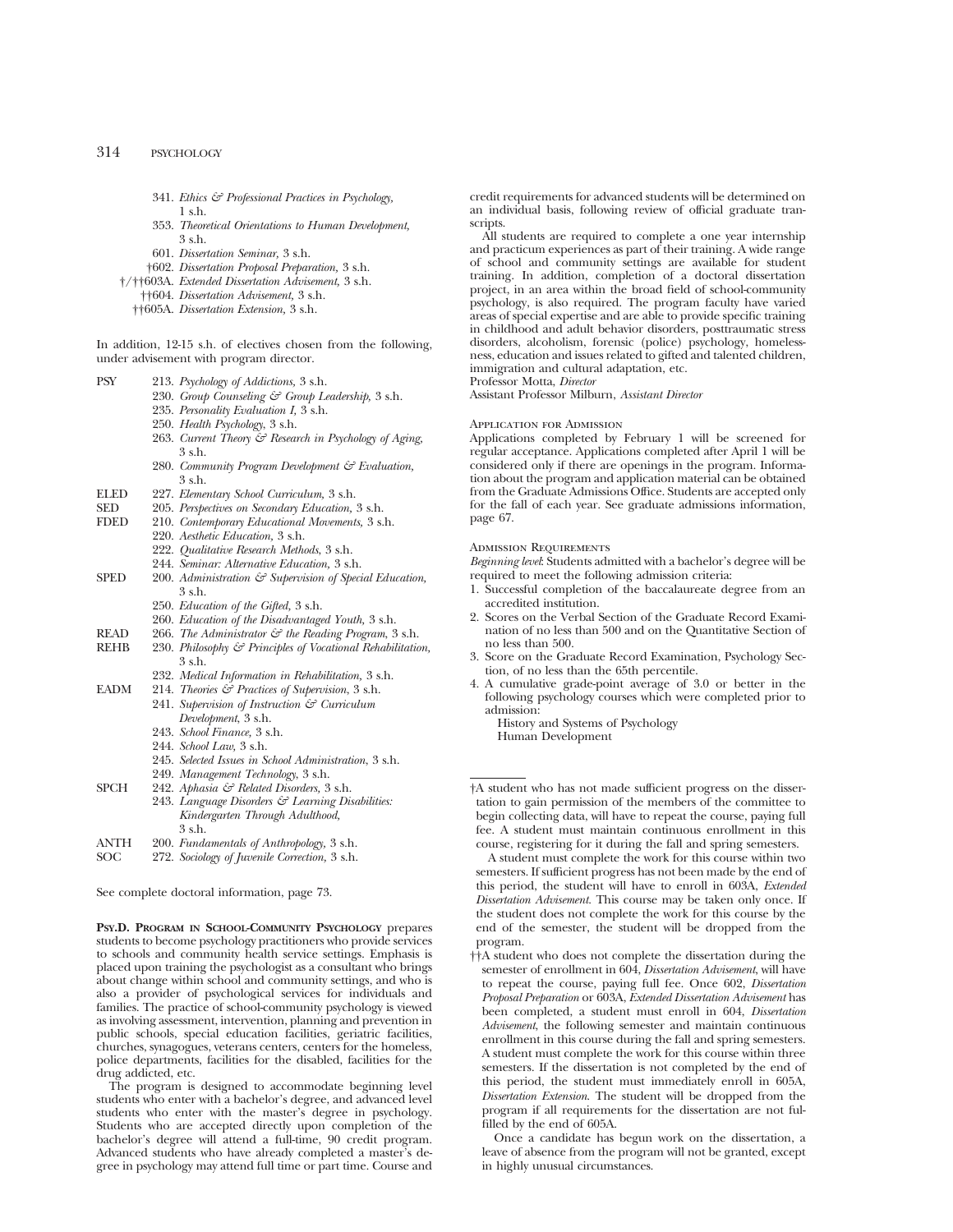341. *Ethics & Professional Practices in Psychology,* 1 s.h.
353. *Theoretical Orientations to Human Development,* 3 s.h.
601. *Dissertation Seminar,* 3 s.h.
†602. *Dissertation Proposal Preparation,* 3 s.h.
†/††603A. *Extended Dissertation Advisement,* 3 s.h.
††604. *Dissertation Advisement,* 3 s.h.
††605A. *Dissertation Extension,* 3 s.h.

In addition, 12-15 s.h. of electives chosen from the following, under advisement with program director.

| | |
|---|---|
| PSY | 213. *Psychology of Addictions,* 3 s.h. |
| | 230. *Group Counseling & Group Leadership,* 3 s.h. |
| | 235. *Personality Evaluation I,* 3 s.h. |
| | 250. *Health Psychology,* 3 s.h. |
| | 263. *Current Theory & Research in Psychology of Aging,* 3 s.h. |
| | 280. *Community Program Development & Evaluation,* 3 s.h. |
| ELED | 227. *Elementary School Curriculum,* 3 s.h. |
| SED | 205. *Perspectives on Secondary Education,* 3 s.h. |
| FDED | 210. *Contemporary Educational Movements,* 3 s.h. |
| | 220. *Aesthetic Education,* 3 s.h. |
| | 222. *Qualitative Research Methods,* 3 s.h. |
| | 244. *Seminar: Alternative Education,* 3 s.h. |
| SPED | 200. *Administration & Supervision of Special Education,* 3 s.h. |
| | 250. *Education of the Gifted,* 3 s.h. |
| | 260. *Education of the Disadvantaged Youth,* 3 s.h. |
| READ | 266. *The Administrator & the Reading Program,* 3 s.h. |
| REHB | 230. *Philosophy & Principles of Vocational Rehabilitation,* 3 s.h. |
| | 232. *Medical Information in Rehabilitation,* 3 s.h. |
| EADM | 214. *Theories & Practices of Supervision,* 3 s.h. |
| | 241. *Supervision of Instruction & Curriculum Development,* 3 s.h. |
| | 243. *School Finance,* 3 s.h. |
| | 244. *School Law,* 3 s.h. |
| | 245. *Selected Issues in School Administration,* 3 s.h. |
| | 249. *Management Technology,* 3 s.h. |
| SPCH | 242. *Aphasia & Related Disorders,* 3 s.h. |
| | 243. *Language Disorders & Learning Disabilities: Kindergarten Through Adulthood,* 3 s.h. |
| ANTH | 200. *Fundamentals of Anthropology,* 3 s.h. |
| SOC | 272. *Sociology of Juvenile Correction,* 3 s.h. |

See complete doctoral information, page 73.

**PSY.D. PROGRAM IN SCHOOL-COMMUNITY PSYCHOLOGY** prepares students to become psychology practitioners who provide services to schools and community health service settings. Emphasis is placed upon training the psychologist as a consultant who brings about change within school and community settings, and who is also a provider of psychological services for individuals and families. The practice of school-community psychology is viewed as involving assessment, intervention, planning and prevention in public schools, special education facilities, geriatric facilities, churches, synagogues, veterans centers, centers for the homeless, police departments, facilities for the disabled, facilities for the drug addicted, etc.

The program is designed to accommodate beginning level students who enter with a bachelor's degree, and advanced level students who enter with the master's degree in psychology. Students who are accepted directly upon completion of the bachelor's degree will attend a full-time, 90 credit program. Advanced students who have already completed a master's degree in psychology may attend full time or part time. Course and credit requirements for advanced students will be determined on an individual basis, following review of official graduate transcripts.

All students are required to complete a one year internship and practicum experiences as part of their training. A wide range of school and community settings are available for student training. In addition, completion of a doctoral dissertation project, in an area within the broad field of school-community psychology, is also required. The program faculty have varied areas of special expertise and are able to provide specific training in childhood and adult behavior disorders, posttraumatic stress disorders, alcoholism, forensic (police) psychology, homelessness, education and issues related to gifted and talented children, immigration and cultural adaptation, etc.

Professor Motta, *Director*
Assistant Professor Milburn, *Assistant Director*

### Application for Admission

Applications completed by February 1 will be screened for regular acceptance. Applications completed after April 1 will be considered only if there are openings in the program. Information about the program and application material can be obtained from the Graduate Admissions Office. Students are accepted only for the fall of each year. See graduate admissions information, page 67.

### Admission Requirements

*Beginning level*: Students admitted with a bachelor's degree will be required to meet the following admission criteria:

1. Successful completion of the baccalaureate degree from an accredited institution.
2. Scores on the Verbal Section of the Graduate Record Examination of no less than 500 and on the Quantitative Section of no less than 500.
3. Score on the Graduate Record Examination, Psychology Section, of no less than the 65th percentile.
4. A cumulative grade-point average of 3.0 or better in the following psychology courses which were completed prior to admission:
   History and Systems of Psychology
   Human Development

---

†A student who has not made sufficient progress on the dissertation to gain permission of the members of the committee to begin collecting data, will have to repeat the course, paying full fee. A student must maintain continuous enrollment in this course, registering for it during the fall and spring semesters.

A student must complete the work for this course within two semesters. If sufficient progress has not been made by the end of this period, the student will have to enroll in 603A, *Extended Dissertation Advisement*. This course may be taken only once. If the student does not complete the work for this course by the end of the semester, the student will be dropped from the program.

††A student who does not complete the dissertation during the semester of enrollment in 604, *Dissertation Advisement*, will have to repeat the course, paying full fee. Once 602, *Dissertation Proposal Preparation* or 603A, *Extended Dissertation Advisement* has been completed, a student must enroll in 604, *Dissertation Advisement*, the following semester and maintain continuous enrollment in this course during the fall and spring semesters. A student must complete the work for this course within three semesters. If the dissertation is not completed by the end of this period, the student must immediately enroll in 605A, *Dissertation Extension*. The student will be dropped from the program if all requirements for the dissertation are not fulfilled by the end of 605A.

Once a candidate has begun work on the dissertation, a leave of absence from the program will not be granted, except in highly unusual circumstances.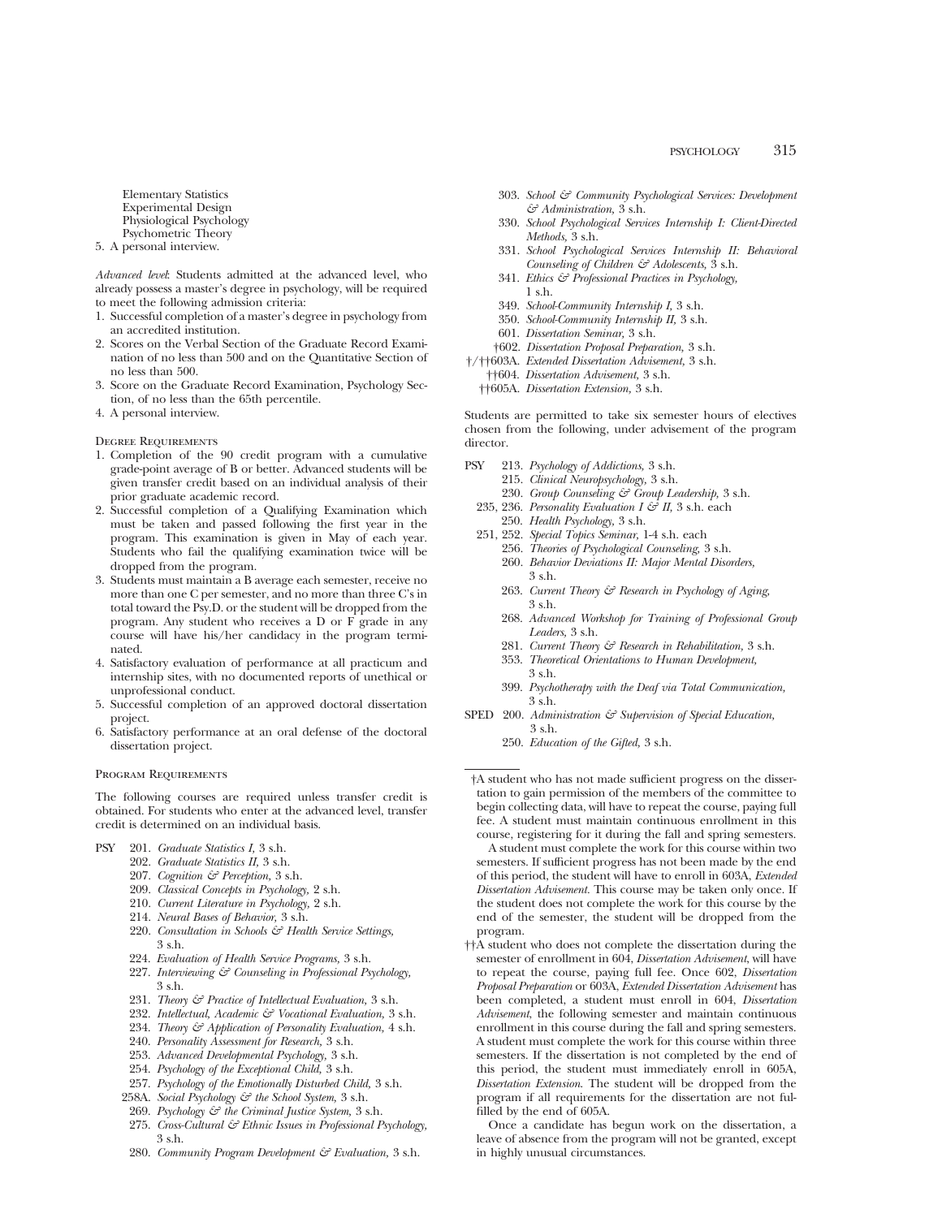Elementary Statistics
Experimental Design
Physiological Psychology
Psychometric Theory

5. A personal interview.

*Advanced level*: Students admitted at the advanced level, who already possess a master's degree in psychology, will be required to meet the following admission criteria:

1. Successful completion of a master's degree in psychology from an accredited institution.
2. Scores on the Verbal Section of the Graduate Record Examination of no less than 500 and on the Quantitative Section of no less than 500.
3. Score on the Graduate Record Examination, Psychology Section, of no less than the 65th percentile.
4. A personal interview.

### Degree Requirements

1. Completion of the 90 credit program with a cumulative grade-point average of B or better. Advanced students will be given transfer credit based on an individual analysis of their prior graduate academic record.
2. Successful completion of a Qualifying Examination which must be taken and passed following the first year in the program. This examination is given in May of each year. Students who fail the qualifying examination twice will be dropped from the program.
3. Students must maintain a B average each semester, receive no more than one C per semester, and no more than three C's in total toward the Psy.D. or the student will be dropped from the program. Any student who receives a D or F grade in any course will have his/her candidacy in the program terminated.
4. Satisfactory evaluation of performance at all practicum and internship sites, with no documented reports of unethical or unprofessional conduct.
5. Successful completion of an approved doctoral dissertation project.
6. Satisfactory performance at an oral defense of the doctoral dissertation project.

### Program Requirements

The following courses are required unless transfer credit is obtained. For students who enter at the advanced level, transfer credit is determined on an individual basis.

PSY 201. *Graduate Statistics I,* 3 s.h.
202. *Graduate Statistics II,* 3 s.h.
207. *Cognition & Perception,* 3 s.h.
209. *Classical Concepts in Psychology,* 2 s.h.
210. *Current Literature in Psychology,* 2 s.h.
214. *Neural Bases of Behavior,* 3 s.h.
220. *Consultation in Schools & Health Service Settings,* 3 s.h.
224. *Evaluation of Health Service Programs,* 3 s.h.
227. *Interviewing & Counseling in Professional Psychology,* 3 s.h.
231. *Theory & Practice of Intellectual Evaluation,* 3 s.h.
232. *Intellectual, Academic & Vocational Evaluation,* 3 s.h.
234. *Theory & Application of Personality Evaluation,* 4 s.h.
240. *Personality Assessment for Research,* 3 s.h.
253. *Advanced Developmental Psychology,* 3 s.h.
254. *Psychology of the Exceptional Child,* 3 s.h.
257. *Psychology of the Emotionally Disturbed Child,* 3 s.h.
258A. *Social Psychology & the School System,* 3 s.h.
269. *Psychology & the Criminal Justice System,* 3 s.h.
275. *Cross-Cultural & Ethnic Issues in Professional Psychology,* 3 s.h.
280. *Community Program Development & Evaluation,* 3 s.h.
303. *School & Community Psychological Services: Development & Administration,* 3 s.h.
330. *School Psychological Services Internship I: Client-Directed Methods,* 3 s.h.
331. *School Psychological Services Internship II: Behavioral Counseling of Children & Adolescents,* 3 s.h.
341. *Ethics & Professional Practices in Psychology,* 1 s.h.
349. *School-Community Internship I,* 3 s.h.
350. *School-Community Internship II,* 3 s.h.
601. *Dissertation Seminar,* 3 s.h.
†602. *Dissertation Proposal Preparation,* 3 s.h.
†/††603A. *Extended Dissertation Advisement,* 3 s.h.
††604. *Dissertation Advisement,* 3 s.h.
††605A. *Dissertation Extension,* 3 s.h.

Students are permitted to take six semester hours of electives chosen from the following, under advisement of the program director.

PSY 213. *Psychology of Addictions,* 3 s.h.
215. *Clinical Neuropsychology,* 3 s.h.
230. *Group Counseling & Group Leadership,* 3 s.h.
235, 236. *Personality Evaluation I & II,* 3 s.h. each
250. *Health Psychology,* 3 s.h.
251, 252. *Special Topics Seminar,* 1-4 s.h. each
256. *Theories of Psychological Counseling,* 3 s.h.
260. *Behavior Deviations II: Major Mental Disorders,* 3 s.h.
263. *Current Theory & Research in Psychology of Aging,* 3 s.h.
268. *Advanced Workshop for Training of Professional Group Leaders,* 3 s.h.
281. *Current Theory & Research in Rehabilitation,* 3 s.h.
353. *Theoretical Orientations to Human Development,* 3 s.h.
399. *Psychotherapy with the Deaf via Total Communication,* 3 s.h.

SPED 200. *Administration & Supervision of Special Education,* 3 s.h.
250. *Education of the Gifted,* 3 s.h.

---

†A student who has not made sufficient progress on the dissertation to gain permission of the members of the committee to begin collecting data, will have to repeat the course, paying full fee. A student must maintain continuous enrollment in this course, registering for it during the fall and spring semesters.

A student must complete the work for this course within two semesters. If sufficient progress has not been made by the end of this period, the student will have to enroll in 603A, *Extended Dissertation Advisement.* This course may be taken only once. If the student does not complete the work for this course by the end of the semester, the student will be dropped from the program.

††A student who does not complete the dissertation during the semester of enrollment in 604, *Dissertation Advisement*, will have to repeat the course, paying full fee. Once 602, *Dissertation Proposal Preparation* or 603A, *Extended Dissertation Advisement* has been completed, a student must enroll in 604, *Dissertation Advisement,* the following semester and maintain continuous enrollment in this course during the fall and spring semesters. A student must complete the work for this course within three semesters. If the dissertation is not completed by the end of this period, the student must immediately enroll in 605A, *Dissertation Extension.* The student will be dropped from the program if all requirements for the dissertation are not fulfilled by the end of 605A.

Once a candidate has begun work on the dissertation, a leave of absence from the program will not be granted, except in highly unusual circumstances.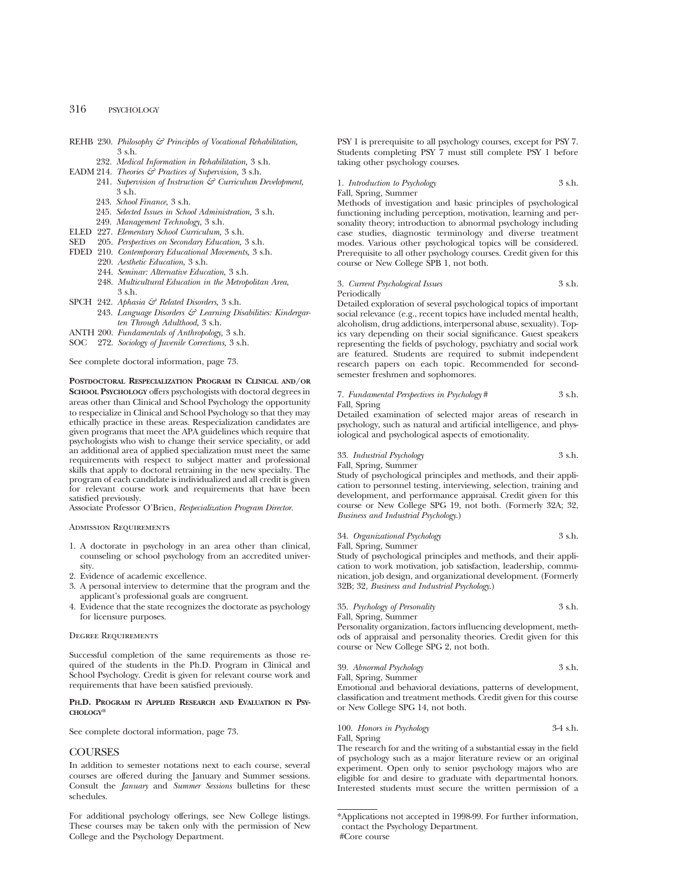REHB 230. *Philosophy & Principles of Vocational Rehabilitation,* 3 s.h.
232. *Medical Information in Rehabilitation,* 3 s.h.

EADM 214. *Theories & Practices of Supervision,* 3 s.h.
241. *Supervision of Instruction & Curriculum Development,* 3 s.h.
243. *School Finance,* 3 s.h.
245. *Selected Issues in School Administration,* 3 s.h.
249. *Management Technology,* 3 s.h.

ELED 227. *Elementary School Curriculum,* 3 s.h.

SED 205. *Perspectives on Secondary Education,* 3 s.h.

FDED 210. *Contemporary Educational Movements,* 3 s.h.
220. *Aesthetic Education,* 3 s.h.
244. *Seminar: Alternative Education,* 3 s.h.
248. *Multicultural Education in the Metropolitan Area,* 3 s.h.

SPCH 242. *Aphasia & Related Disorders,* 3 s.h.
243. *Language Disorders & Learning Disabilities: Kindergarten Through Adulthood,* 3 s.h.

ANTH 200. *Fundamentals of Anthropology,* 3 s.h.

SOC 272. *Sociology of Juvenile Corrections,* 3 s.h.

See complete doctoral information, page 73.

**Postdoctoral Respecialization Program in Clinical and/or School Psychology** offers psychologists with doctoral degrees in areas other than Clinical and School Psychology the opportunity to respecialize in Clinical and School Psychology so that they may ethically practice in these areas. Respecialization candidates are given programs that meet the APA guidelines which require that psychologists who wish to change their service speciality, or add an additional area of applied specialization must meet the same requirements with respect to subject matter and professional skills that apply to doctoral retraining in the new specialty. The program of each candidate is individualized and all credit is given for relevant course work and requirements that have been satisfied previously.

Associate Professor O'Brien, *Respecialization Program Director.*

Admission Requirements

1. A doctorate in psychology in an area other than clinical, counseling or school psychology from an accredited university.
2. Evidence of academic excellence.
3. A personal interview to determine that the program and the applicant's professional goals are congruent.
4. Evidence that the state recognizes the doctorate as psychology for licensure purposes.

Degree Requirements

Successful completion of the same requirements as those required of the students in the Ph.D. Program in Clinical and School Psychology. Credit is given for relevant course work and requirements that have been satisfied previously.

**Ph.D. Program in Applied Research and Evaluation in Psychology***

See complete doctoral information, page 73.

## COURSES

In addition to semester notations next to each course, several courses are offered during the January and Summer sessions. Consult the *January* and *Summer Sessions* bulletins for these schedules.

For additional psychology offerings, see New College listings. These courses may be taken only with the permission of New College and the Psychology Department.

PSY 1 is prerequisite to all psychology courses, except for PSY 7. Students completing PSY 7 must still complete PSY 1 before taking other psychology courses.

1. *Introduction to Psychology* 3 s.h.
Fall, Spring, Summer
Methods of investigation and basic principles of psychological functioning including perception, motivation, learning and personality theory; introduction to abnormal psychology including case studies, diagnostic terminology and diverse treatment modes. Various other psychological topics will be considered. Prerequisite to all other psychology courses. Credit given for this course or New College SPB 1, not both.

3. *Current Psychological Issues* 3 s.h.
Periodically
Detailed exploration of several psychological topics of important social relevance (e.g., recent topics have included mental health, alcoholism, drug addictions, interpersonal abuse, sexuality). Topics vary depending on their social significance. Guest speakers representing the fields of psychology, psychiatry and social work are featured. Students are required to submit independent research papers on each topic. Recommended for second-semester freshmen and sophomores.

7. *Fundamental Perspectives in Psychology* # 3 s.h.
Fall, Spring
Detailed examination of selected major areas of research in psychology, such as natural and artificial intelligence, and physiological and psychological aspects of emotionality.

33. *Industrial Psychology* 3 s.h.
Fall, Spring, Summer
Study of psychological principles and methods, and their application to personnel testing, interviewing, selection, training and development, and performance appraisal. Credit given for this course or New College SPG 19, not both. (Formerly 32A; 32, *Business and Industrial Psychology.*)

34. *Organizational Psychology* 3 s.h.
Fall, Spring, Summer
Study of psychological principles and methods, and their application to work motivation, job satisfaction, leadership, communication, job design, and organizational development. (Formerly 32B; 32, *Business and Industrial Psychology.*)

35. *Psychology of Personality* 3 s.h.
Fall, Spring, Summer
Personality organization, factors influencing development, methods of appraisal and personality theories. Credit given for this course or New College SPG 2, not both.

39. *Abnormal Psychology* 3 s.h.
Fall, Spring, Summer
Emotional and behavioral deviations, patterns of development, classification and treatment methods. Credit given for this course or New College SPG 14, not both.

100. *Honors in Psychology* 3-4 s.h.
Fall, Spring
The research for and the writing of a substantial essay in the field of psychology such as a major literature review or an original experiment. Open only to senior psychology majors who are eligible for and desire to graduate with departmental honors. Interested students must secure the written permission of a

---

*Applications not accepted in 1998-99. For further information, contact the Psychology Department.
#Core course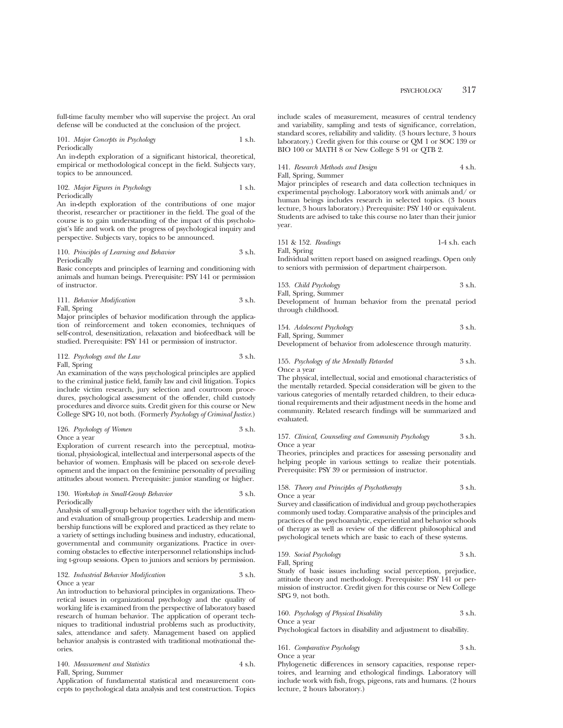full-time faculty member who will supervise the project. An oral defense will be conducted at the conclusion of the project.

101. *Major Concepts in Psychology* 1 s.h.
Periodically
An in-depth exploration of a significant historical, theoretical, empirical or methodological concept in the field. Subjects vary, topics to be announced.

102. *Major Figures in Psychology* 1 s.h.
Periodically
An in-depth exploration of the contributions of one major theorist, researcher or practitioner in the field. The goal of the course is to gain understanding of the impact of this psychologist's life and work on the progress of psychological inquiry and perspective. Subjects vary, topics to be announced.

110. *Principles of Learning and Behavior* 3 s.h.
Periodically
Basic concepts and principles of learning and conditioning with animals and human beings. Prerequisite: PSY 141 or permission of instructor.

111. *Behavior Modification* 3 s.h.
Fall, Spring
Major principles of behavior modification through the application of reinforcement and token economies, techniques of self-control, desensitization, relaxation and biofeedback will be studied. Prerequisite: PSY 141 or permission of instructor.

112. *Psychology and the Law* 3 s.h.
Fall, Spring
An examination of the ways psychological principles are applied to the criminal justice field, family law and civil litigation. Topics include victim research, jury selection and courtroom procedures, psychological assessment of the offender, child custody procedures and divorce suits. Credit given for this course or New College SPG 10, not both. (Formerly *Psychology of Criminal Justice.*)

126. *Psychology of Women* 3 s.h.
Once a year
Exploration of current research into the perceptual, motivational, physiological, intellectual and interpersonal aspects of the behavior of women. Emphasis will be placed on sex-role development and the impact on the feminine personality of prevailing attitudes about women. Prerequisite: junior standing or higher.

130. *Workshop in Small-Group Behavior* 3 s.h.
Periodically
Analysis of small-group behavior together with the identification and evaluation of small-group properties. Leadership and membership functions will be explored and practiced as they relate to a variety of settings including business and industry, educational, governmental and community organizations. Practice in overcoming obstacles to effective interpersonnel relationships including t-group sessions. Open to juniors and seniors by permission.

132. *Industrial Behavior Modification* 3 s.h.
Once a year
An introduction to behavioral principles in organizations. Theoretical issues in organizational psychology and the quality of working life is examined from the perspective of laboratory based research of human behavior. The application of operant techniques to traditional industrial problems such as productivity, sales, attendance and safety. Management based on applied behavior analysis is contrasted with traditional motivational theories.

140. *Measurement and Statistics* 4 s.h.
Fall, Spring, Summer
Application of fundamental statistical and measurement concepts to psychological data analysis and test construction. Topics include scales of measurement, measures of central tendency and variability, sampling and tests of significance, correlation, standard scores, reliability and validity. (3 hours lecture, 3 hours laboratory.) Credit given for this course or QM 1 or SOC 139 or BIO 100 or MATH 8 or New College S 91 or QTB 2.

141. *Research Methods and Design* 4 s.h.
Fall, Spring, Summer
Major principles of research and data collection techniques in experimental psychology. Laboratory work with animals and/ or human beings includes research in selected topics. (3 hours lecture, 3 hours laboratory.) Prerequisite: PSY 140 or equivalent. Students are advised to take this course no later than their junior year.

151 & 152. *Readings* 1-4 s.h. each
Fall, Spring
Individual written report based on assigned readings. Open only to seniors with permission of department chairperson.

153. *Child Psychology* 3 s.h.
Fall, Spring, Summer
Development of human behavior from the prenatal period through childhood.

154. *Adolescent Psychology* 3 s.h.
Fall, Spring, Summer
Development of behavior from adolescence through maturity.

155. *Psychology of the Mentally Retarded* 3 s.h.
Once a year
The physical, intellectual, social and emotional characteristics of the mentally retarded. Special consideration will be given to the various categories of mentally retarded children, to their educational requirements and their adjustment needs in the home and community. Related research findings will be summarized and evaluated.

157. *Clinical, Counseling and Community Psychology* 3 s.h.
Once a year
Theories, principles and practices for assessing personality and helping people in various settings to realize their potentials. Prerequisite: PSY 39 or permission of instructor.

158. *Theory and Principles of Psychotherapy* 3 s.h.
Once a year
Survey and classification of individual and group psychotherapies commonly used today. Comparative analysis of the principles and practices of the psychoanalytic, experiential and behavior schools of therapy as well as review of the different philosophical and psychological tenets which are basic to each of these systems.

159. *Social Psychology* 3 s.h.
Fall, Spring
Study of basic issues including social perception, prejudice, attitude theory and methodology. Prerequisite: PSY 141 or permission of instructor. Credit given for this course or New College SPG 9, not both.

160. *Psychology of Physical Disability* 3 s.h.
Once a year
Psychological factors in disability and adjustment to disability.

161. *Comparative Psychology* 3 s.h.
Once a year
Phylogenetic differences in sensory capacities, response repertoires, and learning and ethological findings. Laboratory will include work with fish, frogs, pigeons, rats and humans. (2 hours lecture, 2 hours laboratory.)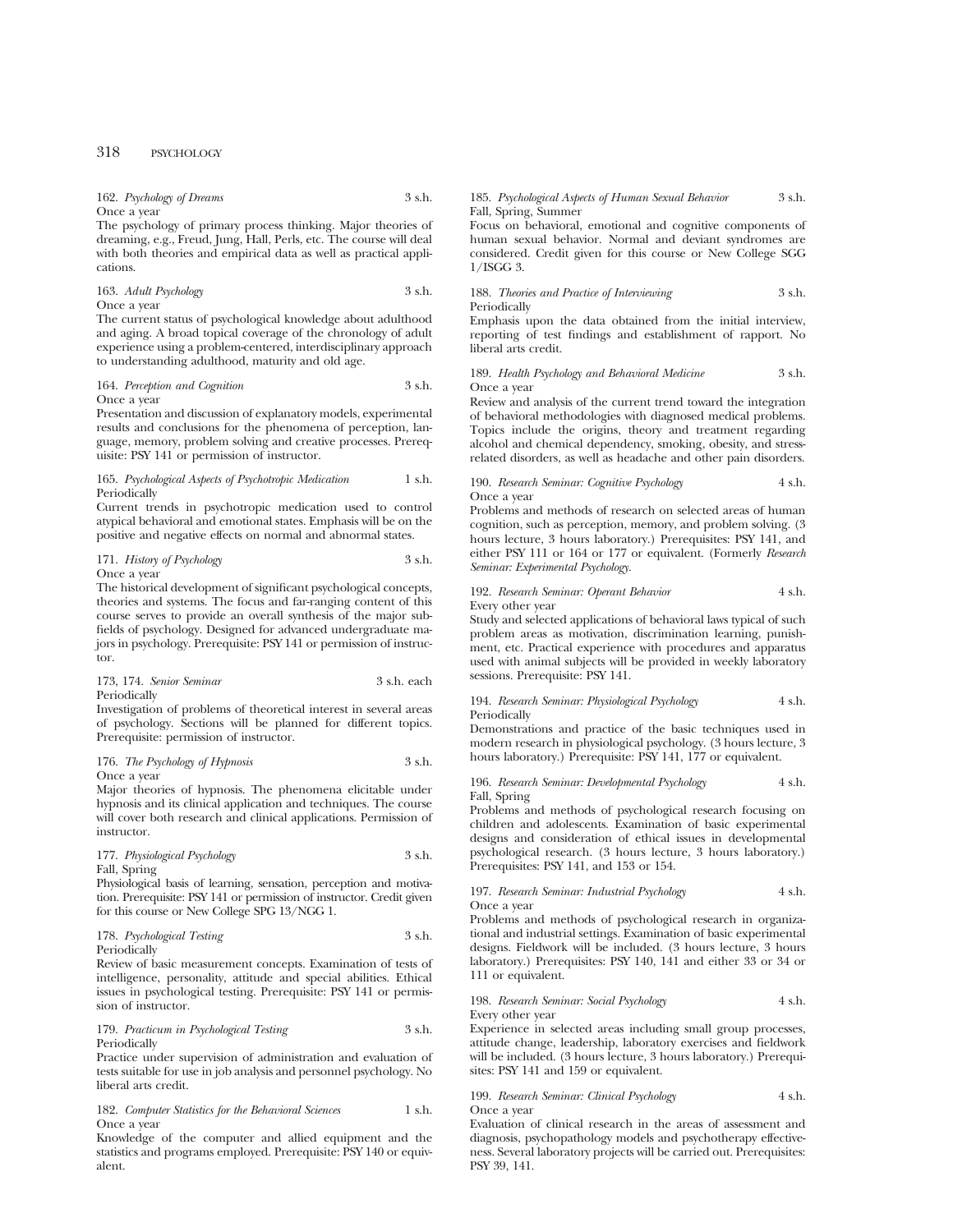162. *Psychology of Dreams* 3 s.h.
Once a year
The psychology of primary process thinking. Major theories of dreaming, e.g., Freud, Jung, Hall, Perls, etc. The course will deal with both theories and empirical data as well as practical applications.

163. *Adult Psychology* 3 s.h.
Once a year
The current status of psychological knowledge about adulthood and aging. A broad topical coverage of the chronology of adult experience using a problem-centered, interdisciplinary approach to understanding adulthood, maturity and old age.

164. *Perception and Cognition* 3 s.h.
Once a year
Presentation and discussion of explanatory models, experimental results and conclusions for the phenomena of perception, language, memory, problem solving and creative processes. Prerequisite: PSY 141 or permission of instructor.

165. *Psychological Aspects of Psychotropic Medication* 1 s.h.
Periodically
Current trends in psychotropic medication used to control atypical behavioral and emotional states. Emphasis will be on the positive and negative effects on normal and abnormal states.

171. *History of Psychology* 3 s.h.
Once a year
The historical development of significant psychological concepts, theories and systems. The focus and far-ranging content of this course serves to provide an overall synthesis of the major subfields of psychology. Designed for advanced undergraduate majors in psychology. Prerequisite: PSY 141 or permission of instructor.

173, 174. *Senior Seminar* 3 s.h. each
Periodically
Investigation of problems of theoretical interest in several areas of psychology. Sections will be planned for different topics. Prerequisite: permission of instructor.

176. *The Psychology of Hypnosis* 3 s.h.
Once a year
Major theories of hypnosis. The phenomena elicitable under hypnosis and its clinical application and techniques. The course will cover both research and clinical applications. Permission of instructor.

177. *Physiological Psychology* 3 s.h.
Fall, Spring
Physiological basis of learning, sensation, perception and motivation. Prerequisite: PSY 141 or permission of instructor. Credit given for this course or New College SPG 13/NGG 1.

178. *Psychological Testing* 3 s.h.
Periodically
Review of basic measurement concepts. Examination of tests of intelligence, personality, attitude and special abilities. Ethical issues in psychological testing. Prerequisite: PSY 141 or permission of instructor.

179. *Practicum in Psychological Testing* 3 s.h.
Periodically
Practice under supervision of administration and evaluation of tests suitable for use in job analysis and personnel psychology. No liberal arts credit.

182. *Computer Statistics for the Behavioral Sciences* 1 s.h.
Once a year
Knowledge of the computer and allied equipment and the statistics and programs employed. Prerequisite: PSY 140 or equivalent.

185. *Psychological Aspects of Human Sexual Behavior* 3 s.h.
Fall, Spring, Summer
Focus on behavioral, emotional and cognitive components of human sexual behavior. Normal and deviant syndromes are considered. Credit given for this course or New College SGG 1/ISGG 3.

188. *Theories and Practice of Interviewing* 3 s.h.
Periodically
Emphasis upon the data obtained from the initial interview, reporting of test findings and establishment of rapport. No liberal arts credit.

189. *Health Psychology and Behavioral Medicine* 3 s.h.
Once a year
Review and analysis of the current trend toward the integration of behavioral methodologies with diagnosed medical problems. Topics include the origins, theory and treatment regarding alcohol and chemical dependency, smoking, obesity, and stress-related disorders, as well as headache and other pain disorders.

190. *Research Seminar: Cognitive Psychology* 4 s.h.
Once a year
Problems and methods of research on selected areas of human cognition, such as perception, memory, and problem solving. (3 hours lecture, 3 hours laboratory.) Prerequisites: PSY 141, and either PSY 111 or 164 or 177 or equivalent. (Formerly *Research Seminar: Experimental Psychology.*

192. *Research Seminar: Operant Behavior* 4 s.h.
Every other year
Study and selected applications of behavioral laws typical of such problem areas as motivation, discrimination learning, punishment, etc. Practical experience with procedures and apparatus used with animal subjects will be provided in weekly laboratory sessions. Prerequisite: PSY 141.

194. *Research Seminar: Physiological Psychology* 4 s.h.
Periodically
Demonstrations and practice of the basic techniques used in modern research in physiological psychology. (3 hours lecture, 3 hours laboratory.) Prerequisite: PSY 141, 177 or equivalent.

196. *Research Seminar: Developmental Psychology* 4 s.h.
Fall, Spring
Problems and methods of psychological research focusing on children and adolescents. Examination of basic experimental designs and consideration of ethical issues in developmental psychological research. (3 hours lecture, 3 hours laboratory.) Prerequisites: PSY 141, and 153 or 154.

197. *Research Seminar: Industrial Psychology* 4 s.h.
Once a year
Problems and methods of psychological research in organizational and industrial settings. Examination of basic experimental designs. Fieldwork will be included. (3 hours lecture, 3 hours laboratory.) Prerequisites: PSY 140, 141 and either 33 or 34 or 111 or equivalent.

198. *Research Seminar: Social Psychology* 4 s.h.
Every other year
Experience in selected areas including small group processes, attitude change, leadership, laboratory exercises and fieldwork will be included. (3 hours lecture, 3 hours laboratory.) Prerequisites: PSY 141 and 159 or equivalent.

199. *Research Seminar: Clinical Psychology* 4 s.h.
Once a year
Evaluation of clinical research in the areas of assessment and diagnosis, psychopathology models and psychotherapy effectiveness. Several laboratory projects will be carried out. Prerequisites: PSY 39, 141.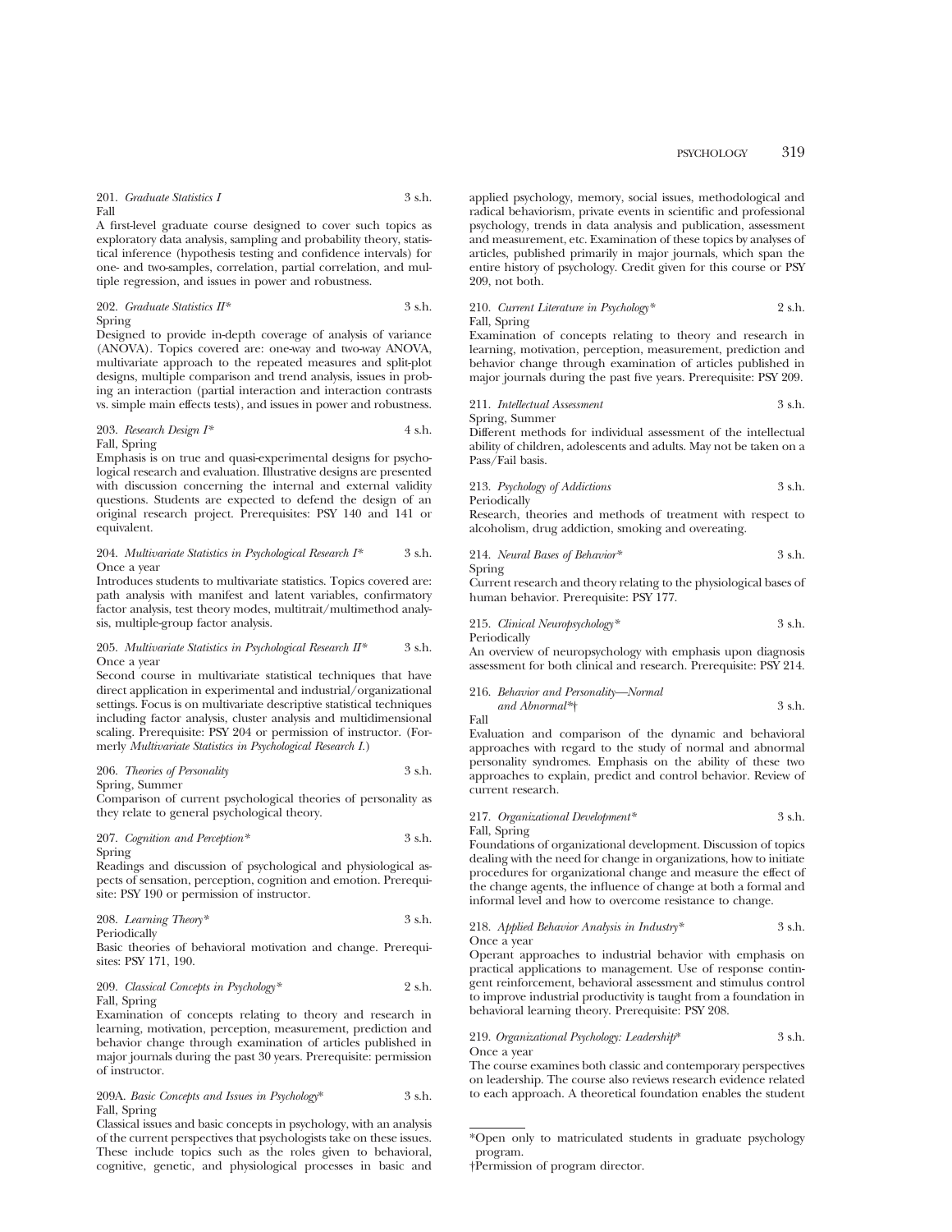201. *Graduate Statistics I* 3 s.h.
Fall

A first-level graduate course designed to cover such topics as exploratory data analysis, sampling and probability theory, statistical inference (hypothesis testing and confidence intervals) for one- and two-samples, correlation, partial correlation, and multiple regression, and issues in power and robustness.

202. *Graduate Statistics II** 3 s.h.
Spring

Designed to provide in-depth coverage of analysis of variance (ANOVA). Topics covered are: one-way and two-way ANOVA, multivariate approach to the repeated measures and split-plot designs, multiple comparison and trend analysis, issues in probing an interaction (partial interaction and interaction contrasts vs. simple main effects tests), and issues in power and robustness.

203. *Research Design I** 4 s.h.
Fall, Spring

Emphasis is on true and quasi-experimental designs for psychological research and evaluation. Illustrative designs are presented with discussion concerning the internal and external validity questions. Students are expected to defend the design of an original research project. Prerequisites: PSY 140 and 141 or equivalent.

204. *Multivariate Statistics in Psychological Research I** 3 s.h.
Once a year

Introduces students to multivariate statistics. Topics covered are: path analysis with manifest and latent variables, confirmatory factor analysis, test theory modes, multitrait/multimethod analysis, multiple-group factor analysis.

205. *Multivariate Statistics in Psychological Research II** 3 s.h.
Once a year

Second course in multivariate statistical techniques that have direct application in experimental and industrial/organizational settings. Focus is on multivariate descriptive statistical techniques including factor analysis, cluster analysis and multidimensional scaling. Prerequisite: PSY 204 or permission of instructor. (Formerly *Multivariate Statistics in Psychological Research I.*)

206. *Theories of Personality* 3 s.h.
Spring, Summer

Comparison of current psychological theories of personality as they relate to general psychological theory.

207. *Cognition and Perception** 3 s.h.
Spring

Readings and discussion of psychological and physiological aspects of sensation, perception, cognition and emotion. Prerequisite: PSY 190 or permission of instructor.

208. *Learning Theory** 3 s.h.
Periodically

Basic theories of behavioral motivation and change. Prerequisites: PSY 171, 190.

209. *Classical Concepts in Psychology** 2 s.h.
Fall, Spring

Examination of concepts relating to theory and research in learning, motivation, perception, measurement, prediction and behavior change through examination of articles published in major journals during the past 30 years. Prerequisite: permission of instructor.

209A. *Basic Concepts and Issues in Psychology** 3 s.h.
Fall, Spring

Classical issues and basic concepts in psychology, with an analysis of the current perspectives that psychologists take on these issues. These include topics such as the roles given to behavioral, cognitive, genetic, and physiological processes in basic and applied psychology, memory, social issues, methodological and radical behaviorism, private events in scientific and professional psychology, trends in data analysis and publication, assessment and measurement, etc. Examination of these topics by analyses of articles, published primarily in major journals, which span the entire history of psychology. Credit given for this course or PSY 209, not both.

210. *Current Literature in Psychology** 2 s.h.
Fall, Spring

Examination of concepts relating to theory and research in learning, motivation, perception, measurement, prediction and behavior change through examination of articles published in major journals during the past five years. Prerequisite: PSY 209.

211. *Intellectual Assessment* 3 s.h.
Spring, Summer

Different methods for individual assessment of the intellectual ability of children, adolescents and adults. May not be taken on a Pass/Fail basis.

213. *Psychology of Addictions* 3 s.h.
Periodically

Research, theories and methods of treatment with respect to alcoholism, drug addiction, smoking and overeating.

214. *Neural Bases of Behavior** 3 s.h.
Spring

Current research and theory relating to the physiological bases of human behavior. Prerequisite: PSY 177.

215. *Clinical Neuropsychology** 3 s.h.
Periodically

An overview of neuropsychology with emphasis upon diagnosis assessment for both clinical and research. Prerequisite: PSY 214.

216. *Behavior and Personality—Normal and Abnormal**† 3 s.h.
Fall

Evaluation and comparison of the dynamic and behavioral approaches with regard to the study of normal and abnormal personality syndromes. Emphasis on the ability of these two approaches to explain, predict and control behavior. Review of current research.

217. *Organizational Development** 3 s.h.
Fall, Spring

Foundations of organizational development. Discussion of topics dealing with the need for change in organizations, how to initiate procedures for organizational change and measure the effect of the change agents, the influence of change at both a formal and informal level and how to overcome resistance to change.

218. *Applied Behavior Analysis in Industry** 3 s.h.
Once a year

Operant approaches to industrial behavior with emphasis on practical applications to management. Use of response contingent reinforcement, behavioral assessment and stimulus control to improve industrial productivity is taught from a foundation in behavioral learning theory. Prerequisite: PSY 208.

219. *Organizational Psychology: Leadership** 3 s.h.
Once a year

The course examines both classic and contemporary perspectives on leadership. The course also reviews research evidence related to each approach. A theoretical foundation enables the student

---

*Open only to matriculated students in graduate psychology program.

†Permission of program director.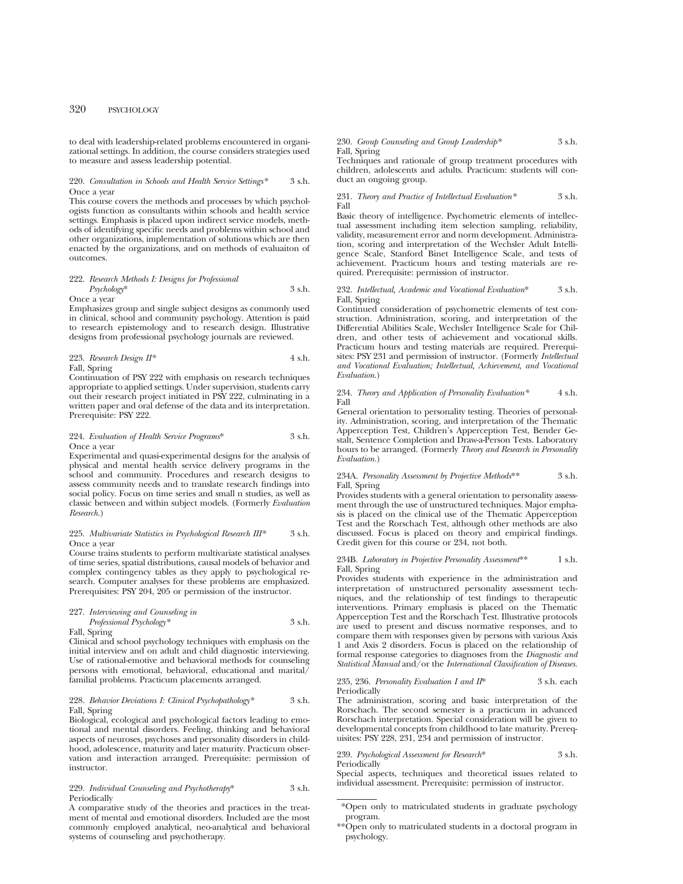to deal with leadership-related problems encountered in organizational settings. In addition, the course considers strategies used to measure and assess leadership potential.

220. *Consultation in Schools and Health Service Settings** 3 s.h.
Once a year
This course covers the methods and processes by which psychologists function as consultants within schools and health service settings. Emphasis is placed upon indirect service models, methods of identifying specific needs and problems within school and other organizations, implementation of solutions which are then enacted by the organizations, and on methods of evaluaiton of outcomes.

222. *Research Methods I: Designs for Professional Psychology** 3 s.h.
Once a year
Emphasizes group and single subject designs as commonly used in clinical, school and community psychology. Attention is paid to research epistemology and to research design. Illustrative designs from professional psychology journals are reviewed.

223. *Research Design II** 4 s.h.
Fall, Spring
Continuation of PSY 222 with emphasis on research techniques appropriate to applied settings. Under supervision, students carry out their research project initiated in PSY 222, culminating in a written paper and oral defense of the data and its interpretation. Prerequisite: PSY 222.

224. *Evaluation of Health Service Programs** 3 s.h.
Once a year
Experimental and quasi-experimental designs for the analysis of physical and mental health service delivery programs in the school and community. Procedures and research designs to assess community needs and to translate research findings into social policy. Focus on time series and small n studies, as well as classic between and within subject models. (Formerly *Evaluation Research.*)

225. *Multivariate Statistics in Psychological Research III** 3 s.h.
Once a year
Course trains students to perform multivariate statistical analyses of time series, spatial distributions, causal models of behavior and complex contingency tables as they apply to psychological research. Computer analyses for these problems are emphasized. Prerequisites: PSY 204, 205 or permission of the instructor.

227. *Interviewing and Counseling in Professional Psychology** 3 s.h.
Fall, Spring
Clinical and school psychology techniques with emphasis on the initial interview and on adult and child diagnostic interviewing. Use of rational-emotive and behavioral methods for counseling persons with emotional, behavioral, educational and marital/familial problems. Practicum placements arranged.

228. *Behavior Deviations I: Clinical Psychopathology** 3 s.h.
Fall, Spring
Biological, ecological and psychological factors leading to emotional and mental disorders. Feeling, thinking and behavioral aspects of neuroses, psychoses and personality disorders in childhood, adolescence, maturity and later maturity. Practicum observation and interaction arranged. Prerequisite: permission of instructor.

229. *Individual Counseling and Psychotherapy** 3 s.h.
Periodically
A comparative study of the theories and practices in the treatment of mental and emotional disorders. Included are the most commonly employed analytical, neo-analytical and behavioral systems of counseling and psychotherapy.

230. *Group Counseling and Group Leadership** 3 s.h.
Fall, Spring
Techniques and rationale of group treatment procedures with children, adolescents and adults. Practicum: students will conduct an ongoing group.

231. *Theory and Practice of Intellectual Evaluation** 3 s.h.
Fall
Basic theory of intelligence. Psychometric elements of intellectual assessment including item selection sampling, reliability, validity, measurement error and norm development. Administration, scoring and interpretation of the Wechsler Adult Intelligence Scale, Stanford Binet Intelligence Scale, and tests of achievement. Practicum hours and testing materials are required. Prerequisite: permission of instructor.

232. *Intellectual, Academic and Vocational Evaluation** 3 s.h.
Fall, Spring
Continued consideration of psychometric elements of test construction. Administration, scoring, and interpretation of the Differential Abilities Scale, Wechsler Intelligence Scale for Children, and other tests of achievement and vocational skills. Practicum hours and testing materials are required. Prerequisites: PSY 231 and permission of instructor. (Formerly *Intellectual and Vocational Evaluation; Intellectual, Achievement, and Vocational Evaluation.*)

234. *Theory and Application of Personality Evaluation** 4 s.h.
Fall
General orientation to personality testing. Theories of personality. Administration, scoring, and interpretation of the Thematic Apperception Test, Children's Apperception Test, Bender Gestalt, Sentence Completion and Draw-a-Person Tests. Laboratory hours to be arranged. (Formerly *Theory and Research in Personality Evaluation.*)

234A. *Personality Assessment by Projective Methods*** 3 s.h.
Fall, Spring
Provides students with a general orientation to personality assessment through the use of unstructured techniques. Major emphasis is placed on the clinical use of the Thematic Apperception Test and the Rorschach Test, although other methods are also discussed. Focus is placed on theory and empirical findings. Credit given for this course or 234, not both.

234B. *Laboratory in Projective Personality Assessment*** 1 s.h.
Fall, Spring
Provides students with experience in the administration and interpretation of unstructured personality assessment techniques, and the relationship of test findings to therapeutic interventions. Primary emphasis is placed on the Thematic Apperception Test and the Rorschach Test. Illustrative protocols are used to present and discuss normative responses, and to compare them with responses given by persons with various Axis 1 and Axis 2 disorders. Focus is placed on the relationship of formal response categories to diagnoses from the *Diagnostic and Statistical Manual* and/or the *International Classification of Diseases.*

235, 236. *Personality Evaluation I and II** 3 s.h. each
Periodically
The administration, scoring and basic interpretation of the Rorschach. The second semester is a practicum in advanced Rorschach interpretation. Special consideration will be given to developmental concepts from childhood to late maturity. Prerequisites: PSY 228, 231, 234 and permission of instructor.

239. *Psychological Assessment for Research** 3 s.h.
Periodically
Special aspects, techniques and theoretical issues related to individual assessment. Prerequisite: permission of instructor.

*Open only to matriculated students in graduate psychology program.

**Open only to matriculated students in a doctoral program in psychology.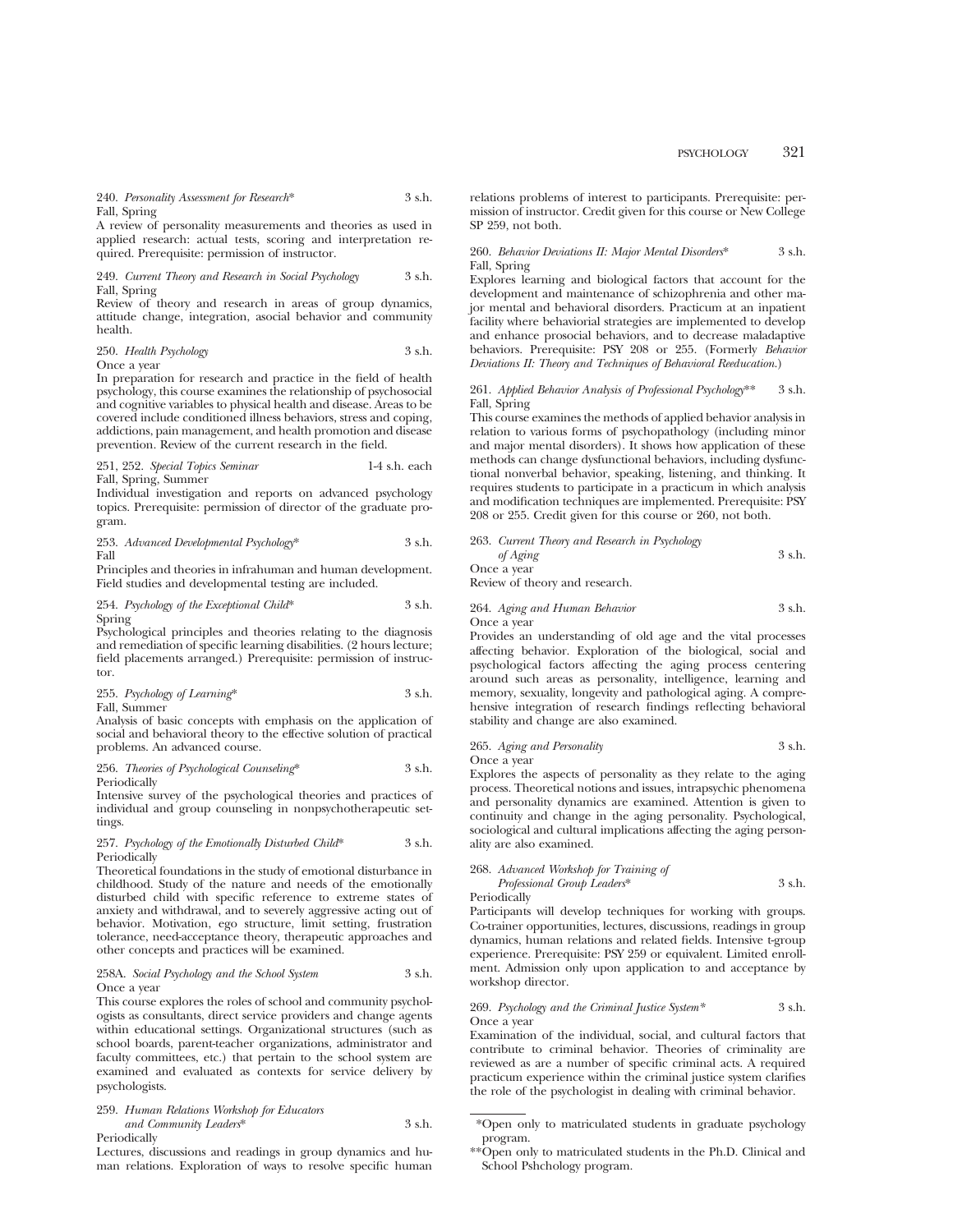240. *Personality Assessment for Research** 3 s.h.
Fall, Spring
A review of personality measurements and theories as used in applied research: actual tests, scoring and interpretation required. Prerequisite: permission of instructor.

249. *Current Theory and Research in Social Psychology* 3 s.h.
Fall, Spring
Review of theory and research in areas of group dynamics, attitude change, integration, asocial behavior and community health.

250. *Health Psychology* 3 s.h.
Once a year
In preparation for research and practice in the field of health psychology, this course examines the relationship of psychosocial and cognitive variables to physical health and disease. Areas to be covered include conditioned illness behaviors, stress and coping, addictions, pain management, and health promotion and disease prevention. Review of the current research in the field.

251, 252. *Special Topics Seminar* 1-4 s.h. each
Fall, Spring, Summer
Individual investigation and reports on advanced psychology topics. Prerequisite: permission of director of the graduate program.

253. *Advanced Developmental Psychology** 3 s.h.
Fall
Principles and theories in infrahuman and human development. Field studies and developmental testing are included.

254. *Psychology of the Exceptional Child** 3 s.h.
Spring
Psychological principles and theories relating to the diagnosis and remediation of specific learning disabilities. (2 hours lecture; field placements arranged.) Prerequisite: permission of instructor.

255. *Psychology of Learning** 3 s.h.
Fall, Summer
Analysis of basic concepts with emphasis on the application of social and behavioral theory to the effective solution of practical problems. An advanced course.

256. *Theories of Psychological Counseling** 3 s.h.
Periodically
Intensive survey of the psychological theories and practices of individual and group counseling in nonpsychotherapeutic settings.

257. *Psychology of the Emotionally Disturbed Child** 3 s.h.
Periodically
Theoretical foundations in the study of emotional disturbance in childhood. Study of the nature and needs of the emotionally disturbed child with specific reference to extreme states of anxiety and withdrawal, and to severely aggressive acting out of behavior. Motivation, ego structure, limit setting, frustration tolerance, need-acceptance theory, therapeutic approaches and other concepts and practices will be examined.

258A. *Social Psychology and the School System* 3 s.h.
Once a year
This course explores the roles of school and community psychologists as consultants, direct service providers and change agents within educational settings. Organizational structures (such as school boards, parent-teacher organizations, administrator and faculty committees, etc.) that pertain to the school system are examined and evaluated as contexts for service delivery by psychologists.

259. *Human Relations Workshop for Educators and Community Leaders** 3 s.h.
Periodically
Lectures, discussions and readings in group dynamics and human relations. Exploration of ways to resolve specific human relations problems of interest to participants. Prerequisite: permission of instructor. Credit given for this course or New College SP 259, not both.

260. *Behavior Deviations II: Major Mental Disorders** 3 s.h.
Fall, Spring
Explores learning and biological factors that account for the development and maintenance of schizophrenia and other major mental and behavioral disorders. Practicum at an inpatient facility where behaviorial strategies are implemented to develop and enhance prosocial behaviors, and to decrease maladaptive behaviors. Prerequisite: PSY 208 or 255. (Formerly *Behavior Deviations II: Theory and Techniques of Behavioral Reeducation.*)

261. *Applied Behavior Analysis of Professional Psychology*** 3 s.h.
Fall, Spring
This course examines the methods of applied behavior analysis in relation to various forms of psychopathology (including minor and major mental disorders). It shows how application of these methods can change dysfunctional behaviors, including dysfunctional nonverbal behavior, speaking, listening, and thinking. It requires students to participate in a practicum in which analysis and modification techniques are implemented. Prerequisite: PSY 208 or 255. Credit given for this course or 260, not both.

263. *Current Theory and Research in Psychology of Aging* 3 s.h.
Once a year
Review of theory and research.

264. *Aging and Human Behavior* 3 s.h.
Once a year
Provides an understanding of old age and the vital processes affecting behavior. Exploration of the biological, social and psychological factors affecting the aging process centering around such areas as personality, intelligence, learning and memory, sexuality, longevity and pathological aging. A comprehensive integration of research findings reflecting behavioral stability and change are also examined.

265. *Aging and Personality* 3 s.h.
Once a year
Explores the aspects of personality as they relate to the aging process. Theoretical notions and issues, intrapsychic phenomena and personality dynamics are examined. Attention is given to continuity and change in the aging personality. Psychological, sociological and cultural implications affecting the aging personality are also examined.

268. *Advanced Workshop for Training of Professional Group Leaders** 3 s.h.
Periodically
Participants will develop techniques for working with groups. Co-trainer opportunities, lectures, discussions, readings in group dynamics, human relations and related fields. Intensive t-group experience. Prerequisite: PSY 259 or equivalent. Limited enrollment. Admission only upon application to and acceptance by workshop director.

269. *Psychology and the Criminal Justice System** 3 s.h.
Once a year
Examination of the individual, social, and cultural factors that contribute to criminal behavior. Theories of criminality are reviewed as are a number of specific criminal acts. A required practicum experience within the criminal justice system clarifies the role of the psychologist in dealing with criminal behavior.

---

*Open only to matriculated students in graduate psychology program.

**Open only to matriculated students in the Ph.D. Clinical and School Pshchology program.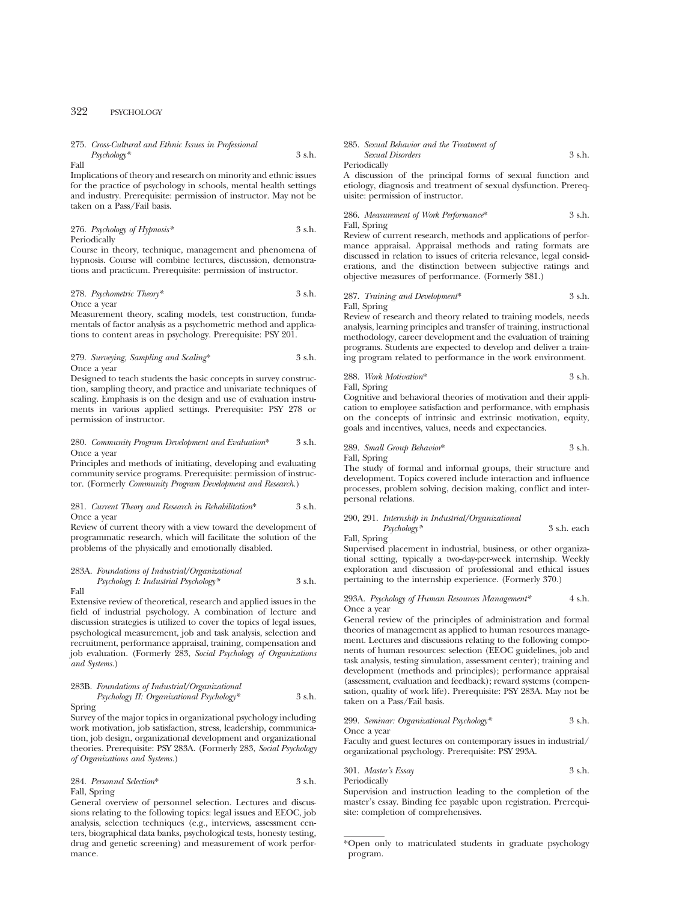275. *Cross-Cultural and Ethnic Issues in Professional Psychology** 3 s.h.
Fall
Implications of theory and research on minority and ethnic issues for the practice of psychology in schools, mental health settings and industry. Prerequisite: permission of instructor. May not be taken on a Pass/Fail basis.

276. *Psychology of Hypnosis** 3 s.h.
Periodically
Course in theory, technique, management and phenomena of hypnosis. Course will combine lectures, discussion, demonstrations and practicum. Prerequisite: permission of instructor.

278. *Psychometric Theory** 3 s.h.
Once a year
Measurement theory, scaling models, test construction, fundamentals of factor analysis as a psychometric method and applications to content areas in psychology. Prerequisite: PSY 201.

279. *Surveying, Sampling and Scaling** 3 s.h.
Once a year
Designed to teach students the basic concepts in survey construction, sampling theory, and practice and univariate techniques of scaling. Emphasis is on the design and use of evaluation instruments in various applied settings. Prerequisite: PSY 278 or permission of instructor.

280. *Community Program Development and Evaluation** 3 s.h.
Once a year
Principles and methods of initiating, developing and evaluating community service programs. Prerequisite: permission of instructor. (Formerly *Community Program Development and Research.*)

281. *Current Theory and Research in Rehabilitation** 3 s.h.
Once a year
Review of current theory with a view toward the development of programmatic research, which will facilitate the solution of the problems of the physically and emotionally disabled.

283A. *Foundations of Industrial/Organizational Psychology I: Industrial Psychology** 3 s.h.
Fall
Extensive review of theoretical, research and applied issues in the field of industrial psychology. A combination of lecture and discussion strategies is utilized to cover the topics of legal issues, psychological measurement, job and task analysis, selection and recruitment, performance appraisal, training, compensation and job evaluation. (Formerly 283, *Social Psychology of Organizations and Systems.*)

283B. *Foundations of Industrial/Organizational Psychology II: Organizational Psychology** 3 s.h.
Spring
Survey of the major topics in organizational psychology including work motivation, job satisfaction, stress, leadership, communication, job design, organizational development and organizational theories. Prerequisite: PSY 283A. (Formerly 283, *Social Psychology of Organizations and Systems.*)

284. *Personnel Selection** 3 s.h.
Fall, Spring
General overview of personnel selection. Lectures and discussions relating to the following topics: legal issues and EEOC, job analysis, selection techniques (e.g., interviews, assessment centers, biographical data banks, psychological tests, honesty testing, drug and genetic screening) and measurement of work performance.

285. *Sexual Behavior and the Treatment of Sexual Disorders* 3 s.h.
Periodically
A discussion of the principal forms of sexual function and etiology, diagnosis and treatment of sexual dysfunction. Prerequisite: permission of instructor.

286. *Measurement of Work Performance** 3 s.h.
Fall, Spring
Review of current research, methods and applications of performance appraisal. Appraisal methods and rating formats are discussed in relation to issues of criteria relevance, legal considerations, and the distinction between subjective ratings and objective measures of performance. (Formerly 381.)

287. *Training and Development** 3 s.h.
Fall, Spring
Review of research and theory related to training models, needs analysis, learning principles and transfer of training, instructional methodology, career development and the evaluation of training programs. Students are expected to develop and deliver a training program related to performance in the work environment.

288. *Work Motivation** 3 s.h.
Fall, Spring
Cognitive and behavioral theories of motivation and their application to employee satisfaction and performance, with emphasis on the concepts of intrinsic and extrinsic motivation, equity, goals and incentives, values, needs and expectancies.

289. *Small Group Behavior** 3 s.h.
Fall, Spring
The study of formal and informal groups, their structure and development. Topics covered include interaction and influence processes, problem solving, decision making, conflict and interpersonal relations.

290, 291. *Internship in Industrial/Organizational Psychology** 3 s.h. each
Fall, Spring
Supervised placement in industrial, business, or other organizational setting, typically a two-day-per-week internship. Weekly exploration and discussion of professional and ethical issues pertaining to the internship experience. (Formerly 370.)

293A. *Psychology of Human Resources Management** 4 s.h.
Once a year
General review of the principles of administration and formal theories of management as applied to human resources management. Lectures and discussions relating to the following components of human resources: selection (EEOC guidelines, job and task analysis, testing simulation, assessment center); training and development (methods and principles); performance appraisal (assessment, evaluation and feedback); reward systems (compensation, quality of work life). Prerequisite: PSY 283A. May not be taken on a Pass/Fail basis.

299. *Seminar: Organizational Psychology** 3 s.h.
Once a year
Faculty and guest lectures on contemporary issues in industrial/organizational psychology. Prerequisite: PSY 293A.

301. *Master's Essay* 3 s.h.
Periodically
Supervision and instruction leading to the completion of the master's essay. Binding fee payable upon registration. Prerequisite: completion of comprehensives.

---

*Open only to matriculated students in graduate psychology program.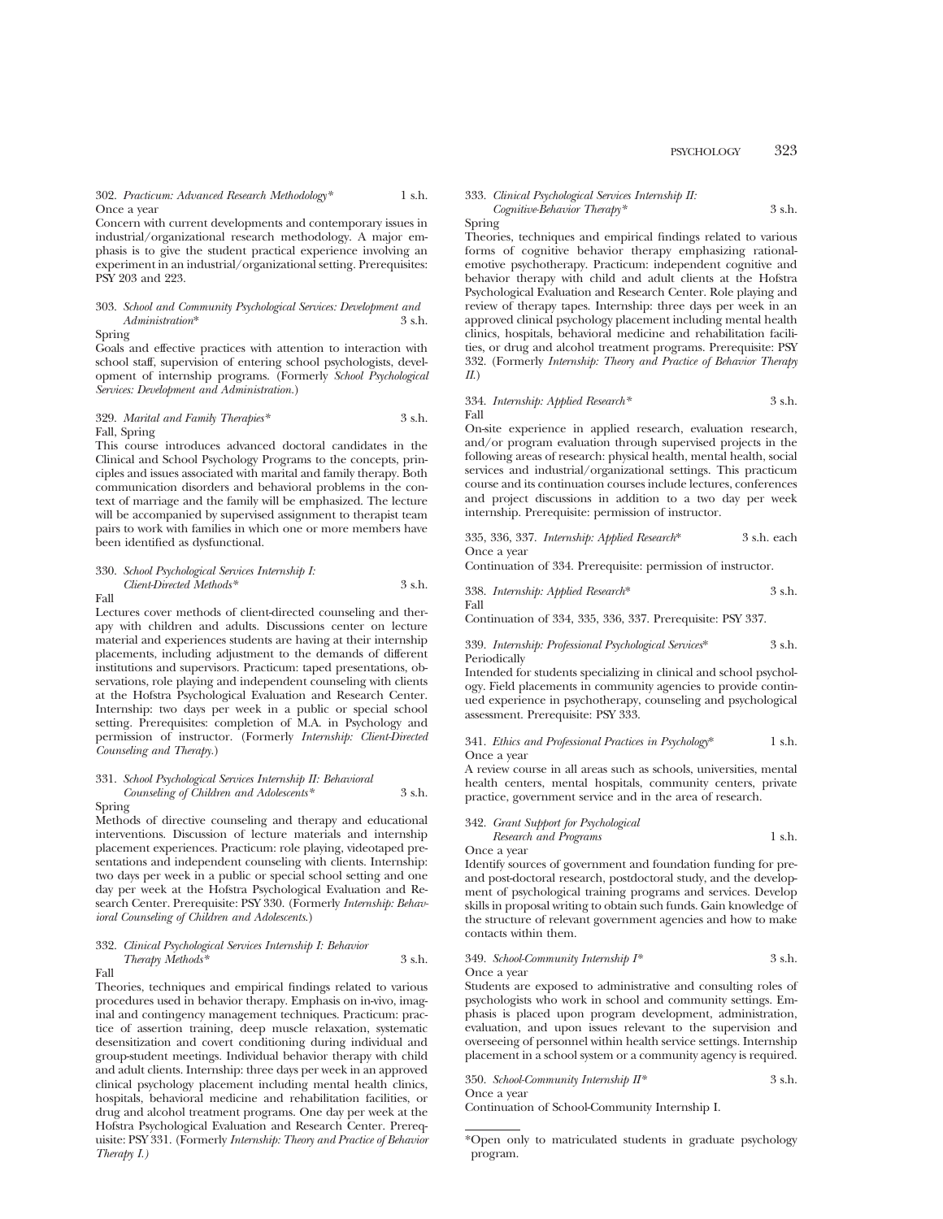302. *Practicum: Advanced Research Methodology** 1 s.h.
Once a year

Concern with current developments and contemporary issues in industrial/organizational research methodology. A major emphasis is to give the student practical experience involving an experiment in an industrial/organizational setting. Prerequisites: PSY 203 and 223.

303. *School and Community Psychological Services: Development and Administration** 3 s.h.
Spring

Goals and effective practices with attention to interaction with school staff, supervision of entering school psychologists, development of internship programs. (Formerly *School Psychological Services: Development and Administration.*)

329. *Marital and Family Therapies** 3 s.h.
Fall, Spring

This course introduces advanced doctoral candidates in the Clinical and School Psychology Programs to the concepts, principles and issues associated with marital and family therapy. Both communication disorders and behavioral problems in the context of marriage and the family will be emphasized. The lecture will be accompanied by supervised assignment to therapist team pairs to work with families in which one or more members have been identified as dysfunctional.

330. *School Psychological Services Internship I: Client-Directed Methods** 3 s.h.
Fall

Lectures cover methods of client-directed counseling and therapy with children and adults. Discussions center on lecture material and experiences students are having at their internship placements, including adjustment to the demands of different institutions and supervisors. Practicum: taped presentations, observations, role playing and independent counseling with clients at the Hofstra Psychological Evaluation and Research Center. Internship: two days per week in a public or special school setting. Prerequisites: completion of M.A. in Psychology and permission of instructor. (Formerly *Internship: Client-Directed Counseling and Therapy.*)

331. *School Psychological Services Internship II: Behavioral Counseling of Children and Adolescents** 3 s.h.
Spring

Methods of directive counseling and therapy and educational interventions. Discussion of lecture materials and internship placement experiences. Practicum: role playing, videotaped presentations and independent counseling with clients. Internship: two days per week in a public or special school setting and one day per week at the Hofstra Psychological Evaluation and Research Center. Prerequisite: PSY 330. (Formerly *Internship: Behavioral Counseling of Children and Adolescents.*)

332. *Clinical Psychological Services Internship I: Behavior Therapy Methods** 3 s.h.
Fall

Theories, techniques and empirical findings related to various procedures used in behavior therapy. Emphasis on in-vivo, imaginal and contingency management techniques. Practicum: practice of assertion training, deep muscle relaxation, systematic desensitization and covert conditioning during individual and group-student meetings. Individual behavior therapy with child and adult clients. Internship: three days per week in an approved clinical psychology placement including mental health clinics, hospitals, behavioral medicine and rehabilitation facilities, or drug and alcohol treatment programs. One day per week at the Hofstra Psychological Evaluation and Research Center. Prerequisite: PSY 331. (Formerly *Internship: Theory and Practice of Behavior Therapy I.*)

333. *Clinical Psychological Services Internship II: Cognitive-Behavior Therapy** 3 s.h.
Spring

Theories, techniques and empirical findings related to various forms of cognitive behavior therapy emphasizing rational-emotive psychotherapy. Practicum: independent cognitive and behavior therapy with child and adult clients at the Hofstra Psychological Evaluation and Research Center. Role playing and review of therapy tapes. Internship: three days per week in an approved clinical psychology placement including mental health clinics, hospitals, behavioral medicine and rehabilitation facilities, or drug and alcohol treatment programs. Prerequisite: PSY 332. (Formerly *Internship: Theory and Practice of Behavior Therapy II.*)

334. *Internship: Applied Research** 3 s.h.
Fall

On-site experience in applied research, evaluation research, and/or program evaluation through supervised projects in the following areas of research: physical health, mental health, social services and industrial/organizational settings. This practicum course and its continuation courses include lectures, conferences and project discussions in addition to a two day per week internship. Prerequisite: permission of instructor.

335, 336, 337. *Internship: Applied Research** 3 s.h. each
Once a year

Continuation of 334. Prerequisite: permission of instructor.

338. *Internship: Applied Research** 3 s.h.
Fall

Continuation of 334, 335, 336, 337. Prerequisite: PSY 337.

339. *Internship: Professional Psychological Services** 3 s.h.
Periodically

Intended for students specializing in clinical and school psychology. Field placements in community agencies to provide continued experience in psychotherapy, counseling and psychological assessment. Prerequisite: PSY 333.

341. *Ethics and Professional Practices in Psychology** 1 s.h.
Once a year

A review course in all areas such as schools, universities, mental health centers, mental hospitals, community centers, private practice, government service and in the area of research.

342. *Grant Support for Psychological Research and Programs* 1 s.h.
Once a year

Identify sources of government and foundation funding for pre- and post-doctoral research, postdoctoral study, and the development of psychological training programs and services. Develop skills in proposal writing to obtain such funds. Gain knowledge of the structure of relevant government agencies and how to make contacts within them.

349. *School-Community Internship I** 3 s.h.
Once a year

Students are exposed to administrative and consulting roles of psychologists who work in school and community settings. Emphasis is placed upon program development, administration, evaluation, and upon issues relevant to the supervision and overseeing of personnel within health service settings. Internship placement in a school system or a community agency is required.

350. *School-Community Internship II** 3 s.h.
Once a year

Continuation of School-Community Internship I.

---

*Open only to matriculated students in graduate psychology program.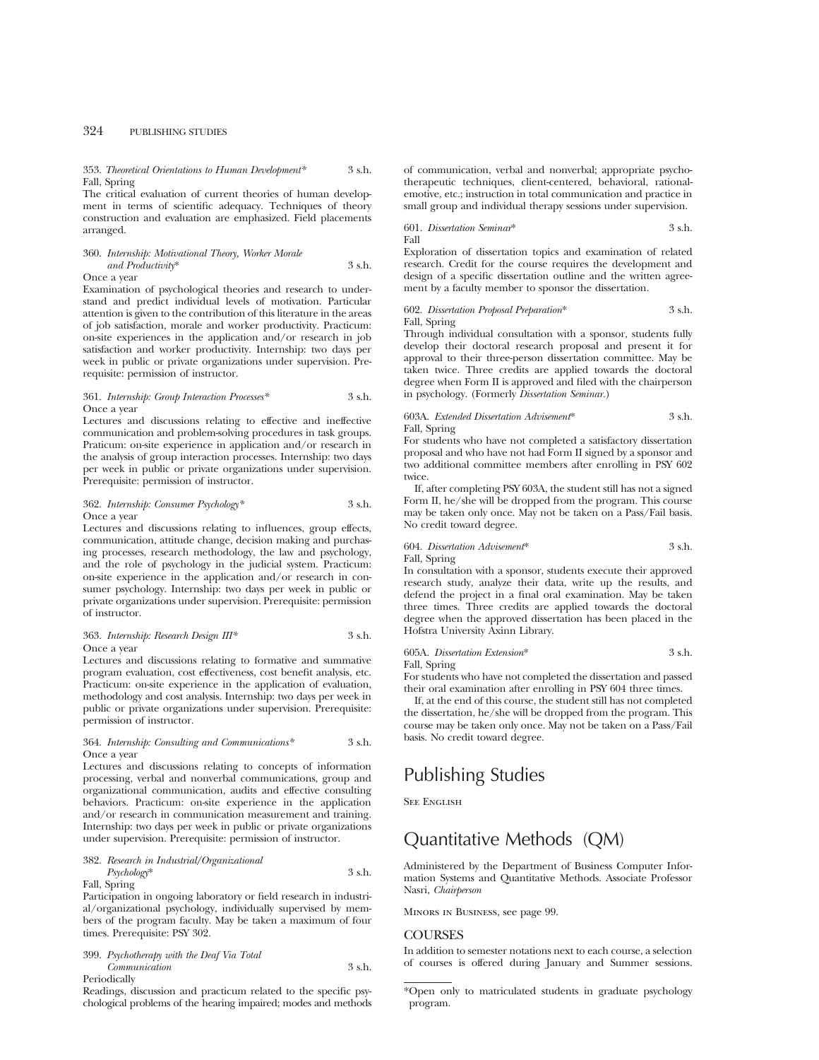353. *Theoretical Orientations to Human Development** 3 s.h.
Fall, Spring

The critical evaluation of current theories of human development in terms of scientific adequacy. Techniques of theory construction and evaluation are emphasized. Field placements arranged.

360. *Internship: Motivational Theory, Worker Morale and Productivity** 3 s.h.
Once a year

Examination of psychological theories and research to understand and predict individual levels of motivation. Particular attention is given to the contribution of this literature in the areas of job satisfaction, morale and worker productivity. Practicum: on-site experiences in the application and/or research in job satisfaction and worker productivity. Internship: two days per week in public or private organizations under supervision. Prerequisite: permission of instructor.

361. *Internship: Group Interaction Processes** 3 s.h.
Once a year

Lectures and discussions relating to effective and ineffective communication and problem-solving procedures in task groups. Praticum: on-site experience in application and/or research in the analysis of group interaction processes. Internship: two days per week in public or private organizations under supervision. Prerequisite: permission of instructor.

362. *Internship: Consumer Psychology** 3 s.h.
Once a year

Lectures and discussions relating to influences, group effects, communication, attitude change, decision making and purchasing processes, research methodology, the law and psychology, and the role of psychology in the judicial system. Practicum: on-site experience in the application and/or research in consumer psychology. Internship: two days per week in public or private organizations under supervision. Prerequisite: permission of instructor.

363. *Internship: Research Design III** 3 s.h.
Once a year

Lectures and discussions relating to formative and summative program evaluation, cost effectiveness, cost benefit analysis, etc. Practicum: on-site experience in the application of evaluation, methodology and cost analysis. Internship: two days per week in public or private organizations under supervision. Prerequisite: permission of instructor.

364. *Internship: Consulting and Communications** 3 s.h.
Once a year

Lectures and discussions relating to concepts of information processing, verbal and nonverbal communications, group and organizational communication, audits and effective consulting behaviors. Practicum: on-site experience in the application and/or research in communication measurement and training. Internship: two days per week in public or private organizations under supervision. Prerequisite: permission of instructor.

382. *Research in Industrial/Organizational Psychology** 3 s.h.
Fall, Spring

Participation in ongoing laboratory or field research in industrial/organizational psychology, individually supervised by members of the program faculty. May be taken a maximum of four times. Prerequisite: PSY 302.

399. *Psychotherapy with the Deaf Via Total Communication* 3 s.h.
Periodically

Readings, discussion and practicum related to the specific psychological problems of the hearing impaired; modes and methods of communication, verbal and nonverbal; appropriate psychotherapeutic techniques, client-centered, behavioral, rational-emotive, etc.; instruction in total communication and practice in small group and individual therapy sessions under supervision.

601. *Dissertation Seminar** 3 s.h.
Fall

Exploration of dissertation topics and examination of related research. Credit for the course requires the development and design of a specific dissertation outline and the written agreement by a faculty member to sponsor the dissertation.

602. *Dissertation Proposal Preparation** 3 s.h.
Fall, Spring

Through individual consultation with a sponsor, students fully develop their doctoral research proposal and present it for approval to their three-person dissertation committee. May be taken twice. Three credits are applied towards the doctoral degree when Form II is approved and filed with the chairperson in psychology. (Formerly *Dissertation Seminar.*)

603A. *Extended Dissertation Advisement** 3 s.h.
Fall, Spring

For students who have not completed a satisfactory dissertation proposal and who have not had Form II signed by a sponsor and two additional committee members after enrolling in PSY 602 twice.

If, after completing PSY 603A, the student still has not a signed Form II, he/she will be dropped from the program. This course may be taken only once. May not be taken on a Pass/Fail basis. No credit toward degree.

604. *Dissertation Advisement** 3 s.h.
Fall, Spring

In consultation with a sponsor, students execute their approved research study, analyze their data, write up the results, and defend the project in a final oral examination. May be taken three times. Three credits are applied towards the doctoral degree when the approved dissertation has been placed in the Hofstra University Axinn Library.

605A. *Dissertation Extension** 3 s.h.
Fall, Spring

For students who have not completed the dissertation and passed their oral examination after enrolling in PSY 604 three times.

If, at the end of this course, the student still has not completed the dissertation, he/she will be dropped from the program. This course may be taken only once. May not be taken on a Pass/Fail basis. No credit toward degree.

# Publishing Studies

See English

# Quantitative Methods (QM)

Administered by the Department of Business Computer Information Systems and Quantitative Methods. Associate Professor Nasri, *Chairperson*

Minors in Business, see page 99.

## COURSES

In addition to semester notations next to each course, a selection of courses is offered during January and Summer sessions.

*Open only to matriculated students in graduate psychology program.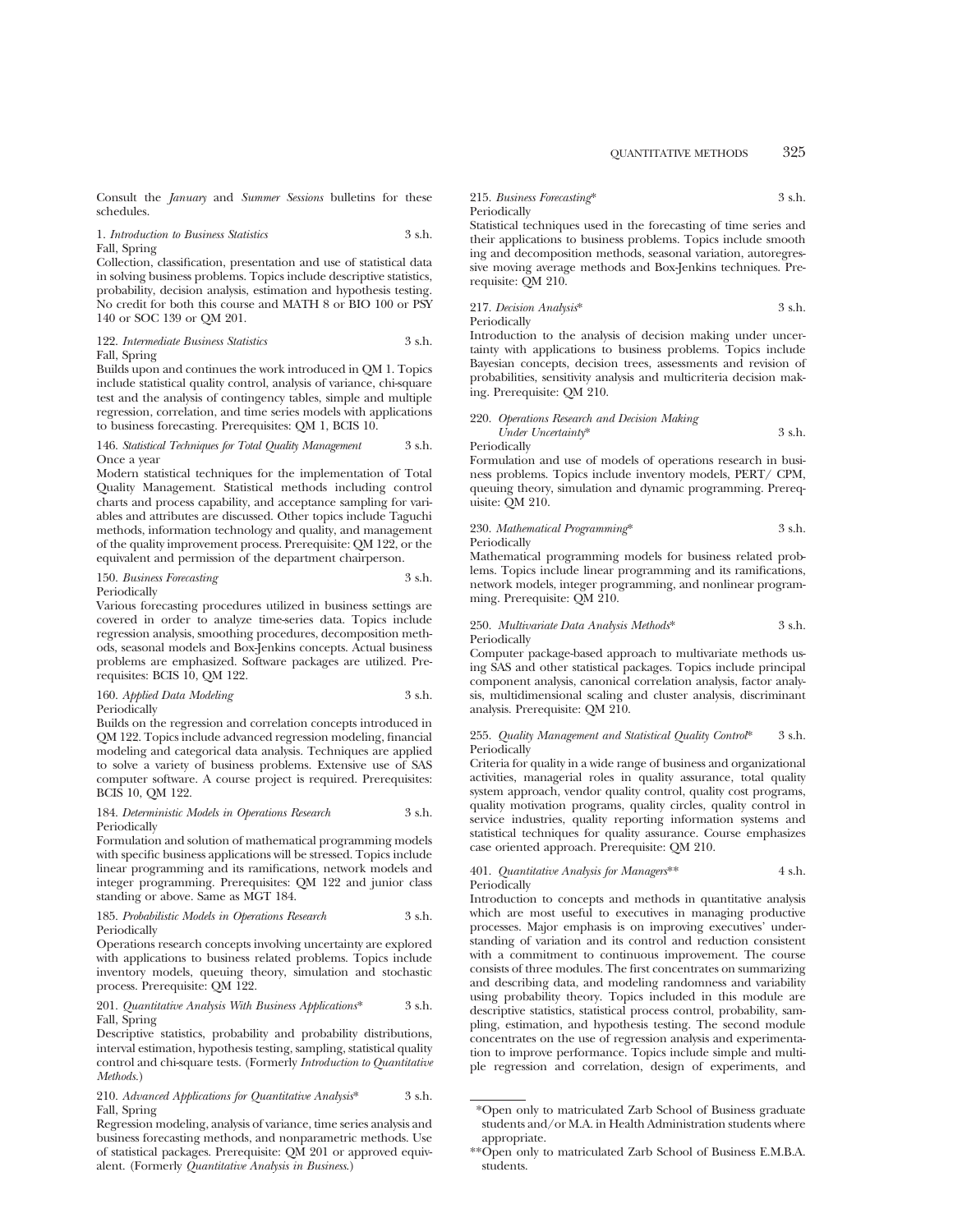Consult the *January* and *Summer Sessions* bulletins for these schedules.

1. *Introduction to Business Statistics* 3 s.h.
Fall, Spring
Collection, classification, presentation and use of statistical data in solving business problems. Topics include descriptive statistics, probability, decision analysis, estimation and hypothesis testing. No credit for both this course and MATH 8 or BIO 100 or PSY 140 or SOC 139 or QM 201.

122. *Intermediate Business Statistics* 3 s.h.
Fall, Spring
Builds upon and continues the work introduced in QM 1. Topics include statistical quality control, analysis of variance, chi-square test and the analysis of contingency tables, simple and multiple regression, correlation, and time series models with applications to business forecasting. Prerequisites: QM 1, BCIS 10.

146. *Statistical Techniques for Total Quality Management* 3 s.h.
Once a year
Modern statistical techniques for the implementation of Total Quality Management. Statistical methods including control charts and process capability, and acceptance sampling for variables and attributes are discussed. Other topics include Taguchi methods, information technology and quality, and management of the quality improvement process. Prerequisite: QM 122, or the equivalent and permission of the department chairperson.

150. *Business Forecasting* 3 s.h.
Periodically
Various forecasting procedures utilized in business settings are covered in order to analyze time-series data. Topics include regression analysis, smoothing procedures, decomposition methods, seasonal models and Box-Jenkins concepts. Actual business problems are emphasized. Software packages are utilized. Prerequisites: BCIS 10, QM 122.

160. *Applied Data Modeling* 3 s.h.
Periodically
Builds on the regression and correlation concepts introduced in QM 122. Topics include advanced regression modeling, financial modeling and categorical data analysis. Techniques are applied to solve a variety of business problems. Extensive use of SAS computer software. A course project is required. Prerequisites: BCIS 10, QM 122.

184. *Deterministic Models in Operations Research* 3 s.h.
Periodically
Formulation and solution of mathematical programming models with specific business applications will be stressed. Topics include linear programming and its ramifications, network models and integer programming. Prerequisites: QM 122 and junior class standing or above. Same as MGT 184.

185. *Probabilistic Models in Operations Research* 3 s.h.
Periodically
Operations research concepts involving uncertainty are explored with applications to business related problems. Topics include inventory models, queuing theory, simulation and stochastic process. Prerequisite: QM 122.

201. *Quantitative Analysis With Business Applications** 3 s.h.
Fall, Spring
Descriptive statistics, probability and probability distributions, interval estimation, hypothesis testing, sampling, statistical quality control and chi-square tests. (Formerly *Introduction to Quantitative Methods.*)

210. *Advanced Applications for Quantitative Analysis** 3 s.h.
Fall, Spring
Regression modeling, analysis of variance, time series analysis and business forecasting methods, and nonparametric methods. Use of statistical packages. Prerequisite: QM 201 or approved equivalent. (Formerly *Quantitative Analysis in Business.*)

215. *Business Forecasting** 3 s.h.
Periodically
Statistical techniques used in the forecasting of time series and their applications to business problems. Topics include smoothing and decomposition methods, seasonal variation, autoregressive moving average methods and Box-Jenkins techniques. Prerequisite: QM 210.

217. *Decision Analysis** 3 s.h.
Periodically
Introduction to the analysis of decision making under uncertainty with applications to business problems. Topics include Bayesian concepts, decision trees, assessments and revision of probabilities, sensitivity analysis and multicriteria decision making. Prerequisite: QM 210.

220. *Operations Research and Decision Making Under Uncertainty** 3 s.h.
Periodically
Formulation and use of models of operations research in business problems. Topics include inventory models, PERT/ CPM, queuing theory, simulation and dynamic programming. Prerequisite: QM 210.

230. *Mathematical Programming** 3 s.h.
Periodically
Mathematical programming models for business related problems. Topics include linear programming and its ramifications, network models, integer programming, and nonlinear programming. Prerequisite: QM 210.

250. *Multivariate Data Analysis Methods** 3 s.h.
Periodically
Computer package-based approach to multivariate methods using SAS and other statistical packages. Topics include principal component analysis, canonical correlation analysis, factor analysis, multidimensional scaling and cluster analysis, discriminant analysis. Prerequisite: QM 210.

255. *Quality Management and Statistical Quality Control** 3 s.h.
Periodically
Criteria for quality in a wide range of business and organizational activities, managerial roles in quality assurance, total quality system approach, vendor quality control, quality cost programs, quality motivation programs, quality circles, quality control in service industries, quality reporting information systems and statistical techniques for quality assurance. Course emphasizes case oriented approach. Prerequisite: QM 210.

401. *Quantitative Analysis for Managers*** 4 s.h.
Periodically
Introduction to concepts and methods in quantitative analysis which are most useful to executives in managing productive processes. Major emphasis is on improving executives' understanding of variation and its control and reduction consistent with a commitment to continuous improvement. The course consists of three modules. The first concentrates on summarizing and describing data, and modeling randomness and variability using probability theory. Topics included in this module are descriptive statistics, statistical process control, probability, sampling, estimation, and hypothesis testing. The second module concentrates on the use of regression analysis and experimentation to improve performance. Topics include simple and multiple regression and correlation, design of experiments, and

*Open only to matriculated Zarb School of Business graduate students and/or M.A. in Health Administration students where appropriate.

**Open only to matriculated Zarb School of Business E.M.B.A. students.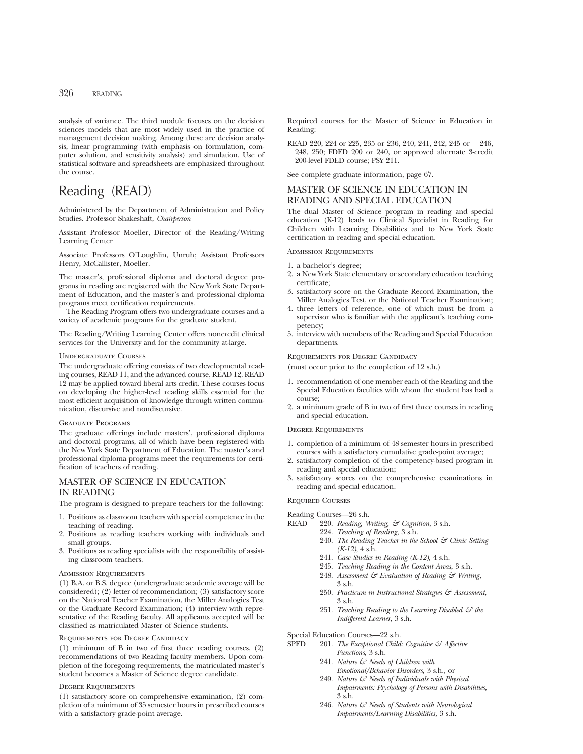analysis of variance. The third module focuses on the decision sciences models that are most widely used in the practice of management decision making. Among these are decision analysis, linear programming (with emphasis on formulation, computer solution, and sensitivity analysis) and simulation. Use of statistical software and spreadsheets are emphasized throughout the course.

# Reading (READ)

Administered by the Department of Administration and Policy Studies. Professor Shakeshaft, *Chairperson*

Assistant Professor Moeller, Director of the Reading/Writing Learning Center

Associate Professors O'Loughlin, Unruh; Assistant Professors Henry, McCallister, Moeller.

The master's, professional diploma and doctoral degree programs in reading are registered with the New York State Department of Education, and the master's and professional diploma programs meet certification requirements.

The Reading Program offers two undergraduate courses and a variety of academic programs for the graduate student.

The Reading/Writing Learning Center offers noncredit clinical services for the University and for the community at-large.

### Undergraduate Courses

The undergraduate offering consists of two developmental reading courses, READ 11, and the advanced course, READ 12. READ 12 may be applied toward liberal arts credit. These courses focus on developing the higher-level reading skills essential for the most efficient acquisition of knowledge through written communication, discursive and nondiscursive.

### Graduate Programs

The graduate offerings include masters', professional diploma and doctoral programs, all of which have been registered with the New York State Department of Education. The master's and professional diploma programs meet the requirements for certification of teachers of reading.

## MASTER OF SCIENCE IN EDUCATION IN READING

The program is designed to prepare teachers for the following:

1. Positions as classroom teachers with special competence in the teaching of reading.
2. Positions as reading teachers working with individuals and small groups.
3. Positions as reading specialists with the responsibility of assisting classroom teachers.

### Admission Requirements

(1) B.A. or B.S. degree (undergraduate academic average will be considered); (2) letter of recommendation; (3) satisfactory score on the National Teacher Examination, the Miller Analogies Test or the Graduate Record Examination; (4) interview with representative of the Reading faculty. All applicants accepted will be classified as matriculated Master of Science students.

### Requirements for Degree Candidacy

(1) minimum of B in two of first three reading courses, (2) recommendations of two Reading faculty members. Upon completion of the foregoing requirements, the matriculated master's student becomes a Master of Science degree candidate.

### Degree Requirements

(1) satisfactory score on comprehensive examination, (2) completion of a minimum of 35 semester hours in prescribed courses with a satisfactory grade-point average.

Required courses for the Master of Science in Education in Reading:

READ 220, 224 or 225, 235 or 236, 240, 241, 242, 245 or 246, 248, 250; FDED 200 or 240, or approved alternate 3-credit 200-level FDED course; PSY 211.

See complete graduate information, page 67.

## MASTER OF SCIENCE IN EDUCATION IN READING AND SPECIAL EDUCATION

The dual Master of Science program in reading and special education (K-12) leads to Clinical Specialist in Reading for Children with Learning Disabilities and to New York State certification in reading and special education.

### Admission Requirements

1. a bachelor's degree;
2. a New York State elementary or secondary education teaching certificate;
3. satisfactory score on the Graduate Record Examination, the Miller Analogies Test, or the National Teacher Examination;
4. three letters of reference, one of which must be from a supervisor who is familiar with the applicant's teaching competency;
5. interview with members of the Reading and Special Education departments.

### Requirements for Degree Candidacy

(must occur prior to the completion of 12 s.h.)

1. recommendation of one member each of the Reading and the Special Education faculties with whom the student has had a course;
2. a minimum grade of B in two of first three courses in reading and special education.

### Degree Requirements

1. completion of a minimum of 48 semester hours in prescribed courses with a satisfactory cumulative grade-point average;
2. satisfactory completion of the competency-based program in reading and special education;
3. satisfactory scores on the comprehensive examinations in reading and special education.

### Required Courses

Reading Courses—26 s.h.

READ
- 220. *Reading, Writing, & Cognition*, 3 s.h.
- 224. *Teaching of Reading*, 3 s.h.
- 240. *The Reading Teacher in the School & Clinic Setting (K-12)*, 4 s.h.
- 241. *Case Studies in Reading (K-12)*, 4 s.h.
- 245. *Teaching Reading in the Content Areas*, 3 s.h.
- 248. *Assessment & Evaluation of Reading & Writing*, 3 s.h.
- 250. *Practicum in Instructional Strategies & Assessment*, 3 s.h.
- 251. *Teaching Reading to the Learning Disabled & the Indifferent Learner*, 3 s.h.

Special Education Courses—22 s.h.

SPED
- 201. *The Exceptional Child: Cognitive & Affective Functions*, 3 s.h.
- 241. *Nature & Needs of Children with Emotional/Behavior Disorders,* 3 s.h., or
- 249. *Nature & Needs of Individuals with Physical Impairments: Psychology of Persons with Disabilities,* 3 s.h.
- 246. *Nature & Needs of Students with Neurological Impairments/Learning Disabilities,* 3 s.h.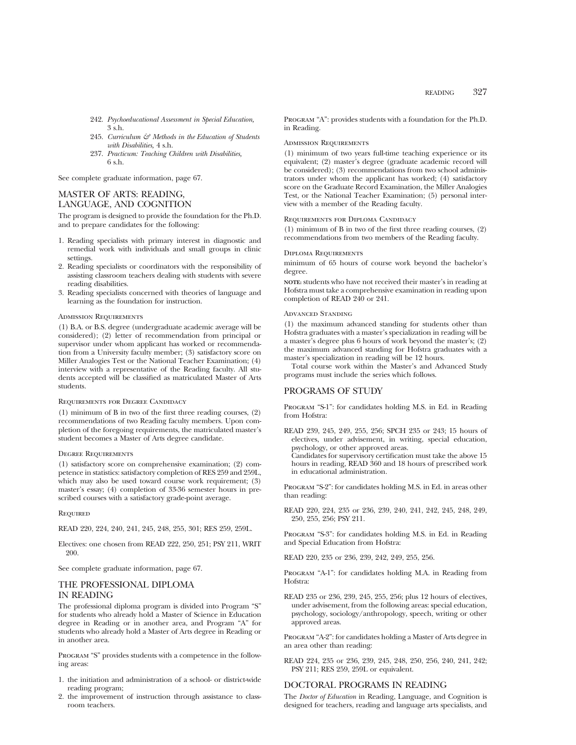- 242. *Psychoeducational Assessment in Special Education,* 3 s.h.
- 245. *Curriculum & Methods in the Education of Students with Disabilities,* 4 s.h.
- 237. *Practicum: Teaching Children with Disabilities,* 6 s.h.

See complete graduate information, page 67.

## MASTER OF ARTS: READING, LANGUAGE, AND COGNITION

The program is designed to provide the foundation for the Ph.D. and to prepare candidates for the following:

1. Reading specialists with primary interest in diagnostic and remedial work with individuals and small groups in clinic settings.
2. Reading specialists or coordinators with the responsibility of assisting classroom teachers dealing with students with severe reading disabilities.
3. Reading specialists concerned with theories of language and learning as the foundation for instruction.

### Admission Requirements

(1) B.A. or B.S. degree (undergraduate academic average will be considered); (2) letter of recommendation from principal or supervisor under whom applicant has worked or recommendation from a University faculty member; (3) satisfactory score on Miller Analogies Test or the National Teacher Examination; (4) interview with a representative of the Reading faculty. All students accepted will be classified as matriculated Master of Arts students.

### Requirements for Degree Candidacy

(1) minimum of B in two of the first three reading courses, (2) recommendations of two Reading faculty members. Upon completion of the foregoing requirements, the matriculated master's student becomes a Master of Arts degree candidate.

### Degree Requirements

(1) satisfactory score on comprehensive examination; (2) competence in statistics: satisfactory completion of RES 259 and 259L, which may also be used toward course work requirement; (3) master's essay; (4) completion of 33-36 semester hours in prescribed courses with a satisfactory grade-point average.

### Required

READ 220, 224, 240, 241, 245, 248, 255, 301; RES 259, 259L.

Electives: one chosen from READ 222, 250, 251; PSY 211, WRIT 200.

See complete graduate information, page 67.

## THE PROFESSIONAL DIPLOMA IN READING

The professional diploma program is divided into Program "S" for students who already hold a Master of Science in Education degree in Reading or in another area, and Program "A" for students who already hold a Master of Arts degree in Reading or in another area.

Program "S" provides students with a competence in the following areas:

1. the initiation and administration of a school- or district-wide reading program;
2. the improvement of instruction through assistance to classroom teachers.

Program "A": provides students with a foundation for the Ph.D. in Reading.

### Admission Requirements

(1) minimum of two years full-time teaching experience or its equivalent; (2) master's degree (graduate academic record will be considered); (3) recommendations from two school administrators under whom the applicant has worked; (4) satisfactory score on the Graduate Record Examination, the Miller Analogies Test, or the National Teacher Examination; (5) personal interview with a member of the Reading faculty.

### Requirements for Diploma Candidacy

(1) minimum of B in two of the first three reading courses, (2) recommendations from two members of the Reading faculty.

### Diploma Requirements

minimum of 65 hours of course work beyond the bachelor's degree.

**note:** students who have not received their master's in reading at Hofstra must take a comprehensive examination in reading upon completion of READ 240 or 241.

### Advanced Standing

(1) the maximum advanced standing for students other than Hofstra graduates with a master's specialization in reading will be a master's degree plus 6 hours of work beyond the master's; (2) the maximum advanced standing for Hofstra graduates with a master's specialization in reading will be 12 hours.

Total course work within the Master's and Advanced Study programs must include the series which follows.

## PROGRAMS OF STUDY

Program "S-1": for candidates holding M.S. in Ed. in Reading from Hofstra:

READ 239, 245, 249, 255, 256; SPCH 235 or 243; 15 hours of electives, under advisement, in writing, special education, psychology, or other approved areas.
Candidates for supervisory certification must take the above 15 hours in reading, READ 360 and 18 hours of prescribed work in educational administration.

Program "S-2": for candidates holding M.S. in Ed. in areas other than reading:

READ 220, 224, 235 or 236, 239, 240, 241, 242, 245, 248, 249, 250, 255, 256; PSY 211.

Program "S-3": for candidates holding M.S. in Ed. in Reading and Special Education from Hofstra:

READ 220, 235 or 236, 239, 242, 249, 255, 256.

Program "A-1": for candidates holding M.A. in Reading from Hofstra:

READ 235 or 236, 239, 245, 255, 256; plus 12 hours of electives, under advisement, from the following areas: special education, psychology, sociology/anthropology, speech, writing or other approved areas.

Program "A-2": for candidates holding a Master of Arts degree in an area other than reading:

READ 224, 235 or 236, 239, 245, 248, 250, 256, 240, 241, 242; PSY 211; RES 259, 259L or equivalent.

## DOCTORAL PROGRAMS IN READING

The *Doctor of Education* in Reading, Language, and Cognition is designed for teachers, reading and language arts specialists, and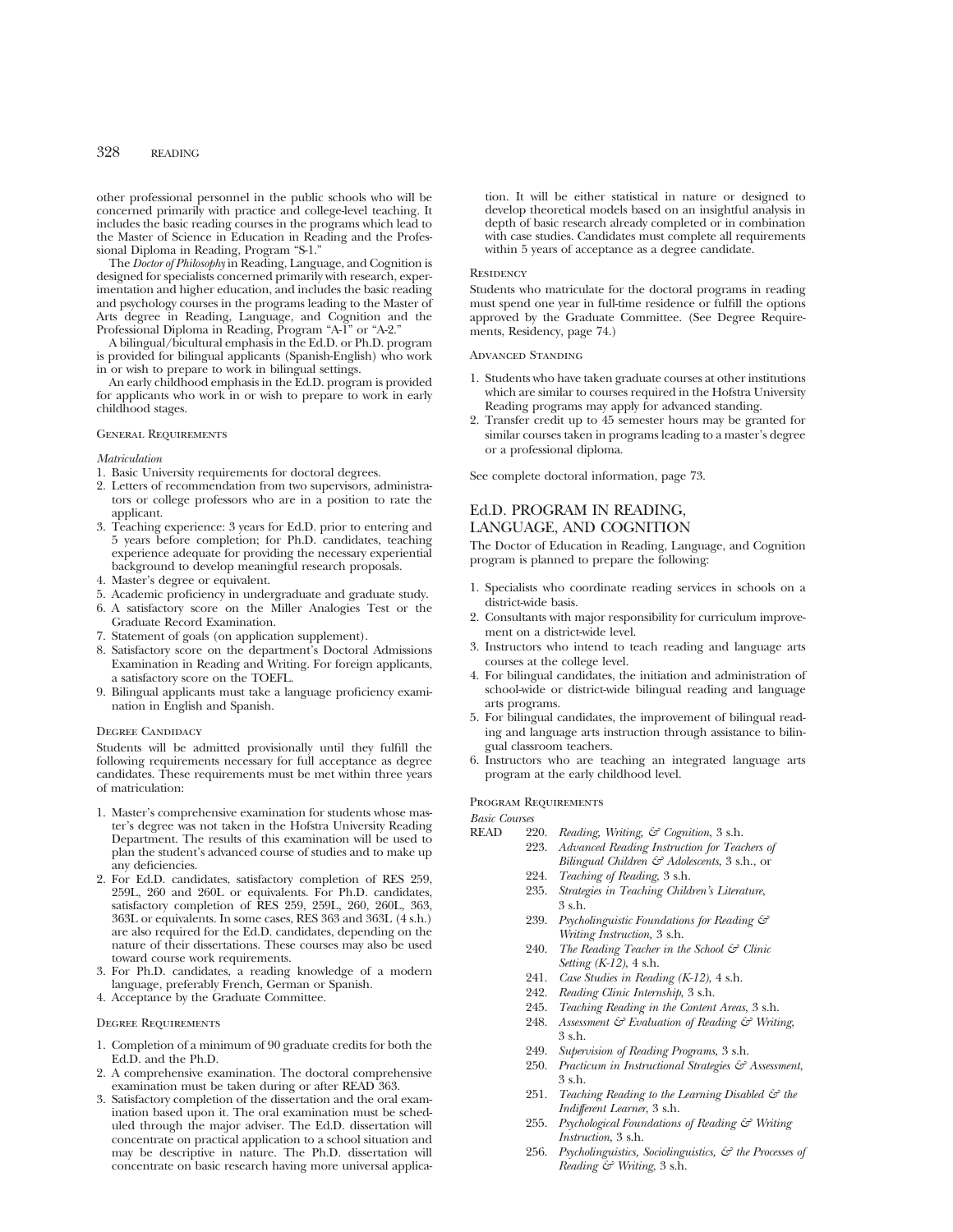other professional personnel in the public schools who will be concerned primarily with practice and college-level teaching. It includes the basic reading courses in the programs which lead to the Master of Science in Education in Reading and the Professional Diploma in Reading, Program "S-1."

The *Doctor of Philosophy* in Reading, Language, and Cognition is designed for specialists concerned primarily with research, experimentation and higher education, and includes the basic reading and psychology courses in the programs leading to the Master of Arts degree in Reading, Language, and Cognition and the Professional Diploma in Reading, Program "A-1" or "A-2."

A bilingual/bicultural emphasis in the Ed.D. or Ph.D. program is provided for bilingual applicants (Spanish-English) who work in or wish to prepare to work in bilingual settings.

An early childhood emphasis in the Ed.D. program is provided for applicants who work in or wish to prepare to work in early childhood stages.

### General Requirements

*Matriculation*

1. Basic University requirements for doctoral degrees.
2. Letters of recommendation from two supervisors, administrators or college professors who are in a position to rate the applicant.
3. Teaching experience: 3 years for Ed.D. prior to entering and 5 years before completion; for Ph.D. candidates, teaching experience adequate for providing the necessary experiential background to develop meaningful research proposals.
4. Master's degree or equivalent.
5. Academic proficiency in undergraduate and graduate study.
6. A satisfactory score on the Miller Analogies Test or the Graduate Record Examination.
7. Statement of goals (on application supplement).
8. Satisfactory score on the department's Doctoral Admissions Examination in Reading and Writing. For foreign applicants, a satisfactory score on the TOEFL.
9. Bilingual applicants must take a language proficiency examination in English and Spanish.

### Degree Candidacy

Students will be admitted provisionally until they fulfill the following requirements necessary for full acceptance as degree candidates. These requirements must be met within three years of matriculation:

1. Master's comprehensive examination for students whose master's degree was not taken in the Hofstra University Reading Department. The results of this examination will be used to plan the student's advanced course of studies and to make up any deficiencies.
2. For Ed.D. candidates, satisfactory completion of RES 259, 259L, 260 and 260L or equivalents. For Ph.D. candidates, satisfactory completion of RES 259, 259L, 260, 260L, 363, 363L or equivalents. In some cases, RES 363 and 363L (4 s.h.) are also required for the Ed.D. candidates, depending on the nature of their dissertations. These courses may also be used toward course work requirements.
3. For Ph.D. candidates, a reading knowledge of a modern language, preferably French, German or Spanish.
4. Acceptance by the Graduate Committee.

### Degree Requirements

1. Completion of a minimum of 90 graduate credits for both the Ed.D. and the Ph.D.
2. A comprehensive examination. The doctoral comprehensive examination must be taken during or after READ 363.
3. Satisfactory completion of the dissertation and the oral examination based upon it. The oral examination must be scheduled through the major adviser. The Ed.D. dissertation will concentrate on practical application to a school situation and may be descriptive in nature. The Ph.D. dissertation will concentrate on basic research having more universal application. It will be either statistical in nature or designed to develop theoretical models based on an insightful analysis in depth of basic research already completed or in combination with case studies. Candidates must complete all requirements within 5 years of acceptance as a degree candidate.

### Residency

Students who matriculate for the doctoral programs in reading must spend one year in full-time residence or fulfill the options approved by the Graduate Committee. (See Degree Requirements, Residency, page 74.)

### Advanced Standing

1. Students who have taken graduate courses at other institutions which are similar to courses required in the Hofstra University Reading programs may apply for advanced standing.
2. Transfer credit up to 45 semester hours may be granted for similar courses taken in programs leading to a master's degree or a professional diploma.

See complete doctoral information, page 73.

## Ed.D. PROGRAM IN READING, LANGUAGE, AND COGNITION

The Doctor of Education in Reading, Language, and Cognition program is planned to prepare the following:

1. Specialists who coordinate reading services in schools on a district-wide basis.
2. Consultants with major responsibility for curriculum improvement on a district-wide level.
3. Instructors who intend to teach reading and language arts courses at the college level.
4. For bilingual candidates, the initiation and administration of school-wide or district-wide bilingual reading and language arts programs.
5. For bilingual candidates, the improvement of bilingual reading and language arts instruction through assistance to bilingual classroom teachers.
6. Instructors who are teaching an integrated language arts program at the early childhood level.

### Program Requirements

*Basic Courses*

READ
- 220. *Reading, Writing, & Cognition*, 3 s.h.
- 223. *Advanced Reading Instruction for Teachers of Bilingual Children & Adolescents*, 3 s.h., or
- 224. *Teaching of Reading*, 3 s.h.
- 235. *Strategies in Teaching Children's Literature*, 3 s.h.
- 239. *Psycholinguistic Foundations for Reading & Writing Instruction*, 3 s.h.
- 240. *The Reading Teacher in the School & Clinic Setting (K-12)*, 4 s.h.
- 241. *Case Studies in Reading (K-12)*, 4 s.h.
- 242. *Reading Clinic Internship*, 3 s.h.
- 245. *Teaching Reading in the Content Areas*, 3 s.h.
- 248. *Assessment & Evaluation of Reading & Writing*, 3 s.h.
- 249. *Supervision of Reading Programs*, 3 s.h.
- 250. *Practicum in Instructional Strategies & Assessment*, 3 s.h.
- 251. *Teaching Reading to the Learning Disabled & the Indifferent Learner*, 3 s.h.
- 255. *Psychological Foundations of Reading & Writing Instruction*, 3 s.h.
- 256. *Psycholinguistics, Sociolinguistics, & the Processes of Reading & Writing*, 3 s.h.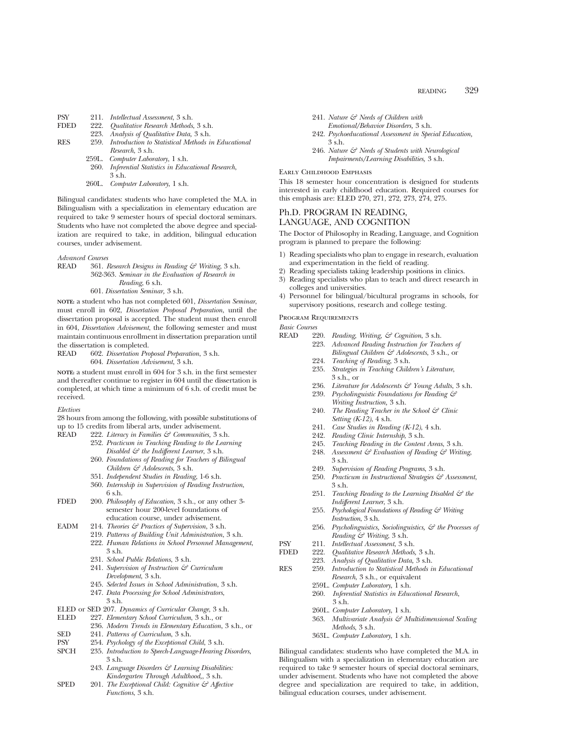PSY 211. *Intellectual Assessment*, 3 s.h.
FDED 222. *Qualitative Research Methods*, 3 s.h.
223. *Analysis of Qualitative Data,* 3 s.h.
RES 259. *Introduction to Statistical Methods in Educational Research*, 3 s.h.
259L. *Computer Laboratory*, 1 s.h.
260. *Inferential Statistics in Educational Research*, 3 s.h.
260L. *Computer Laboratory*, 1 s.h.

Bilingual candidates: students who have completed the M.A. in Bilingualism with a specialization in elementary education are required to take 9 semester hours of special doctoral seminars. Students who have not completed the above degree and specialization are required to take, in addition, bilingual education courses, under advisement.

*Advanced Courses*

READ 361. *Research Designs in Reading & Writing*, 3 s.h.
362-363. *Seminar in the Evaluation of Research in Reading*, 6 s.h.
601. *Dissertation Seminar,* 3 s.h.

**NOTE:** a student who has not completed 601, *Dissertation Seminar*, must enroll in 602, *Dissertation Proposal Preparation*, until the dissertation proposal is accepted. The student must then enroll in 604, *Dissertation Advisement*, the following semester and must maintain continuous enrollment in dissertation preparation until the dissertation is completed.

READ 602. *Dissertation Proposal Preparation*, 3 s.h.
604. *Dissertation Advisement*, 3 s.h.

**NOTE:** a student must enroll in 604 for 3 s.h. in the first semester and thereafter continue to register in 604 until the dissertation is completed, at which time a minimum of 6 s.h. of credit must be received.

*Electives*

28 hours from among the following, with possible substitutions of up to 15 credits from liberal arts, under advisement.

READ 222. *Literacy in Families & Communities*, 3 s.h.
252. *Practicum in Teaching Reading to the Learning Disabled & the Indifferent Learner*, 3 s.h.
260. *Foundations of Reading for Teachers of Bilingual Children & Adolescents*, 3 s.h.
351. *Independent Studies in Reading*, 1-6 s.h.
360. *Internship in Supervision of Reading Instruction*, 6 s.h.
FDED 200. *Philosophy of Education*, 3 s.h., or any other 3-semester hour 200-level foundations of education course, under advisement.
EADM 214. *Theories & Practices of Supervision*, 3 s.h.
219. *Patterns of Building Unit Administration*, 3 s.h.
222. *Human Relations in School Personnel Management*, 3 s.h.
231. *School Public Relations*, 3 s.h.
241. *Supervision of Instruction & Curriculum Development*, 3 s.h.
245. *Selected Issues in School Administration*, 3 s.h.
247. *Data Processing for School Administrators*, 3 s.h.
ELED or SED 207. *Dynamics of Curricular Change*, 3 s.h.
ELED 227. *Elementary School Curriculum*, 3 s.h., or
236. *Modern Trends in Elementary Education*, 3 s.h., or
SED 241. *Patterns of Curriculum*, 3 s.h.
PSY 254. *Psychology of the Exceptional Child*, 3 s.h.
SPCH 235. *Introduction to Speech-Language-Hearing Disorders*, 3 s.h.
243. *Language Disorders & Learning Disabilities: Kindergarten Through Adulthood,*, 3 s.h.
SPED 201. *The Exceptional Child: Cognitive & Affective Functions*, 3 s.h.
241. *Nature & Needs of Children with Emotional/Behavior Disorders,* 3 s.h.
242. *Psychoeducational Assessment in Special Education,* 3 s.h.
246. *Nature & Needs of Students with Neurological Impairments/Learning Disabilities,* 3 s.h.

Early Childhood Emphasis

This 18 semester hour concentration is designed for students interested in early childhood education. Required courses for this emphasis are: ELED 270, 271, 272, 273, 274, 275.

## Ph.D. PROGRAM IN READING, LANGUAGE, AND COGNITION

The Doctor of Philosophy in Reading, Language, and Cognition program is planned to prepare the following:

1) Reading specialists who plan to engage in research, evaluation and experimentation in the field of reading.
2) Reading specialists taking leadership positions in clinics.
3) Reading specialists who plan to teach and direct research in colleges and universities.
4) Personnel for bilingual/bicultural programs in schools, for supervisory positions, research and college testing.

Program Requirements

*Basic Courses*

READ 220. *Reading, Writing, & Cognition*, 3 s.h.
223. *Advanced Reading Instruction for Teachers of Bilingual Children & Adolescents*, 3 s.h., or
224. *Teaching of Reading*, 3 s.h.
235. *Strategies in Teaching Children's Literature*, 3 s.h., or
236. *Literature for Adolescents & Young Adults*, 3 s.h.
239. *Psycholinguistic Foundations for Reading & Writing Instruction,* 3 s.h.
240. *The Reading Teacher in the School & Clinic Setting (K-12)*, 4 s.h.
241. *Case Studies in Reading (K-12)*, 4 s.h.
242. *Reading Clinic Internship*, 3 s.h.
245. *Teaching Reading in the Content Areas*, 3 s.h.
248. *Assessment & Evaluation of Reading & Writing,* 3 s.h.
249. *Supervision of Reading Programs*, 3 s.h.
250. *Practicum in Instructional Strategies & Assessment*, 3 s.h.
251. *Teaching Reading to the Learning Disabled & the Indifferent Learner*, 3 s.h.
255. *Psychological Foundations of Reading & Writing Instruction*, 3 s.h.
256. *Psycholinguistics, Sociolinguistics, & the Processes of Reading & Writing,* 3 s.h.
PSY 211. *Intellectual Assessment*, 3 s.h.
FDED 222. *Qualitative Research Methods,* 3 s.h.
223. *Analysis of Qualitative Data,* 3 s.h.
RES 259. *Introduction to Statistical Methods in Educational Research*, 3 s.h., or equivalent
259L. *Computer Laboratory*, 1 s.h.
260. *Inferential Statistics in Educational Research*, 3 s.h.
260L. *Computer Laboratory*, 1 s.h.
363. *Multivariate Analysis & Multidimensional Scaling Methods*, 3 s.h.
363L. *Computer Laboratory*, 1 s.h.

Bilingual candidates: students who have completed the M.A. in Bilingualism with a specialization in elementary education are required to take 9 semester hours of special doctoral seminars, under advisement. Students who have not completed the above degree and specialization are required to take, in addition, bilingual education courses, under advisement.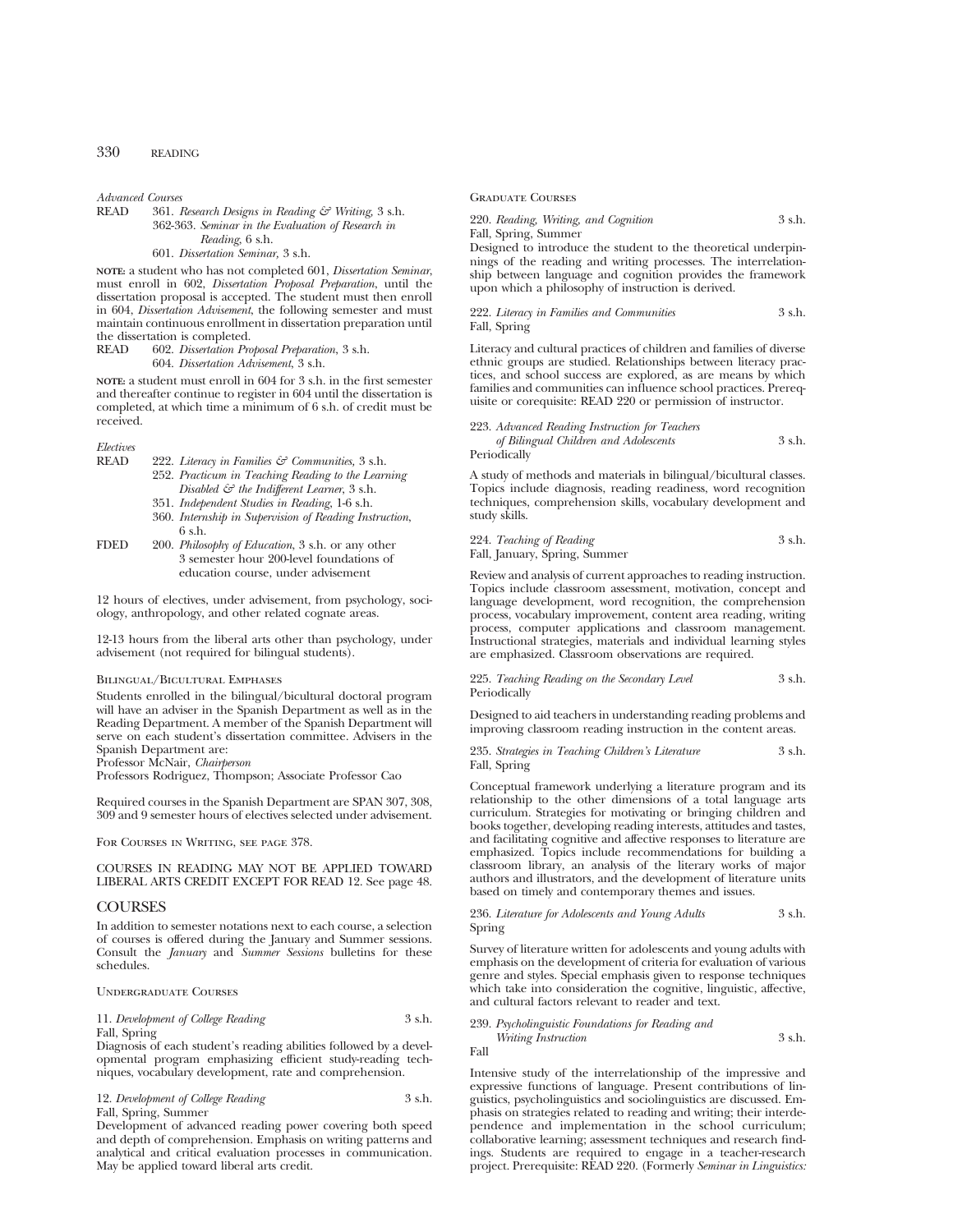*Advanced Courses*

READ 361. *Research Designs in Reading & Writing,* 3 s.h.
362-363. *Seminar in the Evaluation of Research in Reading,* 6 s.h.
601. *Dissertation Seminar,* 3 s.h.

**NOTE:** a student who has not completed 601, *Dissertation Seminar*, must enroll in 602, *Dissertation Proposal Preparation*, until the dissertation proposal is accepted. The student must then enroll in 604, *Dissertation Advisement*, the following semester and must maintain continuous enrollment in dissertation preparation until the dissertation is completed.

READ 602. *Dissertation Proposal Preparation*, 3 s.h.
604. *Dissertation Advisement*, 3 s.h.

**NOTE:** a student must enroll in 604 for 3 s.h. in the first semester and thereafter continue to register in 604 until the dissertation is completed, at which time a minimum of 6 s.h. of credit must be received.

*Electives*

READ 222. *Literacy in Families & Communities,* 3 s.h.
252. *Practicum in Teaching Reading to the Learning Disabled & the Indifferent Learner*, 3 s.h.
351. *Independent Studies in Reading*, 1-6 s.h.
360. *Internship in Supervision of Reading Instruction*, 6 s.h.

FDED 200. *Philosophy of Education*, 3 s.h. or any other 3 semester hour 200-level foundations of education course, under advisement

12 hours of electives, under advisement, from psychology, sociology, anthropology, and other related cognate areas.

12-13 hours from the liberal arts other than psychology, under advisement (not required for bilingual students).

### Bilingual/Bicultural Emphases

Students enrolled in the bilingual/bicultural doctoral program will have an adviser in the Spanish Department as well as in the Reading Department. A member of the Spanish Department will serve on each student's dissertation committee. Advisers in the Spanish Department are:

Professor McNair, *Chairperson*
Professors Rodriguez, Thompson; Associate Professor Cao

Required courses in the Spanish Department are SPAN 307, 308, 309 and 9 semester hours of electives selected under advisement.

For Courses in Writing, see page 378.

COURSES IN READING MAY NOT BE APPLIED TOWARD LIBERAL ARTS CREDIT EXCEPT FOR READ 12. See page 48.

## COURSES

In addition to semester notations next to each course, a selection of courses is offered during the January and Summer sessions. Consult the *January* and *Summer Sessions* bulletins for these schedules.

### Undergraduate Courses

11. *Development of College Reading* 3 s.h.
Fall, Spring

Diagnosis of each student's reading abilities followed by a developmental program emphasizing efficient study-reading techniques, vocabulary development, rate and comprehension.

12. *Development of College Reading* 3 s.h.
Fall, Spring, Summer

Development of advanced reading power covering both speed and depth of comprehension. Emphasis on writing patterns and analytical and critical evaluation processes in communication. May be applied toward liberal arts credit.

### Graduate Courses

220. *Reading, Writing, and Cognition* 3 s.h.
Fall, Spring, Summer

Designed to introduce the student to the theoretical underpinnings of the reading and writing processes. The interrelationship between language and cognition provides the framework upon which a philosophy of instruction is derived.

222. *Literacy in Families and Communities* 3 s.h.
Fall, Spring

Literacy and cultural practices of children and families of diverse ethnic groups are studied. Relationships between literacy practices, and school success are explored, as are means by which families and communities can influence school practices. Prerequisite or corequisite: READ 220 or permission of instructor.

223. *Advanced Reading Instruction for Teachers of Bilingual Children and Adolescents* 3 s.h.
Periodically

A study of methods and materials in bilingual/bicultural classes. Topics include diagnosis, reading readiness, word recognition techniques, comprehension skills, vocabulary development and study skills.

224. *Teaching of Reading* 3 s.h.
Fall, January, Spring, Summer

Review and analysis of current approaches to reading instruction. Topics include classroom assessment, motivation, concept and language development, word recognition, the comprehension process, vocabulary improvement, content area reading, writing process, computer applications and classroom management. Instructional strategies, materials and individual learning styles are emphasized. Classroom observations are required.

225. *Teaching Reading on the Secondary Level* 3 s.h.
Periodically

Designed to aid teachers in understanding reading problems and improving classroom reading instruction in the content areas.

235. *Strategies in Teaching Children's Literature* 3 s.h.
Fall, Spring

Conceptual framework underlying a literature program and its relationship to the other dimensions of a total language arts curriculum. Strategies for motivating or bringing children and books together, developing reading interests, attitudes and tastes, and facilitating cognitive and affective responses to literature are emphasized. Topics include recommendations for building a classroom library, an analysis of the literary works of major authors and illustrators, and the development of literature units based on timely and contemporary themes and issues.

236. *Literature for Adolescents and Young Adults* 3 s.h.
Spring

Survey of literature written for adolescents and young adults with emphasis on the development of criteria for evaluation of various genre and styles. Special emphasis given to response techniques which take into consideration the cognitive, linguistic, affective, and cultural factors relevant to reader and text.

239. *Psycholinguistic Foundations for Reading and Writing Instruction* 3 s.h.
Fall

Intensive study of the interrelationship of the impressive and expressive functions of language. Present contributions of linguistics, psycholinguistics and sociolinguistics are discussed. Emphasis on strategies related to reading and writing; their interdependence and implementation in the school curriculum; collaborative learning; assessment techniques and research findings. Students are required to engage in a teacher-research project. Prerequisite: READ 220. (Formerly *Seminar in Linguistics:*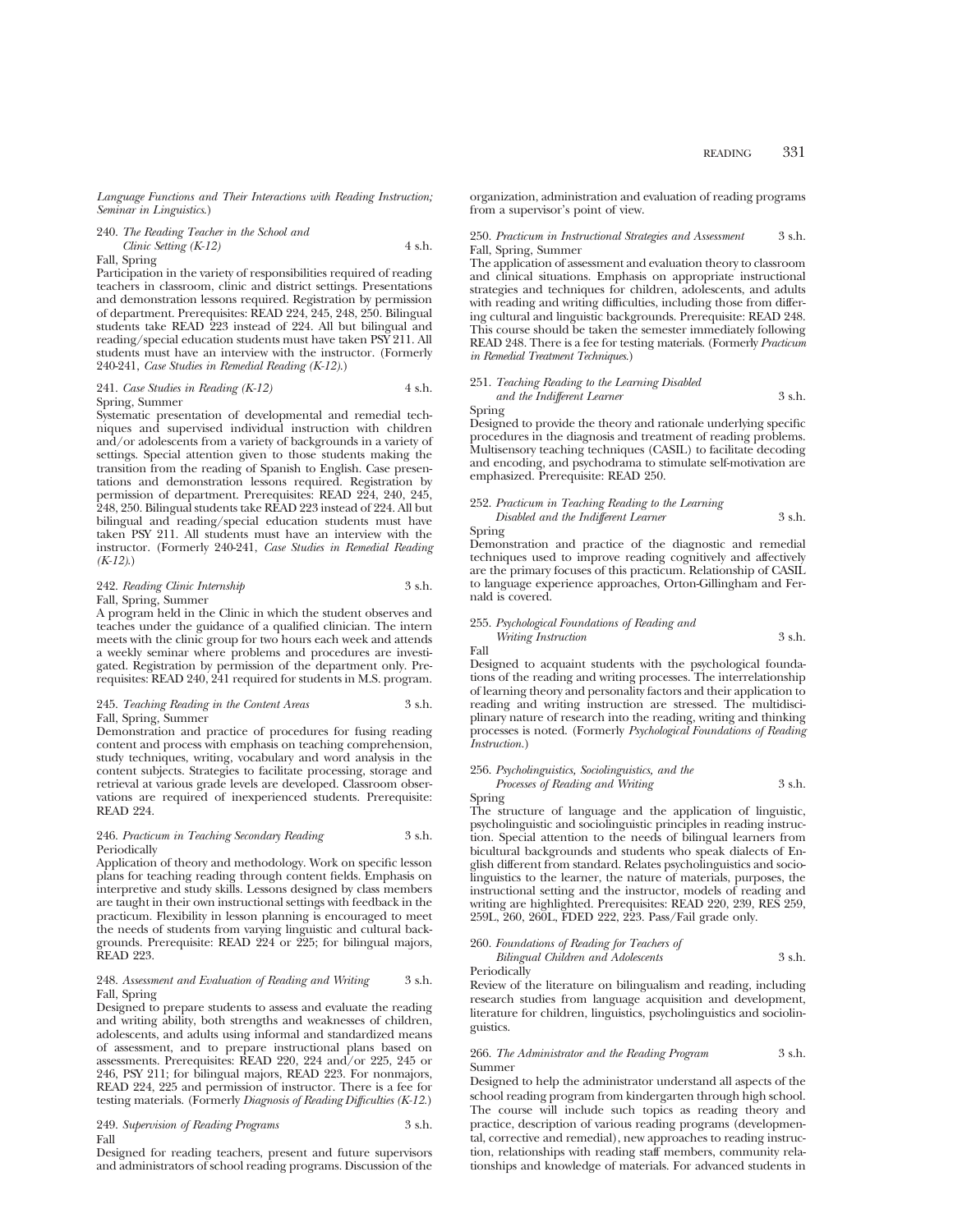*Language Functions and Their Interactions with Reading Instruction; Seminar in Linguistics.*)

240. *The Reading Teacher in the School and Clinic Setting (K-12)* 4 s.h.
Fall, Spring
Participation in the variety of responsibilities required of reading teachers in classroom, clinic and district settings. Presentations and demonstration lessons required. Registration by permission of department. Prerequisites: READ 224, 245, 248, 250. Bilingual students take READ 223 instead of 224. All but bilingual and reading/special education students must have taken PSY 211. All students must have an interview with the instructor. (Formerly 240-241, *Case Studies in Remedial Reading (K-12).*)

241. *Case Studies in Reading (K-12)* 4 s.h.
Spring, Summer
Systematic presentation of developmental and remedial techniques and supervised individual instruction with children and/or adolescents from a variety of backgrounds in a variety of settings. Special attention given to those students making the transition from the reading of Spanish to English. Case presentations and demonstration lessons required. Registration by permission of department. Prerequisites: READ 224, 240, 245, 248, 250. Bilingual students take READ 223 instead of 224. All but bilingual and reading/special education students must have taken PSY 211. All students must have an interview with the instructor. (Formerly 240-241, *Case Studies in Remedial Reading (K-12).*)

242. *Reading Clinic Internship* 3 s.h.
Fall, Spring, Summer
A program held in the Clinic in which the student observes and teaches under the guidance of a qualified clinician. The intern meets with the clinic group for two hours each week and attends a weekly seminar where problems and procedures are investigated. Registration by permission of the department only. Prerequisites: READ 240, 241 required for students in M.S. program.

245. *Teaching Reading in the Content Areas* 3 s.h.
Fall, Spring, Summer
Demonstration and practice of procedures for fusing reading content and process with emphasis on teaching comprehension, study techniques, writing, vocabulary and word analysis in the content subjects. Strategies to facilitate processing, storage and retrieval at various grade levels are developed. Classroom observations are required of inexperienced students. Prerequisite: READ 224.

246. *Practicum in Teaching Secondary Reading* 3 s.h.
Periodically
Application of theory and methodology. Work on specific lesson plans for teaching reading through content fields. Emphasis on interpretive and study skills. Lessons designed by class members are taught in their own instructional settings with feedback in the practicum. Flexibility in lesson planning is encouraged to meet the needs of students from varying linguistic and cultural backgrounds. Prerequisite: READ 224 or 225; for bilingual majors, READ 223.

248. *Assessment and Evaluation of Reading and Writing* 3 s.h.
Fall, Spring
Designed to prepare students to assess and evaluate the reading and writing ability, both strengths and weaknesses of children, adolescents, and adults using informal and standardized means of assessment, and to prepare instructional plans based on assessments. Prerequisites: READ 220, 224 and/or 225, 245 or 246, PSY 211; for bilingual majors, READ 223. For nonmajors, READ 224, 225 and permission of instructor. There is a fee for testing materials. (Formerly *Diagnosis of Reading Difficulties (K-12.*)

249. *Supervision of Reading Programs* 3 s.h.
Fall
Designed for reading teachers, present and future supervisors and administrators of school reading programs. Discussion of the organization, administration and evaluation of reading programs from a supervisor's point of view.

250. *Practicum in Instructional Strategies and Assessment* 3 s.h.
Fall, Spring, Summer
The application of assessment and evaluation theory to classroom and clinical situations. Emphasis on appropriate instructional strategies and techniques for children, adolescents, and adults with reading and writing difficulties, including those from differing cultural and linguistic backgrounds. Prerequisite: READ 248. This course should be taken the semester immediately following READ 248. There is a fee for testing materials. (Formerly *Practicum in Remedial Treatment Techniques.*)

251. *Teaching Reading to the Learning Disabled and the Indifferent Learner* 3 s.h.
Spring
Designed to provide the theory and rationale underlying specific procedures in the diagnosis and treatment of reading problems. Multisensory teaching techniques (CASIL) to facilitate decoding and encoding, and psychodrama to stimulate self-motivation are emphasized. Prerequisite: READ 250.

252. *Practicum in Teaching Reading to the Learning Disabled and the Indifferent Learner* 3 s.h.
Spring
Demonstration and practice of the diagnostic and remedial techniques used to improve reading cognitively and affectively are the primary focuses of this practicum. Relationship of CASIL to language experience approaches, Orton-Gillingham and Fernald is covered.

255. *Psychological Foundations of Reading and Writing Instruction* 3 s.h.
Fall
Designed to acquaint students with the psychological foundations of the reading and writing processes. The interrelationship of learning theory and personality factors and their application to reading and writing instruction are stressed. The multidisciplinary nature of research into the reading, writing and thinking processes is noted. (Formerly *Psychological Foundations of Reading Instruction.*)

256. *Psycholinguistics, Sociolinguistics, and the Processes of Reading and Writing* 3 s.h.
Spring
The structure of language and the application of linguistic, psycholinguistic and sociolinguistic principles in reading instruction. Special attention to the needs of bilingual learners from bicultural backgrounds and students who speak dialects of English different from standard. Relates psycholinguistics and sociolinguistics to the learner, the nature of materials, purposes, the instructional setting and the instructor, models of reading and writing are highlighted. Prerequisites: READ 220, 239, RES 259, 259L, 260, 260L, FDED 222, 223. Pass/Fail grade only.

260. *Foundations of Reading for Teachers of Bilingual Children and Adolescents* 3 s.h.
Periodically
Review of the literature on bilingualism and reading, including research studies from language acquisition and development, literature for children, linguistics, psycholinguistics and sociolinguistics.

266. *The Administrator and the Reading Program* 3 s.h.
Summer
Designed to help the administrator understand all aspects of the school reading program from kindergarten through high school. The course will include such topics as reading theory and practice, description of various reading programs (developmental, corrective and remedial), new approaches to reading instruction, relationships with reading staff members, community relationships and knowledge of materials. For advanced students in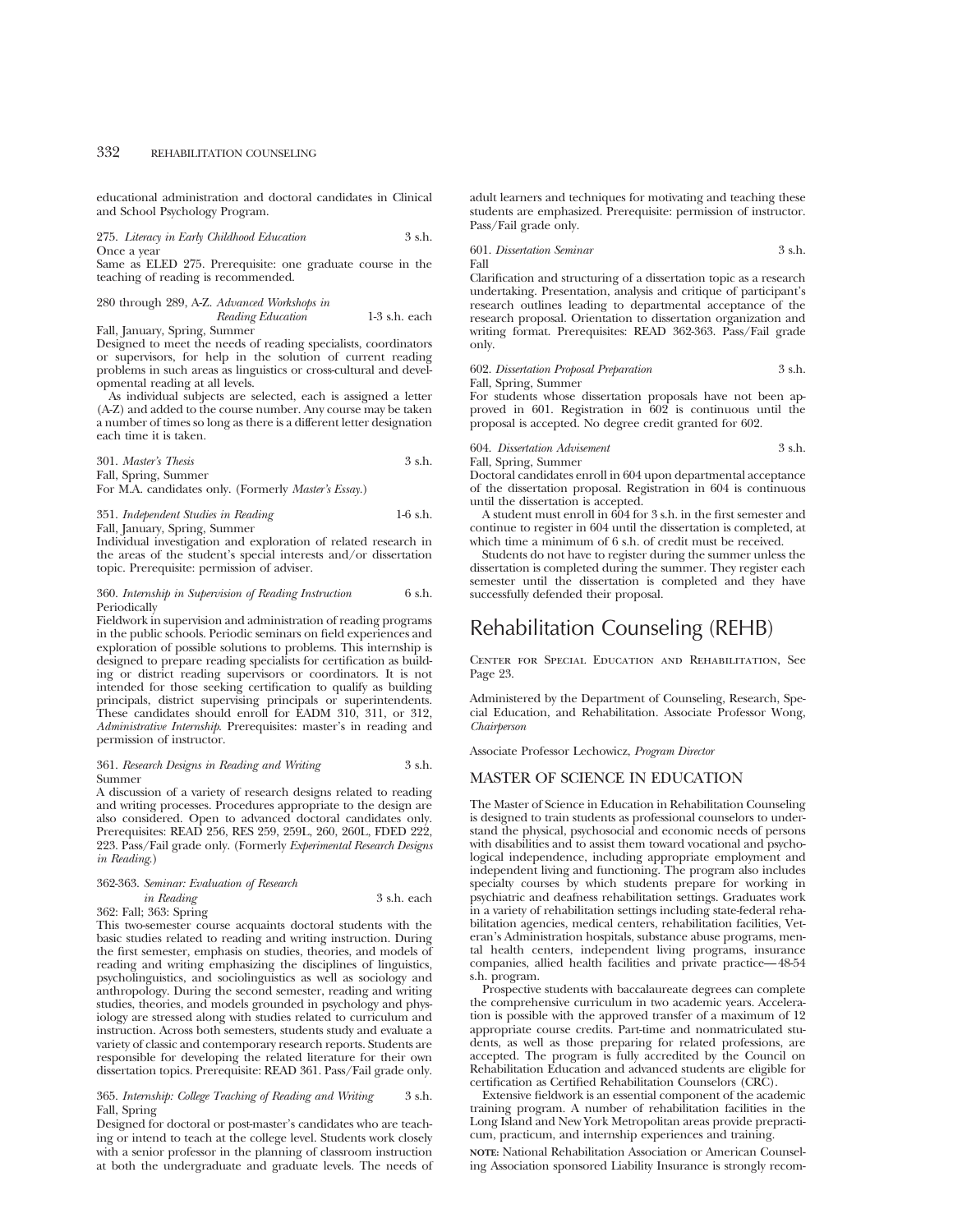educational administration and doctoral candidates in Clinical and School Psychology Program.

275. *Literacy in Early Childhood Education* 3 s.h.
Once a year
Same as ELED 275. Prerequisite: one graduate course in the teaching of reading is recommended.

280 through 289, A-Z. *Advanced Workshops in Reading Education* 1-3 s.h. each
Fall, January, Spring, Summer
Designed to meet the needs of reading specialists, coordinators or supervisors, for help in the solution of current reading problems in such areas as linguistics or cross-cultural and developmental reading at all levels.

As individual subjects are selected, each is assigned a letter (A-Z) and added to the course number. Any course may be taken a number of times so long as there is a different letter designation each time it is taken.

301. *Master's Thesis* 3 s.h.
Fall, Spring, Summer
For M.A. candidates only. (Formerly *Master's Essay.*)

351. *Independent Studies in Reading* 1-6 s.h.
Fall, January, Spring, Summer
Individual investigation and exploration of related research in the areas of the student's special interests and/or dissertation topic. Prerequisite: permission of adviser.

360. *Internship in Supervision of Reading Instruction* 6 s.h.
Periodically
Fieldwork in supervision and administration of reading programs in the public schools. Periodic seminars on field experiences and exploration of possible solutions to problems. This internship is designed to prepare reading specialists for certification as building or district reading supervisors or coordinators. It is not intended for those seeking certification to qualify as building principals, district supervising principals or superintendents. These candidates should enroll for EADM 310, 311, or 312, *Administrative Internship*. Prerequisites: master's in reading and permission of instructor.

361. *Research Designs in Reading and Writing* 3 s.h.
Summer
A discussion of a variety of research designs related to reading and writing processes. Procedures appropriate to the design are also considered. Open to advanced doctoral candidates only. Prerequisites: READ 256, RES 259, 259L, 260, 260L, FDED 222, 223. Pass/Fail grade only. (Formerly *Experimental Research Designs in Reading.*)

362-363. *Seminar: Evaluation of Research in Reading* 3 s.h. each
362: Fall; 363: Spring
This two-semester course acquaints doctoral students with the basic studies related to reading and writing instruction. During the first semester, emphasis on studies, theories, and models of reading and writing emphasizing the disciplines of linguistics, psycholinguistics, and sociolinguistics as well as sociology and anthropology. During the second semester, reading and writing studies, theories, and models grounded in psychology and physiology are stressed along with studies related to curriculum and instruction. Across both semesters, students study and evaluate a variety of classic and contemporary research reports. Students are responsible for developing the related literature for their own dissertation topics. Prerequisite: READ 361. Pass/Fail grade only.

365. *Internship: College Teaching of Reading and Writing* 3 s.h.
Fall, Spring
Designed for doctoral or post-master's candidates who are teaching or intend to teach at the college level. Students work closely with a senior professor in the planning of classroom instruction at both the undergraduate and graduate levels. The needs of adult learners and techniques for motivating and teaching these students are emphasized. Prerequisite: permission of instructor. Pass/Fail grade only.

601. *Dissertation Seminar* 3 s.h.
Fall
Clarification and structuring of a dissertation topic as a research undertaking. Presentation, analysis and critique of participant's research outlines leading to departmental acceptance of the research proposal. Orientation to dissertation organization and writing format. Prerequisites: READ 362-363. Pass/Fail grade only.

602. *Dissertation Proposal Preparation* 3 s.h.
Fall, Spring, Summer
For students whose dissertation proposals have not been approved in 601. Registration in 602 is continuous until the proposal is accepted. No degree credit granted for 602.

604. *Dissertation Advisement* 3 s.h.
Fall, Spring, Summer
Doctoral candidates enroll in 604 upon departmental acceptance of the dissertation proposal. Registration in 604 is continuous until the dissertation is accepted.

A student must enroll in 604 for 3 s.h. in the first semester and continue to register in 604 until the dissertation is completed, at which time a minimum of 6 s.h. of credit must be received.

Students do not have to register during the summer unless the dissertation is completed during the summer. They register each semester until the dissertation is completed and they have successfully defended their proposal.

# Rehabilitation Counseling (REHB)

Center for Special Education and Rehabilitation, See Page 23.

Administered by the Department of Counseling, Research, Special Education, and Rehabilitation. Associate Professor Wong, *Chairperson*

Associate Professor Lechowicz, *Program Director*

## MASTER OF SCIENCE IN EDUCATION

The Master of Science in Education in Rehabilitation Counseling is designed to train students as professional counselors to understand the physical, psychosocial and economic needs of persons with disabilities and to assist them toward vocational and psychological independence, including appropriate employment and independent living and functioning. The program also includes specialty courses by which students prepare for working in psychiatric and deafness rehabilitation settings. Graduates work in a variety of rehabilitation settings including state-federal rehabilitation agencies, medical centers, rehabilitation facilities, Veteran's Administration hospitals, substance abuse programs, mental health centers, independent living programs, insurance companies, allied health facilities and private practice—48-54 s.h. program.

Prospective students with baccalaureate degrees can complete the comprehensive curriculum in two academic years. Acceleration is possible with the approved transfer of a maximum of 12 appropriate course credits. Part-time and nonmatriculated students, as well as those preparing for related professions, are accepted. The program is fully accredited by the Council on Rehabilitation Education and advanced students are eligible for certification as Certified Rehabilitation Counselors (CRC).

Extensive fieldwork is an essential component of the academic training program. A number of rehabilitation facilities in the Long Island and New York Metropolitan areas provide prepracticum, practicum, and internship experiences and training.

**note:** National Rehabilitation Association or American Counseling Association sponsored Liability Insurance is strongly recom-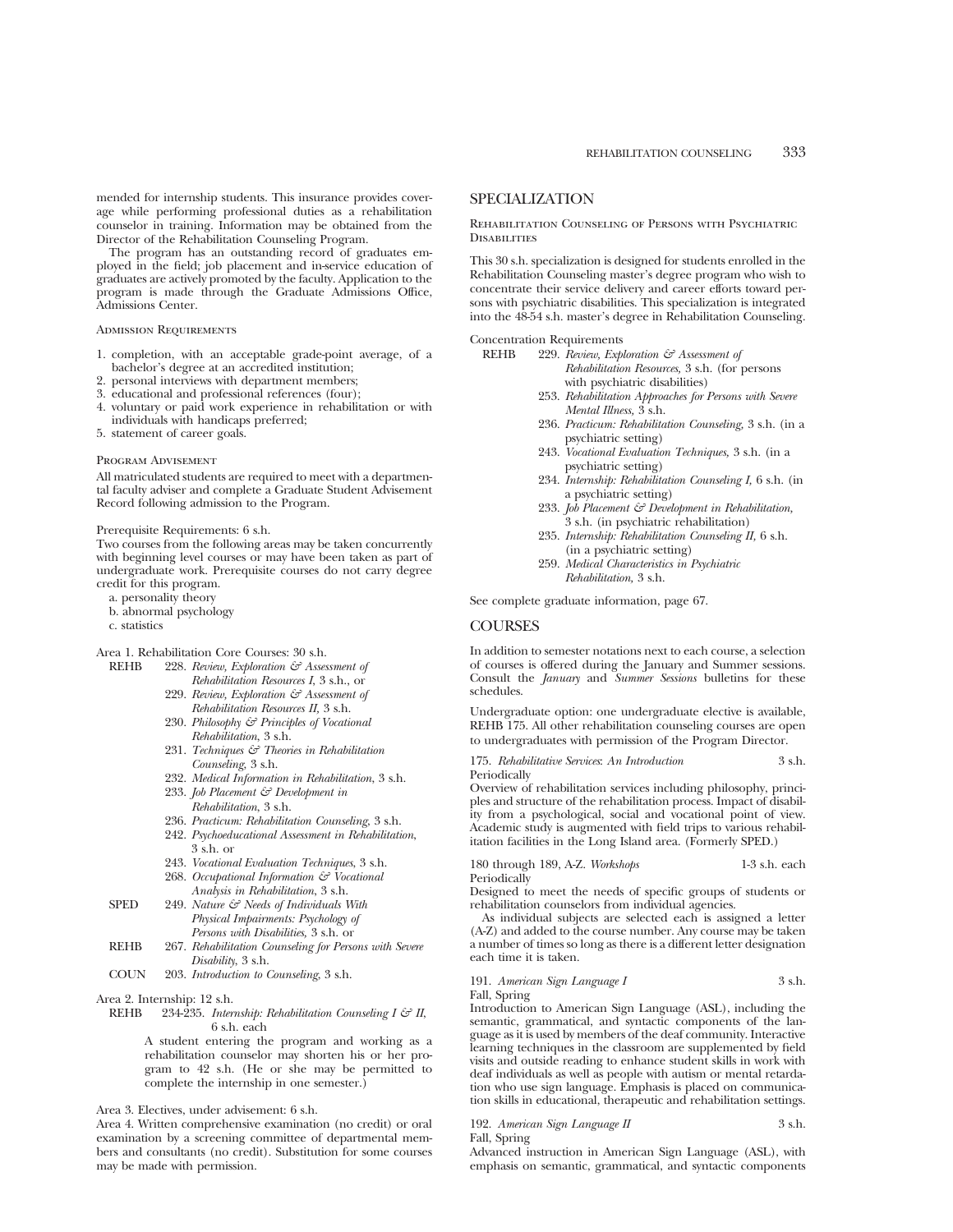mended for internship students. This insurance provides coverage while performing professional duties as a rehabilitation counselor in training. Information may be obtained from the Director of the Rehabilitation Counseling Program.

The program has an outstanding record of graduates employed in the field; job placement and in-service education of graduates are actively promoted by the faculty. Application to the program is made through the Graduate Admissions Office, Admissions Center.

#### Admission Requirements

1. completion, with an acceptable grade-point average, of a bachelor's degree at an accredited institution;
2. personal interviews with department members;
3. educational and professional references (four);
4. voluntary or paid work experience in rehabilitation or with individuals with handicaps preferred;
5. statement of career goals.

#### Program Advisement

All matriculated students are required to meet with a departmental faculty adviser and complete a Graduate Student Advisement Record following admission to the Program.

Prerequisite Requirements: 6 s.h.

Two courses from the following areas may be taken concurrently with beginning level courses or may have been taken as part of undergraduate work. Prerequisite courses do not carry degree credit for this program.

a. personality theory
b. abnormal psychology
c. statistics

Area 1. Rehabilitation Core Courses: 30 s.h.

REHB 228. *Review, Exploration & Assessment of Rehabilitation Resources I,* 3 s.h., or
229. *Review, Exploration & Assessment of Rehabilitation Resources II,* 3 s.h.
230. *Philosophy & Principles of Vocational Rehabilitation*, 3 s.h.
231. *Techniques & Theories in Rehabilitation Counseling,* 3 s.h.
232. *Medical Information in Rehabilitation*, 3 s.h.
233. *Job Placement & Development in Rehabilitation*, 3 s.h.
236. *Practicum: Rehabilitation Counseling,* 3 s.h.
242. *Psychoeducational Assessment in Rehabilitation*, 3 s.h. or
243. *Vocational Evaluation Techniques*, 3 s.h.
268. *Occupational Information & Vocational Analysis in Rehabilitation*, 3 s.h.

SPED 249. *Nature & Needs of Individuals With Physical Impairments: Psychology of Persons with Disabilities,* 3 s.h. or

REHB 267. *Rehabilitation Counseling for Persons with Severe Disability,* 3 s.h.

COUN 203. *Introduction to Counseling,* 3 s.h.

Area 2. Internship: 12 s.h.

REHB 234-235. *Internship: Rehabilitation Counseling I & II,* 6 s.h. each

A student entering the program and working as a rehabilitation counselor may shorten his or her program to 42 s.h. (He or she may be permitted to complete the internship in one semester.)

Area 3. Electives, under advisement: 6 s.h.

Area 4. Written comprehensive examination (no credit) or oral examination by a screening committee of departmental members and consultants (no credit). Substitution for some courses may be made with permission.

## SPECIALIZATION

### Rehabilitation Counseling of Persons with Psychiatric Disabilities

This 30 s.h. specialization is designed for students enrolled in the Rehabilitation Counseling master's degree program who wish to concentrate their service delivery and career efforts toward persons with psychiatric disabilities. This specialization is integrated into the 48-54 s.h. master's degree in Rehabilitation Counseling.

Concentration Requirements

REHB 229. *Review, Exploration & Assessment of Rehabilitation Resources,* 3 s.h. (for persons with psychiatric disabilities)
253. *Rehabilitation Approaches for Persons with Severe Mental Illness,* 3 s.h.
236. *Practicum: Rehabilitation Counseling,* 3 s.h. (in a psychiatric setting)
243. *Vocational Evaluation Techniques,* 3 s.h. (in a psychiatric setting)
234. *Internship: Rehabilitation Counseling I,* 6 s.h. (in a psychiatric setting)
233. *Job Placement & Development in Rehabilitation,* 3 s.h. (in psychiatric rehabilitation)
235. *Internship: Rehabilitation Counseling II,* 6 s.h. (in a psychiatric setting)
259. *Medical Characteristics in Psychiatric Rehabilitation,* 3 s.h.

See complete graduate information, page 67.

## COURSES

In addition to semester notations next to each course, a selection of courses is offered during the January and Summer sessions. Consult the *January* and *Summer Sessions* bulletins for these schedules.

Undergraduate option: one undergraduate elective is available, REHB 175. All other rehabilitation counseling courses are open to undergraduates with permission of the Program Director.

175. *Rehabilitative Services: An Introduction* 3 s.h.
Periodically

Overview of rehabilitation services including philosophy, principles and structure of the rehabilitation process. Impact of disability from a psychological, social and vocational point of view. Academic study is augmented with field trips to various rehabilitation facilities in the Long Island area. (Formerly SPED.)

180 through 189, A-Z. *Workshops* 1-3 s.h. each
Periodically

Designed to meet the needs of specific groups of students or rehabilitation counselors from individual agencies.

As individual subjects are selected each is assigned a letter (A-Z) and added to the course number. Any course may be taken a number of times so long as there is a different letter designation each time it is taken.

191. *American Sign Language I* 3 s.h.
Fall, Spring

Introduction to American Sign Language (ASL), including the semantic, grammatical, and syntactic components of the language as it is used by members of the deaf community. Interactive learning techniques in the classroom are supplemented by field visits and outside reading to enhance student skills in work with deaf individuals as well as people with autism or mental retardation who use sign language. Emphasis is placed on communication skills in educational, therapeutic and rehabilitation settings.

192. *American Sign Language II* 3 s.h.
Fall, Spring

Advanced instruction in American Sign Language (ASL), with emphasis on semantic, grammatical, and syntactic components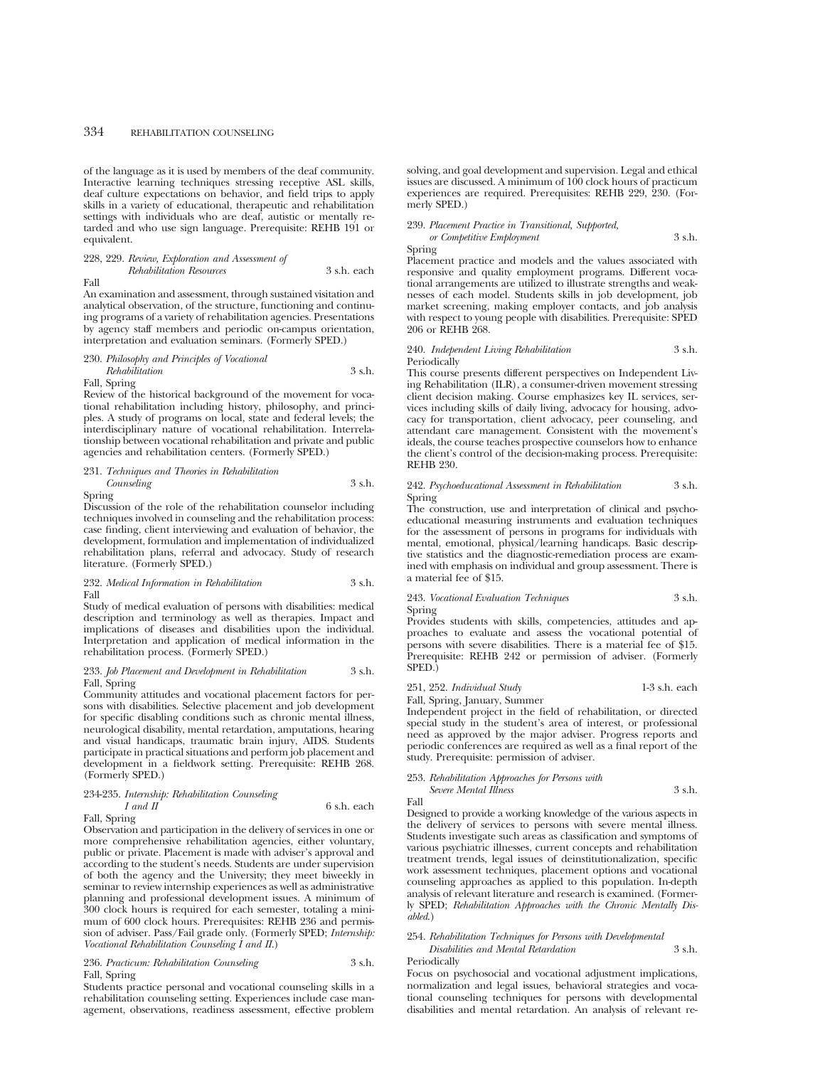of the language as it is used by members of the deaf community. Interactive learning techniques stressing receptive ASL skills, deaf culture expectations on behavior, and field trips to apply skills in a variety of educational, therapeutic and rehabilitation settings with individuals who are deaf, autistic or mentally retarded and who use sign language. Prerequisite: REHB 191 or equivalent.

228, 229. *Review, Exploration and Assessment of Rehabilitation Resources* 3 s.h. each
Fall
An examination and assessment, through sustained visitation and analytical observation, of the structure, functioning and continuing programs of a variety of rehabilitation agencies. Presentations by agency staff members and periodic on-campus orientation, interpretation and evaluation seminars. (Formerly SPED.)

230. *Philosophy and Principles of Vocational Rehabilitation* 3 s.h.
Fall, Spring
Review of the historical background of the movement for vocational rehabilitation including history, philosophy, and principles. A study of programs on local, state and federal levels; the interdisciplinary nature of vocational rehabilitation. Interrelationship between vocational rehabilitation and private and public agencies and rehabilitation centers. (Formerly SPED.)

231. *Techniques and Theories in Rehabilitation Counseling* 3 s.h.
Spring
Discussion of the role of the rehabilitation counselor including techniques involved in counseling and the rehabilitation process: case finding, client interviewing and evaluation of behavior, the development, formulation and implementation of individualized rehabilitation plans, referral and advocacy. Study of research literature. (Formerly SPED.)

232. *Medical Information in Rehabilitation* 3 s.h.
Fall
Study of medical evaluation of persons with disabilities: medical description and terminology as well as therapies. Impact and implications of diseases and disabilities upon the individual. Interpretation and application of medical information in the rehabilitation process. (Formerly SPED.)

233. *Job Placement and Development in Rehabilitation* 3 s.h.
Fall, Spring
Community attitudes and vocational placement factors for persons with disabilities. Selective placement and job development for specific disabling conditions such as chronic mental illness, neurological disability, mental retardation, amputations, hearing and visual handicaps, traumatic brain injury, AIDS. Students participate in practical situations and perform job placement and development in a fieldwork setting. Prerequisite: REHB 268. (Formerly SPED.)

234-235. *Internship: Rehabilitation Counseling I and II* 6 s.h. each
Fall, Spring
Observation and participation in the delivery of services in one or more comprehensive rehabilitation agencies, either voluntary, public or private. Placement is made with adviser's approval and according to the student's needs. Students are under supervision of both the agency and the University; they meet biweekly in seminar to review internship experiences as well as administrative planning and professional development issues. A minimum of 300 clock hours is required for each semester, totaling a minimum of 600 clock hours. Prerequisites: REHB 236 and permission of adviser. Pass/Fail grade only. (Formerly SPED; *Internship: Vocational Rehabilitation Counseling I and II.*)

236. *Practicum: Rehabilitation Counseling* 3 s.h.
Fall, Spring
Students practice personal and vocational counseling skills in a rehabilitation counseling setting. Experiences include case management, observations, readiness assessment, effective problem solving, and goal development and supervision. Legal and ethical issues are discussed. A minimum of 100 clock hours of practicum experiences are required. Prerequisites: REHB 229, 230. (Formerly SPED.)

239. *Placement Practice in Transitional, Supported, or Competitive Employment* 3 s.h.
Spring
Placement practice and models and the values associated with responsive and quality employment programs. Different vocational arrangements are utilized to illustrate strengths and weaknesses of each model. Students skills in job development, job market screening, making employer contacts, and job analysis with respect to young people with disabilities. Prerequisite: SPED 206 or REHB 268.

240. *Independent Living Rehabilitation* 3 s.h.
Periodically
This course presents different perspectives on Independent Living Rehabilitation (ILR), a consumer-driven movement stressing client decision making. Course emphasizes key IL services, services including skills of daily living, advocacy for housing, advocacy for transportation, client advocacy, peer counseling, and attendant care management. Consistent with the movement's ideals, the course teaches prospective counselors how to enhance the client's control of the decision-making process. Prerequisite: REHB 230.

242. *Psychoeducational Assessment in Rehabilitation* 3 s.h.
Spring
The construction, use and interpretation of clinical and psychoeducational measuring instruments and evaluation techniques for the assessment of persons in programs for individuals with mental, emotional, physical/learning handicaps. Basic descriptive statistics and the diagnostic-remediation process are examined with emphasis on individual and group assessment. There is a material fee of $15.

243. *Vocational Evaluation Techniques* 3 s.h.
Spring
Provides students with skills, competencies, attitudes and approaches to evaluate and assess the vocational potential of persons with severe disabilities. There is a material fee of $15. Prerequisite: REHB 242 or permission of adviser. (Formerly SPED.)

251, 252. *Individual Study* 1-3 s.h. each
Fall, Spring, January, Summer
Independent project in the field of rehabilitation, or directed special study in the student's area of interest, or professional need as approved by the major adviser. Progress reports and periodic conferences are required as well as a final report of the study. Prerequisite: permission of adviser.

253. *Rehabilitation Approaches for Persons with Severe Mental Illness* 3 s.h.
Fall
Designed to provide a working knowledge of the various aspects in the delivery of services to persons with severe mental illness. Students investigate such areas as classification and symptoms of various psychiatric illnesses, current concepts and rehabilitation treatment trends, legal issues of deinstitutionalization, specific work assessment techniques, placement options and vocational counseling approaches as applied to this population. In-depth analysis of relevant literature and research is examined. (Formerly SPED; *Rehabilitation Approaches with the Chronic Mentally Disabled.*)

254. *Rehabilitation Techniques for Persons with Developmental Disabilities and Mental Retardation* 3 s.h.
Periodically
Focus on psychosocial and vocational adjustment implications, normalization and legal issues, behavioral strategies and vocational counseling techniques for persons with developmental disabilities and mental retardation. An analysis of relevant re-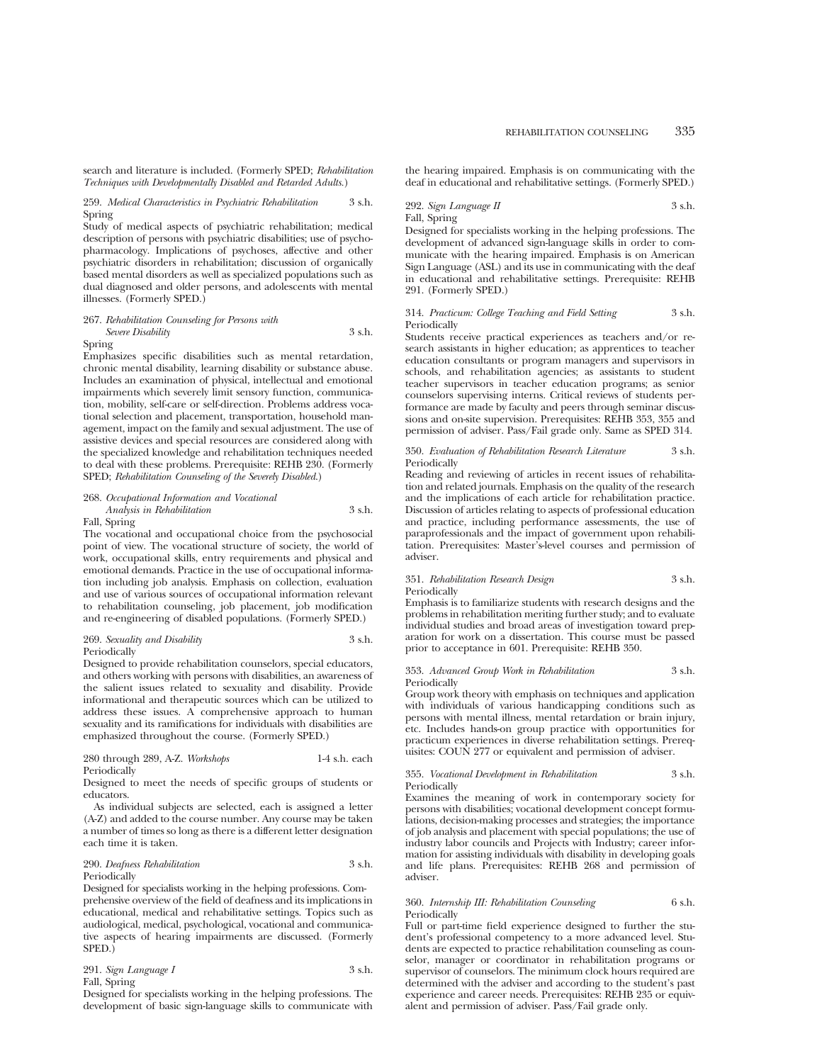search and literature is included. (Formerly SPED; *Rehabilitation Techniques with Developmentally Disabled and Retarded Adults.*)

259. *Medical Characteristics in Psychiatric Rehabilitation* 3 s.h.
Spring

Study of medical aspects of psychiatric rehabilitation; medical description of persons with psychiatric disabilities; use of psychopharmacology. Implications of psychoses, affective and other psychiatric disorders in rehabilitation; discussion of organically based mental disorders as well as specialized populations such as dual diagnosed and older persons, and adolescents with mental illnesses. (Formerly SPED.)

267. *Rehabilitation Counseling for Persons with Severe Disability* 3 s.h.
Spring

Emphasizes specific disabilities such as mental retardation, chronic mental disability, learning disability or substance abuse. Includes an examination of physical, intellectual and emotional impairments which severely limit sensory function, communication, mobility, self-care or self-direction. Problems address vocational selection and placement, transportation, household management, impact on the family and sexual adjustment. The use of assistive devices and special resources are considered along with the specialized knowledge and rehabilitation techniques needed to deal with these problems. Prerequisite: REHB 230. (Formerly SPED; *Rehabilitation Counseling of the Severely Disabled.*)

268. *Occupational Information and Vocational Analysis in Rehabilitation* 3 s.h.
Fall, Spring

The vocational and occupational choice from the psychosocial point of view. The vocational structure of society, the world of work, occupational skills, entry requirements and physical and emotional demands. Practice in the use of occupational information including job analysis. Emphasis on collection, evaluation and use of various sources of occupational information relevant to rehabilitation counseling, job placement, job modification and re-engineering of disabled populations. (Formerly SPED.)

269. *Sexuality and Disability* 3 s.h.
Periodically

Designed to provide rehabilitation counselors, special educators, and others working with persons with disabilities, an awareness of the salient issues related to sexuality and disability. Provide informational and therapeutic sources which can be utilized to address these issues. A comprehensive approach to human sexuality and its ramifications for individuals with disabilities are emphasized throughout the course. (Formerly SPED.)

280 through 289, A-Z. *Workshops* 1-4 s.h. each
Periodically

Designed to meet the needs of specific groups of students or educators.

As individual subjects are selected, each is assigned a letter (A-Z) and added to the course number. Any course may be taken a number of times so long as there is a different letter designation each time it is taken.

290. *Deafness Rehabilitation* 3 s.h.
Periodically

Designed for specialists working in the helping professions. Comprehensive overview of the field of deafness and its implications in educational, medical and rehabilitative settings. Topics such as audiological, medical, psychological, vocational and communicative aspects of hearing impairments are discussed. (Formerly SPED.)

291. *Sign Language I* 3 s.h.
Fall, Spring

Designed for specialists working in the helping professions. The development of basic sign-language skills to communicate with the hearing impaired. Emphasis is on communicating with the deaf in educational and rehabilitative settings. (Formerly SPED.)

292. *Sign Language II* 3 s.h.
Fall, Spring

Designed for specialists working in the helping professions. The development of advanced sign-language skills in order to communicate with the hearing impaired. Emphasis is on American Sign Language (ASL) and its use in communicating with the deaf in educational and rehabilitative settings. Prerequisite: REHB 291. (Formerly SPED.)

314. *Practicum: College Teaching and Field Setting* 3 s.h.
Periodically

Students receive practical experiences as teachers and/or research assistants in higher education; as apprentices to teacher education consultants or program managers and supervisors in schools, and rehabilitation agencies; as assistants to student teacher supervisors in teacher education programs; as senior counselors supervising interns. Critical reviews of students performance are made by faculty and peers through seminar discussions and on-site supervision. Prerequisites: REHB 353, 355 and permission of adviser. Pass/Fail grade only. Same as SPED 314.

350. *Evaluation of Rehabilitation Research Literature* 3 s.h.
Periodically

Reading and reviewing of articles in recent issues of rehabilitation and related journals. Emphasis on the quality of the research and the implications of each article for rehabilitation practice. Discussion of articles relating to aspects of professional education and practice, including performance assessments, the use of paraprofessionals and the impact of government upon rehabilitation. Prerequisites: Master's-level courses and permission of adviser.

351. *Rehabilitation Research Design* 3 s.h.
Periodically

Emphasis is to familiarize students with research designs and the problems in rehabilitation meriting further study; and to evaluate individual studies and broad areas of investigation toward preparation for work on a dissertation. This course must be passed prior to acceptance in 601. Prerequisite: REHB 350.

353. *Advanced Group Work in Rehabilitation* 3 s.h.
Periodically

Group work theory with emphasis on techniques and application with individuals of various handicapping conditions such as persons with mental illness, mental retardation or brain injury, etc. Includes hands-on group practice with opportunities for practicum experiences in diverse rehabilitation settings. Prerequisites: COUN 277 or equivalent and permission of adviser.

355. *Vocational Development in Rehabilitation* 3 s.h.
Periodically

Examines the meaning of work in contemporary society for persons with disabilities; vocational development concept formulations, decision-making processes and strategies; the importance of job analysis and placement with special populations; the use of industry labor councils and Projects with Industry; career information for assisting individuals with disability in developing goals and life plans. Prerequisites: REHB 268 and permission of adviser.

360. *Internship III: Rehabilitation Counseling* 6 s.h.
Periodically

Full or part-time field experience designed to further the student's professional competency to a more advanced level. Students are expected to practice rehabilitation counseling as counselor, manager or coordinator in rehabilitation programs or supervisor of counselors. The minimum clock hours required are determined with the adviser and according to the student's past experience and career needs. Prerequisites: REHB 235 or equivalent and permission of adviser. Pass/Fail grade only.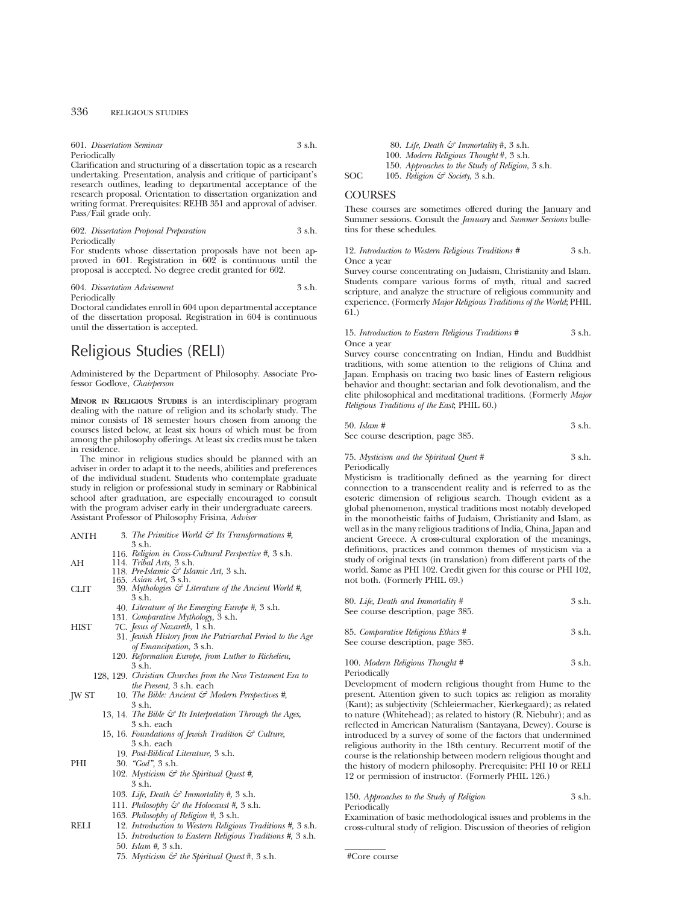601. *Dissertation Seminar* 3 s.h.
Periodically
Clarification and structuring of a dissertation topic as a research undertaking. Presentation, analysis and critique of participant's research outlines, leading to departmental acceptance of the research proposal. Orientation to dissertation organization and writing format. Prerequisites: REHB 351 and approval of adviser. Pass/Fail grade only.

602. *Dissertation Proposal Preparation* 3 s.h.
Periodically
For students whose dissertation proposals have not been approved in 601. Registration in 602 is continuous until the proposal is accepted. No degree credit granted for 602.

604. *Dissertation Advisement* 3 s.h.
Periodically
Doctoral candidates enroll in 604 upon departmental acceptance of the dissertation proposal. Registration in 604 is continuous until the dissertation is accepted.

# Religious Studies (RELI)

Administered by the Department of Philosophy. Associate Professor Godlove, *Chairperson*

**MINOR IN RELIGIOUS STUDIES** is an interdisciplinary program dealing with the nature of religion and its scholarly study. The minor consists of 18 semester hours chosen from among the courses listed below, at least six hours of which must be from among the philosophy offerings. At least six credits must be taken in residence.

The minor in religious studies should be planned with an adviser in order to adapt it to the needs, abilities and preferences of the individual student. Students who contemplate graduate study in religion or professional study in seminary or Rabbinical school after graduation, are especially encouraged to consult with the program adviser early in their undergraduate careers. Assistant Professor of Philosophy Frisina, *Adviser*

| | |
|---|---|
| ANTH | 3. *The Primitive World & Its Transformations #,* 3 s.h. |
| | 116. *Religion in Cross-Cultural Perspective #,* 3 s.h. |
| AH | 114. *Tribal Arts,* 3 s.h. |
| | 118. *Pre-Islamic & Islamic Art,* 3 s.h. |
| | 165. *Asian Art,* 3 s.h. |
| CLIT | 39. *Mythologies & Literature of the Ancient World #,* 3 s.h. |
| | 40. *Literature of the Emerging Europe #,* 3 s.h. |
| | 131. *Comparative Mythology,* 3 s.h. |
| HIST | 7C. *Jesus of Nazareth,* 1 s.h. |
| | 31. *Jewish History from the Patriarchal Period to the Age of Emancipation,* 3 s.h. |
| | 120. *Reformation Europe, from Luther to Richelieu,* 3 s.h. |
| | 128, 129. *Christian Churches from the New Testament Era to the Present,* 3 s.h. each |
| JW ST | 10. *The Bible: Ancient & Modern Perspectives #,* 3 s.h. |
| | 13, 14. *The Bible & Its Interpretation Through the Ages,* 3 s.h. each |
| | 15, 16. *Foundations of Jewish Tradition & Culture,* 3 s.h. each |
| | 19. *Post-Biblical Literature,* 3 s.h. |
| PHI | 30. *"God",* 3 s.h. |
| | 102. *Mysticism & the Spiritual Quest #,* 3 s.h. |
| | 103. *Life, Death & Immortality #,* 3 s.h. |
| | 111. *Philosophy & the Holocaust #,* 3 s.h. |
| | 163. *Philosophy of Religion #,* 3 s.h. |
| RELI | 12. *Introduction to Western Religious Traditions #,* 3 s.h. |
| | 15. *Introduction to Eastern Religious Traditions #,* 3 s.h. |
| | 50. *Islam #,* 3 s.h. |
| | 75. *Mysticism & the Spiritual Quest #,* 3 s.h. |
| | 80. *Life, Death & Immortality #,* 3 s.h. |
| | 100. *Modern Religious Thought #,* 3 s.h. |
| | 150. *Approaches to the Study of Religion,* 3 s.h. |
| SOC | 105. *Religion & Society,* 3 s.h. |

## COURSES

These courses are sometimes offered during the January and Summer sessions. Consult the *January* and *Summer Sessions* bulletins for these schedules.

12. *Introduction to Western Religious Traditions #* 3 s.h.
Once a year
Survey course concentrating on Judaism, Christianity and Islam. Students compare various forms of myth, ritual and sacred scripture, and analyze the structure of religious community and experience. (Formerly *Major Religious Traditions of the World*; PHIL 61.)

15. *Introduction to Eastern Religious Traditions #* 3 s.h.
Once a year
Survey course concentrating on Indian, Hindu and Buddhist traditions, with some attention to the religions of China and Japan. Emphasis on tracing two basic lines of Eastern religious behavior and thought: sectarian and folk devotionalism, and the elite philosophical and meditational traditions. (Formerly *Major Religious Traditions of the East*; PHIL 60.)

50. *Islam #* 3 s.h.
See course description, page 385.

75. *Mysticism and the Spiritual Quest #* 3 s.h.
Periodically
Mysticism is traditionally defined as the yearning for direct connection to a transcendent reality and is referred to as the esoteric dimension of religious search. Though evident as a global phenomenon, mystical traditions most notably developed in the monotheistic faiths of Judaism, Christianity and Islam, as well as in the many religious traditions of India, China, Japan and ancient Greece. A cross-cultural exploration of the meanings, definitions, practices and common themes of mysticism via a study of original texts (in translation) from different parts of the world. Same as PHI 102. Credit given for this course or PHI 102, not both. (Formerly PHIL 69.)

80. *Life, Death and Immortality #* 3 s.h.
See course description, page 385.

85. *Comparative Religious Ethics #* 3 s.h.
See course description, page 385.

100. *Modern Religious Thought #* 3 s.h.
Periodically
Development of modern religious thought from Hume to the present. Attention given to such topics as: religion as morality (Kant); as subjectivity (Schleiermacher, Kierkegaard); as related to nature (Whitehead); as related to history (R. Niebuhr); and as reflected in American Naturalism (Santayana, Dewey). Course is introduced by a survey of some of the factors that undermined religious authority in the 18th century. Recurrent motif of the course is the relationship between modern religious thought and the history of modern philosophy. Prerequisite: PHI 10 or RELI 12 or permission of instructor. (Formerly PHIL 126.)

150. *Approaches to the Study of Religion* 3 s.h.
Periodically
Examination of basic methodological issues and problems in the cross-cultural study of religion. Discussion of theories of religion

#Core course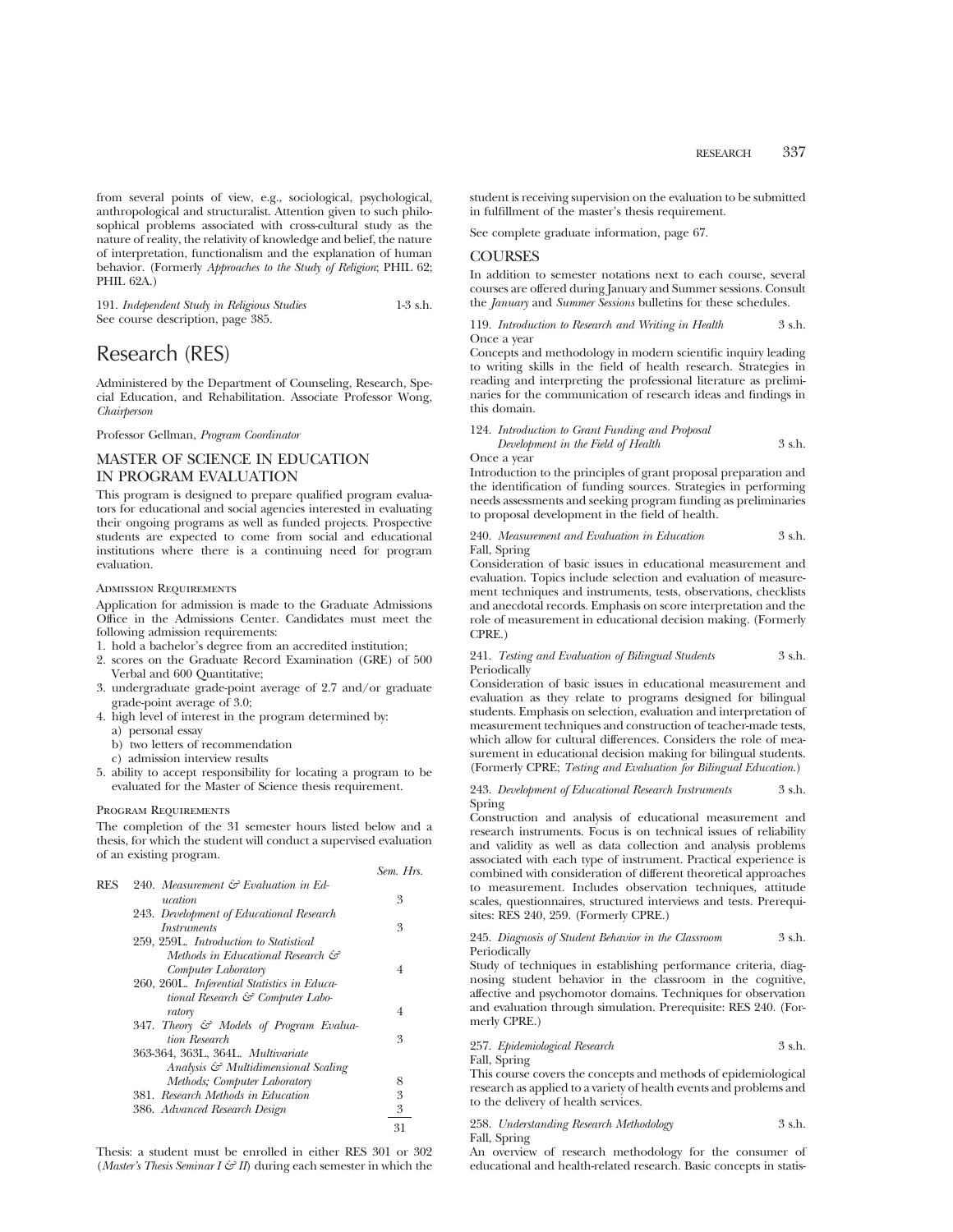from several points of view, e.g., sociological, psychological, anthropological and structuralist. Attention given to such philosophical problems associated with cross-cultural study as the nature of reality, the relativity of knowledge and belief, the nature of interpretation, functionalism and the explanation of human behavior. (Formerly *Approaches to the Study of Religion*; PHIL 62; PHIL 62A.)

191. *Independent Study in Religious Studies* 1-3 s.h.
See course description, page 385.

# Research (RES)

Administered by the Department of Counseling, Research, Special Education, and Rehabilitation. Associate Professor Wong, *Chairperson*

Professor Gellman, *Program Coordinator*

## MASTER OF SCIENCE IN EDUCATION IN PROGRAM EVALUATION

This program is designed to prepare qualified program evaluators for educational and social agencies interested in evaluating their ongoing programs as well as funded projects. Prospective students are expected to come from social and educational institutions where there is a continuing need for program evaluation.

### Admission Requirements

Application for admission is made to the Graduate Admissions Office in the Admissions Center. Candidates must meet the following admission requirements:

1. hold a bachelor's degree from an accredited institution;
2. scores on the Graduate Record Examination (GRE) of 500 Verbal and 600 Quantitative;
3. undergraduate grade-point average of 2.7 and/or graduate grade-point average of 3.0;
4. high level of interest in the program determined by:
   a) personal essay
   b) two letters of recommendation
   c) admission interview results
5. ability to accept responsibility for locating a program to be evaluated for the Master of Science thesis requirement.

### Program Requirements

The completion of the 31 semester hours listed below and a thesis, for which the student will conduct a supervised evaluation of an existing program.

| | | Sem. Hrs. |
|---|---|---|
| RES | 240. *Measurement & Evaluation in Education* | 3 |
| | 243. *Development of Educational Research Instruments* | 3 |
| | 259, 259L. *Introduction to Statistical Methods in Educational Research & Computer Laboratory* | 4 |
| | 260, 260L. *Inferential Statistics in Educational Research & Computer Laboratory* | 4 |
| | 347. *Theory & Models of Program Evaluation Research* | 3 |
| | 363-364, 363L, 364L. *Multivariate Analysis & Multidimensional Scaling Methods; Computer Laboratory* | 8 |
| | 381. *Research Methods in Education* | 3 |
| | 386. *Advanced Research Design* | 3 |
| | | 31 |

Thesis: a student must be enrolled in either RES 301 or 302 (*Master's Thesis Seminar I & II*) during each semester in which the student is receiving supervision on the evaluation to be submitted in fulfillment of the master's thesis requirement.

See complete graduate information, page 67.

## COURSES

In addition to semester notations next to each course, several courses are offered during January and Summer sessions. Consult the *January* and *Summer Sessions* bulletins for these schedules.

119. *Introduction to Research and Writing in Health* 3 s.h.
Once a year
Concepts and methodology in modern scientific inquiry leading to writing skills in the field of health research. Strategies in reading and interpreting the professional literature as preliminaries for the communication of research ideas and findings in this domain.

124. *Introduction to Grant Funding and Proposal Development in the Field of Health* 3 s.h.
Once a year
Introduction to the principles of grant proposal preparation and the identification of funding sources. Strategies in performing needs assessments and seeking program funding as preliminaries to proposal development in the field of health.

240. *Measurement and Evaluation in Education* 3 s.h.
Fall, Spring
Consideration of basic issues in educational measurement and evaluation. Topics include selection and evaluation of measurement techniques and instruments, tests, observations, checklists and anecdotal records. Emphasis on score interpretation and the role of measurement in educational decision making. (Formerly CPRE.)

241. *Testing and Evaluation of Bilingual Students* 3 s.h.
Periodically
Consideration of basic issues in educational measurement and evaluation as they relate to programs designed for bilingual students. Emphasis on selection, evaluation and interpretation of measurement techniques and construction of teacher-made tests, which allow for cultural differences. Considers the role of measurement in educational decision making for bilingual students. (Formerly CPRE; *Testing and Evaluation for Bilingual Education*.)

243. *Development of Educational Research Instruments* 3 s.h.
Spring
Construction and analysis of educational measurement and research instruments. Focus is on technical issues of reliability and validity as well as data collection and analysis problems associated with each type of instrument. Practical experience is combined with consideration of different theoretical approaches to measurement. Includes observation techniques, attitude scales, questionnaires, structured interviews and tests. Prerequisites: RES 240, 259. (Formerly CPRE.)

245. *Diagnosis of Student Behavior in the Classroom* 3 s.h.
Periodically
Study of techniques in establishing performance criteria, diagnosing student behavior in the classroom in the cognitive, affective and psychomotor domains. Techniques for observation and evaluation through simulation. Prerequisite: RES 240. (Formerly CPRE.)

257. *Epidemiological Research* 3 s.h.
Fall, Spring
This course covers the concepts and methods of epidemiological research as applied to a variety of health events and problems and to the delivery of health services.

258. *Understanding Research Methodology* 3 s.h.
Fall, Spring
An overview of research methodology for the consumer of educational and health-related research. Basic concepts in statis-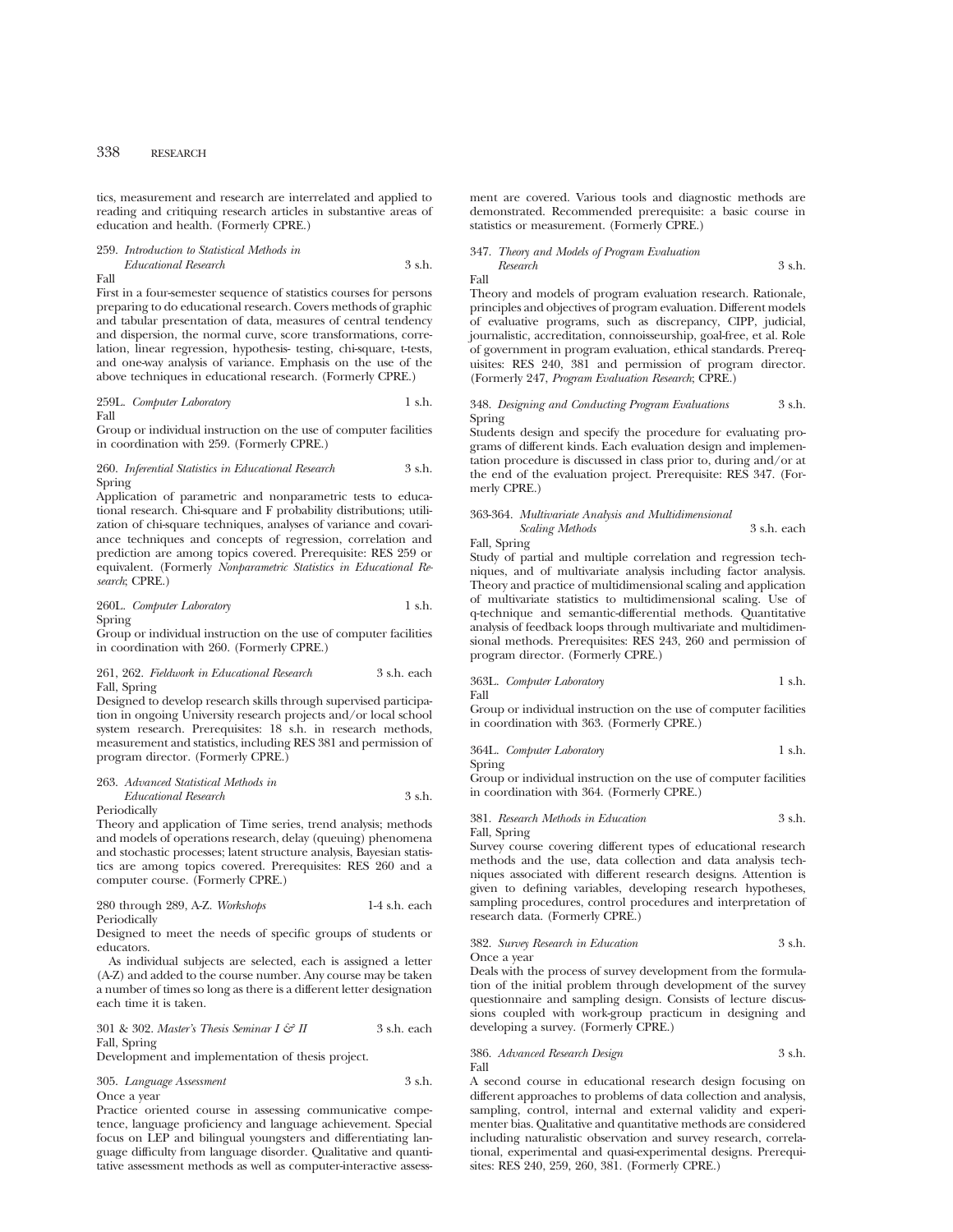tics, measurement and research are interrelated and applied to reading and critiquing research articles in substantive areas of education and health. (Formerly CPRE.)

259. *Introduction to Statistical Methods in Educational Research* 3 s.h.
Fall
First in a four-semester sequence of statistics courses for persons preparing to do educational research. Covers methods of graphic and tabular presentation of data, measures of central tendency and dispersion, the normal curve, score transformations, correlation, linear regression, hypothesis- testing, chi-square, t-tests, and one-way analysis of variance. Emphasis on the use of the above techniques in educational research. (Formerly CPRE.)

259L. *Computer Laboratory* 1 s.h.
Fall
Group or individual instruction on the use of computer facilities in coordination with 259. (Formerly CPRE.)

260. *Inferential Statistics in Educational Research* 3 s.h.
Spring
Application of parametric and nonparametric tests to educational research. Chi-square and F probability distributions; utilization of chi-square techniques, analyses of variance and covariance techniques and concepts of regression, correlation and prediction are among topics covered. Prerequisite: RES 259 or equivalent. (Formerly *Nonparametric Statistics in Educational Research*; CPRE.)

260L. *Computer Laboratory* 1 s.h.
Spring
Group or individual instruction on the use of computer facilities in coordination with 260. (Formerly CPRE.)

261, 262. *Fieldwork in Educational Research* 3 s.h. each
Fall, Spring
Designed to develop research skills through supervised participation in ongoing University research projects and/or local school system research. Prerequisites: 18 s.h. in research methods, measurement and statistics, including RES 381 and permission of program director. (Formerly CPRE.)

263. *Advanced Statistical Methods in Educational Research* 3 s.h.
Periodically
Theory and application of Time series, trend analysis; methods and models of operations research, delay (queuing) phenomena and stochastic processes; latent structure analysis, Bayesian statistics are among topics covered. Prerequisites: RES 260 and a computer course. (Formerly CPRE.)

280 through 289, A-Z. *Workshops* 1-4 s.h. each
Periodically
Designed to meet the needs of specific groups of students or educators.

As individual subjects are selected, each is assigned a letter (A-Z) and added to the course number. Any course may be taken a number of times so long as there is a different letter designation each time it is taken.

301 & 302. *Master's Thesis Seminar I & II* 3 s.h. each
Fall, Spring
Development and implementation of thesis project.

305. *Language Assessment* 3 s.h.
Once a year
Practice oriented course in assessing communicative competence, language proficiency and language achievement. Special focus on LEP and bilingual youngsters and differentiating language difficulty from language disorder. Qualitative and quantitative assessment methods as well as computer-interactive assessment are covered. Various tools and diagnostic methods are demonstrated. Recommended prerequisite: a basic course in statistics or measurement. (Formerly CPRE.)

347. *Theory and Models of Program Evaluation Research* 3 s.h.
Fall
Theory and models of program evaluation research. Rationale, principles and objectives of program evaluation. Different models of evaluative programs, such as discrepancy, CIPP, judicial, journalistic, accreditation, connoisseurship, goal-free, et al. Role of government in program evaluation, ethical standards. Prerequisites: RES 240, 381 and permission of program director. (Formerly 247, *Program Evaluation Research*; CPRE.)

348. *Designing and Conducting Program Evaluations* 3 s.h.
Spring
Students design and specify the procedure for evaluating programs of different kinds. Each evaluation design and implementation procedure is discussed in class prior to, during and/or at the end of the evaluation project. Prerequisite: RES 347. (Formerly CPRE.)

363-364. *Multivariate Analysis and Multidimensional Scaling Methods* 3 s.h. each
Fall, Spring
Study of partial and multiple correlation and regression techniques, and of multivariate analysis including factor analysis. Theory and practice of multidimensional scaling and application of multivariate statistics to multidimensional scaling. Use of q-technique and semantic-differential methods. Quantitative analysis of feedback loops through multivariate and multidimensional methods. Prerequisites: RES 243, 260 and permission of program director. (Formerly CPRE.)

363L. *Computer Laboratory* 1 s.h.
Fall
Group or individual instruction on the use of computer facilities in coordination with 363. (Formerly CPRE.)

364L. *Computer Laboratory* 1 s.h.
Spring
Group or individual instruction on the use of computer facilities in coordination with 364. (Formerly CPRE.)

381. *Research Methods in Education* 3 s.h.
Fall, Spring
Survey course covering different types of educational research methods and the use, data collection and data analysis techniques associated with different research designs. Attention is given to defining variables, developing research hypotheses, sampling procedures, control procedures and interpretation of research data. (Formerly CPRE.)

382. *Survey Research in Education* 3 s.h.
Once a year
Deals with the process of survey development from the formulation of the initial problem through development of the survey questionnaire and sampling design. Consists of lecture discussions coupled with work-group practicum in designing and developing a survey. (Formerly CPRE.)

386. *Advanced Research Design* 3 s.h.
Fall
A second course in educational research design focusing on different approaches to problems of data collection and analysis, sampling, control, internal and external validity and experimenter bias. Qualitative and quantitative methods are considered including naturalistic observation and survey research, correlational, experimental and quasi-experimental designs. Prerequisites: RES 240, 259, 260, 381. (Formerly CPRE.)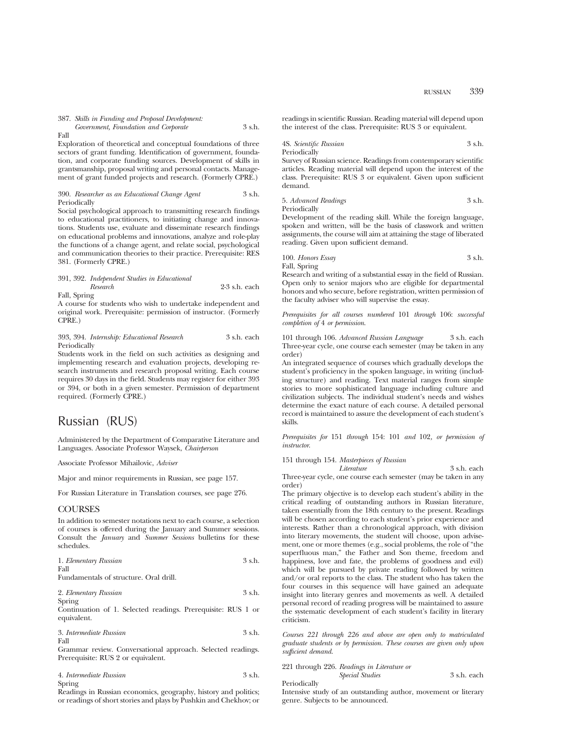387. *Skills in Funding and Proposal Development: Government, Foundation and Corporate* 3 s.h.
Fall
Exploration of theoretical and conceptual foundations of three sectors of grant funding. Identification of government, foundation, and corporate funding sources. Development of skills in grantsmanship, proposal writing and personal contacts. Management of grant funded projects and research. (Formerly CPRE.)

390. *Researcher as an Educational Change Agent* 3 s.h.
Periodically
Social psychological approach to transmitting research findings to educational practitioners, to initiating change and innovations. Students use, evaluate and disseminate research findings on educational problems and innovations, analyze and role-play the functions of a change agent, and relate social, psychological and communication theories to their practice. Prerequisite: RES 381. (Formerly CPRE.)

391, 392. *Independent Studies in Educational Research* 2-3 s.h. each
Fall, Spring
A course for students who wish to undertake independent and original work. Prerequisite: permission of instructor. (Formerly CPRE.)

393, 394. *Internship: Educational Research* 3 s.h. each
Periodically
Students work in the field on such activities as designing and implementing research and evaluation projects, developing research instruments and research proposal writing. Each course requires 30 days in the field. Students may register for either 393 or 394, or both in a given semester. Permission of department required. (Formerly CPRE.)

# Russian (RUS)

Administered by the Department of Comparative Literature and Languages. Associate Professor Waysek, *Chairperson*

Associate Professor Mihailovic, *Adviser*

Major and minor requirements in Russian, see page 157.

For Russian Literature in Translation courses, see page 276.

## COURSES

In addition to semester notations next to each course, a selection of courses is offered during the January and Summer sessions. Consult the *January* and *Summer Sessions* bulletins for these schedules.

1. *Elementary Russian* 3 s.h.
Fall
Fundamentals of structure. Oral drill.

2. *Elementary Russian* 3 s.h.
Spring
Continuation of 1. Selected readings. Prerequisite: RUS 1 or equivalent.

3. *Intermediate Russian* 3 s.h.
Fall
Grammar review. Conversational approach. Selected readings. Prerequisite: RUS 2 or equivalent.

4. *Intermediate Russian* 3 s.h.
Spring
Readings in Russian economics, geography, history and politics; or readings of short stories and plays by Pushkin and Chekhov; or readings in scientific Russian. Reading material will depend upon the interest of the class. Prerequisite: RUS 3 or equivalent.

4S. *Scientific Russian* 3 s.h.
Periodically
Survey of Russian science. Readings from contemporary scientific articles. Reading material will depend upon the interest of the class. Prerequisite: RUS 3 or equivalent. Given upon sufficient demand.

5. *Advanced Readings* 3 s.h.
Periodically
Development of the reading skill. While the foreign language, spoken and written, will be the basis of classwork and written assignments, the course will aim at attaining the stage of liberated reading. Given upon sufficient demand.

100. *Honors Essay* 3 s.h.
Fall, Spring
Research and writing of a substantial essay in the field of Russian. Open only to senior majors who are eligible for departmental honors and who secure, before registration, written permission of the faculty adviser who will supervise the essay.

*Prerequisites for all courses numbered* 101 *through* 106: *successful completion of* 4 *or permission.*

101 through 106. *Advanced Russian Language* 3 s.h. each
Three-year cycle, one course each semester (may be taken in any order)
An integrated sequence of courses which gradually develops the student's proficiency in the spoken language, in writing (including structure) and reading. Text material ranges from simple stories to more sophisticated language including culture and civilization subjects. The individual student's needs and wishes determine the exact nature of each course. A detailed personal record is maintained to assure the development of each student's skills.

*Prerequisites for* 151 *through* 154: 101 *and* 102, *or permission of instructor.*

151 through 154. *Masterpieces of Russian Literature* 3 s.h. each
Three-year cycle, one course each semester (may be taken in any order)
The primary objective is to develop each student's ability in the critical reading of outstanding authors in Russian literature, taken essentially from the 18th century to the present. Readings will be chosen according to each student's prior experience and interests. Rather than a chronological approach, with division into literary movements, the student will choose, upon advisement, one or more themes (e.g., social problems, the role of "the superfluous man," the Father and Son theme, freedom and happiness, love and fate, the problems of goodness and evil) which will be pursued by private reading followed by written and/or oral reports to the class. The student who has taken the four courses in this sequence will have gained an adequate insight into literary genres and movements as well. A detailed personal record of reading progress will be maintained to assure the systematic development of each student's facility in literary criticism.

*Courses 221 through 226 and above are open only to matriculated graduate students or by permission. These courses are given only upon sufficient demand.*

221 through 226. *Readings in Literature or Special Studies* 3 s.h. each
Periodically
Intensive study of an outstanding author, movement or literary genre. Subjects to be announced.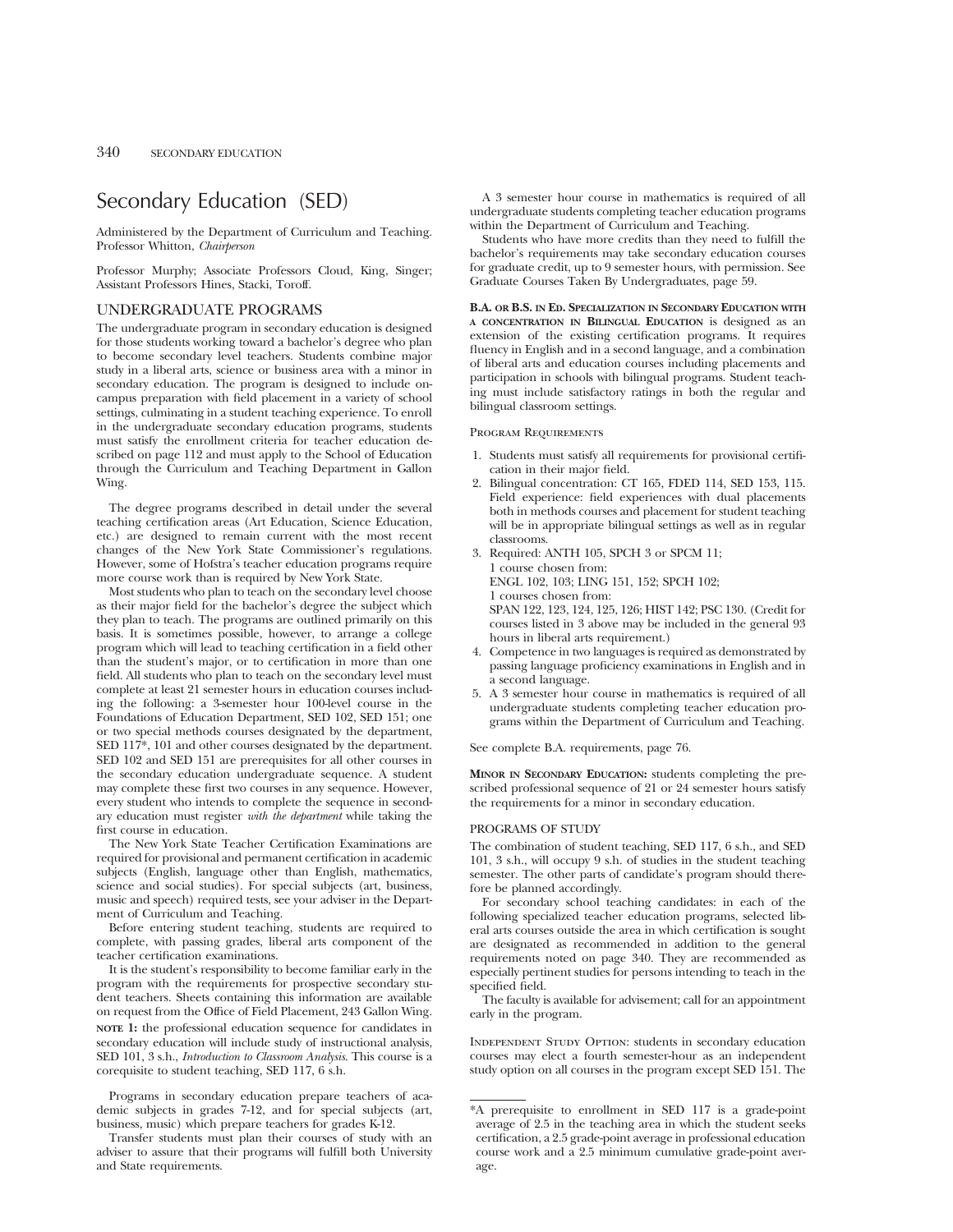# Secondary Education (SED)

Administered by the Department of Curriculum and Teaching. Professor Whitton, *Chairperson*

Professor Murphy; Associate Professors Cloud, King, Singer; Assistant Professors Hines, Stacki, Toroff.

## UNDERGRADUATE PROGRAMS

The undergraduate program in secondary education is designed for those students working toward a bachelor's degree who plan to become secondary level teachers. Students combine major study in a liberal arts, science or business area with a minor in secondary education. The program is designed to include on-campus preparation with field placement in a variety of school settings, culminating in a student teaching experience. To enroll in the undergraduate secondary education programs, students must satisfy the enrollment criteria for teacher education described on page 112 and must apply to the School of Education through the Curriculum and Teaching Department in Gallon Wing.

The degree programs described in detail under the several teaching certification areas (Art Education, Science Education, etc.) are designed to remain current with the most recent changes of the New York State Commissioner's regulations. However, some of Hofstra's teacher education programs require more course work than is required by New York State.

Most students who plan to teach on the secondary level choose as their major field for the bachelor's degree the subject which they plan to teach. The programs are outlined primarily on this basis. It is sometimes possible, however, to arrange a college program which will lead to teaching certification in a field other than the student's major, or to certification in more than one field. All students who plan to teach on the secondary level must complete at least 21 semester hours in education courses including the following: a 3-semester hour 100-level course in the Foundations of Education Department, SED 102, SED 151; one or two special methods courses designated by the department, SED 117*, 101 and other courses designated by the department. SED 102 and SED 151 are prerequisites for all other courses in the secondary education undergraduate sequence. A student may complete these first two courses in any sequence. However, every student who intends to complete the sequence in secondary education must register *with the department* while taking the first course in education.

The New York State Teacher Certification Examinations are required for provisional and permanent certification in academic subjects (English, language other than English, mathematics, science and social studies). For special subjects (art, business, music and speech) required tests, see your adviser in the Department of Curriculum and Teaching.

Before entering student teaching, students are required to complete, with passing grades, liberal arts component of the teacher certification examinations.

It is the student's responsibility to become familiar early in the program with the requirements for prospective secondary student teachers. Sheets containing this information are available on request from the Office of Field Placement, 243 Gallon Wing.

**NOTE 1:** the professional education sequence for candidates in secondary education will include study of instructional analysis, SED 101, 3 s.h., *Introduction to Classroom Analysis.* This course is a corequisite to student teaching, SED 117, 6 s.h.

Programs in secondary education prepare teachers of academic subjects in grades 7-12, and for special subjects (art, business, music) which prepare teachers for grades K-12.

Transfer students must plan their courses of study with an adviser to assure that their programs will fulfill both University and State requirements.

A 3 semester hour course in mathematics is required of all undergraduate students completing teacher education programs within the Department of Curriculum and Teaching.

Students who have more credits than they need to fulfill the bachelor's requirements may take secondary education courses for graduate credit, up to 9 semester hours, with permission. See Graduate Courses Taken By Undergraduates, page 59.

**B.A. OR B.S. IN ED. SPECIALIZATION IN SECONDARY EDUCATION WITH A CONCENTRATION IN BILINGUAL EDUCATION** is designed as an extension of the existing certification programs. It requires fluency in English and in a second language, and a combination of liberal arts and education courses including placements and participation in schools with bilingual programs. Student teaching must include satisfactory ratings in both the regular and bilingual classroom settings.

PROGRAM REQUIREMENTS

1. Students must satisfy all requirements for provisional certification in their major field.
2. Bilingual concentration: CT 165, FDED 114, SED 153, 115. Field experience: field experiences with dual placements both in methods courses and placement for student teaching will be in appropriate bilingual settings as well as in regular classrooms.
3. Required: ANTH 105, SPCH 3 or SPCM 11;
   1 course chosen from:
   ENGL 102, 103; LING 151, 152; SPCH 102;
   1 courses chosen from:
   SPAN 122, 123, 124, 125, 126; HIST 142; PSC 130. (Credit for courses listed in 3 above may be included in the general 93 hours in liberal arts requirement.)
4. Competence in two languages is required as demonstrated by passing language proficiency examinations in English and in a second language.
5. A 3 semester hour course in mathematics is required of all undergraduate students completing teacher education programs within the Department of Curriculum and Teaching.

See complete B.A. requirements, page 76.

**MINOR IN SECONDARY EDUCATION:** students completing the prescribed professional sequence of 21 or 24 semester hours satisfy the requirements for a minor in secondary education.

PROGRAMS OF STUDY

The combination of student teaching, SED 117, 6 s.h., and SED 101, 3 s.h., will occupy 9 s.h. of studies in the student teaching semester. The other parts of candidate's program should therefore be planned accordingly.

For secondary school teaching candidates: in each of the following specialized teacher education programs, selected liberal arts courses outside the area in which certification is sought are designated as recommended in addition to the general requirements noted on page 340. They are recommended as especially pertinent studies for persons intending to teach in the specified field.

The faculty is available for advisement; call for an appointment early in the program.

INDEPENDENT STUDY OPTION: students in secondary education courses may elect a fourth semester-hour as an independent study option on all courses in the program except SED 151. The

---

*A prerequisite to enrollment in SED 117 is a grade-point average of 2.5 in the teaching area in which the student seeks certification, a 2.5 grade-point average in professional education course work and a 2.5 minimum cumulative grade-point average.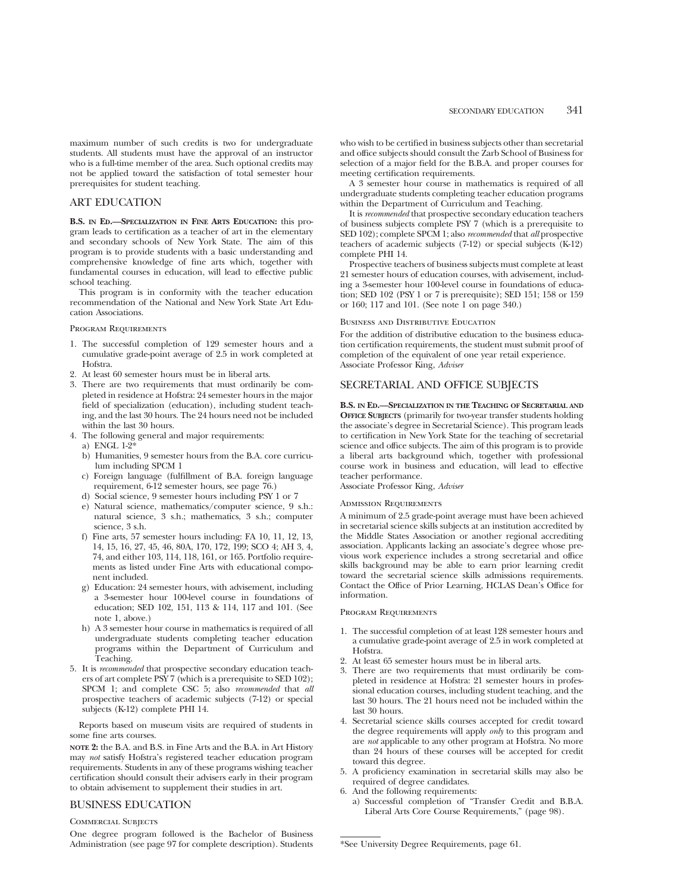maximum number of such credits is two for undergraduate students. All students must have the approval of an instructor who is a full-time member of the area. Such optional credits may not be applied toward the satisfaction of total semester hour prerequisites for student teaching.

## ART EDUCATION

**B.S. in Ed.—Specialization in Fine Arts Education:** this program leads to certification as a teacher of art in the elementary and secondary schools of New York State. The aim of this program is to provide students with a basic understanding and comprehensive knowledge of fine arts which, together with fundamental courses in education, will lead to effective public school teaching.

This program is in conformity with the teacher education recommendation of the National and New York State Art Education Associations.

#### Program Requirements

1. The successful completion of 129 semester hours and a cumulative grade-point average of 2.5 in work completed at Hofstra.
2. At least 60 semester hours must be in liberal arts.
3. There are two requirements that must ordinarily be completed in residence at Hofstra: 24 semester hours in the major field of specialization (education), including student teaching, and the last 30 hours. The 24 hours need not be included within the last 30 hours.
4. The following general and major requirements:
   a) ENGL 1-2*
   b) Humanities, 9 semester hours from the B.A. core curriculum including SPCM 1
   c) Foreign language (fulfillment of B.A. foreign language requirement, 6-12 semester hours, see page 76.)
   d) Social science, 9 semester hours including PSY 1 or 7
   e) Natural science, mathematics/computer science, 9 s.h.: natural science, 3 s.h.; mathematics, 3 s.h.; computer science, 3 s.h.
   f) Fine arts, 57 semester hours including: FA 10, 11, 12, 13, 14, 15, 16, 27, 45, 46, 80A, 170, 172, 199; SCO 4; AH 3, 4, 74, and either 103, 114, 118, 161, or 165. Portfolio requirements as listed under Fine Arts with educational component included.
   g) Education: 24 semester hours, with advisement, including a 3-semester hour 100-level course in foundations of education; SED 102, 151, 113 & 114, 117 and 101. (See note 1, above.)
   h) A 3 semester hour course in mathematics is required of all undergraduate students completing teacher education programs within the Department of Curriculum and Teaching.
5. It is *recommended* that prospective secondary education teachers of art complete PSY 7 (which is a prerequisite to SED 102); SPCM 1; and complete CSC 5; also *recommended* that *all* prospective teachers of academic subjects (7-12) or special subjects (K-12) complete PHI 14.

Reports based on museum visits are required of students in some fine arts courses.

**note 2:** the B.A. and B.S. in Fine Arts and the B.A. in Art History may *not* satisfy Hofstra's registered teacher education program requirements. Students in any of these programs wishing teacher certification should consult their advisers early in their program to obtain advisement to supplement their studies in art.

## BUSINESS EDUCATION

#### Commercial Subjects

One degree program followed is the Bachelor of Business Administration (see page 97 for complete description). Students who wish to be certified in business subjects other than secretarial and office subjects should consult the Zarb School of Business for selection of a major field for the B.B.A. and proper courses for meeting certification requirements.

A 3 semester hour course in mathematics is required of all undergraduate students completing teacher education programs within the Department of Curriculum and Teaching.

It is *recommended* that prospective secondary education teachers of business subjects complete PSY 7 (which is a prerequisite to SED 102); complete SPCM 1; also *recommended* that *all* prospective teachers of academic subjects (7-12) or special subjects (K-12) complete PHI 14.

Prospective teachers of business subjects must complete at least 21 semester hours of education courses, with advisement, including a 3-semester hour 100-level course in foundations of education; SED 102 (PSY 1 or 7 is prerequisite); SED 151; 158 or 159 or 160; 117 and 101. (See note 1 on page 340.)

#### Business and Distributive Education

For the addition of distributive education to the business education certification requirements, the student must submit proof of completion of the equivalent of one year retail experience.
Associate Professor King, *Adviser*

## SECRETARIAL AND OFFICE SUBJECTS

**B.S. in Ed.—Specialization in the Teaching of Secretarial and Office Subjects** (primarily for two-year transfer students holding the associate's degree in Secretarial Science). This program leads to certification in New York State for the teaching of secretarial science and office subjects. The aim of this program is to provide a liberal arts background which, together with professional course work in business and education, will lead to effective teacher performance.
Associate Professor King, *Adviser*

#### Admission Requirements

A minimum of 2.5 grade-point average must have been achieved in secretarial science skills subjects at an institution accredited by the Middle States Association or another regional accrediting association. Applicants lacking an associate's degree whose previous work experience includes a strong secretarial and office skills background may be able to earn prior learning credit toward the secretarial science skills admissions requirements. Contact the Office of Prior Learning, HCLAS Dean's Office for information.

#### Program Requirements

1. The successful completion of at least 128 semester hours and a cumulative grade-point average of 2.5 in work completed at Hofstra.
2. At least 65 semester hours must be in liberal arts.
3. There are two requirements that must ordinarily be completed in residence at Hofstra: 21 semester hours in professional education courses, including student teaching, and the last 30 hours. The 21 hours need not be included within the last 30 hours.
4. Secretarial science skills courses accepted for credit toward the degree requirements will apply *only* to this program and are *not* applicable to any other program at Hofstra. No more than 24 hours of these courses will be accepted for credit toward this degree.
5. A proficiency examination in secretarial skills may also be required of degree candidates.
6. And the following requirements:
   a) Successful completion of "Transfer Credit and B.B.A. Liberal Arts Core Course Requirements," (page 98).

*See University Degree Requirements, page 61.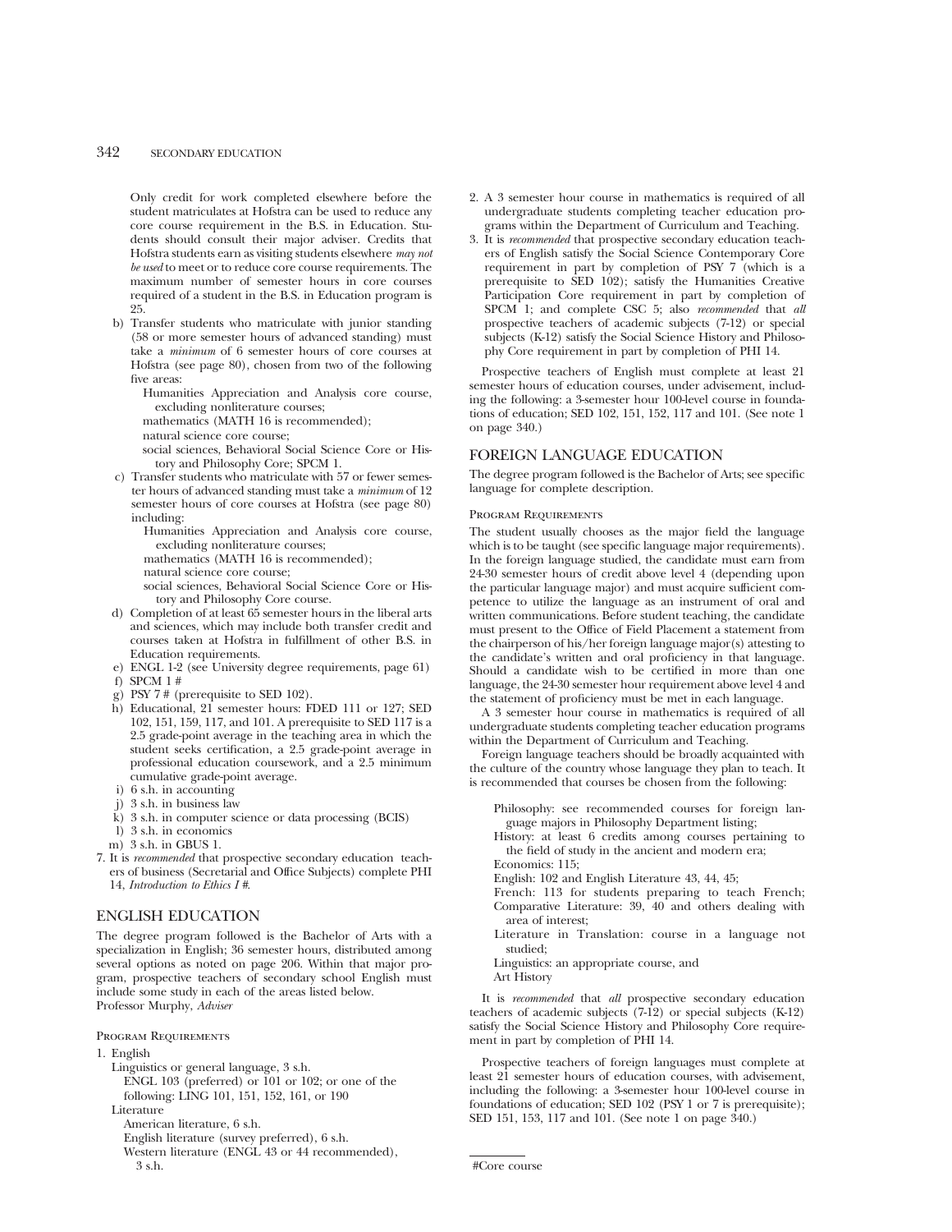Only credit for work completed elsewhere before the student matriculates at Hofstra can be used to reduce any core course requirement in the B.S. in Education. Students should consult their major adviser. Credits that Hofstra students earn as visiting students elsewhere *may not be used* to meet or to reduce core course requirements. The maximum number of semester hours in core courses required of a student in the B.S. in Education program is 25.

b) Transfer students who matriculate with junior standing (58 or more semester hours of advanced standing) must take a *minimum* of 6 semester hours of core courses at Hofstra (see page 80), chosen from two of the following five areas:

   Humanities Appreciation and Analysis core course, excluding nonliterature courses;
   mathematics (MATH 16 is recommended);
   natural science core course;
   social sciences, Behavioral Social Science Core or History and Philosophy Core; SPCM 1.

c) Transfer students who matriculate with 57 or fewer semester hours of advanced standing must take a *minimum* of 12 semester hours of core courses at Hofstra (see page 80) including:

   Humanities Appreciation and Analysis core course, excluding nonliterature courses;
   mathematics (MATH 16 is recommended);
   natural science core course;
   social sciences, Behavioral Social Science Core or History and Philosophy Core course.

d) Completion of at least 65 semester hours in the liberal arts and sciences, which may include both transfer credit and courses taken at Hofstra in fulfillment of other B.S. in Education requirements.
e) ENGL 1-2 (see University degree requirements, page 61)
f) SPCM 1 #
g) PSY 7 # (prerequisite to SED 102).
h) Educational, 21 semester hours: FDED 111 or 127; SED 102, 151, 159, 117, and 101. A prerequisite to SED 117 is a 2.5 grade-point average in the teaching area in which the student seeks certification, a 2.5 grade-point average in professional education coursework, and a 2.5 minimum cumulative grade-point average.
i) 6 s.h. in accounting
j) 3 s.h. in business law
k) 3 s.h. in computer science or data processing (BCIS)
l) 3 s.h. in economics
m) 3 s.h. in GBUS 1.

7. It is *recommended* that prospective secondary education teachers of business (Secretarial and Office Subjects) complete PHI 14, *Introduction to Ethics I #*.

## ENGLISH EDUCATION

The degree program followed is the Bachelor of Arts with a specialization in English; 36 semester hours, distributed among several options as noted on page 206. Within that major program, prospective teachers of secondary school English must include some study in each of the areas listed below.
Professor Murphy, *Adviser*

### Program Requirements

1. English
   Linguistics or general language, 3 s.h.
   ENGL 103 (preferred) or 101 or 102; or one of the following: LING 101, 151, 152, 161, or 190
   Literature
   American literature, 6 s.h.
   English literature (survey preferred), 6 s.h.
   Western literature (ENGL 43 or 44 recommended), 3 s.h.
2. A 3 semester hour course in mathematics is required of all undergraduate students completing teacher education programs within the Department of Curriculum and Teaching.
3. It is *recommended* that prospective secondary education teachers of English satisfy the Social Science Contemporary Core requirement in part by completion of PSY 7 (which is a prerequisite to SED 102); satisfy the Humanities Creative Participation Core requirement in part by completion of SPCM 1; and complete CSC 5; also *recommended* that *all* prospective teachers of academic subjects (7-12) or special subjects (K-12) satisfy the Social Science History and Philosophy Core requirement in part by completion of PHI 14.

Prospective teachers of English must complete at least 21 semester hours of education courses, under advisement, including the following: a 3-semester hour 100-level course in foundations of education; SED 102, 151, 152, 117 and 101. (See note 1 on page 340.)

## FOREIGN LANGUAGE EDUCATION

The degree program followed is the Bachelor of Arts; see specific language for complete description.

### Program Requirements

The student usually chooses as the major field the language which is to be taught (see specific language major requirements). In the foreign language studied, the candidate must earn from 24-30 semester hours of credit above level 4 (depending upon the particular language major) and must acquire sufficient competence to utilize the language as an instrument of oral and written communications. Before student teaching, the candidate must present to the Office of Field Placement a statement from the chairperson of his/her foreign language major(s) attesting to the candidate's written and oral proficiency in that language. Should a candidate wish to be certified in more than one language, the 24-30 semester hour requirement above level 4 and the statement of proficiency must be met in each language.

A 3 semester hour course in mathematics is required of all undergraduate students completing teacher education programs within the Department of Curriculum and Teaching.

Foreign language teachers should be broadly acquainted with the culture of the country whose language they plan to teach. It is recommended that courses be chosen from the following:

Philosophy: see recommended courses for foreign language majors in Philosophy Department listing;
History: at least 6 credits among courses pertaining to the field of study in the ancient and modern era;
Economics: 115;
English: 102 and English Literature 43, 44, 45;
French: 113 for students preparing to teach French;
Comparative Literature: 39, 40 and others dealing with area of interest;
Literature in Translation: course in a language not studied;
Linguistics: an appropriate course, and
Art History

It is *recommended* that *all* prospective secondary education teachers of academic subjects (7-12) or special subjects (K-12) satisfy the Social Science History and Philosophy Core requirement in part by completion of PHI 14.

Prospective teachers of foreign languages must complete at least 21 semester hours of education courses, with advisement, including the following: a 3-semester hour 100-level course in foundations of education; SED 102 (PSY 1 or 7 is prerequisite); SED 151, 153, 117 and 101. (See note 1 on page 340.)

#Core course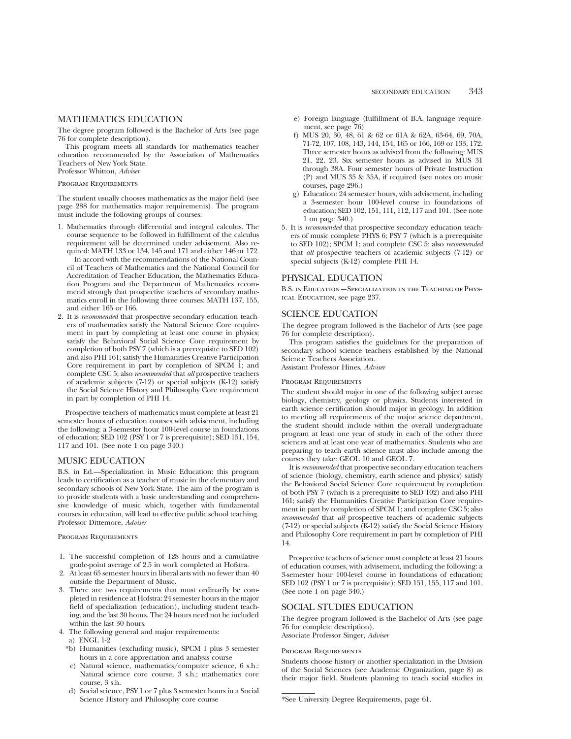## MATHEMATICS EDUCATION

The degree program followed is the Bachelor of Arts (see page 76 for complete description).

This program meets all standards for mathematics teacher education recommended by the Association of Mathematics Teachers of New York State.

Professor Whitton, *Adviser*

### Program Requirements

The student usually chooses mathematics as the major field (see page 288 for mathematics major requirements). The program must include the following groups of courses:

1. Mathematics through differential and integral calculus. The course sequence to be followed in fulfillment of the calculus requirement will be determined under advisement. Also required: MATH 133 or 134, 145 and 171 and either 146 or 172.

   In accord with the recommendations of the National Council of Teachers of Mathematics and the National Council for Accreditation of Teacher Education, the Mathematics Education Program and the Department of Mathematics recommend strongly that prospective teachers of secondary mathematics enroll in the following three courses: MATH 137, 155, and either 165 or 166.

2. It is *recommended* that prospective secondary education teachers of mathematics satisfy the Natural Science Core requirement in part by completing at least one course in physics; satisfy the Behavioral Social Science Core requirement by completion of both PSY 7 (which is a prerequisite to SED 102) and also PHI 161; satisfy the Humanities Creative Participation Core requirement in part by completion of SPCM 1; and complete CSC 5; also *recommended* that *all* prospective teachers of academic subjects (7-12) or special subjects (K-12) satisfy the Social Science History and Philosophy Core requirement in part by completion of PHI 14.

Prospective teachers of mathematics must complete at least 21 semester hours of education courses with advisement, including the following: a 3-semester hour 100-level course in foundations of education; SED 102 (PSY 1 or 7 is prerequisite); SED 151, 154, 117 and 101. (See note 1 on page 340.)

## MUSIC EDUCATION

B.S. in Ed.—Specialization in Music Education: this program leads to certification as a teacher of music in the elementary and secondary schools of New York State. The aim of the program is to provide students with a basic understanding and comprehensive knowledge of music which, together with fundamental courses in education, will lead to effective public school teaching.

Professor Dittemore, *Adviser*

### Program Requirements

1. The successful completion of 128 hours and a cumulative grade-point average of 2.5 in work completed at Hofstra.
2. At least 65 semester hours in liberal arts with no fewer than 40 outside the Department of Music.
3. There are two requirements that must ordinarily be completed in residence at Hofstra: 24 semester hours in the major field of specialization (education), including student teaching, and the last 30 hours. The 24 hours need not be included within the last 30 hours.
4. The following general and major requirements:
   - a) ENGL 1-2
   - *b) Humanities (excluding music), SPCM 1 plus 3 semester hours in a core appreciation and analysis course
   - c) Natural science, mathematics/computer science, 6 s.h.: Natural science core course, 3 s.h.; mathematics core course, 3 s.h.
   - d) Social science, PSY 1 or 7 plus 3 semester hours in a Social Science History and Philosophy core course
   - e) Foreign language (fulfillment of B.A. language requirement, see page 76)
   - f) MUS 20, 30, 48, 61 & 62 or 61A & 62A, 63-64, 69, 70A, 71-72, 107, 108, 143, 144, 154, 165 or 166, 169 or 133, 172. Three semester hours as advised from the following: MUS 21, 22, 23. Six semester hours as advised in MUS 31 through 38A. Four semester hours of Private Instruction (P) and MUS 35 & 35A, if required (see notes on music courses, page 296.)
   - g) Education: 24 semester hours, with advisement, including a 3-semester hour 100-level course in foundations of education; SED 102, 151, 111, 112, 117 and 101. (See note 1 on page 340.)
5. It is *recommended* that prospective secondary education teachers of music complete PHYS 6; PSY 7 (which is a prerequisite to SED 102); SPCM 1; and complete CSC 5; also *recommended* that *all* prospective teachers of academic subjects (7-12) or special subjects (K-12) complete PHI 14.

## PHYSICAL EDUCATION

B.S. in Education—Specialization in the Teaching of Physical Education, see page 237.

## SCIENCE EDUCATION

The degree program followed is the Bachelor of Arts (see page 76 for complete description).

This program satisfies the guidelines for the preparation of secondary school science teachers established by the National Science Teachers Association.

Assistant Professor Hines, *Adviser*

### Program Requirements

The student should major in one of the following subject areas: biology, chemistry, geology or physics. Students interested in earth science certification should major in geology. In addition to meeting all requirements of the major science department, the student should include within the overall undergraduate program at least one year of study in each of the other three sciences and at least one year of mathematics. Students who are preparing to teach earth science must also include among the courses they take: GEOL 10 and GEOL 7.

It is *recommended* that prospective secondary education teachers of science (biology, chemistry, earth science and physics) satisfy the Behavioral Social Science Core requirement by completion of both PSY 7 (which is a prerequisite to SED 102) and also PHI 161; satisfy the Humanities Creative Participation Core requirement in part by completion of SPCM 1; and complete CSC 5; also *recommended* that *all* prospective teachers of academic subjects (7-12) or special subjects (K-12) satisfy the Social Science History and Philosophy Core requirement in part by completion of PHI 14.

Prospective teachers of science must complete at least 21 hours of education courses, with advisement, including the following: a 3-semester hour 100-level course in foundations of education; SED 102 (PSY 1 or 7 is prerequisite); SED 151, 155, 117 and 101. (See note 1 on page 340.)

## SOCIAL STUDIES EDUCATION

The degree program followed is the Bachelor of Arts (see page 76 for complete description).

Associate Professor Singer, *Adviser*

### Program Requirements

Students choose history or another specialization in the Division of the Social Sciences (see Academic Organization, page 8) as their major field. Students planning to teach social studies in

---

*See University Degree Requirements, page 61.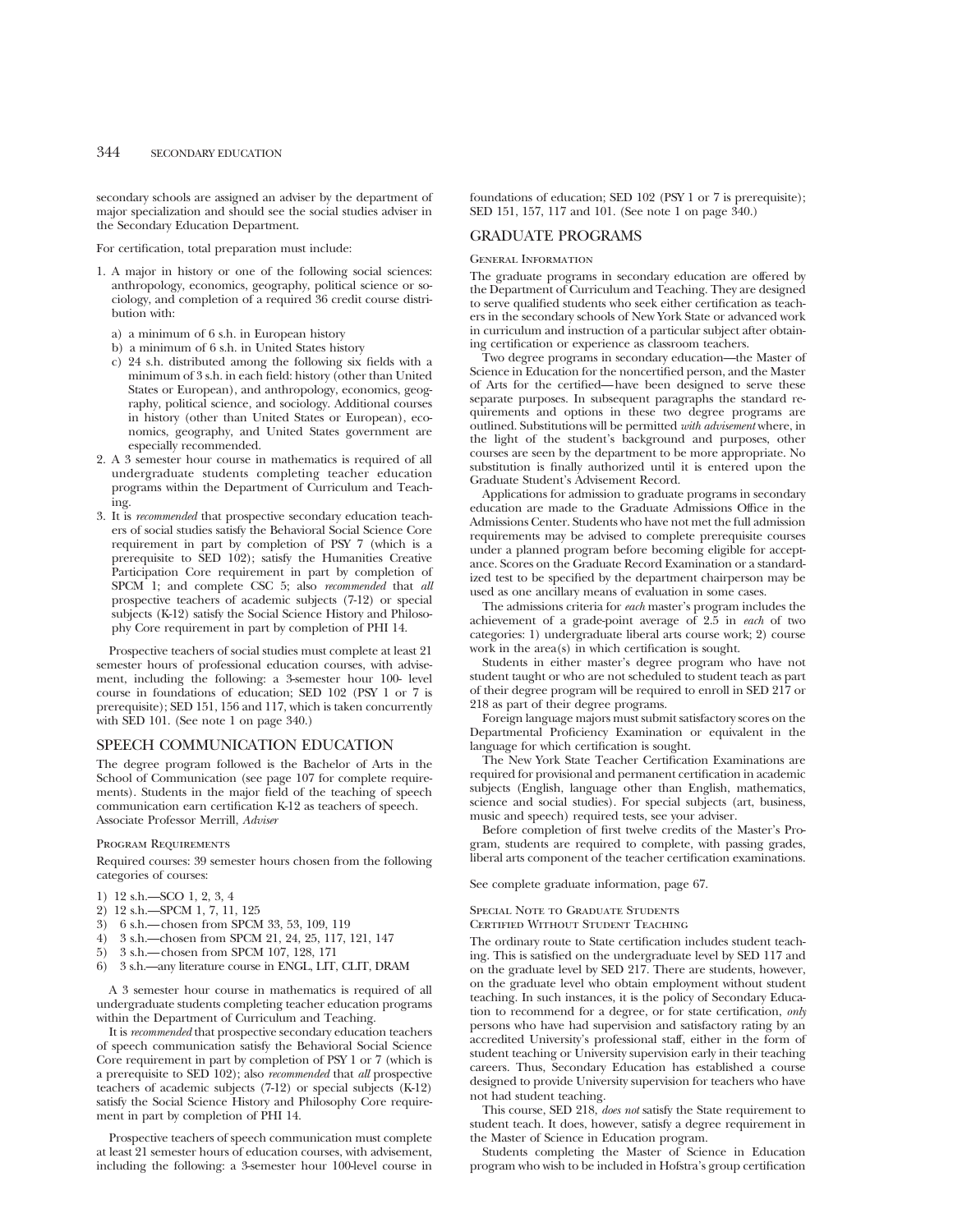secondary schools are assigned an adviser by the department of major specialization and should see the social studies adviser in the Secondary Education Department.

For certification, total preparation must include:

1. A major in history or one of the following social sciences: anthropology, economics, geography, political science or sociology, and completion of a required 36 credit course distribution with:
   a) a minimum of 6 s.h. in European history
   b) a minimum of 6 s.h. in United States history
   c) 24 s.h. distributed among the following six fields with a minimum of 3 s.h. in each field: history (other than United States or European), and anthropology, economics, geography, political science, and sociology. Additional courses in history (other than United States or European), economics, geography, and United States government are especially recommended.
2. A 3 semester hour course in mathematics is required of all undergraduate students completing teacher education programs within the Department of Curriculum and Teaching.
3. It is *recommended* that prospective secondary education teachers of social studies satisfy the Behavioral Social Science Core requirement in part by completion of PSY 7 (which is a prerequisite to SED 102); satisfy the Humanities Creative Participation Core requirement in part by completion of SPCM 1; and complete CSC 5; also *recommended* that *all* prospective teachers of academic subjects (7-12) or special subjects (K-12) satisfy the Social Science History and Philosophy Core requirement in part by completion of PHI 14.

Prospective teachers of social studies must complete at least 21 semester hours of professional education courses, with advisement, including the following: a 3-semester hour 100- level course in foundations of education; SED 102 (PSY 1 or 7 is prerequisite); SED 151, 156 and 117, which is taken concurrently with SED 101. (See note 1 on page 340.)

## SPEECH COMMUNICATION EDUCATION

The degree program followed is the Bachelor of Arts in the School of Communication (see page 107 for complete requirements). Students in the major field of the teaching of speech communication earn certification K-12 as teachers of speech. Associate Professor Merrill, *Adviser*

### Program Requirements

Required courses: 39 semester hours chosen from the following categories of courses:

1) 12 s.h.—SCO 1, 2, 3, 4
2) 12 s.h.—SPCM 1, 7, 11, 125
3) 6 s.h.—chosen from SPCM 33, 53, 109, 119
4) 3 s.h.—chosen from SPCM 21, 24, 25, 117, 121, 147
5) 3 s.h.—chosen from SPCM 107, 128, 171
6) 3 s.h.—any literature course in ENGL, LIT, CLIT, DRAM

A 3 semester hour course in mathematics is required of all undergraduate students completing teacher education programs within the Department of Curriculum and Teaching.

It is *recommended* that prospective secondary education teachers of speech communication satisfy the Behavioral Social Science Core requirement in part by completion of PSY 1 or 7 (which is a prerequisite to SED 102); also *recommended* that *all* prospective teachers of academic subjects (7-12) or special subjects (K-12) satisfy the Social Science History and Philosophy Core requirement in part by completion of PHI 14.

Prospective teachers of speech communication must complete at least 21 semester hours of education courses, with advisement, including the following: a 3-semester hour 100-level course in foundations of education; SED 102 (PSY 1 or 7 is prerequisite); SED 151, 157, 117 and 101. (See note 1 on page 340.)

## GRADUATE PROGRAMS

### General Information

The graduate programs in secondary education are offered by the Department of Curriculum and Teaching. They are designed to serve qualified students who seek either certification as teachers in the secondary schools of New York State or advanced work in curriculum and instruction of a particular subject after obtaining certification or experience as classroom teachers.

Two degree programs in secondary education—the Master of Science in Education for the noncertified person, and the Master of Arts for the certified—have been designed to serve these separate purposes. In subsequent paragraphs the standard requirements and options in these two degree programs are outlined. Substitutions will be permitted *with advisement* where, in the light of the student's background and purposes, other courses are seen by the department to be more appropriate. No substitution is finally authorized until it is entered upon the Graduate Student's Advisement Record.

Applications for admission to graduate programs in secondary education are made to the Graduate Admissions Office in the Admissions Center. Students who have not met the full admission requirements may be advised to complete prerequisite courses under a planned program before becoming eligible for acceptance. Scores on the Graduate Record Examination or a standardized test to be specified by the department chairperson may be used as one ancillary means of evaluation in some cases.

The admissions criteria for *each* master's program includes the achievement of a grade-point average of 2.5 in *each* of two categories: 1) undergraduate liberal arts course work; 2) course work in the area(s) in which certification is sought.

Students in either master's degree program who have not student taught or who are not scheduled to student teach as part of their degree program will be required to enroll in SED 217 or 218 as part of their degree programs.

Foreign language majors must submit satisfactory scores on the Departmental Proficiency Examination or equivalent in the language for which certification is sought.

The New York State Teacher Certification Examinations are required for provisional and permanent certification in academic subjects (English, language other than English, mathematics, science and social studies). For special subjects (art, business, music and speech) required tests, see your adviser.

Before completion of first twelve credits of the Master's Program, students are required to complete, with passing grades, liberal arts component of the teacher certification examinations.

See complete graduate information, page 67.

### Special Note to Graduate Students Certified Without Student Teaching

The ordinary route to State certification includes student teaching. This is satisfied on the undergraduate level by SED 117 and on the graduate level by SED 217. There are students, however, on the graduate level who obtain employment without student teaching. In such instances, it is the policy of Secondary Education to recommend for a degree, or for state certification, *only* persons who have had supervision and satisfactory rating by an accredited University's professional staff, either in the form of student teaching or University supervision early in their teaching careers. Thus, Secondary Education has established a course designed to provide University supervision for teachers who have not had student teaching.

This course, SED 218, *does not* satisfy the State requirement to student teach. It does, however, satisfy a degree requirement in the Master of Science in Education program.

Students completing the Master of Science in Education program who wish to be included in Hofstra's group certification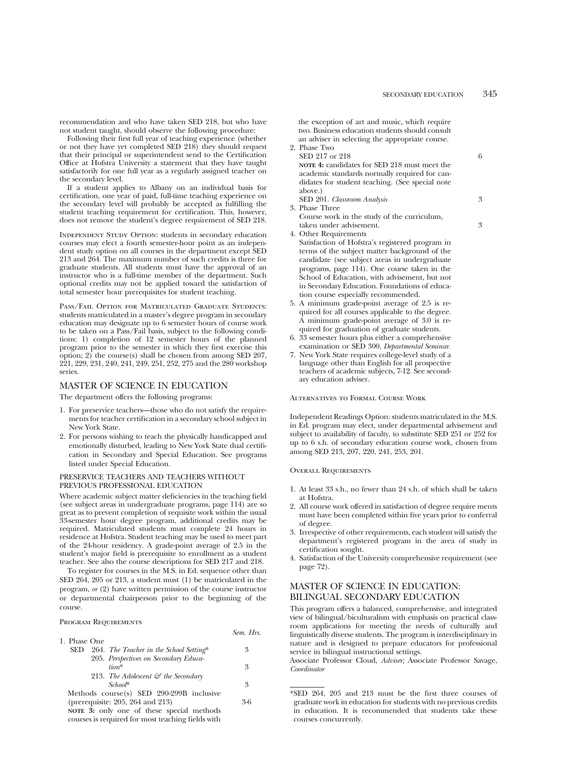recommendation and who have taken SED 218, but who have not student taught, should observe the following procedure:

Following their first full year of teaching experience (whether or not they have yet completed SED 218) they should request that their principal or superintendent send to the Certification Office at Hofstra University a statement that they have taught satisfactorily for one full year as a regularly assigned teacher on the secondary level.

If a student applies to Albany on an individual basis for certification, one year of paid, full-time teaching experience on the secondary level will probably be accepted as fulfilling the student teaching requirement for certification. This, however, does not remove the student's degree requirement of SED 218.

Independent Study Option: students in secondary education courses may elect a fourth semester-hour point as an independent study option on all courses in the department except SED 213 and 264. The maximum number of such credits is three for graduate students. All students must have the approval of an instructor who is a full-time member of the department. Such optional credits may not be applied toward the satisfaction of total semester hour prerequisites for student teaching.

Pass/Fail Option for Matriculated Graduate Students: students matriculated in a master's degree program in secondary education may designate up to 6 semester hours of course work to be taken on a Pass/Fail basis, subject to the following conditions: 1) completion of 12 semester hours of the planned program prior to the semester in which they first exercise this option; 2) the course(s) shall be chosen from among SED 207, 221, 229, 231, 240, 241, 249, 251, 252, 275 and the 280 workshop series.

## MASTER OF SCIENCE IN EDUCATION

The department offers the following programs:

1. For preservice teachers—those who do not satisfy the requirements for teacher certification in a secondary school subject in New York State.
2. For persons wishing to teach the physically handicapped and emotionally disturbed, leading to New York State dual certification in Secondary and Special Education. See programs listed under Special Education.

### PRESERVICE TEACHERS AND TEACHERS WITHOUT PREVIOUS PROFESSIONAL EDUCATION

Where academic subject matter deficiencies in the teaching field (see subject areas in undergraduate programs, page 114) are so great as to prevent completion of requisite work within the usual 33-semester hour degree program, additional credits may be required. Matriculated students must complete 24 hours in residence at Hofstra. Student teaching may be used to meet part of the 24-hour residency. A grade-point average of 2.5 in the student's major field is prerequisite to enrollment as a student teacher. See also the course descriptions for SED 217 and 218.

To register for courses in the M.S. in Ed. sequence other than SED 264, 205 or 213, a student must (1) be matriculated in the program, *or* (2) have written permission of the course instructor or departmental chairperson prior to the beginning of the course.

Program Requirements

| | Sem. Hrs. |
|---|---|
| 1. Phase One | |
| SED 264. *The Teacher in the School Setting** | 3 |
| 205. *Perspectives on Secondary Education** | 3 |
| 213. *The Adolescent & the Secondary School** | 3 |
| Methods course(s) SED 290-299B inclusive (prerequisite: 205, 264 and 213) | 3-6 |
| **note 3:** only one of these special methods courses is required for most teaching fields with the exception of art and music, which require two. Business education students should consult an adviser in selecting the appropriate course. | |
| 2. Phase Two | |
| SED 217 or 218 | 6 |
| **note 4:** candidates for SED 218 must meet the academic standards normally required for candidates for student teaching. (See special note above.) | |
| SED 201. *Classroom Analysis* | 3 |
| 3. Phase Three | |
| Course work in the study of the curriculum, taken under advisement. | 3 |

4. Other Requirements
   Satisfaction of Hofstra's registered program in terms of the subject matter background of the candidate (see subject areas in undergraduate programs, page 114). One course taken in the School of Education, with advisement, but not in Secondary Education. Foundations of education course especially recommended.
5. A minimum grade-point average of 2.5 is required for all courses applicable to the degree. A minimum grade-point average of 3.0 is required for graduation of graduate students.
6. 33 semester hours plus either a comprehensive examination or SED 300, *Departmental Seminar.*
7. New York State requires college-level study of a language other than English for all prospective teachers of academic subjects, 7-12. See secondary education adviser.

Alternatives to Formal Course Work

Independent Readings Option: students matriculated in the M.S. in Ed. program may elect, under departmental advisement and subject to availability of faculty, to substitute SED 251 or 252 for up to 6 s.h. of secondary education course work, chosen from among SED 213, 207, 220, 241, 253, 201.

Overall Requirements

1. At least 33 s.h., no fewer than 24 s.h. of which shall be taken at Hofstra.
2. All course work offered in satisfaction of degree require ments must have been completed within five years prior to conferral of degree.
3. Irrespective of other requirements, each student will satisfy the department's registered program in the area of study in certification sought.
4. Satisfaction of the University comprehensive requirement (see page 72).

## MASTER OF SCIENCE IN EDUCATION: BILINGUAL SECONDARY EDUCATION

This program offers a balanced, comprehensive, and integrated view of bilingual/biculturalism with emphasis on practical classroom applications for meeting the needs of culturally and linguistically diverse students. The program is interdisciplinary in nature and is designed to prepare educators for professional service in bilingual instructional settings.

Associate Professor Cloud, *Adviser;* Associate Professor Savage, *Coordinator*

*SED 264, 205 and 213 must be the first three courses of graduate work in education for students with no previous credits in education. It is recommended that students take these courses concurrently.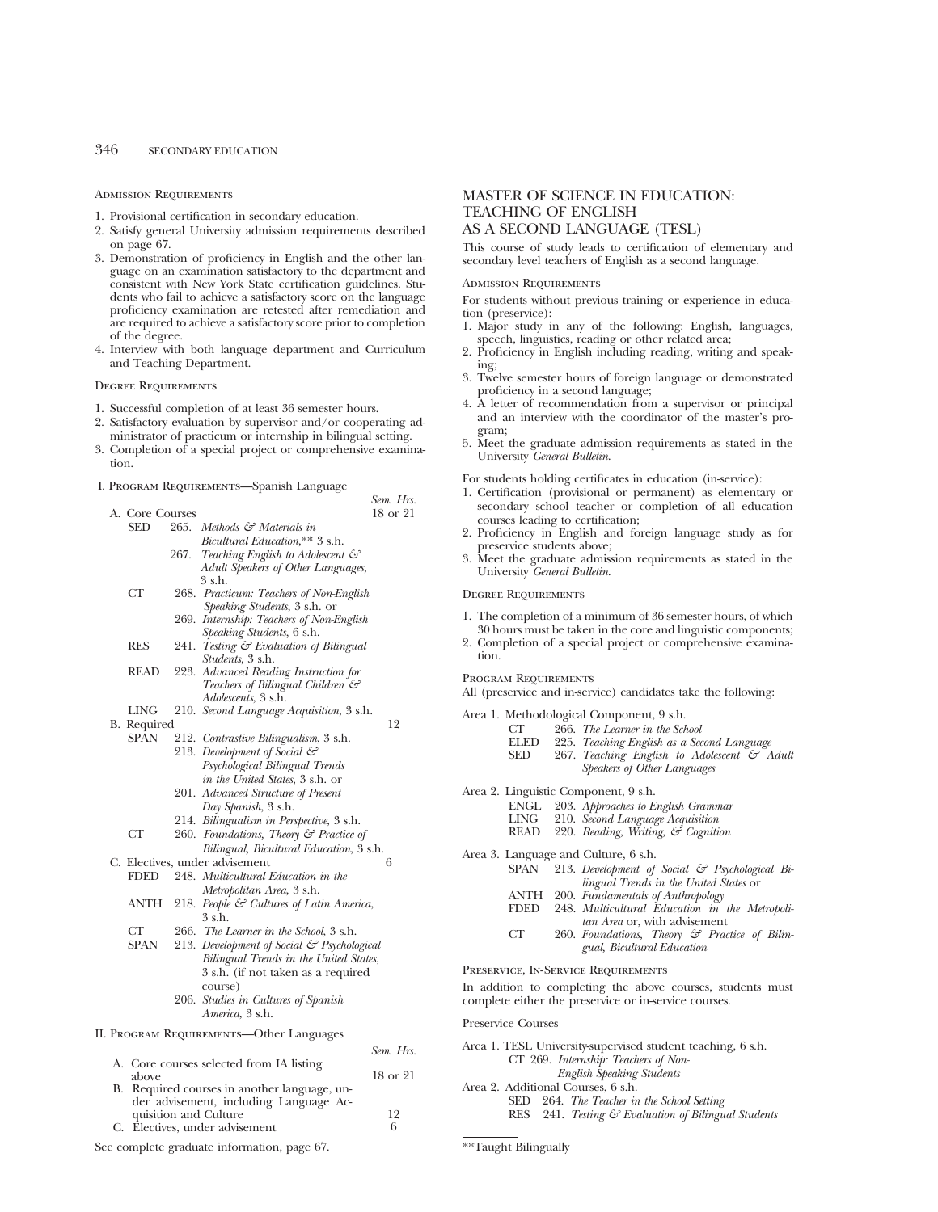### Admission Requirements

1. Provisional certification in secondary education.
2. Satisfy general University admission requirements described on page 67.
3. Demonstration of proficiency in English and the other language on an examination satisfactory to the department and consistent with New York State certification guidelines. Students who fail to achieve a satisfactory score on the language proficiency examination are retested after remediation and are required to achieve a satisfactory score prior to completion of the degree.
4. Interview with both language department and Curriculum and Teaching Department.

### Degree Requirements

1. Successful completion of at least 36 semester hours.
2. Satisfactory evaluation by supervisor and/or cooperating administrator of practicum or internship in bilingual setting.
3. Completion of a special project or comprehensive examination.

### I. Program Requirements—Spanish Language

| | Sem. Hrs. |
|---|---|
| **A. Core Courses** | 18 or 21 |
| SED 265. *Methods & Materials in Bicultural Education*,** 3 s.h. | |
| SED 267. *Teaching English to Adolescent & Adult Speakers of Other Languages*, 3 s.h. | |
| CT 268. *Practicum: Teachers of Non-English Speaking Students*, 3 s.h. or | |
| CT 269. *Internship: Teachers of Non-English Speaking Students*, 6 s.h. | |
| RES 241. *Testing & Evaluation of Bilingual Students*, 3 s.h. | |
| READ 223. *Advanced Reading Instruction for Teachers of Bilingual Children & Adolescents*, 3 s.h. | |
| LING 210. *Second Language Acquisition*, 3 s.h. | |
| **B. Required** | 12 |
| SPAN 212. *Contrastive Bilingualism*, 3 s.h. | |
| SPAN 213. *Development of Social & Psychological Bilingual Trends in the United States*, 3 s.h. or | |
| SPAN 201. *Advanced Structure of Present Day Spanish*, 3 s.h. | |
| SPAN 214. *Bilingualism in Perspective*, 3 s.h. | |
| CT 260. *Foundations, Theory & Practice of Bilingual, Bicultural Education*, 3 s.h. | |
| **C. Electives, under advisement** | 6 |
| FDED 248. *Multicultural Education in the Metropolitan Area*, 3 s.h. | |
| ANTH 218. *People & Cultures of Latin America*, 3 s.h. | |
| CT 266. *The Learner in the School*, 3 s.h. | |
| SPAN 213. *Development of Social & Psychological Bilingual Trends in the United States*, 3 s.h. (if not taken as a required course) | |
| SPAN 206. *Studies in Cultures of Spanish America*, 3 s.h. | |

### II. Program Requirements—Other Languages

| | Sem. Hrs. |
|---|---|
| A. Core courses selected from IA listing above | 18 or 21 |
| B. Required courses in another language, under advisement, including Language Acquisition and Culture | 12 |
| C. Electives, under advisement | 6 |

See complete graduate information, page 67.

## MASTER OF SCIENCE IN EDUCATION: TEACHING OF ENGLISH AS A SECOND LANGUAGE (TESL)

This course of study leads to certification of elementary and secondary level teachers of English as a second language.

### Admission Requirements

For students without previous training or experience in education (preservice):

1. Major study in any of the following: English, languages, speech, linguistics, reading or other related area;
2. Proficiency in English including reading, writing and speaking;
3. Twelve semester hours of foreign language or demonstrated proficiency in a second language;
4. A letter of recommendation from a supervisor or principal and an interview with the coordinator of the master's program;
5. Meet the graduate admission requirements as stated in the University *General Bulletin*.

For students holding certificates in education (in-service):

1. Certification (provisional or permanent) as elementary or secondary school teacher or completion of all education courses leading to certification;
2. Proficiency in English and foreign language study as for preservice students above;
3. Meet the graduate admission requirements as stated in the University *General Bulletin*.

### Degree Requirements

1. The completion of a minimum of 36 semester hours, of which 30 hours must be taken in the core and linguistic components;
2. Completion of a special project or comprehensive examination.

### Program Requirements

All (preservice and in-service) candidates take the following:

Area 1. Methodological Component, 9 s.h.
- CT 266. *The Learner in the School*
- ELED 225. *Teaching English as a Second Language*
- SED 267. *Teaching English to Adolescent & Adult Speakers of Other Languages*

Area 2. Linguistic Component, 9 s.h.
- ENGL 203. *Approaches to English Grammar*
- LING 210. *Second Language Acquisition*
- READ 220. *Reading, Writing, & Cognition*

Area 3. Language and Culture, 6 s.h.
- SPAN 213. *Development of Social & Psychological Bilingual Trends in the United States* or
- ANTH 200. *Fundamentals of Anthropology*
- FDED 248. *Multicultural Education in the Metropolitan Area* or, with advisement
- CT 260. *Foundations, Theory & Practice of Bilingual, Bicultural Education*

### Preservice, In-Service Requirements

In addition to completing the above courses, students must complete either the preservice or in-service courses.

Preservice Courses

Area 1. TESL University-supervised student teaching, 6 s.h.
- CT 269. *Internship: Teachers of Non-English Speaking Students*

Area 2. Additional Courses, 6 s.h.
- SED 264. *The Teacher in the School Setting*
- RES 241. *Testing & Evaluation of Bilingual Students*

**Taught Bilingually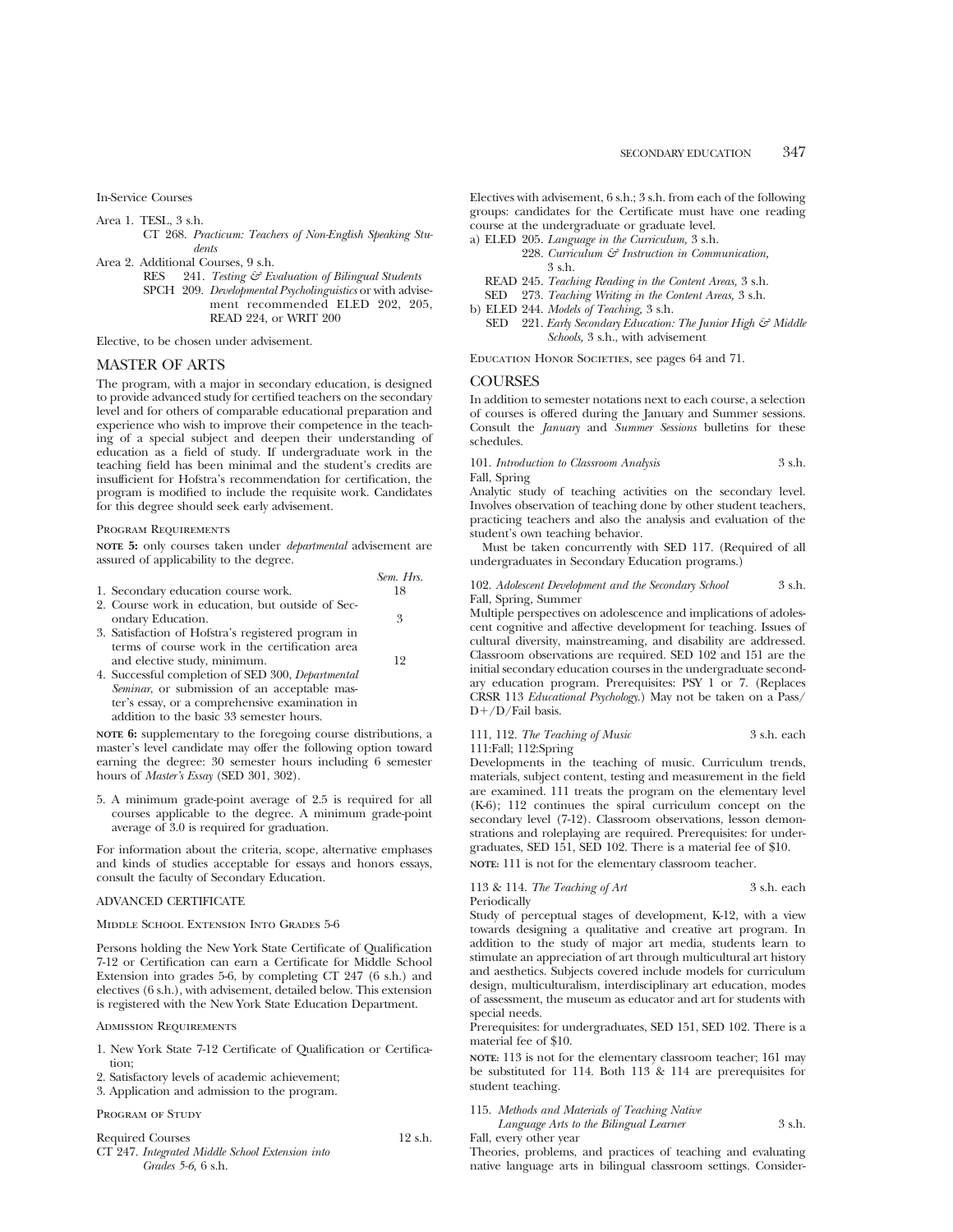In-Service Courses

Area 1. TESL, 3 s.h.
CT 268. *Practicum: Teachers of Non-English Speaking Students*

Area 2. Additional Courses, 9 s.h.
RES 241. *Testing & Evaluation of Bilingual Students*
SPCH 209. *Developmental Psycholinguistics* or with advisement recommended ELED 202, 205, READ 224, or WRIT 200

Elective, to be chosen under advisement.

## MASTER OF ARTS

The program, with a major in secondary education, is designed to provide advanced study for certified teachers on the secondary level and for others of comparable educational preparation and experience who wish to improve their competence in the teaching of a special subject and deepen their understanding of education as a field of study. If undergraduate work in the teaching field has been minimal and the student's credits are insufficient for Hofstra's recommendation for certification, the program is modified to include the requisite work. Candidates for this degree should seek early advisement.

### Program Requirements

**NOTE 5:** only courses taken under *departmental* advisement are assured of applicability to the degree.

| | *Sem. Hrs.* |
|---|---|
| 1. Secondary education course work. | 18 |
| 2. Course work in education, but outside of Secondary Education. | 3 |
| 3. Satisfaction of Hofstra's registered program in terms of course work in the certification area and elective study, minimum. | 12 |
| 4. Successful completion of SED 300, *Departmental Seminar*, or submission of an acceptable master's essay, or a comprehensive examination in addition to the basic 33 semester hours. | |

**NOTE 6:** supplementary to the foregoing course distributions, a master's level candidate may offer the following option toward earning the degree: 30 semester hours including 6 semester hours of *Master's Essay* (SED 301, 302).

5. A minimum grade-point average of 2.5 is required for all courses applicable to the degree. A minimum grade-point average of 3.0 is required for graduation.

For information about the criteria, scope, alternative emphases and kinds of studies acceptable for essays and honors essays, consult the faculty of Secondary Education.

## ADVANCED CERTIFICATE

### Middle School Extension Into Grades 5-6

Persons holding the New York State Certificate of Qualification 7-12 or Certification can earn a Certificate for Middle School Extension into grades 5-6, by completing CT 247 (6 s.h.) and electives (6 s.h.), with advisement, detailed below. This extension is registered with the New York State Education Department.

### Admission Requirements

1. New York State 7-12 Certificate of Qualification or Certification;
2. Satisfactory levels of academic achievement;
3. Application and admission to the program.

### Program of Study

Required Courses 12 s.h.

CT 247. *Integrated Middle School Extension into Grades 5-6,* 6 s.h.

Electives with advisement, 6 s.h.; 3 s.h. from each of the following groups: candidates for the Certificate must have one reading course at the undergraduate or graduate level.

a) ELED 205. *Language in the Curriculum,* 3 s.h.
228. *Curriculum & Instruction in Communication,* 3 s.h.
READ 245. *Teaching Reading in the Content Areas,* 3 s.h.
SED 273. *Teaching Writing in the Content Areas,* 3 s.h.

b) ELED 244. *Models of Teaching,* 3 s.h.
SED 221. *Early Secondary Education: The Junior High & Middle Schools,* 3 s.h., with advisement

Education Honor Societies, see pages 64 and 71.

## COURSES

In addition to semester notations next to each course, a selection of courses is offered during the January and Summer sessions. Consult the *January* and *Summer Sessions* bulletins for these schedules.

101. *Introduction to Classroom Analysis* 3 s.h.
Fall, Spring
Analytic study of teaching activities on the secondary level. Involves observation of teaching done by other student teachers, practicing teachers and also the analysis and evaluation of the student's own teaching behavior.

Must be taken concurrently with SED 117. (Required of all undergraduates in Secondary Education programs.)

102. *Adolescent Development and the Secondary School* 3 s.h.
Fall, Spring, Summer
Multiple perspectives on adolescence and implications of adolescent cognitive and affective development for teaching. Issues of cultural diversity, mainstreaming, and disability are addressed. Classroom observations are required. SED 102 and 151 are the initial secondary education courses in the undergraduate secondary education program. Prerequisites: PSY 1 or 7. (Replaces CRSR 113 *Educational Psychology*.) May not be taken on a Pass/D+/D/Fail basis.

111, 112. *The Teaching of Music* 3 s.h. each
111:Fall; 112:Spring
Developments in the teaching of music. Curriculum trends, materials, subject content, testing and measurement in the field are examined. 111 treats the program on the elementary level (K-6); 112 continues the spiral curriculum concept on the secondary level (7-12). Classroom observations, lesson demonstrations and roleplaying are required. Prerequisites: for undergraduates, SED 151, SED 102. There is a material fee of $10.
**NOTE:** 111 is not for the elementary classroom teacher.

113 & 114. *The Teaching of Art* 3 s.h. each
Periodically
Study of perceptual stages of development, K-12, with a view towards designing a qualitative and creative art program. In addition to the study of major art media, students learn to stimulate an appreciation of art through multicultural art history and aesthetics. Subjects covered include models for curriculum design, multiculturalism, interdisciplinary art education, modes of assessment, the museum as educator and art for students with special needs.
Prerequisites: for undergraduates, SED 151, SED 102. There is a material fee of $10.
**NOTE:** 113 is not for the elementary classroom teacher; 161 may be substituted for 114. Both 113 & 114 are prerequisites for student teaching.

115. *Methods and Materials of Teaching Native Language Arts to the Bilingual Learner* 3 s.h.
Fall, every other year
Theories, problems, and practices of teaching and evaluating native language arts in bilingual classroom settings. Consider-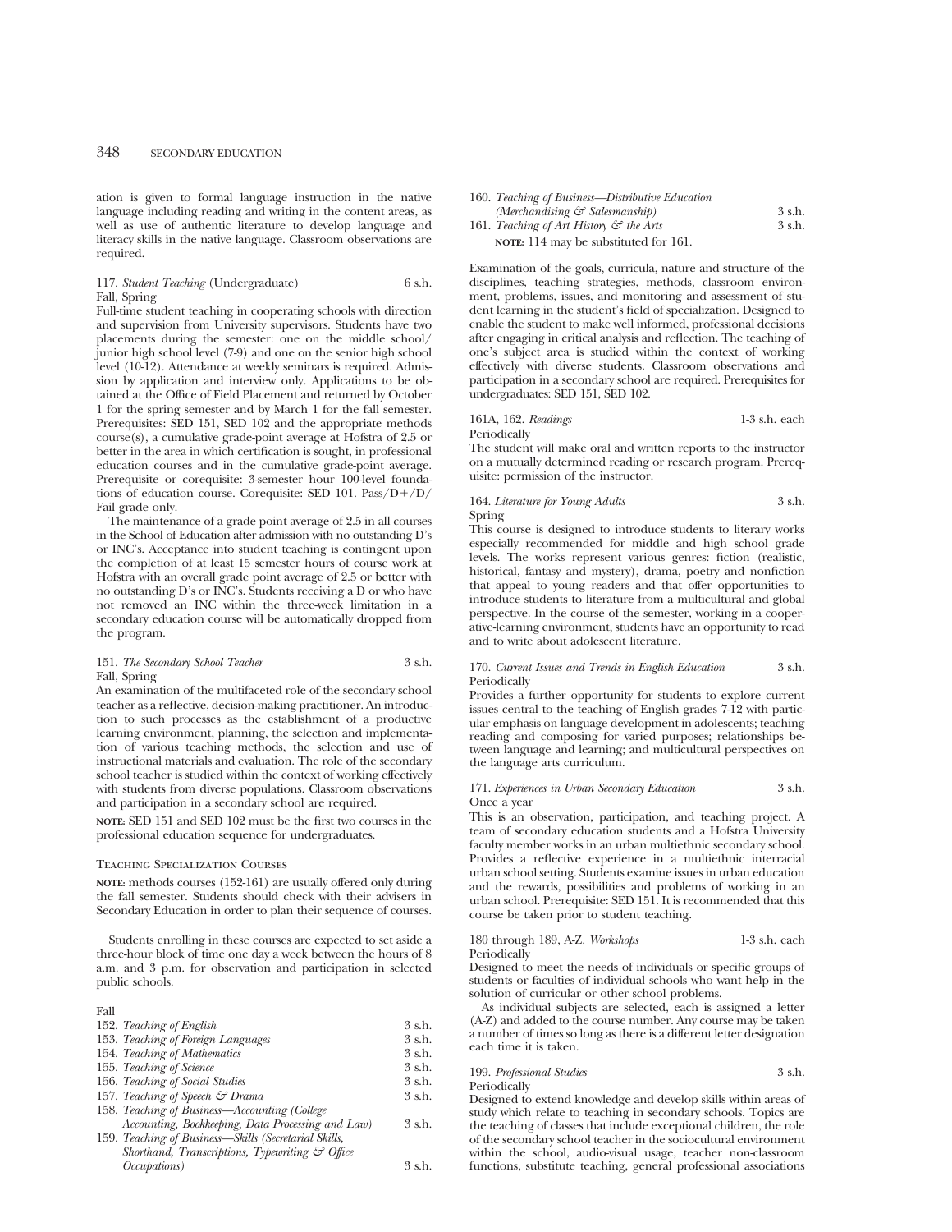ation is given to formal language instruction in the native language including reading and writing in the content areas, as well as use of authentic literature to develop language and literacy skills in the native language. Classroom observations are required.

117. *Student Teaching* (Undergraduate) 6 s.h.
Fall, Spring
Full-time student teaching in cooperating schools with direction and supervision from University supervisors. Students have two placements during the semester: one on the middle school/junior high school level (7-9) and one on the senior high school level (10-12). Attendance at weekly seminars is required. Admission by application and interview only. Applications to be obtained at the Office of Field Placement and returned by October 1 for the spring semester and by March 1 for the fall semester. Prerequisites: SED 151, SED 102 and the appropriate methods course(s), a cumulative grade-point average at Hofstra of 2.5 or better in the area in which certification is sought, in professional education courses and in the cumulative grade-point average. Prerequisite or corequisite: 3-semester hour 100-level foundations of education course. Corequisite: SED 101. Pass/D+/D/Fail grade only.

The maintenance of a grade point average of 2.5 in all courses in the School of Education after admission with no outstanding D's or INC's. Acceptance into student teaching is contingent upon the completion of at least 15 semester hours of course work at Hofstra with an overall grade point average of 2.5 or better with no outstanding D's or INC's. Students receiving a D or who have not removed an INC within the three-week limitation in a secondary education course will be automatically dropped from the program.

151. *The Secondary School Teacher* 3 s.h.
Fall, Spring
An examination of the multifaceted role of the secondary school teacher as a reflective, decision-making practitioner. An introduction to such processes as the establishment of a productive learning environment, planning, the selection and implementation of various teaching methods, the selection and use of instructional materials and evaluation. The role of the secondary school teacher is studied within the context of working effectively with students from diverse populations. Classroom observations and participation in a secondary school are required.

**NOTE:** SED 151 and SED 102 must be the first two courses in the professional education sequence for undergraduates.

### Teaching Specialization Courses

**NOTE:** methods courses (152-161) are usually offered only during the fall semester. Students should check with their advisers in Secondary Education in order to plan their sequence of courses.

Students enrolling in these courses are expected to set aside a three-hour block of time one day a week between the hours of 8 a.m. and 3 p.m. for observation and participation in selected public schools.

Fall
152. *Teaching of English* 3 s.h.
153. *Teaching of Foreign Languages* 3 s.h.
154. *Teaching of Mathematics* 3 s.h.
155. *Teaching of Science* 3 s.h.
156. *Teaching of Social Studies* 3 s.h.
157. *Teaching of Speech & Drama* 3 s.h.
158. *Teaching of Business—Accounting (College Accounting, Bookkeeping, Data Processing and Law)* 3 s.h.
159. *Teaching of Business—Skills (Secretarial Skills, Shorthand, Transcriptions, Typewriting & Office Occupations)* 3 s.h.
160. *Teaching of Business—Distributive Education (Merchandising & Salesmanship)* 3 s.h.
161. *Teaching of Art History & the Arts* 3 s.h.
**NOTE:** 114 may be substituted for 161.

Examination of the goals, curricula, nature and structure of the disciplines, teaching strategies, methods, classroom environment, problems, issues, and monitoring and assessment of student learning in the student's field of specialization. Designed to enable the student to make well informed, professional decisions after engaging in critical analysis and reflection. The teaching of one's subject area is studied within the context of working effectively with diverse students. Classroom observations and participation in a secondary school are required. Prerequisites for undergraduates: SED 151, SED 102.

161A, 162. *Readings* 1-3 s.h. each
Periodically
The student will make oral and written reports to the instructor on a mutually determined reading or research program. Prerequisite: permission of the instructor.

164. *Literature for Young Adults* 3 s.h.
Spring
This course is designed to introduce students to literary works especially recommended for middle and high school grade levels. The works represent various genres: fiction (realistic, historical, fantasy and mystery), drama, poetry and nonfiction that appeal to young readers and that offer opportunities to introduce students to literature from a multicultural and global perspective. In the course of the semester, working in a cooperative-learning environment, students have an opportunity to read and to write about adolescent literature.

170. *Current Issues and Trends in English Education* 3 s.h.
Periodically
Provides a further opportunity for students to explore current issues central to the teaching of English grades 7-12 with particular emphasis on language development in adolescents; teaching reading and composing for varied purposes; relationships between language and learning; and multicultural perspectives on the language arts curriculum.

171. *Experiences in Urban Secondary Education* 3 s.h.
Once a year
This is an observation, participation, and teaching project. A team of secondary education students and a Hofstra University faculty member works in an urban multiethnic secondary school. Provides a reflective experience in a multiethnic interracial urban school setting. Students examine issues in urban education and the rewards, possibilities and problems of working in an urban school. Prerequisite: SED 151. It is recommended that this course be taken prior to student teaching.

180 through 189, A-Z. *Workshops* 1-3 s.h. each
Periodically
Designed to meet the needs of individuals or specific groups of students or faculties of individual schools who want help in the solution of curricular or other school problems.

As individual subjects are selected, each is assigned a letter (A-Z) and added to the course number. Any course may be taken a number of times so long as there is a different letter designation each time it is taken.

199. *Professional Studies* 3 s.h.
Periodically
Designed to extend knowledge and develop skills within areas of study which relate to teaching in secondary schools. Topics are the teaching of classes that include exceptional children, the role of the secondary school teacher in the sociocultural environment within the school, audio-visual usage, teacher non-classroom functions, substitute teaching, general professional associations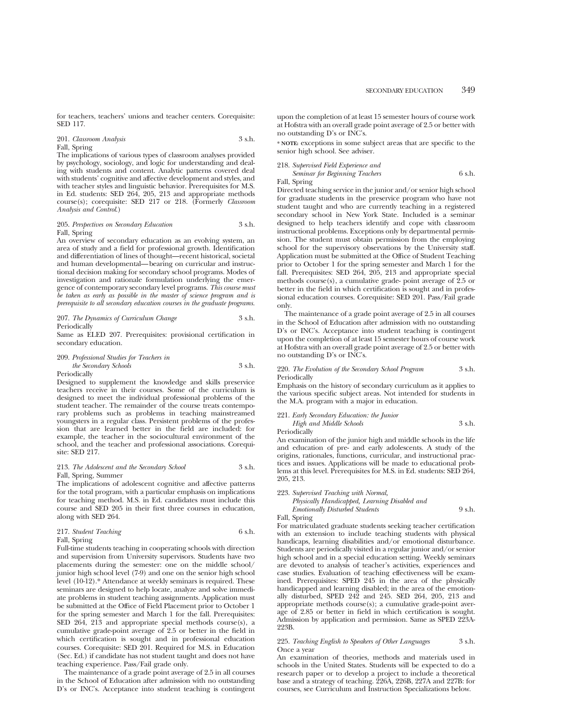for teachers, teachers' unions and teacher centers. Corequisite: SED 117.

201. *Classroom Analysis* 3 s.h.
Fall, Spring
The implications of various types of classroom analyses provided by psychology, sociology, and logic for understanding and dealing with students and content. Analytic patterns covered deal with students' cognitive and affective development and styles, and with teacher styles and linguistic behavior. Prerequisites for M.S. in Ed. students: SED 264, 205, 213 and appropriate methods course(s); corequisite: SED 217 or 218. (Formerly *Classroom Analysis and Control.*)

205. *Perspectives on Secondary Education* 3 s.h.
Fall, Spring
An overview of secondary education as an evolving system, an area of study and a field for professional growth. Identification and differentiation of lines of thought—recent historical, societal and human developmental—bearing on curricular and instructional decision making for secondary school programs. Modes of investigation and rationale formulation underlying the emergence of contemporary secondary level programs. *This course must be taken as early as possible in the master of science program and is prerequisite to all secondary education courses in the graduate programs.*

207. *The Dynamics of Curriculum Change* 3 s.h.
Periodically
Same as ELED 207. Prerequisites: provisional certification in secondary education.

209. *Professional Studies for Teachers in the Secondary Schools* 3 s.h.
Periodically
Designed to supplement the knowledge and skills preservice teachers receive in their courses. Some of the curriculum is designed to meet the individual professional problems of the student teacher. The remainder of the course treats contemporary problems such as problems in teaching mainstreamed youngsters in a regular class. Persistent problems of the profession that are learned better in the field are included: for example, the teacher in the sociocultural environment of the school, and the teacher and professional associations. Corequisite: SED 217.

213. *The Adolescent and the Secondary School* 3 s.h.
Fall, Spring, Summer
The implications of adolescent cognitive and affective patterns for the total program, with a particular emphasis on implications for teaching method. M.S. in Ed. candidates must include this course and SED 205 in their first three courses in education, along with SED 264.

217. *Student Teaching* 6 s.h.
Fall, Spring
Full-time students teaching in cooperating schools with direction and supervision from University supervisors. Students have two placements during the semester: one on the middle school/junior high school level (7-9) and one on the senior high school level (10-12).* Attendance at weekly seminars is required. These seminars are designed to help locate, analyze and solve immediate problems in student teaching assignments. Application must be submitted at the Office of Field Placement prior to October 1 for the spring semester and March 1 for the fall. Prerequisites: SED 264, 213 and appropriate special methods course(s), a cumulative grade-point average of 2.5 or better in the field in which certification is sought and in professional education courses. Corequisite: SED 201. Required for M.S. in Education (Sec. Ed.) if candidate has not student taught and does not have teaching experience. Pass/Fail grade only.

The maintenance of a grade point average of 2.5 in all courses in the School of Education after admission with no outstanding D's or INC's. Acceptance into student teaching is contingent upon the completion of at least 15 semester hours of course work at Hofstra with an overall grade point average of 2.5 or better with no outstanding D's or INC's.

* **NOTE:** exceptions in some subject areas that are specific to the senior high school. See adviser.

218. *Supervised Field Experience and Seminar for Beginning Teachers* 6 s.h.
Fall, Spring
Directed teaching service in the junior and/or senior high school for graduate students in the preservice program who have not student taught and who are currently teaching in a registered secondary school in New York State. Included is a seminar designed to help teachers identify and cope with classroom instructional problems. Exceptions only by departmental permission. The student must obtain permission from the employing school for the supervisory observations by the University staff. Application must be submitted at the Office of Student Teaching prior to October 1 for the spring semester and March 1 for the fall. Prerequisites: SED 264, 205, 213 and appropriate special methods course(s), a cumulative grade- point average of 2.5 or better in the field in which certification is sought and in professional education courses. Corequisite: SED 201. Pass/Fail grade only.

The maintenance of a grade point average of 2.5 in all courses in the School of Education after admission with no outstanding D's or INC's. Acceptance into student teaching is contingent upon the completion of at least 15 semester hours of course work at Hofstra with an overall grade point average of 2.5 or better with no outstanding D's or INC's.

220. *The Evolution of the Secondary School Program* 3 s.h.
Periodically
Emphasis on the history of secondary curriculum as it applies to the various specific subject areas. Not intended for students in the M.A. program with a major in education.

221. *Early Secondary Education: the Junior High and Middle Schools* 3 s.h.
Periodically
An examination of the junior high and middle schools in the life and education of pre- and early adolescents. A study of the origins, rationales, functions, curricular, and instructional practices and issues. Applications will be made to educational problems at this level. Prerequisites for M.S. in Ed. students: SED 264, 205, 213.

223. *Supervised Teaching with Normal, Physically Handicapped, Learning Disabled and Emotionally Disturbed Students* 9 s.h.
Fall, Spring
For matriculated graduate students seeking teacher certification with an extension to include teaching students with physical handicaps, learning disabilities and/or emotional disturbance. Students are periodically visited in a regular junior and/or senior high school and in a special education setting. Weekly seminars are devoted to analysis of teacher's activities, experiences and case studies. Evaluation of teaching effectiveness will be examined. Prerequisites: SPED 245 in the area of the physically handicapped and learning disabled; in the area of the emotionally disturbed, SPED 242 and 245. SED 264, 205, 213 and appropriate methods course(s); a cumulative grade-point average of 2.85 or better in field in which certification is sought. Admission by application and permission. Same as SPED 223A-223B.

225. *Teaching English to Speakers of Other Languages* 3 s.h.
Once a year
An examination of theories, methods and materials used in schools in the United States. Students will be expected to do a research paper or to develop a project to include a theoretical base and a strategy of teaching. 226A, 226B, 227A and 227B: for courses, see Curriculum and Instruction Specializations below.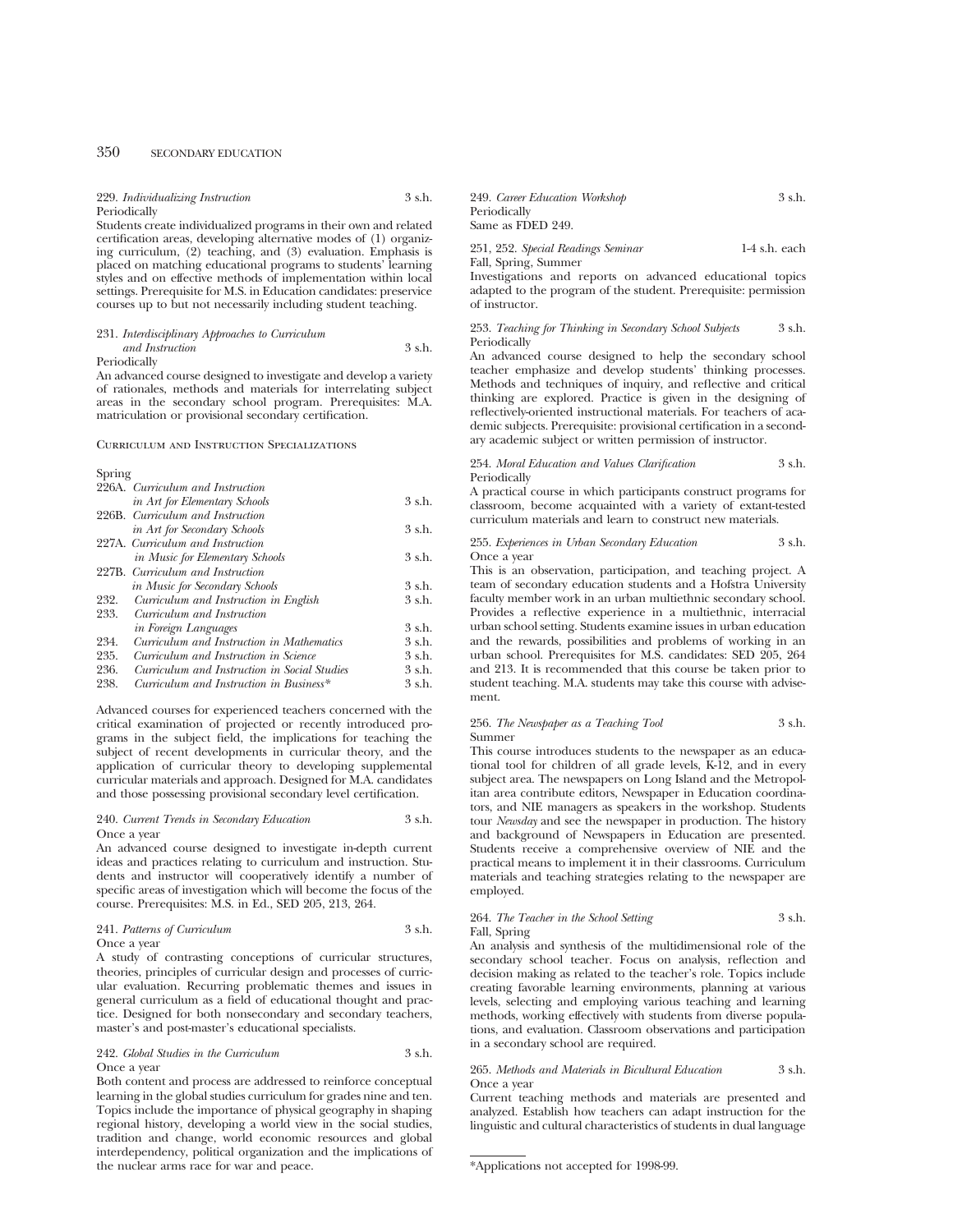229. *Individualizing Instruction* 3 s.h.
Periodically
Students create individualized programs in their own and related certification areas, developing alternative modes of (1) organizing curriculum, (2) teaching, and (3) evaluation. Emphasis is placed on matching educational programs to students' learning styles and on effective methods of implementation within local settings. Prerequisite for M.S. in Education candidates: preservice courses up to but not necessarily including student teaching.

231. *Interdisciplinary Approaches to Curriculum and Instruction* 3 s.h.
Periodically
An advanced course designed to investigate and develop a variety of rationales, methods and materials for interrelating subject areas in the secondary school program. Prerequisites: M.A. matriculation or provisional secondary certification.

### Curriculum and Instruction Specializations

Spring

| | | |
|---|---|---|
| 226A. | *Curriculum and Instruction in Art for Elementary Schools* | 3 s.h. |
| 226B. | *Curriculum and Instruction in Art for Secondary Schools* | 3 s.h. |
| 227A. | *Curriculum and Instruction in Music for Elementary Schools* | 3 s.h. |
| 227B. | *Curriculum and Instruction in Music for Secondary Schools* | 3 s.h. |
| 232. | *Curriculum and Instruction in English* | 3 s.h. |
| 233. | *Curriculum and Instruction in Foreign Languages* | 3 s.h. |
| 234. | *Curriculum and Instruction in Mathematics* | 3 s.h. |
| 235. | *Curriculum and Instruction in Science* | 3 s.h. |
| 236. | *Curriculum and Instruction in Social Studies* | 3 s.h. |
| 238. | *Curriculum and Instruction in Business** | 3 s.h. |

Advanced courses for experienced teachers concerned with the critical examination of projected or recently introduced programs in the subject field, the implications for teaching the subject of recent developments in curricular theory, and the application of curricular theory to developing supplemental curricular materials and approach. Designed for M.A. candidates and those possessing provisional secondary level certification.

240. *Current Trends in Secondary Education* 3 s.h.
Once a year
An advanced course designed to investigate in-depth current ideas and practices relating to curriculum and instruction. Students and instructor will cooperatively identify a number of specific areas of investigation which will become the focus of the course. Prerequisites: M.S. in Ed., SED 205, 213, 264.

241. *Patterns of Curriculum* 3 s.h.
Once a year
A study of contrasting conceptions of curricular structures, theories, principles of curricular design and processes of curricular evaluation. Recurring problematic themes and issues in general curriculum as a field of educational thought and practice. Designed for both nonsecondary and secondary teachers, master's and post-master's educational specialists.

242. *Global Studies in the Curriculum* 3 s.h.
Once a year
Both content and process are addressed to reinforce conceptual learning in the global studies curriculum for grades nine and ten. Topics include the importance of physical geography in shaping regional history, developing a world view in the social studies, tradition and change, world economic resources and global interdependency, political organization and the implications of the nuclear arms race for war and peace.

249. *Career Education Workshop* 3 s.h.
Periodically
Same as FDED 249.

251, 252. *Special Readings Seminar* 1-4 s.h. each
Fall, Spring, Summer
Investigations and reports on advanced educational topics adapted to the program of the student. Prerequisite: permission of instructor.

253. *Teaching for Thinking in Secondary School Subjects* 3 s.h.
Periodically
An advanced course designed to help the secondary school teacher emphasize and develop students' thinking processes. Methods and techniques of inquiry, and reflective and critical thinking are explored. Practice is given in the designing of reflectively-oriented instructional materials. For teachers of academic subjects. Prerequisite: provisional certification in a secondary academic subject or written permission of instructor.

254. *Moral Education and Values Clarification* 3 s.h.
Periodically
A practical course in which participants construct programs for classroom, become acquainted with a variety of extant-tested curriculum materials and learn to construct new materials.

255. *Experiences in Urban Secondary Education* 3 s.h.
Once a year
This is an observation, participation, and teaching project. A team of secondary education students and a Hofstra University faculty member work in an urban multiethnic secondary school. Provides a reflective experience in a multiethnic, interracial urban school setting. Students examine issues in urban education and the rewards, possibilities and problems of working in an urban school. Prerequisites for M.S. candidates: SED 205, 264 and 213. It is recommended that this course be taken prior to student teaching. M.A. students may take this course with advisement.

256. *The Newspaper as a Teaching Tool* 3 s.h.
Summer
This course introduces students to the newspaper as an educational tool for children of all grade levels, K-12, and in every subject area. The newspapers on Long Island and the Metropolitan area contribute editors, Newspaper in Education coordinators, and NIE managers as speakers in the workshop. Students tour *Newsday* and see the newspaper in production. The history and background of Newspapers in Education are presented. Students receive a comprehensive overview of NIE and the practical means to implement it in their classrooms. Curriculum materials and teaching strategies relating to the newspaper are employed.

264. *The Teacher in the School Setting* 3 s.h.
Fall, Spring
An analysis and synthesis of the multidimensional role of the secondary school teacher. Focus on analysis, reflection and decision making as related to the teacher's role. Topics include creating favorable learning environments, planning at various levels, selecting and employing various teaching and learning methods, working effectively with students from diverse populations, and evaluation. Classroom observations and participation in a secondary school are required.

265. *Methods and Materials in Bicultural Education* 3 s.h.
Once a year
Current teaching methods and materials are presented and analyzed. Establish how teachers can adapt instruction for the linguistic and cultural characteristics of students in dual language

*Applications not accepted for 1998-99.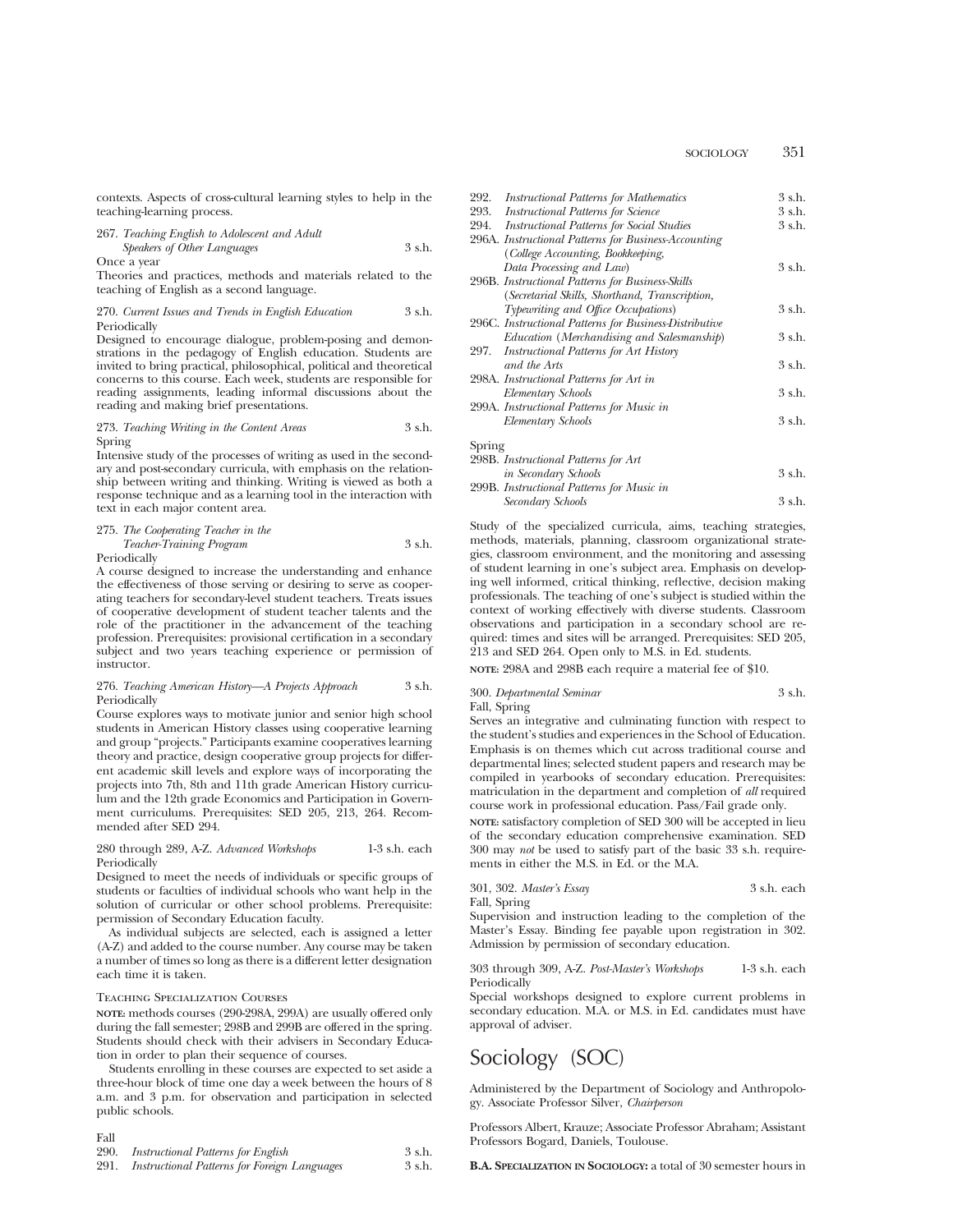contexts. Aspects of cross-cultural learning styles to help in the teaching-learning process.

267. *Teaching English to Adolescent and Adult Speakers of Other Languages* 3 s.h.
Once a year
Theories and practices, methods and materials related to the teaching of English as a second language.

270. *Current Issues and Trends in English Education* 3 s.h.
Periodically
Designed to encourage dialogue, problem-posing and demonstrations in the pedagogy of English education. Students are invited to bring practical, philosophical, political and theoretical concerns to this course. Each week, students are responsible for reading assignments, leading informal discussions about the reading and making brief presentations.

273. *Teaching Writing in the Content Areas* 3 s.h.
Spring
Intensive study of the processes of writing as used in the secondary and post-secondary curricula, with emphasis on the relationship between writing and thinking. Writing is viewed as both a response technique and as a learning tool in the interaction with text in each major content area.

275. *The Cooperating Teacher in the Teacher-Training Program* 3 s.h.
Periodically
A course designed to increase the understanding and enhance the effectiveness of those serving or desiring to serve as cooperating teachers for secondary-level student teachers. Treats issues of cooperative development of student teacher talents and the role of the practitioner in the advancement of the teaching profession. Prerequisites: provisional certification in a secondary subject and two years teaching experience or permission of instructor.

276. *Teaching American History—A Projects Approach* 3 s.h.
Periodically
Course explores ways to motivate junior and senior high school students in American History classes using cooperative learning and group "projects." Participants examine cooperatives learning theory and practice, design cooperative group projects for different academic skill levels and explore ways of incorporating the projects into 7th, 8th and 11th grade American History curriculum and the 12th grade Economics and Participation in Government curriculums. Prerequisites: SED 205, 213, 264. Recommended after SED 294.

280 through 289, A-Z. *Advanced Workshops* 1-3 s.h. each
Periodically
Designed to meet the needs of individuals or specific groups of students or faculties of individual schools who want help in the solution of curricular or other school problems. Prerequisite: permission of Secondary Education faculty.

As individual subjects are selected, each is assigned a letter (A-Z) and added to the course number. Any course may be taken a number of times so long as there is a different letter designation each time it is taken.

### Teaching Specialization Courses

**NOTE:** methods courses (290-298A, 299A) are usually offered only during the fall semester; 298B and 299B are offered in the spring. Students should check with their advisers in Secondary Education in order to plan their sequence of courses.

Students enrolling in these courses are expected to set aside a three-hour block of time one day a week between the hours of 8 a.m. and 3 p.m. for observation and participation in selected public schools.

Fall

290. *Instructional Patterns for English* 3 s.h.
291. *Instructional Patterns for Foreign Languages* 3 s.h.
292. *Instructional Patterns for Mathematics* 3 s.h.
293. *Instructional Patterns for Science* 3 s.h.
294. *Instructional Patterns for Social Studies* 3 s.h.
296A. *Instructional Patterns for Business-Accounting (College Accounting, Bookkeeping, Data Processing and Law)* 3 s.h.
296B. *Instructional Patterns for Business-Skills (Secretarial Skills, Shorthand, Transcription, Typewriting and Office Occupations)* 3 s.h.
296C. *Instructional Patterns for Business-Distributive Education (Merchandising and Salesmanship)* 3 s.h.
297. *Instructional Patterns for Art History and the Arts* 3 s.h.
298A. *Instructional Patterns for Art in Elementary Schools* 3 s.h.
299A. *Instructional Patterns for Music in Elementary Schools* 3 s.h.

Spring

298B. *Instructional Patterns for Art in Secondary Schools* 3 s.h.
299B. *Instructional Patterns for Music in Secondary Schools* 3 s.h.

Study of the specialized curricula, aims, teaching strategies, methods, materials, planning, classroom organizational strategies, classroom environment, and the monitoring and assessing of student learning in one's subject area. Emphasis on developing well informed, critical thinking, reflective, decision making professionals. The teaching of one's subject is studied within the context of working effectively with diverse students. Classroom observations and participation in a secondary school are required: times and sites will be arranged. Prerequisites: SED 205, 213 and SED 264. Open only to M.S. in Ed. students.

**NOTE:** 298A and 298B each require a material fee of $10.

300. *Departmental Seminar* 3 s.h.
Fall, Spring
Serves an integrative and culminating function with respect to the student's studies and experiences in the School of Education. Emphasis is on themes which cut across traditional course and departmental lines; selected student papers and research may be compiled in yearbooks of secondary education. Prerequisites: matriculation in the department and completion of *all* required course work in professional education. Pass/Fail grade only.

**NOTE:** satisfactory completion of SED 300 will be accepted in lieu of the secondary education comprehensive examination. SED 300 may *not* be used to satisfy part of the basic 33 s.h. requirements in either the M.S. in Ed. or the M.A.

301, 302. *Master's Essay* 3 s.h. each
Fall, Spring
Supervision and instruction leading to the completion of the Master's Essay. Binding fee payable upon registration in 302. Admission by permission of secondary education.

303 through 309, A-Z. *Post-Master's Workshops* 1-3 s.h. each
Periodically
Special workshops designed to explore current problems in secondary education. M.A. or M.S. in Ed. candidates must have approval of adviser.

# Sociology (SOC)

Administered by the Department of Sociology and Anthropology. Associate Professor Silver, *Chairperson*

Professors Albert, Krauze; Associate Professor Abraham; Assistant Professors Bogard, Daniels, Toulouse.

**B.A. Specialization in Sociology:** a total of 30 semester hours in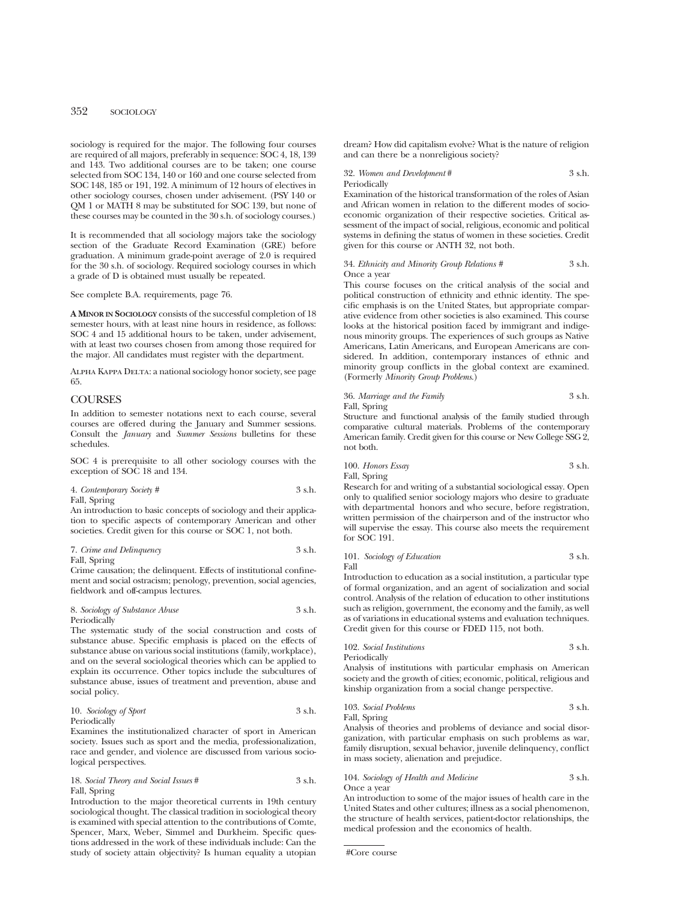sociology is required for the major. The following four courses are required of all majors, preferably in sequence: SOC 4, 18, 139 and 143. Two additional courses are to be taken; one course selected from SOC 134, 140 or 160 and one course selected from SOC 148, 185 or 191, 192. A minimum of 12 hours of electives in other sociology courses, chosen under advisement. (PSY 140 or QM 1 or MATH 8 may be substituted for SOC 139, but none of these courses may be counted in the 30 s.h. of sociology courses.)

It is recommended that all sociology majors take the sociology section of the Graduate Record Examination (GRE) before graduation. A minimum grade-point average of 2.0 is required for the 30 s.h. of sociology. Required sociology courses in which a grade of D is obtained must usually be repeated.

See complete B.A. requirements, page 76.

**A MINOR IN SOCIOLOGY** consists of the successful completion of 18 semester hours, with at least nine hours in residence, as follows: SOC 4 and 15 additional hours to be taken, under advisement, with at least two courses chosen from among those required for the major. All candidates must register with the department.

ALPHA KAPPA DELTA: a national sociology honor society, see page 65.

## COURSES

In addition to semester notations next to each course, several courses are offered during the January and Summer sessions. Consult the *January* and *Summer Sessions* bulletins for these schedules.

SOC 4 is prerequisite to all other sociology courses with the exception of SOC 18 and 134.

4. *Contemporary Society #* 3 s.h.
Fall, Spring
An introduction to basic concepts of sociology and their application to specific aspects of contemporary American and other societies. Credit given for this course or SOC 1, not both.

7. *Crime and Delinquency* 3 s.h.
Fall, Spring
Crime causation; the delinquent. Effects of institutional confinement and social ostracism; penology, prevention, social agencies, fieldwork and off-campus lectures.

8. *Sociology of Substance Abuse* 3 s.h.
Periodically
The systematic study of the social construction and costs of substance abuse. Specific emphasis is placed on the effects of substance abuse on various social institutions (family, workplace), and on the several sociological theories which can be applied to explain its occurrence. Other topics include the subcultures of substance abuse, issues of treatment and prevention, abuse and social policy.

10. *Sociology of Sport* 3 s.h.
Periodically
Examines the institutionalized character of sport in American society. Issues such as sport and the media, professionalization, race and gender, and violence are discussed from various sociological perspectives.

18. *Social Theory and Social Issues #* 3 s.h.
Fall, Spring
Introduction to the major theoretical currents in 19th century sociological thought. The classical tradition in sociological theory is examined with special attention to the contributions of Comte, Spencer, Marx, Weber, Simmel and Durkheim. Specific questions addressed in the work of these individuals include: Can the study of society attain objectivity? Is human equality a utopian dream? How did capitalism evolve? What is the nature of religion and can there be a nonreligious society?

32. *Women and Development #* 3 s.h.
Periodically
Examination of the historical transformation of the roles of Asian and African women in relation to the different modes of socioeconomic organization of their respective societies. Critical assessment of the impact of social, religious, economic and political systems in defining the status of women in these societies. Credit given for this course or ANTH 32, not both.

34. *Ethnicity and Minority Group Relations #* 3 s.h.
Once a year
This course focuses on the critical analysis of the social and political construction of ethnicity and ethnic identity. The specific emphasis is on the United States, but appropriate comparative evidence from other societies is also examined. This course looks at the historical position faced by immigrant and indigenous minority groups. The experiences of such groups as Native Americans, Latin Americans, and European Americans are considered. In addition, contemporary instances of ethnic and minority group conflicts in the global context are examined. (Formerly *Minority Group Problems*.)

36. *Marriage and the Family* 3 s.h.
Fall, Spring
Structure and functional analysis of the family studied through comparative cultural materials. Problems of the contemporary American family. Credit given for this course or New College SSG 2, not both.

100. *Honors Essay* 3 s.h.
Fall, Spring
Research for and writing of a substantial sociological essay. Open only to qualified senior sociology majors who desire to graduate with departmental honors and who secure, before registration, written permission of the chairperson and of the instructor who will supervise the essay. This course also meets the requirement for SOC 191.

101. *Sociology of Education* 3 s.h.
Fall
Introduction to education as a social institution, a particular type of formal organization, and an agent of socialization and social control. Analysis of the relation of education to other institutions such as religion, government, the economy and the family, as well as of variations in educational systems and evaluation techniques. Credit given for this course or FDED 115, not both.

102. *Social Institutions* 3 s.h.
Periodically
Analysis of institutions with particular emphasis on American society and the growth of cities; economic, political, religious and kinship organization from a social change perspective.

103. *Social Problems* 3 s.h.
Fall, Spring
Analysis of theories and problems of deviance and social disorganization, with particular emphasis on such problems as war, family disruption, sexual behavior, juvenile delinquency, conflict in mass society, alienation and prejudice.

104. *Sociology of Health and Medicine* 3 s.h.
Once a year
An introduction to some of the major issues of health care in the United States and other cultures; illness as a social phenomenon, the structure of health services, patient-doctor relationships, the medical profession and the economics of health.

#Core course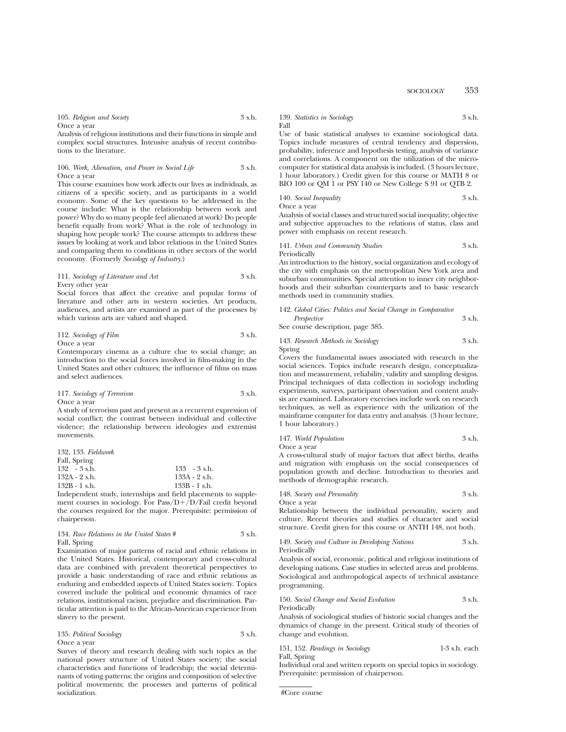105. *Religion and Society* 3 s.h.
Once a year
Analysis of religious institutions and their functions in simple and complex social structures. Intensive analysis of recent contributions to the literature.

106. *Work, Alienation, and Power in Social Life* 3 s.h.
Once a year
This course examines how work affects our lives as individuals, as citizens of a specific society, and as participants in a world economy. Some of the key questions to be addressed in the course include: What is the relationship between work and power? Why do so many people feel alienated at work? Do people benefit equally from work? What is the role of technology in shaping how people work? The course attempts to address these issues by looking at work and labor relations in the United States and comparing them to conditions in other sectors of the world economy. (Formerly *Sociology of Industry.*)

111. *Sociology of Literature and Art* 3 s.h.
Every other year
Social forces that affect the creative and popular forms of literature and other arts in western societies. Art products, audiences, and artists are examined as part of the processes by which various arts are valued and shaped.

112. *Sociology of Film* 3 s.h.
Once a year
Contemporary cinema as a culture clue to social change; an introduction to the social forces involved in film-making in the United States and other cultures; the influence of films on mass and select audiences.

117. *Sociology of Terrorism* 3 s.h.
Once a year
A study of terrorism past and present as a recurrent expression of social conflict; the contrast between individual and collective violence; the relationship between ideologies and extremist movements.

132, 133. *Fieldwork*
Fall, Spring

| | |
|---|---|
| 132 - 3 s.h. | 133 - 3 s.h. |
| 132A - 2 s.h. | 133A - 2 s.h. |
| 132B - 1 s.h. | 133B - 1 s.h. |

Independent study, internships and field placements to supplement courses in sociology. For Pass/D+/D/Fail credit beyond the courses required for the major. Prerequisite: permission of chairperson.

134. *Race Relations in the United States* # 3 s.h.
Fall, Spring
Examination of major patterns of racial and ethnic relations in the United States. Historical, contemporary and cross-cultural data are combined with prevalent theoretical perspectives to provide a basic understanding of race and ethnic relations as enduring and embedded aspects of United States society. Topics covered include the political and economic dynamics of race relations, institutional racism, prejudice and discrimination. Particular attention is paid to the African-American experience from slavery to the present.

135. *Political Sociology* 3 s.h.
Once a year
Survey of theory and research dealing with such topics as the national power structure of United States society; the social characteristics and functions of leadership; the social determinants of voting patterns; the origins and composition of selective political movements; the processes and patterns of political socialization.

139. *Statistics in Sociology* 3 s.h.
Fall
Use of basic statistical analyses to examine sociological data. Topics include measures of central tendency and dispersion, probability, inference and hypothesis testing, analysis of variance and correlations. A component on the utilization of the microcomputer for statistical data analysis is included. (3 hours lecture, 1 hour laboratory.) Credit given for this course or MATH 8 or BIO 100 or QM 1 or PSY 140 or New College S 91 or QTB 2.

140. *Social Inequality* 3 s.h.
Once a year
Analysis of social classes and structured social inequality; objective and subjective approaches to the relations of status, class and power with emphasis on recent research.

141. *Urban and Community Studies* 3 s.h.
Periodically
An introduction to the history, social organization and ecology of the city with emphasis on the metropolitan New York area and suburban communities. Special attention to inner city neighborhoods and their suburban counterparts and to basic research methods used in community studies.

142. *Global Cities: Politics and Social Change in Comparative Perspective* 3 s.h.
See course description, page 385.

143. *Research Methods in Sociology* 3 s.h.
Spring
Covers the fundamental issues associated with research in the social sciences. Topics include research design, conceptualization and measurement, reliability, validity and sampling designs. Principal techniques of data collection in sociology including experiments, surveys, participant observation and content analysis are examined. Laboratory exercises include work on research techniques, as well as experience with the utilization of the mainframe computer for data entry and analysis. (3 hour lecture, 1 hour laboratory.)

147. *World Population* 3 s.h.
Once a year
A cross-cultural study of major factors that affect births, deaths and migration with emphasis on the social consequences of population growth and decline. Introduction to theories and methods of demographic research.

148. *Society and Personality* 3 s.h.
Once a year
Relationship between the individual personality, society and culture. Recent theories and studies of character and social structure. Credit given for this course or ANTH 148, not both.

149. *Society and Culture in Developing Nations* 3 s.h.
Periodically
Analysis of social, economic, political and religious institutions of developing nations. Case studies in selected areas and problems. Sociological and anthropological aspects of technical assistance programming.

150. *Social Change and Social Evolution* 3 s.h.
Periodically
Analysis of sociological studies of historic social changes and the dynamics of change in the present. Critical study of theories of change and evolution.

151, 152. *Readings in Sociology* 1-3 s.h. each
Fall, Spring
Individual oral and written reports on special topics in sociology. Prerequisite: permission of chairperson.

#Core course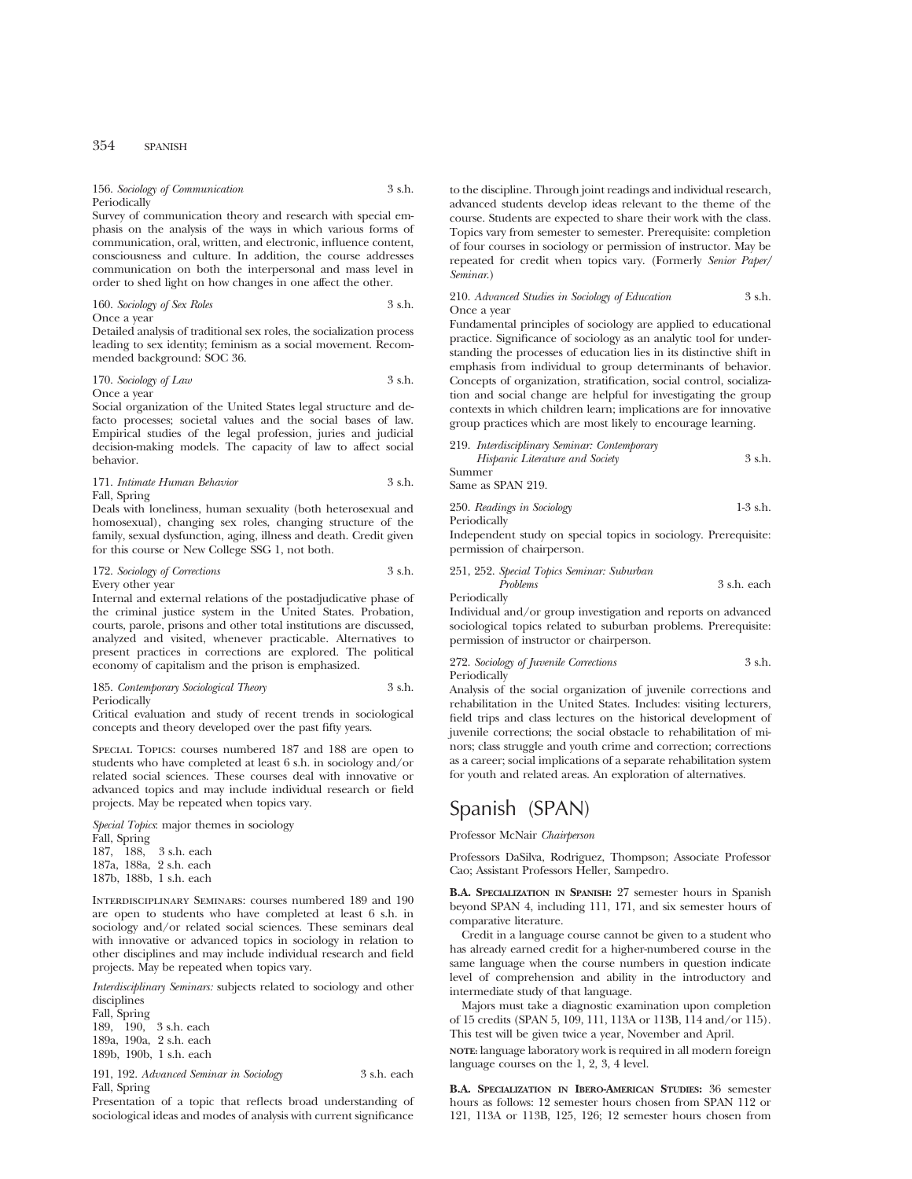156. *Sociology of Communication* 3 s.h.
Periodically
Survey of communication theory and research with special emphasis on the analysis of the ways in which various forms of communication, oral, written, and electronic, influence content, consciousness and culture. In addition, the course addresses communication on both the interpersonal and mass level in order to shed light on how changes in one affect the other.

160. *Sociology of Sex Roles* 3 s.h.
Once a year
Detailed analysis of traditional sex roles, the socialization process leading to sex identity; feminism as a social movement. Recommended background: SOC 36.

170. *Sociology of Law* 3 s.h.
Once a year
Social organization of the United States legal structure and defacto processes; societal values and the social bases of law. Empirical studies of the legal profession, juries and judicial decision-making models. The capacity of law to affect social behavior.

171. *Intimate Human Behavior* 3 s.h.
Fall, Spring
Deals with loneliness, human sexuality (both heterosexual and homosexual), changing sex roles, changing structure of the family, sexual dysfunction, aging, illness and death. Credit given for this course or New College SSG 1, not both.

172. *Sociology of Corrections* 3 s.h.
Every other year
Internal and external relations of the postadjudicative phase of the criminal justice system in the United States. Probation, courts, parole, prisons and other total institutions are discussed, analyzed and visited, whenever practicable. Alternatives to present practices in corrections are explored. The political economy of capitalism and the prison is emphasized.

185. *Contemporary Sociological Theory* 3 s.h.
Periodically
Critical evaluation and study of recent trends in sociological concepts and theory developed over the past fifty years.

Special Topics: courses numbered 187 and 188 are open to students who have completed at least 6 s.h. in sociology and/or related social sciences. These courses deal with innovative or advanced topics and may include individual research or field projects. May be repeated when topics vary.

*Special Topics*: major themes in sociology
Fall, Spring
187, 188, 3 s.h. each
187a, 188a, 2 s.h. each
187b, 188b, 1 s.h. each

Interdisciplinary Seminars: courses numbered 189 and 190 are open to students who have completed at least 6 s.h. in sociology and/or related social sciences. These seminars deal with innovative or advanced topics in sociology in relation to other disciplines and may include individual research and field projects. May be repeated when topics vary.

*Interdisciplinary Seminars:* subjects related to sociology and other disciplines
Fall, Spring
189, 190, 3 s.h. each
189a, 190a, 2 s.h. each
189b, 190b, 1 s.h. each

191, 192. *Advanced Seminar in Sociology* 3 s.h. each
Fall, Spring
Presentation of a topic that reflects broad understanding of sociological ideas and modes of analysis with current significance to the discipline. Through joint readings and individual research, advanced students develop ideas relevant to the theme of the course. Students are expected to share their work with the class. Topics vary from semester to semester. Prerequisite: completion of four courses in sociology or permission of instructor. May be repeated for credit when topics vary. (Formerly *Senior Paper/Seminar.*)

210. *Advanced Studies in Sociology of Education* 3 s.h.
Once a year
Fundamental principles of sociology are applied to educational practice. Significance of sociology as an analytic tool for understanding the processes of education lies in its distinctive shift in emphasis from individual to group determinants of behavior. Concepts of organization, stratification, social control, socialization and social change are helpful for investigating the group contexts in which children learn; implications are for innovative group practices which are most likely to encourage learning.

219. *Interdisciplinary Seminar: Contemporary Hispanic Literature and Society* 3 s.h.
Summer
Same as SPAN 219.

250. *Readings in Sociology* 1-3 s.h.
Periodically
Independent study on special topics in sociology. Prerequisite: permission of chairperson.

251, 252. *Special Topics Seminar: Suburban Problems* 3 s.h. each
Periodically
Individual and/or group investigation and reports on advanced sociological topics related to suburban problems. Prerequisite: permission of instructor or chairperson.

272. *Sociology of Juvenile Corrections* 3 s.h.
Periodically
Analysis of the social organization of juvenile corrections and rehabilitation in the United States. Includes: visiting lecturers, field trips and class lectures on the historical development of juvenile corrections; the social obstacle to rehabilitation of minors; class struggle and youth crime and correction; corrections as a career; social implications of a separate rehabilitation system for youth and related areas. An exploration of alternatives.

# Spanish (SPAN)

Professor McNair *Chairperson*

Professors DaSilva, Rodriguez, Thompson; Associate Professor Cao; Assistant Professors Heller, Sampedro.

**B.A. Specialization in Spanish:** 27 semester hours in Spanish beyond SPAN 4, including 111, 171, and six semester hours of comparative literature.

Credit in a language course cannot be given to a student who has already earned credit for a higher-numbered course in the same language when the course numbers in question indicate level of comprehension and ability in the introductory and intermediate study of that language.

Majors must take a diagnostic examination upon completion of 15 credits (SPAN 5, 109, 111, 113A or 113B, 114 and/or 115). This test will be given twice a year, November and April.

**note:** language laboratory work is required in all modern foreign language courses on the 1, 2, 3, 4 level.

**B.A. Specialization in Ibero-American Studies:** 36 semester hours as follows: 12 semester hours chosen from SPAN 112 or 121, 113A or 113B, 125, 126; 12 semester hours chosen from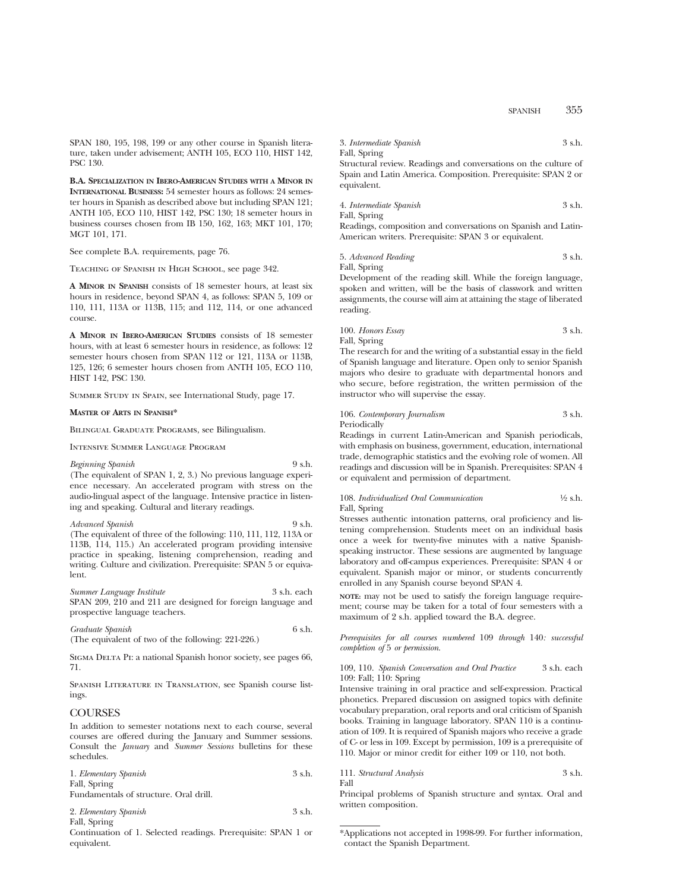SPAN 180, 195, 198, 199 or any other course in Spanish literature, taken under advisement; ANTH 105, ECO 110, HIST 142, PSC 130.

**B.A. Specialization in Ibero-American Studies with a Minor in International Business:** 54 semester hours as follows: 24 semester hours in Spanish as described above but including SPAN 121; ANTH 105, ECO 110, HIST 142, PSC 130; 18 semeter hours in business courses chosen from IB 150, 162, 163; MKT 101, 170; MGT 101, 171.

See complete B.A. requirements, page 76.

Teaching of Spanish in High School, see page 342.

**A Minor in Spanish** consists of 18 semester hours, at least six hours in residence, beyond SPAN 4, as follows: SPAN 5, 109 or 110, 111, 113A or 113B, 115; and 112, 114, or one advanced course.

**A Minor in Ibero-American Studies** consists of 18 semester hours, with at least 6 semester hours in residence, as follows: 12 semester hours chosen from SPAN 112 or 121, 113A or 113B, 125, 126; 6 semester hours chosen from ANTH 105, ECO 110, HIST 142, PSC 130.

Summer Study in Spain, see International Study, page 17.

**Master of Arts in Spanish***

Bilingual Graduate Programs, see Bilingualism.

Intensive Summer Language Program

*Beginning Spanish* 9 s.h.
(The equivalent of SPAN 1, 2, 3.) No previous language experience necessary. An accelerated program with stress on the audio-lingual aspect of the language. Intensive practice in listening and speaking. Cultural and literary readings.

*Advanced Spanish* 9 s.h.
(The equivalent of three of the following: 110, 111, 112, 113A or 113B, 114, 115.) An accelerated program providing intensive practice in speaking, listening comprehension, reading and writing. Culture and civilization. Prerequisite: SPAN 5 or equivalent.

*Summer Language Institute* 3 s.h. each
SPAN 209, 210 and 211 are designed for foreign language and prospective language teachers.

*Graduate Spanish* 6 s.h.
(The equivalent of two of the following: 221-226.)

Sigma Delta Pi: a national Spanish honor society, see pages 66, 71.

Spanish Literature in Translation, see Spanish course listings.

## COURSES

In addition to semester notations next to each course, several courses are offered during the January and Summer sessions. Consult the *January* and *Summer Sessions* bulletins for these schedules.

1. *Elementary Spanish* 3 s.h.
Fall, Spring
Fundamentals of structure. Oral drill.

2. *Elementary Spanish* 3 s.h.
Fall, Spring
Continuation of 1. Selected readings. Prerequisite: SPAN 1 or equivalent.

3. *Intermediate Spanish* 3 s.h.
Fall, Spring
Structural review. Readings and conversations on the culture of Spain and Latin America. Composition. Prerequisite: SPAN 2 or equivalent.

4. *Intermediate Spanish* 3 s.h.
Fall, Spring
Readings, composition and conversations on Spanish and Latin-American writers. Prerequisite: SPAN 3 or equivalent.

5. *Advanced Reading* 3 s.h.
Fall, Spring
Development of the reading skill. While the foreign language, spoken and written, will be the basis of classwork and written assignments, the course will aim at attaining the stage of liberated reading.

100. *Honors Essay* 3 s.h.
Fall, Spring
The research for and the writing of a substantial essay in the field of Spanish language and literature. Open only to senior Spanish majors who desire to graduate with departmental honors and who secure, before registration, the written permission of the instructor who will supervise the essay.

106. *Contemporary Journalism* 3 s.h.
Periodically
Readings in current Latin-American and Spanish periodicals, with emphasis on business, government, education, international trade, demographic statistics and the evolving role of women. All readings and discussion will be in Spanish. Prerequisites: SPAN 4 or equivalent and permission of department.

108. *Individualized Oral Communication* ½ s.h.
Fall, Spring
Stresses authentic intonation patterns, oral proficiency and listening comprehension. Students meet on an individual basis once a week for twenty-five minutes with a native Spanish-speaking instructor. These sessions are augmented by language laboratory and off-campus experiences. Prerequisite: SPAN 4 or equivalent. Spanish major or minor, or students concurrently enrolled in any Spanish course beyond SPAN 4.

**note:** may not be used to satisfy the foreign language requirement; course may be taken for a total of four semesters with a maximum of 2 s.h. applied toward the B.A. degree.

*Prerequisites for all courses numbered* 109 *through* 140*: successful completion of* 5 *or permission.*

109, 110. *Spanish Conversation and Oral Practice* 3 s.h. each
109: Fall; 110: Spring
Intensive training in oral practice and self-expression. Practical phonetics. Prepared discussion on assigned topics with definite vocabulary preparation, oral reports and oral criticism of Spanish books. Training in language laboratory. SPAN 110 is a continuation of 109. It is required of Spanish majors who receive a grade of C- or less in 109. Except by permission, 109 is a prerequisite of 110. Major or minor credit for either 109 or 110, not both.

111. *Structural Analysis* 3 s.h.
Fall
Principal problems of Spanish structure and syntax. Oral and written composition.

*Applications not accepted in 1998-99. For further information, contact the Spanish Department.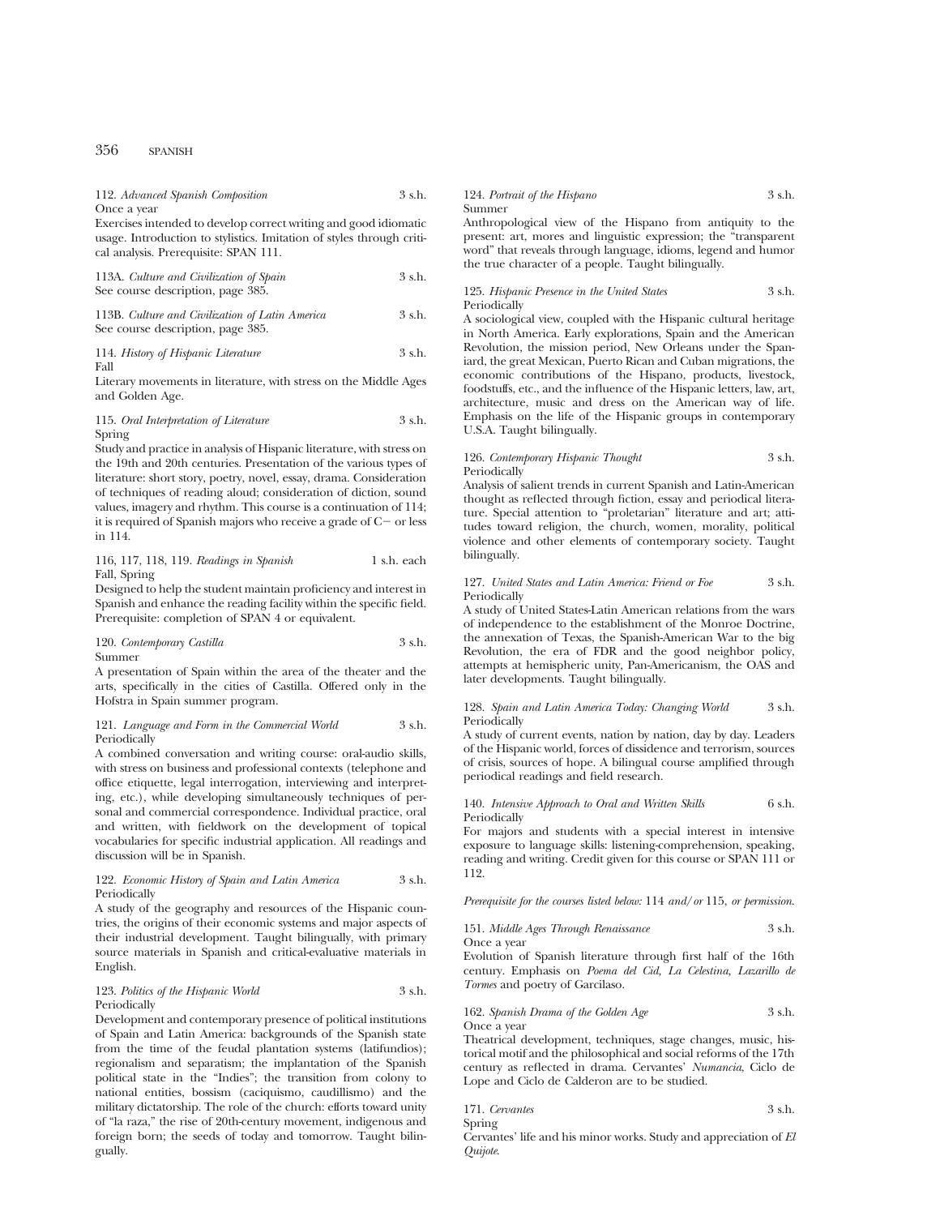112. *Advanced Spanish Composition* 3 s.h.
Once a year
Exercises intended to develop correct writing and good idiomatic usage. Introduction to stylistics. Imitation of styles through critical analysis. Prerequisite: SPAN 111.

113A. *Culture and Civilization of Spain* 3 s.h.
See course description, page 385.

113B. *Culture and Civilization of Latin America* 3 s.h.
See course description, page 385.

114. *History of Hispanic Literature* 3 s.h.
Fall
Literary movements in literature, with stress on the Middle Ages and Golden Age.

115. *Oral Interpretation of Literature* 3 s.h.
Spring
Study and practice in analysis of Hispanic literature, with stress on the 19th and 20th centuries. Presentation of the various types of literature: short story, poetry, novel, essay, drama. Consideration of techniques of reading aloud; consideration of diction, sound values, imagery and rhythm. This course is a continuation of 114; it is required of Spanish majors who receive a grade of C− or less in 114.

116, 117, 118, 119. *Readings in Spanish* 1 s.h. each
Fall, Spring
Designed to help the student maintain proficiency and interest in Spanish and enhance the reading facility within the specific field. Prerequisite: completion of SPAN 4 or equivalent.

120. *Contemporary Castilla* 3 s.h.
Summer
A presentation of Spain within the area of the theater and the arts, specifically in the cities of Castilla. Offered only in the Hofstra in Spain summer program.

121. *Language and Form in the Commercial World* 3 s.h.
Periodically
A combined conversation and writing course: oral-audio skills, with stress on business and professional contexts (telephone and office etiquette, legal interrogation, interviewing and interpreting, etc.), while developing simultaneously techniques of personal and commercial correspondence. Individual practice, oral and written, with fieldwork on the development of topical vocabularies for specific industrial application. All readings and discussion will be in Spanish.

122. *Economic History of Spain and Latin America* 3 s.h.
Periodically
A study of the geography and resources of the Hispanic countries, the origins of their economic systems and major aspects of their industrial development. Taught bilingually, with primary source materials in Spanish and critical-evaluative materials in English.

123. *Politics of the Hispanic World* 3 s.h.
Periodically
Development and contemporary presence of political institutions of Spain and Latin America: backgrounds of the Spanish state from the time of the feudal plantation systems (latifundios); regionalism and separatism; the implantation of the Spanish political state in the "Indies"; the transition from colony to national entities, bossism (caciquismo, caudillismo) and the military dictatorship. The role of the church: efforts toward unity of "la raza," the rise of 20th-century movement, indigenous and foreign born; the seeds of today and tomorrow. Taught bilingually.

124. *Portrait of the Hispano* 3 s.h.
Summer
Anthropological view of the Hispano from antiquity to the present: art, mores and linguistic expression; the "transparent word" that reveals through language, idioms, legend and humor the true character of a people. Taught bilingually.

125. *Hispanic Presence in the United States* 3 s.h.
Periodically
A sociological view, coupled with the Hispanic cultural heritage in North America. Early explorations, Spain and the American Revolution, the mission period, New Orleans under the Spaniard, the great Mexican, Puerto Rican and Cuban migrations, the economic contributions of the Hispano, products, livestock, foodstuffs, etc., and the influence of the Hispanic letters, law, art, architecture, music and dress on the American way of life. Emphasis on the life of the Hispanic groups in contemporary U.S.A. Taught bilingually.

126. *Contemporary Hispanic Thought* 3 s.h.
Periodically
Analysis of salient trends in current Spanish and Latin-American thought as reflected through fiction, essay and periodical literature. Special attention to "proletarian" literature and art; attitudes toward religion, the church, women, morality, political violence and other elements of contemporary society. Taught bilingually.

127. *United States and Latin America: Friend or Foe* 3 s.h.
Periodically
A study of United States-Latin American relations from the wars of independence to the establishment of the Monroe Doctrine, the annexation of Texas, the Spanish-American War to the big Revolution, the era of FDR and the good neighbor policy, attempts at hemispheric unity, Pan-Americanism, the OAS and later developments. Taught bilingually.

128. *Spain and Latin America Today: Changing World* 3 s.h.
Periodically
A study of current events, nation by nation, day by day. Leaders of the Hispanic world, forces of dissidence and terrorism, sources of crisis, sources of hope. A bilingual course amplified through periodical readings and field research.

140. *Intensive Approach to Oral and Written Skills* 6 s.h.
Periodically
For majors and students with a special interest in intensive exposure to language skills: listening-comprehension, speaking, reading and writing. Credit given for this course or SPAN 111 or 112.

*Prerequisite for the courses listed below:* 114 *and/or* 115, *or permission.*

151. *Middle Ages Through Renaissance* 3 s.h.
Once a year
Evolution of Spanish literature through first half of the 16th century. Emphasis on *Poema del Cid, La Celestina, Lazarillo de Tormes* and poetry of Garcilaso.

162. *Spanish Drama of the Golden Age* 3 s.h.
Once a year
Theatrical development, techniques, stage changes, music, historical motif and the philosophical and social reforms of the 17th century as reflected in drama. Cervantes' *Numancia*, Ciclo de Lope and Ciclo de Calderon are to be studied.

171. *Cervantes* 3 s.h.
Spring
Cervantes' life and his minor works. Study and appreciation of *El Quijote*.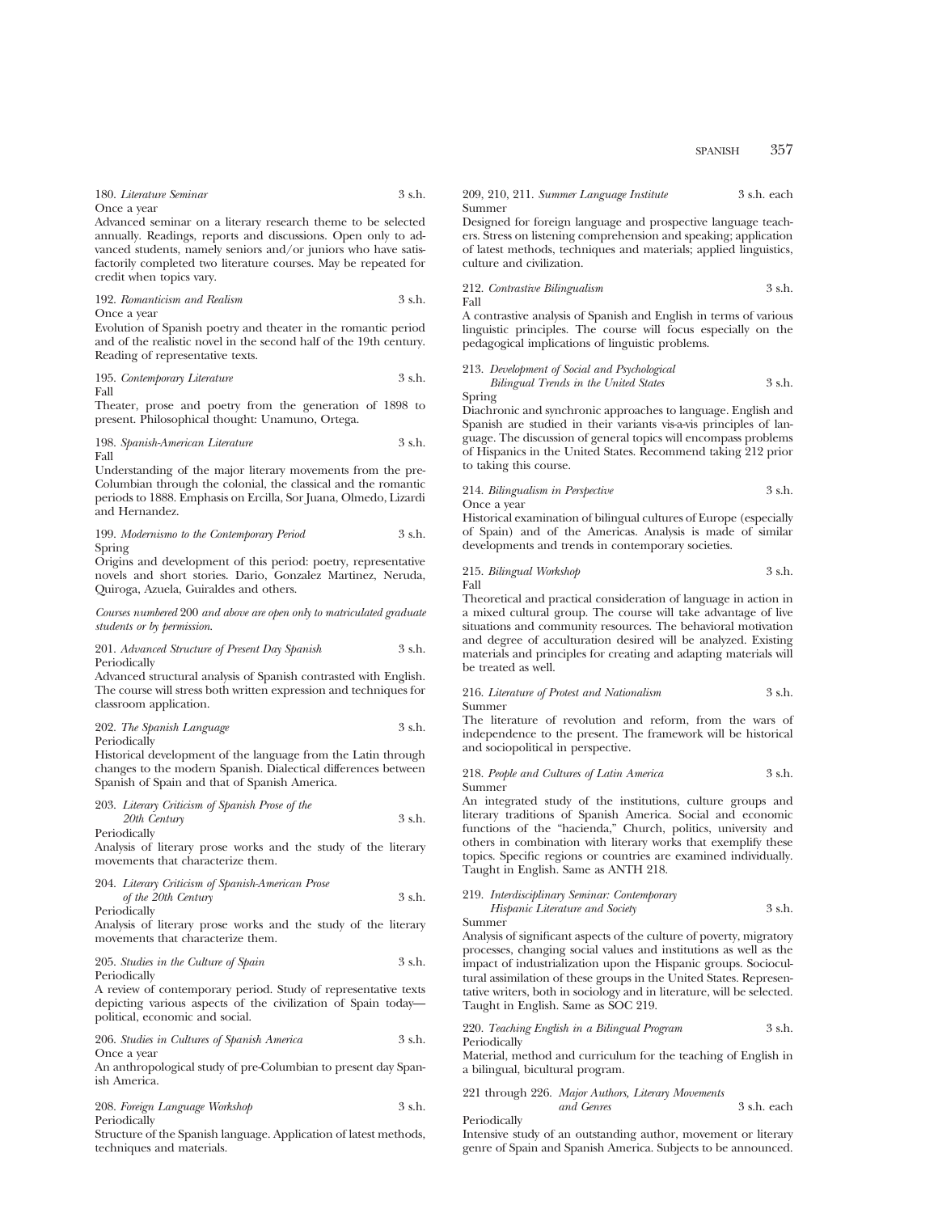180. *Literature Seminar* 3 s.h.
Once a year
Advanced seminar on a literary research theme to be selected annually. Readings, reports and discussions. Open only to advanced students, namely seniors and/or juniors who have satisfactorily completed two literature courses. May be repeated for credit when topics vary.

192. *Romanticism and Realism* 3 s.h.
Once a year
Evolution of Spanish poetry and theater in the romantic period and of the realistic novel in the second half of the 19th century. Reading of representative texts.

195. *Contemporary Literature* 3 s.h.
Fall
Theater, prose and poetry from the generation of 1898 to present. Philosophical thought: Unamuno, Ortega.

198. *Spanish-American Literature* 3 s.h.
Fall
Understanding of the major literary movements from the pre-Columbian through the colonial, the classical and the romantic periods to 1888. Emphasis on Ercilla, Sor Juana, Olmedo, Lizardi and Hernandez.

199. *Modernismo to the Contemporary Period* 3 s.h.
Spring
Origins and development of this period: poetry, representative novels and short stories. Dario, Gonzalez Martinez, Neruda, Quiroga, Azuela, Guiraldes and others.

*Courses numbered* 200 *and above are open only to matriculated graduate students or by permission.*

201. *Advanced Structure of Present Day Spanish* 3 s.h.
Periodically
Advanced structural analysis of Spanish contrasted with English. The course will stress both written expression and techniques for classroom application.

202. *The Spanish Language* 3 s.h.
Periodically
Historical development of the language from the Latin through changes to the modern Spanish. Dialectical differences between Spanish of Spain and that of Spanish America.

203. *Literary Criticism of Spanish Prose of the 20th Century* 3 s.h.
Periodically
Analysis of literary prose works and the study of the literary movements that characterize them.

204. *Literary Criticism of Spanish-American Prose of the 20th Century* 3 s.h.
Periodically
Analysis of literary prose works and the study of the literary movements that characterize them.

205. *Studies in the Culture of Spain* 3 s.h.
Periodically
A review of contemporary period. Study of representative texts depicting various aspects of the civilization of Spain today—political, economic and social.

206. *Studies in Cultures of Spanish America* 3 s.h.
Once a year
An anthropological study of pre-Columbian to present day Spanish America.

208. *Foreign Language Workshop* 3 s.h.
Periodically
Structure of the Spanish language. Application of latest methods, techniques and materials.

209, 210, 211. *Summer Language Institute* 3 s.h. each
Summer
Designed for foreign language and prospective language teachers. Stress on listening comprehension and speaking; application of latest methods, techniques and materials; applied linguistics, culture and civilization.

212. *Contrastive Bilingualism* 3 s.h.
Fall
A contrastive analysis of Spanish and English in terms of various linguistic principles. The course will focus especially on the pedagogical implications of linguistic problems.

213. *Development of Social and Psychological Bilingual Trends in the United States* 3 s.h.
Spring
Diachronic and synchronic approaches to language. English and Spanish are studied in their variants vis-a-vis principles of language. The discussion of general topics will encompass problems of Hispanics in the United States. Recommend taking 212 prior to taking this course.

214. *Bilingualism in Perspective* 3 s.h.
Once a year
Historical examination of bilingual cultures of Europe (especially of Spain) and of the Americas. Analysis is made of similar developments and trends in contemporary societies.

215. *Bilingual Workshop* 3 s.h.
Fall
Theoretical and practical consideration of language in action in a mixed cultural group. The course will take advantage of live situations and community resources. The behavioral motivation and degree of acculturation desired will be analyzed. Existing materials and principles for creating and adapting materials will be treated as well.

216. *Literature of Protest and Nationalism* 3 s.h.
Summer
The literature of revolution and reform, from the wars of independence to the present. The framework will be historical and sociopolitical in perspective.

218. *People and Cultures of Latin America* 3 s.h.
Summer
An integrated study of the institutions, culture groups and literary traditions of Spanish America. Social and economic functions of the "hacienda," Church, politics, university and others in combination with literary works that exemplify these topics. Specific regions or countries are examined individually. Taught in English. Same as ANTH 218.

219. *Interdisciplinary Seminar: Contemporary Hispanic Literature and Society* 3 s.h.
Summer
Analysis of significant aspects of the culture of poverty, migratory processes, changing social values and institutions as well as the impact of industrialization upon the Hispanic groups. Sociocultural assimilation of these groups in the United States. Representative writers, both in sociology and in literature, will be selected. Taught in English. Same as SOC 219.

220. *Teaching English in a Bilingual Program* 3 s.h.
Periodically
Material, method and curriculum for the teaching of English in a bilingual, bicultural program.

221 through 226. *Major Authors, Literary Movements and Genres* 3 s.h. each
Periodically
Intensive study of an outstanding author, movement or literary genre of Spain and Spanish America. Subjects to be announced.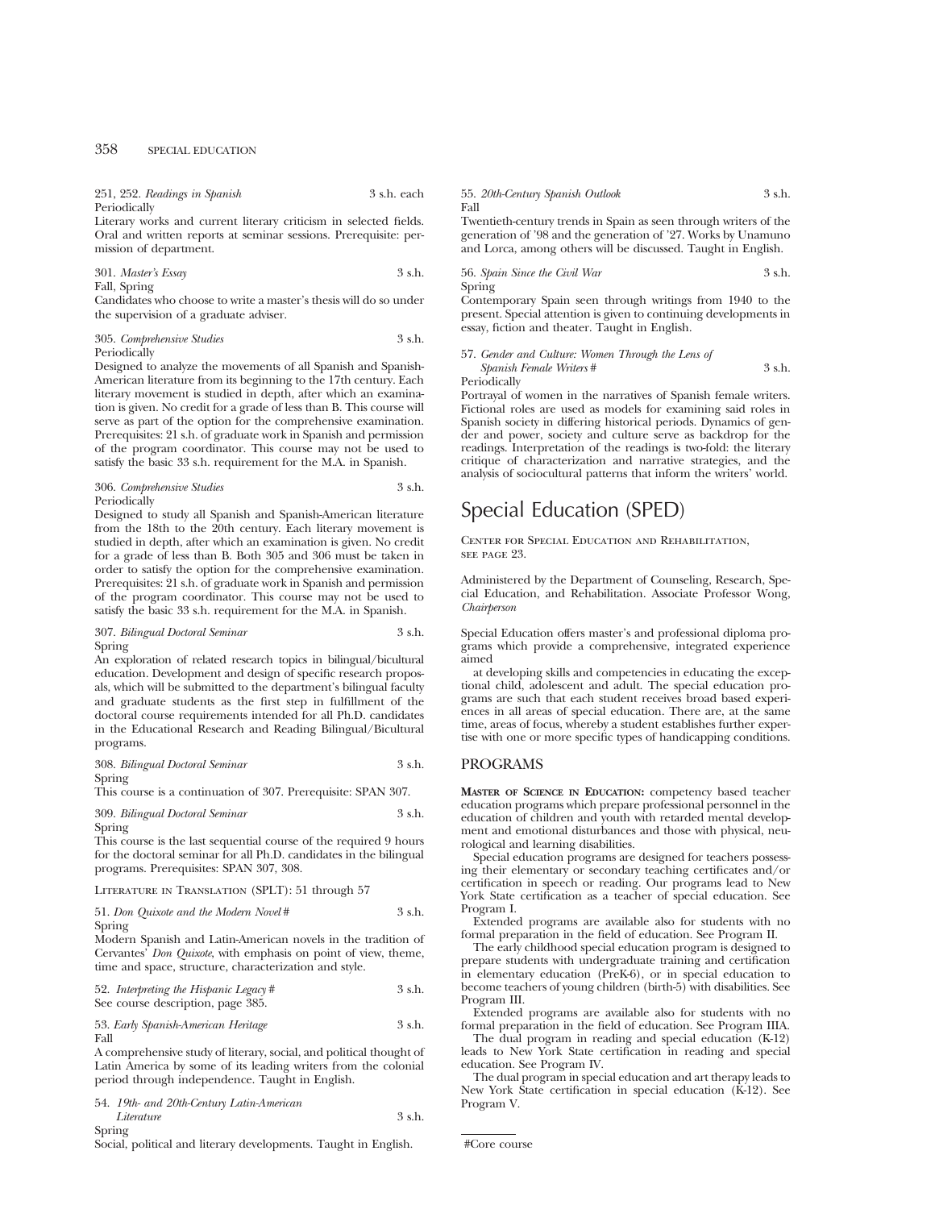251, 252. *Readings in Spanish* 3 s.h. each
Periodically
Literary works and current literary criticism in selected fields. Oral and written reports at seminar sessions. Prerequisite: permission of department.

301. *Master's Essay* 3 s.h.
Fall, Spring
Candidates who choose to write a master's thesis will do so under the supervision of a graduate adviser.

305. *Comprehensive Studies* 3 s.h.
Periodically
Designed to analyze the movements of all Spanish and Spanish-American literature from its beginning to the 17th century. Each literary movement is studied in depth, after which an examination is given. No credit for a grade of less than B. This course will serve as part of the option for the comprehensive examination. Prerequisites: 21 s.h. of graduate work in Spanish and permission of the program coordinator. This course may not be used to satisfy the basic 33 s.h. requirement for the M.A. in Spanish.

306. *Comprehensive Studies* 3 s.h.
Periodically
Designed to study all Spanish and Spanish-American literature from the 18th to the 20th century. Each literary movement is studied in depth, after which an examination is given. No credit for a grade of less than B. Both 305 and 306 must be taken in order to satisfy the option for the comprehensive examination. Prerequisites: 21 s.h. of graduate work in Spanish and permission of the program coordinator. This course may not be used to satisfy the basic 33 s.h. requirement for the M.A. in Spanish.

307. *Bilingual Doctoral Seminar* 3 s.h.
Spring
An exploration of related research topics in bilingual/bicultural education. Development and design of specific research proposals, which will be submitted to the department's bilingual faculty and graduate students as the first step in fulfillment of the doctoral course requirements intended for all Ph.D. candidates in the Educational Research and Reading Bilingual/Bicultural programs.

308. *Bilingual Doctoral Seminar* 3 s.h.
Spring
This course is a continuation of 307. Prerequisite: SPAN 307.

309. *Bilingual Doctoral Seminar* 3 s.h.
Spring
This course is the last sequential course of the required 9 hours for the doctoral seminar for all Ph.D. candidates in the bilingual programs. Prerequisites: SPAN 307, 308.

LITERATURE IN TRANSLATION (SPLT): 51 through 57

51. *Don Quixote and the Modern Novel* # 3 s.h.
Spring
Modern Spanish and Latin-American novels in the tradition of Cervantes' *Don Quixote*, with emphasis on point of view, theme, time and space, structure, characterization and style.

52. *Interpreting the Hispanic Legacy* # 3 s.h.
See course description, page 385.

53. *Early Spanish-American Heritage* 3 s.h.
Fall
A comprehensive study of literary, social, and political thought of Latin America by some of its leading writers from the colonial period through independence. Taught in English.

54. *19th- and 20th-Century Latin-American Literature* 3 s.h.
Spring
Social, political and literary developments. Taught in English.

55. *20th-Century Spanish Outlook* 3 s.h.
Fall
Twentieth-century trends in Spain as seen through writers of the generation of '98 and the generation of '27. Works by Unamuno and Lorca, among others will be discussed. Taught in English.

56. *Spain Since the Civil War* 3 s.h.
Spring
Contemporary Spain seen through writings from 1940 to the present. Special attention is given to continuing developments in essay, fiction and theater. Taught in English.

57. *Gender and Culture: Women Through the Lens of Spanish Female Writers* # 3 s.h.
Periodically
Portrayal of women in the narratives of Spanish female writers. Fictional roles are used as models for examining said roles in Spanish society in differing historical periods. Dynamics of gender and power, society and culture serve as backdrop for the readings. Interpretation of the readings is two-fold: the literary critique of characterization and narrative strategies, and the analysis of sociocultural patterns that inform the writers' world.

# Special Education (SPED)

CENTER FOR SPECIAL EDUCATION AND REHABILITATION, SEE PAGE 23.

Administered by the Department of Counseling, Research, Special Education, and Rehabilitation. Associate Professor Wong, *Chairperson*

Special Education offers master's and professional diploma programs which provide a comprehensive, integrated experience aimed

at developing skills and competencies in educating the exceptional child, adolescent and adult. The special education programs are such that each student receives broad based experiences in all areas of special education. There are, at the same time, areas of focus, whereby a student establishes further expertise with one or more specific types of handicapping conditions.

## PROGRAMS

**MASTER OF SCIENCE IN EDUCATION:** competency based teacher education programs which prepare professional personnel in the education of children and youth with retarded mental development and emotional disturbances and those with physical, neurological and learning disabilities.

Special education programs are designed for teachers possessing their elementary or secondary teaching certificates and/or certification in speech or reading. Our programs lead to New York State certification as a teacher of special education. See Program I.

Extended programs are available also for students with no formal preparation in the field of education. See Program II.

The early childhood special education program is designed to prepare students with undergraduate training and certification in elementary education (PreK-6), or in special education to become teachers of young children (birth-5) with disabilities. See Program III.

Extended programs are available also for students with no formal preparation in the field of education. See Program IIIA.

The dual program in reading and special education (K-12) leads to New York State certification in reading and special education. See Program IV.

The dual program in special education and art therapy leads to New York State certification in special education (K-12). See Program V.

#Core course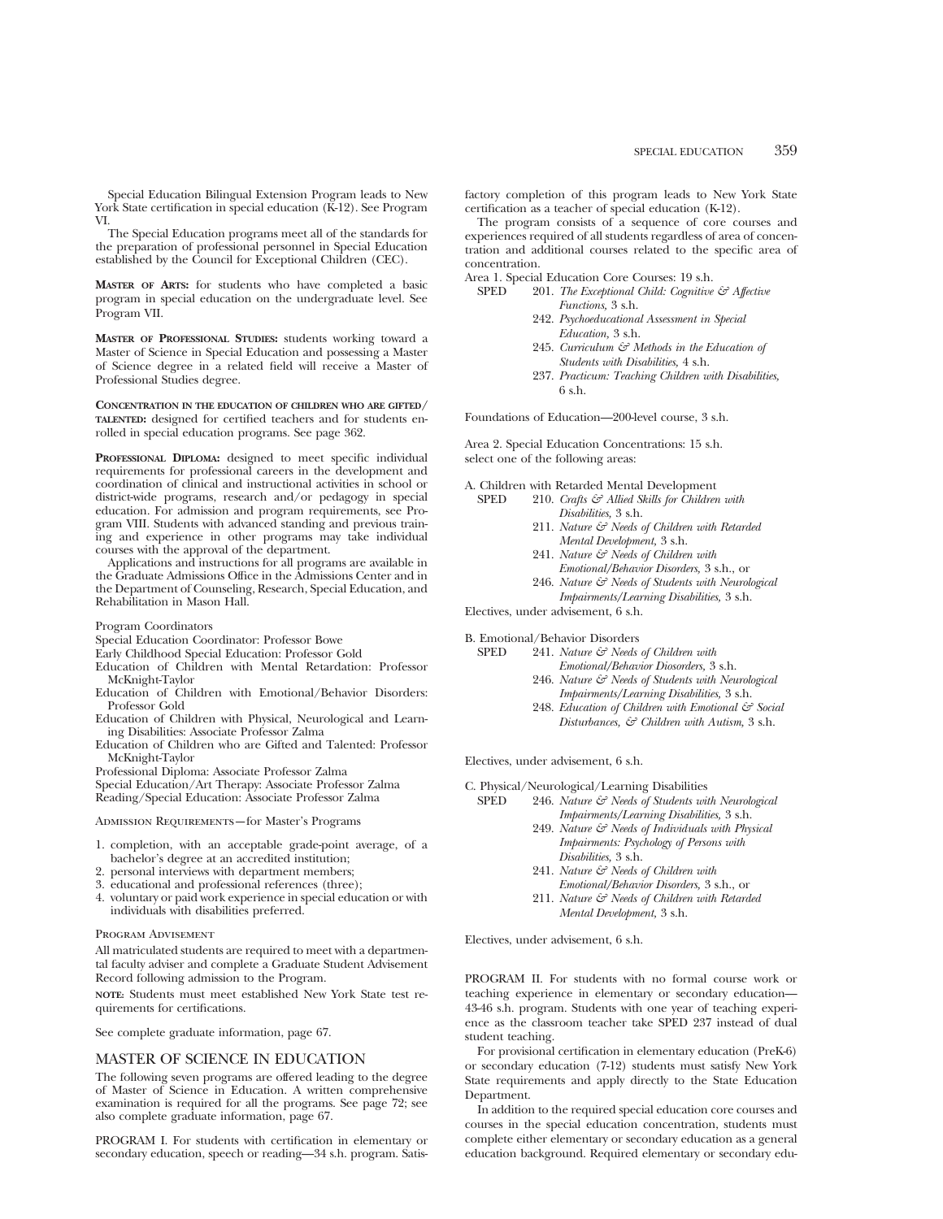Special Education Bilingual Extension Program leads to New York State certification in special education (K-12). See Program VI.

The Special Education programs meet all of the standards for the preparation of professional personnel in Special Education established by the Council for Exceptional Children (CEC).

**Master of Arts:** for students who have completed a basic program in special education on the undergraduate level. See Program VII.

**Master of Professional Studies:** students working toward a Master of Science in Special Education and possessing a Master of Science degree in a related field will receive a Master of Professional Studies degree.

**Concentration in the education of children who are gifted/talented:** designed for certified teachers and for students enrolled in special education programs. See page 362.

**Professional Diploma:** designed to meet specific individual requirements for professional careers in the development and coordination of clinical and instructional activities in school or district-wide programs, research and/or pedagogy in special education. For admission and program requirements, see Program VIII. Students with advanced standing and previous training and experience in other programs may take individual courses with the approval of the department.

Applications and instructions for all programs are available in the Graduate Admissions Office in the Admissions Center and in the Department of Counseling, Research, Special Education, and Rehabilitation in Mason Hall.

Program Coordinators

Special Education Coordinator: Professor Bowe

Early Childhood Special Education: Professor Gold

Education of Children with Mental Retardation: Professor McKnight-Taylor

Education of Children with Emotional/Behavior Disorders: Professor Gold

Education of Children with Physical, Neurological and Learning Disabilities: Associate Professor Zalma

Education of Children who are Gifted and Talented: Professor McKnight-Taylor

Professional Diploma: Associate Professor Zalma

Special Education/Art Therapy: Associate Professor Zalma

Reading/Special Education: Associate Professor Zalma

Admission Requirements—for Master's Programs

1. completion, with an acceptable grade-point average, of a bachelor's degree at an accredited institution;
2. personal interviews with department members;
3. educational and professional references (three);
4. voluntary or paid work experience in special education or with individuals with disabilities preferred.

Program Advisement

All matriculated students are required to meet with a departmental faculty adviser and complete a Graduate Student Advisement Record following admission to the Program.

**note:** Students must meet established New York State test requirements for certifications.

See complete graduate information, page 67.

## MASTER OF SCIENCE IN EDUCATION

The following seven programs are offered leading to the degree of Master of Science in Education. A written comprehensive examination is required for all the programs. See page 72; see also complete graduate information, page 67.

PROGRAM I. For students with certification in elementary or secondary education, speech or reading—34 s.h. program. Satisfactory completion of this program leads to New York State certification as a teacher of special education (K-12).

The program consists of a sequence of core courses and experiences required of all students regardless of area of concentration and additional courses related to the specific area of concentration.

Area 1. Special Education Core Courses: 19 s.h.

SPED 201. *The Exceptional Child: Cognitive & Affective Functions,* 3 s.h.
242. *Psychoeducational Assessment in Special Education,* 3 s.h.
245. *Curriculum & Methods in the Education of Students with Disabilities,* 4 s.h.
237. *Practicum: Teaching Children with Disabilities,* 6 s.h.

Foundations of Education—200-level course, 3 s.h.

Area 2. Special Education Concentrations: 15 s.h.
select one of the following areas:

A. Children with Retarded Mental Development

SPED 210. *Crafts & Allied Skills for Children with Disabilities,* 3 s.h.
211. *Nature & Needs of Children with Retarded Mental Development,* 3 s.h.
241. *Nature & Needs of Children with Emotional/Behavior Disorders,* 3 s.h., or
246. *Nature & Needs of Students with Neurological Impairments/Learning Disabilities,* 3 s.h.

Electives, under advisement, 6 s.h.

B. Emotional/Behavior Disorders

SPED 241. *Nature & Needs of Children with Emotional/Behavior Diosorders,* 3 s.h.
246. *Nature & Needs of Students with Neurological Impairments/Learning Disabilities,* 3 s.h.
248. *Education of Children with Emotional & Social Disturbances, & Children with Autism,* 3 s.h.

Electives, under advisement, 6 s.h.

C. Physical/Neurological/Learning Disabilities

SPED 246. *Nature & Needs of Students with Neurological Impairments/Learning Disabilities,* 3 s.h.
249. *Nature & Needs of Individuals with Physical Impairments: Psychology of Persons with Disabilities,* 3 s.h.
241. *Nature & Needs of Children with Emotional/Behavior Disorders,* 3 s.h., or
211. *Nature & Needs of Children with Retarded Mental Development,* 3 s.h.

Electives, under advisement, 6 s.h.

PROGRAM II. For students with no formal course work or teaching experience in elementary or secondary education—43-46 s.h. program. Students with one year of teaching experience as the classroom teacher take SPED 237 instead of dual student teaching.

For provisional certification in elementary education (PreK-6) or secondary education (7-12) students must satisfy New York State requirements and apply directly to the State Education Department.

In addition to the required special education core courses and courses in the special education concentration, students must complete either elementary or secondary education as a general education background. Required elementary or secondary edu-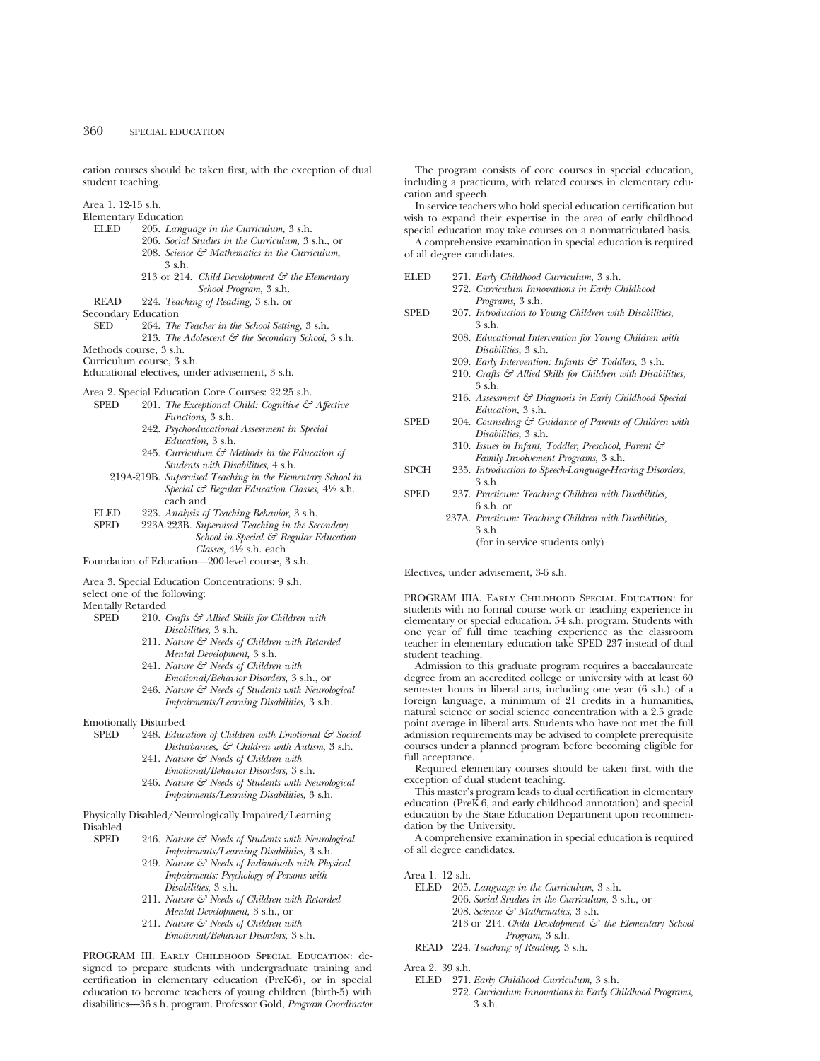cation courses should be taken first, with the exception of dual student teaching.

Area 1. 12-15 s.h.

Elementary Education

- ELED 205. *Language in the Curriculum,* 3 s.h.
  - 206. *Social Studies in the Curriculum,* 3 s.h., or
  - 208. *Science & Mathematics in the Curriculum,* 3 s.h.
  - 213 or 214. *Child Development & the Elementary School Program,* 3 s.h.
- READ 224. *Teaching of Reading,* 3 s.h. or

Secondary Education

- SED 264. *The Teacher in the School Setting,* 3 s.h.
  - 213. *The Adolescent & the Secondary School,* 3 s.h.

Methods course, 3 s.h.

Curriculum course, 3 s.h.

Educational electives, under advisement, 3 s.h.

Area 2. Special Education Core Courses: 22-25 s.h.

- SPED 201. *The Exceptional Child: Cognitive & Affective Functions,* 3 s.h.
  - 242. *Psychoeducational Assessment in Special Education,* 3 s.h.
  - 245. *Curriculum & Methods in the Education of Students with Disabilities,* 4 s.h.
  - 219A-219B. *Supervised Teaching in the Elementary School in Special & Regular Education Classes,* 4½ s.h. each and
- ELED 223. *Analysis of Teaching Behavior,* 3 s.h.
- SPED 223A-223B. *Supervised Teaching in the Secondary School in Special & Regular Education Classes,* 4½ s.h. each

Foundation of Education—200-level course, 3 s.h.

Area 3. Special Education Concentrations: 9 s.h. select one of the following:

Mentally Retarded

- SPED 210. *Crafts & Allied Skills for Children with Disabilities,* 3 s.h.
  - 211. *Nature & Needs of Children with Retarded Mental Development,* 3 s.h.
  - 241. *Nature & Needs of Children with Emotional/Behavior Disorders,* 3 s.h., or
  - 246. *Nature & Needs of Students with Neurological Impairments/Learning Disabilities,* 3 s.h.

Emotionally Disturbed

- SPED 248. *Education of Children with Emotional & Social Disturbances, & Children with Autism,* 3 s.h.
  - 241. *Nature & Needs of Children with Emotional/Behavior Disorders,* 3 s.h.
  - 246. *Nature & Needs of Students with Neurological Impairments/Learning Disabilities,* 3 s.h.

Physically Disabled/Neurologically Impaired/Learning Disabled

- SPED 246. *Nature & Needs of Students with Neurological Impairments/Learning Disabilities,* 3 s.h.
  - 249. *Nature & Needs of Individuals with Physical Impairments: Psychology of Persons with Disabilities,* 3 s.h.
  - 211. *Nature & Needs of Children with Retarded Mental Development,* 3 s.h., or
  - 241. *Nature & Needs of Children with Emotional/Behavior Disorders,* 3 s.h.

PROGRAM III. EARLY CHILDHOOD SPECIAL EDUCATION: designed to prepare students with undergraduate training and certification in elementary education (PreK-6), or in special education to become teachers of young children (birth-5) with disabilities—36 s.h. program. Professor Gold, *Program Coordinator*

The program consists of core courses in special education, including a practicum, with related courses in elementary education and speech.

In-service teachers who hold special education certification but wish to expand their expertise in the area of early childhood special education may take courses on a nonmatriculated basis.

A comprehensive examination in special education is required of all degree candidates.

- ELED 271. *Early Childhood Curriculum,* 3 s.h.
  - 272. *Curriculum Innovations in Early Childhood Programs,* 3 s.h.
- SPED 207. *Introduction to Young Children with Disabilities,* 3 s.h.
  - 208. *Educational Intervention for Young Children with Disabilities,* 3 s.h.
  - 209. *Early Intervention: Infants & Toddlers,* 3 s.h.
  - 210. *Crafts & Allied Skills for Children with Disabilities,* 3 s.h.
  - 216. *Assessment & Diagnosis in Early Childhood Special Education,* 3 s.h.
- SPED 204. *Counseling & Guidance of Parents of Children with Disabilities,* 3 s.h.
  - 310. *Issues in Infant, Toddler, Preschool, Parent & Family Involvement Programs,* 3 s.h.
- SPCH 235. *Introduction to Speech-Language-Hearing Disorders,* 3 s.h.
- SPED 237. *Practicum: Teaching Children with Disabilities,* 6 s.h. or
  - 237A. *Practicum: Teaching Children with Disabilities,* 3 s.h. (for in-service students only)

Electives, under advisement, 3-6 s.h.

PROGRAM IIIA. EARLY CHILDHOOD SPECIAL EDUCATION: for students with no formal course work or teaching experience in elementary or special education. 54 s.h. program. Students with one year of full time teaching experience as the classroom teacher in elementary education take SPED 237 instead of dual student teaching.

Admission to this graduate program requires a baccalaureate degree from an accredited college or university with at least 60 semester hours in liberal arts, including one year (6 s.h.) of a foreign language, a minimum of 21 credits in a humanities, natural science or social science concentration with a 2.5 grade point average in liberal arts. Students who have not met the full admission requirements may be advised to complete prerequisite courses under a planned program before becoming eligible for full acceptance.

Required elementary courses should be taken first, with the exception of dual student teaching.

This master's program leads to dual certification in elementary education (PreK-6, and early childhood annotation) and special education by the State Education Department upon recommendation by the University.

A comprehensive examination in special education is required of all degree candidates.

Area 1. 12 s.h.

- ELED 205. *Language in the Curriculum,* 3 s.h.
  - 206. *Social Studies in the Curriculum,* 3 s.h., or
  - 208. *Science & Mathematics,* 3 s.h.
  - 213 or 214. *Child Development & the Elementary School Program,* 3 s.h.
- READ 224. *Teaching of Reading,* 3 s.h.

Area 2. 39 s.h.

- ELED 271. *Early Childhood Curriculum,* 3 s.h.
  - 272. *Curriculum Innovations in Early Childhood Programs,* 3 s.h.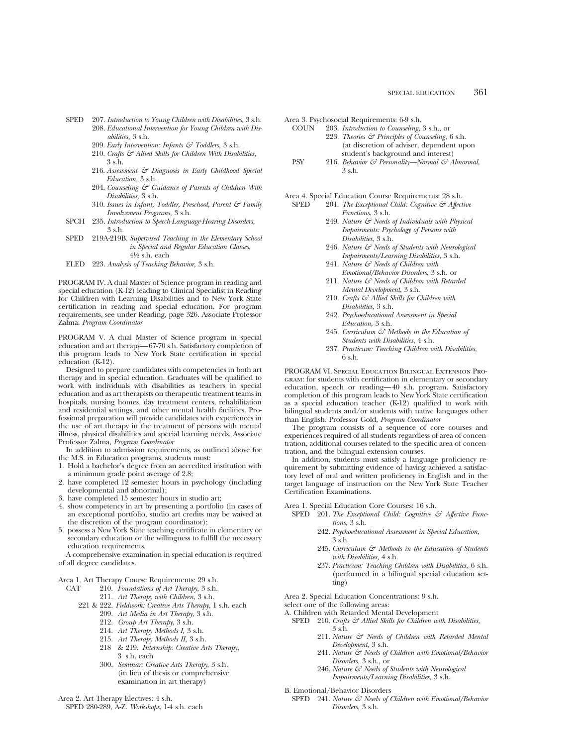SPED 207. *Introduction to Young Children with Disabilities,* 3 s.h.
- 208. *Educational Intervention for Young Children with Disabilities,* 3 s.h.
- 209. *Early Intervention: Infants & Toddlers,* 3 s.h.
- 210. *Crafts & Allied Skills for Children With Disabilities,* 3 s.h.
- 216. *Assessment & Diagnosis in Early Childhood Special Education,* 3 s.h.
- 204. *Counseling & Guidance of Parents of Children With Disabilities,* 3 s.h.
- 310. *Issues in Infant, Toddler, Preschool, Parent & Family Involvement Programs,* 3 s.h.

SPCH 235. *Introduction to Speech-Language-Hearing Disorders,* 3 s.h.

SPED 219A-219B. *Supervised Teaching in the Elementary School in Special and Regular Education Classes,* 4½ s.h. each

ELED 223. *Analysis of Teaching Behavior,* 3 s.h.

PROGRAM IV. A dual Master of Science program in reading and special education (K-12) leading to Clinical Specialist in Reading for Children with Learning Disabilities and to New York State certification in reading and special education. For program requirements, see under Reading, page 326. Associate Professor Zalma: *Program Coordinator*

PROGRAM V. A dual Master of Science program in special education and art therapy—67-70 s.h. Satisfactory completion of this program leads to New York State certification in special education (K-12).

Designed to prepare candidates with competencies in both art therapy and in special education. Graduates will be qualified to work with individuals with disabilities as teachers in special education and as art therapists on therapeutic treatment teams in hospitals, nursing homes, day treatment centers, rehabilitation and residential settings, and other mental health facilities. Professional preparation will provide candidates with experiences in the use of art therapy in the treatment of persons with mental illness, physical disabilities and special learning needs. Associate Professor Zalma, *Program Coordinator*

In addition to admission requirements, as outlined above for the M.S. in Education programs, students must:

1. Hold a bachelor's degree from an accredited institution with a minimum grade point average of 2.8;
2. have completed 12 semester hours in psychology (including developmental and abnormal);
3. have completed 15 semester hours in studio art;
4. show competency in art by presenting a portfolio (in cases of an exceptional portfolio, studio art credits may be waived at the discretion of the program coordinator);
5. possess a New York State teaching certificate in elementary or secondary education or the willingness to fulfill the necessary education requirements.

A comprehensive examination in special education is required of all degree candidates.

Area 1. Art Therapy Course Requirements: 29 s.h.

CAT 210. *Foundations of Art Therapy,* 3 s.h.
- 211. *Art Therapy with Children,* 3 s.h.
- 221 & 222. *Fieldwork: Creative Arts Therapy,* 1 s.h. each
- 209. *Art Media in Art Therapy,* 3 s.h.
- 212. *Group Art Therapy,* 3 s.h.
- 214. *Art Therapy Methods I,* 3 s.h.
- 215. *Art Therapy Methods II,* 3 s.h.
- 218 & 219. *Internship: Creative Arts Therapy,* 3 s.h. each
- 300. *Seminar: Creative Arts Therapy,* 3 s.h. (in lieu of thesis or comprehensive examination in art therapy)

Area 2. Art Therapy Electives: 4 s.h.

SPED 280-289, A-Z. *Workshops,* 1-4 s.h. each

Area 3. Psychosocial Requirements: 6-9 s.h.

COUN 203. *Introduction to Counseling,* 3 s.h., or
- 223. *Theories & Principles of Counseling,* 6 s.h. (at discretion of adviser, dependent upon student's background and interest)

PSY 216. *Behavior & Personality—Normal & Abnormal,* 3 s.h.

Area 4. Special Education Course Requirements: 28 s.h.

SPED 201. *The Exceptional Child: Cognitive & Affective Functions,* 3 s.h.
- 249. *Nature & Needs of Individuals with Physical Impairments: Psychology of Persons with Disabilities,* 3 s.h.
- 246. *Nature & Needs of Students with Neurological Impairments/Learning Disabilities,* 3 s.h.
- 241. *Nature & Needs of Children with Emotional/Behavior Disorders,* 3 s.h. or
- 211. *Nature & Needs of Children with Retarded Mental Development,* 3 s.h.
- 210. *Crafts & Allied Skills for Children with Disabilities,* 3 s.h.
- 242. *Psychoeducational Assessment in Special Education,* 3 s.h.
- 245. *Curriculum & Methods in the Education of Students with Disabilities,* 4 s.h.
- 237. *Practicum: Teaching Children with Disabilities,* 6 s.h.

PROGRAM VI. SPECIAL EDUCATION BILINGUAL EXTENSION PROGRAM: for students with certification in elementary or secondary education, speech or reading—40 s.h. program. Satisfactory completion of this program leads to New York State certification as a special education teacher (K-12) qualified to work with bilingual students and/or students with native languages other than English. Professor Gold, *Program Coordinator*

The program consists of a sequence of core courses and experiences required of all students regardless of area of concentration, additional courses related to the specific area of concentration, and the bilingual extension courses.

In addition, students must satisfy a language proficiency requirement by submitting evidence of having achieved a satisfactory level of oral and written proficiency in English and in the target language of instruction on the New York State Teacher Certification Examinations.

Area 1. Special Education Core Courses: 16 s.h.

SPED 201. *The Exceptional Child: Cognitive & Affective Functions,* 3 s.h.
- 242. *Psychoeducational Assessment in Special Education,* 3 s.h.
- 245. *Curriculum & Methods in the Education of Students with Disabilities,* 4 s.h.
- 237. *Practicum: Teaching Children with Disabilities,* 6 s.h. (performed in a bilingual special education setting)

Area 2. Special Education Concentrations: 9 s.h.

select one of the following areas:

A. Children with Retarded Mental Development

SPED 210. *Crafts & Allied Skills for Children with Disabilities,* 3 s.h.
- 211. *Nature & Needs of Children with Retarded Mental Development,* 3 s.h.
- 241. *Nature & Needs of Children with Emotional/Behavior Disorders,* 3 s.h., or
- 246. *Nature & Needs of Students with Neurological Impairments/Learning Disabilities,* 3 s.h.

B. Emotional/Behavior Disorders

SPED 241. *Nature & Needs of Children with Emotional/Behavior Disorders,* 3 s.h.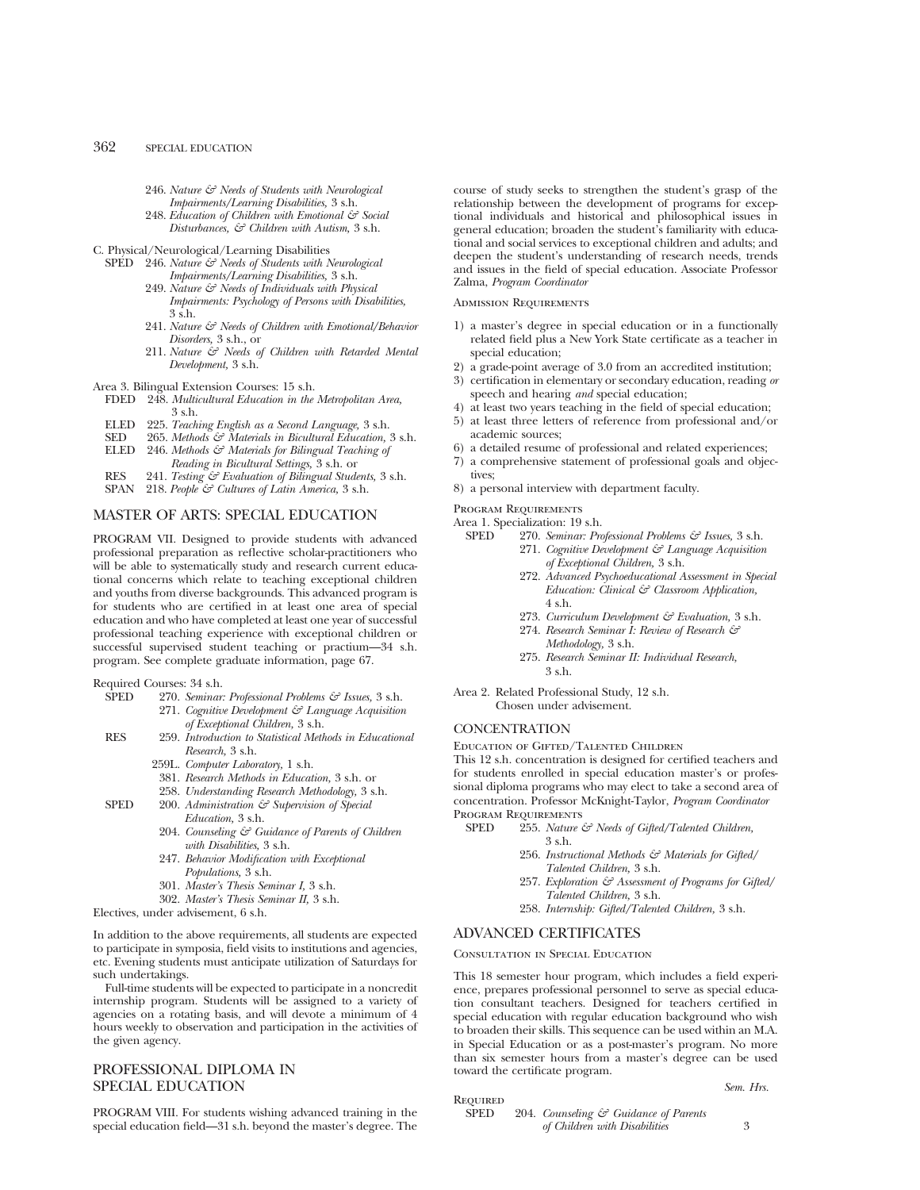246. *Nature & Needs of Students with Neurological Impairments/Learning Disabilities,* 3 s.h.
248. *Education of Children with Emotional & Social Disturbances, & Children with Autism,* 3 s.h.

C. Physical/Neurological/Learning Disabilities

SPED 246. *Nature & Needs of Students with Neurological Impairments/Learning Disabilities,* 3 s.h.
249. *Nature & Needs of Individuals with Physical Impairments: Psychology of Persons with Disabilities,* 3 s.h.
241. *Nature & Needs of Children with Emotional/Behavior Disorders,* 3 s.h., or
211. *Nature & Needs of Children with Retarded Mental Development,* 3 s.h.

Area 3. Bilingual Extension Courses: 15 s.h.

FDED 248. *Multicultural Education in the Metropolitan Area,* 3 s.h.
ELED 225. *Teaching English as a Second Language,* 3 s.h.
SED 265. *Methods & Materials in Bicultural Education,* 3 s.h.
ELED 246. *Methods & Materials for Bilingual Teaching of Reading in Bicultural Settings,* 3 s.h. or
RES 241. *Testing & Evaluation of Bilingual Students,* 3 s.h.
SPAN 218. *People & Cultures of Latin America,* 3 s.h.

## MASTER OF ARTS: SPECIAL EDUCATION

PROGRAM VII. Designed to provide students with advanced professional preparation as reflective scholar-practitioners who will be able to systematically study and research current educational concerns which relate to teaching exceptional children and youths from diverse backgrounds. This advanced program is for students who are certified in at least one area of special education and who have completed at least one year of successful professional teaching experience with exceptional children or successful supervised student teaching or practium—34 s.h. program. See complete graduate information, page 67.

Required Courses: 34 s.h.

SPED 270. *Seminar: Professional Problems & Issues,* 3 s.h.
271. *Cognitive Development & Language Acquisition of Exceptional Children,* 3 s.h.
RES 259. *Introduction to Statistical Methods in Educational Research,* 3 s.h.
259L. *Computer Laboratory,* 1 s.h.
381. *Research Methods in Education,* 3 s.h. or
258. *Understanding Research Methodology,* 3 s.h.
SPED 200. *Administration & Supervision of Special Education,* 3 s.h.
204. *Counseling & Guidance of Parents of Children with Disabilities,* 3 s.h.
247. *Behavior Modification with Exceptional Populations,* 3 s.h.
301. *Master's Thesis Seminar I,* 3 s.h.
302. *Master's Thesis Seminar II,* 3 s.h.

Electives, under advisement, 6 s.h.

In addition to the above requirements, all students are expected to participate in symposia, field visits to institutions and agencies, etc. Evening students must anticipate utilization of Saturdays for such undertakings.

Full-time students will be expected to participate in a noncredit internship program. Students will be assigned to a variety of agencies on a rotating basis, and will devote a minimum of 4 hours weekly to observation and participation in the activities of the given agency.

## PROFESSIONAL DIPLOMA IN SPECIAL EDUCATION

PROGRAM VIII. For students wishing advanced training in the special education field—31 s.h. beyond the master's degree. The course of study seeks to strengthen the student's grasp of the relationship between the development of programs for exceptional individuals and historical and philosophical issues in general education; broaden the student's familiarity with educational and social services to exceptional children and adults; and deepen the student's understanding of research needs, trends and issues in the field of special education. Associate Professor Zalma, *Program Coordinator*

### Admission Requirements

1) a master's degree in special education or in a functionally related field plus a New York State certificate as a teacher in special education;
2) a grade-point average of 3.0 from an accredited institution;
3) certification in elementary or secondary education, reading *or* speech and hearing *and* special education;
4) at least two years teaching in the field of special education;
5) at least three letters of reference from professional and/or academic sources;
6) a detailed resume of professional and related experiences;
7) a comprehensive statement of professional goals and objectives;
8) a personal interview with department faculty.

### Program Requirements

Area 1. Specialization: 19 s.h.

SPED 270. *Seminar: Professional Problems & Issues,* 3 s.h.
271. *Cognitive Development & Language Acquisition of Exceptional Children,* 3 s.h.
272. *Advanced Psychoeducational Assessment in Special Education: Clinical & Classroom Application,* 4 s.h.
273. *Curriculum Development & Evaluation,* 3 s.h.
274. *Research Seminar I: Review of Research & Methodology,* 3 s.h.
275. *Research Seminar II: Individual Research,* 3 s.h.

Area 2. Related Professional Study, 12 s.h. Chosen under advisement.

## CONCENTRATION

### Education of Gifted/Talented Children

This 12 s.h. concentration is designed for certified teachers and for students enrolled in special education master's or professional diploma programs who may elect to take a second area of concentration. Professor McKnight-Taylor, *Program Coordinator*

### Program Requirements

SPED 255. *Nature & Needs of Gifted/Talented Children,* 3 s.h.
256. *Instructional Methods & Materials for Gifted/Talented Children,* 3 s.h.
257. *Exploration & Assessment of Programs for Gifted/Talented Children,* 3 s.h.
258. *Internship: Gifted/Talented Children,* 3 s.h.

## ADVANCED CERTIFICATES

### Consultation in Special Education

This 18 semester hour program, which includes a field experience, prepares professional personnel to serve as special education consultant teachers. Designed for teachers certified in special education with regular education background who wish to broaden their skills. This sequence can be used within an M.A. in Special Education or as a post-master's program. No more than six semester hours from a master's degree can be used toward the certificate program.

| | | Sem. Hrs. |
|---|---|---|
| Required | | |
| SPED | 204. *Counseling & Guidance of Parents of Children with Disabilities* | 3 |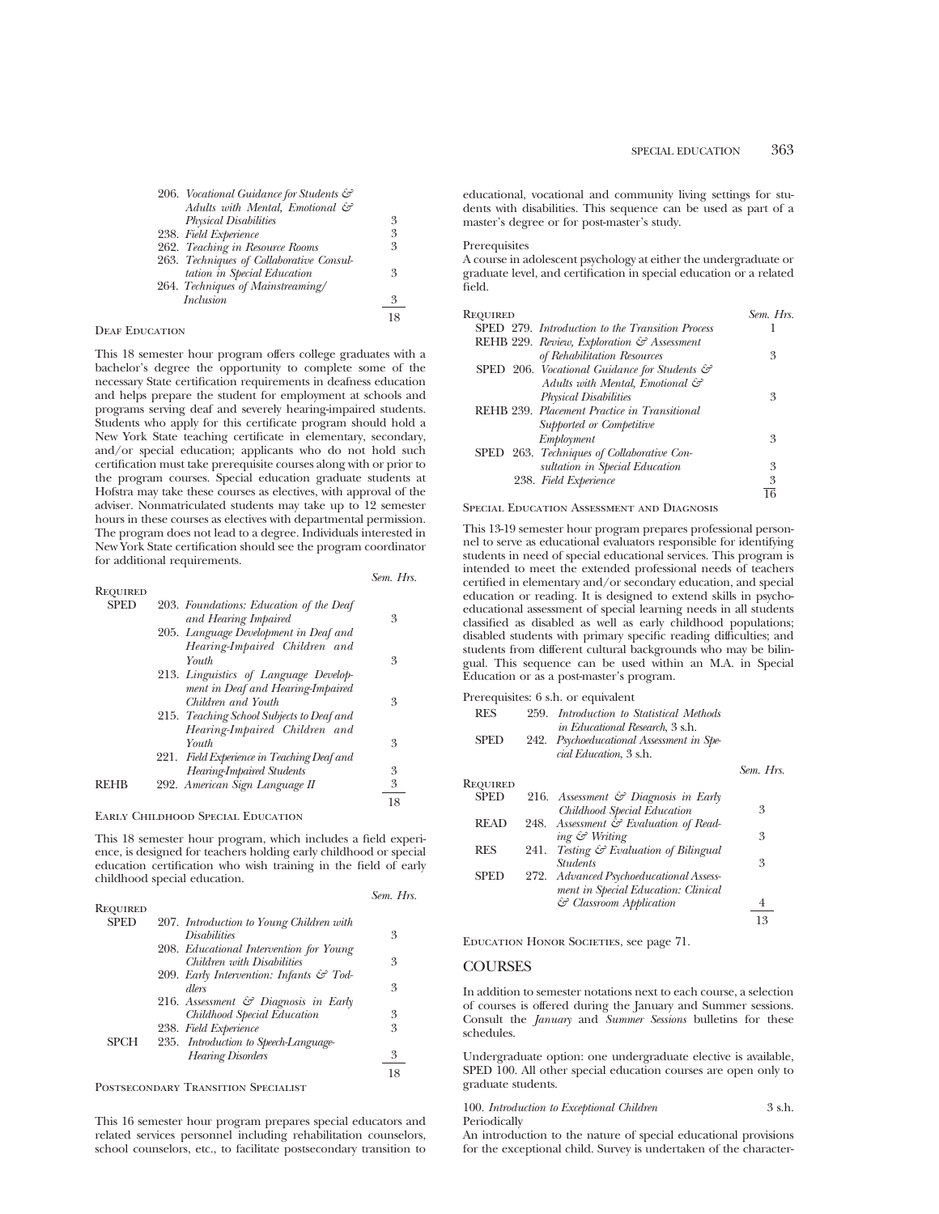| | | Sem. Hrs. |
|---|---|---|
| | 206. *Vocational Guidance for Students & Adults with Mental, Emotional & Physical Disabilities* | 3 |
| | 238. *Field Experience* | 3 |
| | 262. *Teaching in Resource Rooms* | 3 |
| | 263. *Techniques of Collaborative Consultation in Special Education* | 3 |
| | 264. *Techniques of Mainstreaming/ Inclusion* | 3 |
| | | 18 |

### Deaf Education

This 18 semester hour program offers college graduates with a bachelor's degree the opportunity to complete some of the necessary State certification requirements in deafness education and helps prepare the student for employment at schools and programs serving deaf and severely hearing-impaired students. Students who apply for this certificate program should hold a New York State teaching certificate in elementary, secondary, and/or special education; applicants who do not hold such certification must take prerequisite courses along with or prior to the program courses. Special education graduate students at Hofstra may take these courses as electives, with approval of the adviser. Nonmatriculated students may take up to 12 semester hours in these courses as electives with departmental permission. The program does not lead to a degree. Individuals interested in New York State certification should see the program coordinator for additional requirements.

| Required | | Sem. Hrs. |
|---|---|---|
| SPED | 203. *Foundations: Education of the Deaf and Hearing Impaired* | 3 |
| | 205. *Language Development in Deaf and Hearing-Impaired Children and Youth* | 3 |
| | 213. *Linguistics of Language Development in Deaf and Hearing-Impaired Children and Youth* | 3 |
| | 215. *Teaching School Subjects to Deaf and Hearing-Impaired Children and Youth* | 3 |
| | 221. *Field Experience in Teaching Deaf and Hearing-Impaired Students* | 3 |
| REHB | 292. *American Sign Language II* | 3 |
| | | 18 |

### Early Childhood Special Education

This 18 semester hour program, which includes a field experience, is designed for teachers holding early childhood or special education certification who wish training in the field of early childhood special education.

| Required | | Sem. Hrs. |
|---|---|---|
| SPED | 207. *Introduction to Young Children with Disabilities* | 3 |
| | 208. *Educational Intervention for Young Children with Disabilities* | 3 |
| | 209. *Early Intervention: Infants & Toddlers* | 3 |
| | 216. *Assessment & Diagnosis in Early Childhood Special Education* | 3 |
| | 238. *Field Experience* | 3 |
| SPCH | 235. *Introduction to Speech-Language-Hearing Disorders* | 3 |
| | | 18 |

### Postsecondary Transition Specialist

This 16 semester hour program prepares special educators and related services personnel including rehabilitation counselors, school counselors, etc., to facilitate postsecondary transition to educational, vocational and community living settings for students with disabilities. This sequence can be used as part of a master's degree or for post-master's study.

Prerequisites

A course in adolescent psychology at either the undergraduate or graduate level, and certification in special education or a related field.

| Required | | Sem. Hrs. |
|---|---|---|
| SPED | 279. *Introduction to the Transition Process* | 1 |
| REHB | 229. *Review, Exploration & Assessment of Rehabilitation Resources* | 3 |
| SPED | 206. *Vocational Guidance for Students & Adults with Mental, Emotional & Physical Disabilities* | 3 |
| REHB | 239. *Placement Practice in Transitional Supported or Competitive Employment* | 3 |
| SPED | 263. *Techniques of Collaborative Consultation in Special Education* | 3 |
| | 238. *Field Experience* | 3 |
| | | 16 |

### Special Education Assessment and Diagnosis

This 13-19 semester hour program prepares professional personnel to serve as educational evaluators responsible for identifying students in need of special educational services. This program is intended to meet the extended professional needs of teachers certified in elementary and/or secondary education, and special education or reading. It is designed to extend skills in psychoeducational assessment of special learning needs in all students classified as disabled as well as early childhood populations; disabled students with primary specific reading difficulties; and students from different cultural backgrounds who may be bilingual. This sequence can be used within an M.A. in Special Education or as a post-master's program.

Prerequisites: 6 s.h. or equivalent

RES 259. *Introduction to Statistical Methods in Educational Research*, 3 s.h.
SPED 242. *Psychoeducational Assessment in Special Education*, 3 s.h.

| Required | | Sem. Hrs. |
|---|---|---|
| SPED | 216. *Assessment & Diagnosis in Early Childhood Special Education* | 3 |
| READ | 248. *Assessment & Evaluation of Reading & Writing* | 3 |
| RES | 241. *Testing & Evaluation of Bilingual Students* | 3 |
| SPED | 272. *Advanced Psychoeducational Assessment in Special Education: Clinical & Classroom Application* | 4 |
| | | 13 |

Education Honor Societies, see page 71.

## COURSES

In addition to semester notations next to each course, a selection of courses is offered during the January and Summer sessions. Consult the *January* and *Summer Sessions* bulletins for these schedules.

Undergraduate option: one undergraduate elective is available, SPED 100. All other special education courses are open only to graduate students.

100. *Introduction to Exceptional Children* 3 s.h.
Periodically
An introduction to the nature of special educational provisions for the exceptional child. Survey is undertaken of the character-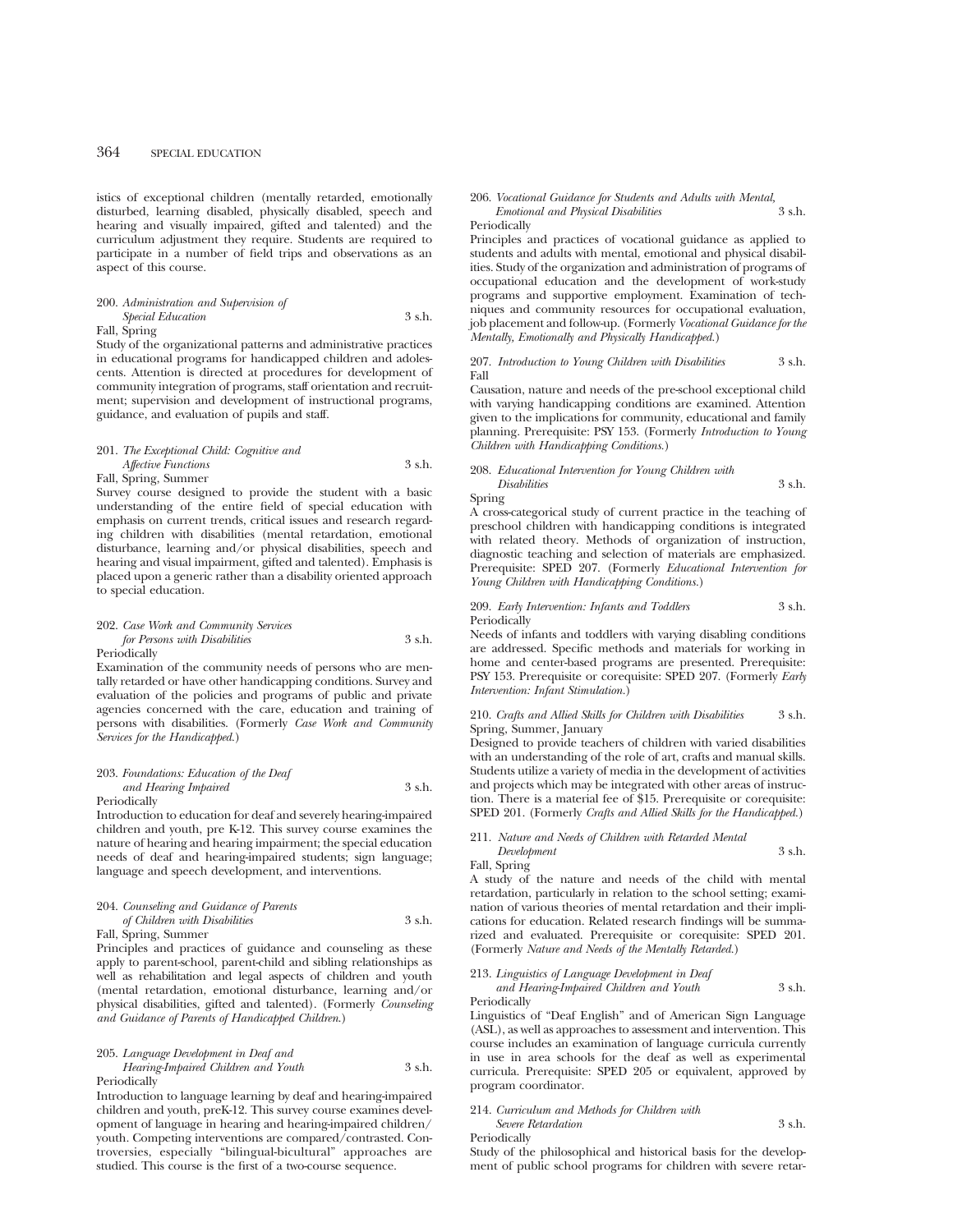istics of exceptional children (mentally retarded, emotionally disturbed, learning disabled, physically disabled, speech and hearing and visually impaired, gifted and talented) and the curriculum adjustment they require. Students are required to participate in a number of field trips and observations as an aspect of this course.

200. *Administration and Supervision of Special Education* 3 s.h.
Fall, Spring

Study of the organizational patterns and administrative practices in educational programs for handicapped children and adolescents. Attention is directed at procedures for development of community integration of programs, staff orientation and recruitment; supervision and development of instructional programs, guidance, and evaluation of pupils and staff.

201. *The Exceptional Child: Cognitive and Affective Functions* 3 s.h.
Fall, Spring, Summer

Survey course designed to provide the student with a basic understanding of the entire field of special education with emphasis on current trends, critical issues and research regarding children with disabilities (mental retardation, emotional disturbance, learning and/or physical disabilities, speech and hearing and visual impairment, gifted and talented). Emphasis is placed upon a generic rather than a disability oriented approach to special education.

202. *Case Work and Community Services for Persons with Disabilities* 3 s.h.
Periodically

Examination of the community needs of persons who are mentally retarded or have other handicapping conditions. Survey and evaluation of the policies and programs of public and private agencies concerned with the care, education and training of persons with disabilities. (Formerly *Case Work and Community Services for the Handicapped.*)

203. *Foundations: Education of the Deaf and Hearing Impaired* 3 s.h.
Periodically

Introduction to education for deaf and severely hearing-impaired children and youth, pre K-12. This survey course examines the nature of hearing and hearing impairment; the special education needs of deaf and hearing-impaired students; sign language; language and speech development, and interventions.

204. *Counseling and Guidance of Parents of Children with Disabilities* 3 s.h.
Fall, Spring, Summer

Principles and practices of guidance and counseling as these apply to parent-school, parent-child and sibling relationships as well as rehabilitation and legal aspects of children and youth (mental retardation, emotional disturbance, learning and/or physical disabilities, gifted and talented). (Formerly *Counseling and Guidance of Parents of Handicapped Children.*)

205. *Language Development in Deaf and Hearing-Impaired Children and Youth* 3 s.h.
Periodically

Introduction to language learning by deaf and hearing-impaired children and youth, preK-12. This survey course examines development of language in hearing and hearing-impaired children/youth. Competing interventions are compared/contrasted. Controversies, especially "bilingual-bicultural" approaches are studied. This course is the first of a two-course sequence.

206. *Vocational Guidance for Students and Adults with Mental, Emotional and Physical Disabilities* 3 s.h.
Periodically

Principles and practices of vocational guidance as applied to students and adults with mental, emotional and physical disabilities. Study of the organization and administration of programs of occupational education and the development of work-study programs and supportive employment. Examination of techniques and community resources for occupational evaluation, job placement and follow-up. (Formerly *Vocational Guidance for the Mentally, Emotionally and Physically Handicapped.*)

207. *Introduction to Young Children with Disabilities* 3 s.h.
Fall

Causation, nature and needs of the pre-school exceptional child with varying handicapping conditions are examined. Attention given to the implications for community, educational and family planning. Prerequisite: PSY 153. (Formerly *Introduction to Young Children with Handicapping Conditions.*)

208. *Educational Intervention for Young Children with Disabilities* 3 s.h.
Spring

A cross-categorical study of current practice in the teaching of preschool children with handicapping conditions is integrated with related theory. Methods of organization of instruction, diagnostic teaching and selection of materials are emphasized. Prerequisite: SPED 207. (Formerly *Educational Intervention for Young Children with Handicapping Conditions.*)

209. *Early Intervention: Infants and Toddlers* 3 s.h.
Periodically

Needs of infants and toddlers with varying disabling conditions are addressed. Specific methods and materials for working in home and center-based programs are presented. Prerequisite: PSY 153. Prerequisite or corequisite: SPED 207. (Formerly *Early Intervention: Infant Stimulation.*)

210. *Crafts and Allied Skills for Children with Disabilities* 3 s.h.
Spring, Summer, January

Designed to provide teachers of children with varied disabilities with an understanding of the role of art, crafts and manual skills. Students utilize a variety of media in the development of activities and projects which may be integrated with other areas of instruction. There is a material fee of $15. Prerequisite or corequisite: SPED 201. (Formerly *Crafts and Allied Skills for the Handicapped.*)

211. *Nature and Needs of Children with Retarded Mental Development* 3 s.h.
Fall, Spring

A study of the nature and needs of the child with mental retardation, particularly in relation to the school setting; examination of various theories of mental retardation and their implications for education. Related research findings will be summarized and evaluated. Prerequisite or corequisite: SPED 201. (Formerly *Nature and Needs of the Mentally Retarded.*)

213. *Linguistics of Language Development in Deaf and Hearing-Impaired Children and Youth* 3 s.h.
Periodically

Linguistics of "Deaf English" and of American Sign Language (ASL), as well as approaches to assessment and intervention. This course includes an examination of language curricula currently in use in area schools for the deaf as well as experimental curricula. Prerequisite: SPED 205 or equivalent, approved by program coordinator.

214. *Curriculum and Methods for Children with Severe Retardation* 3 s.h.
Periodically

Study of the philosophical and historical basis for the development of public school programs for children with severe retar-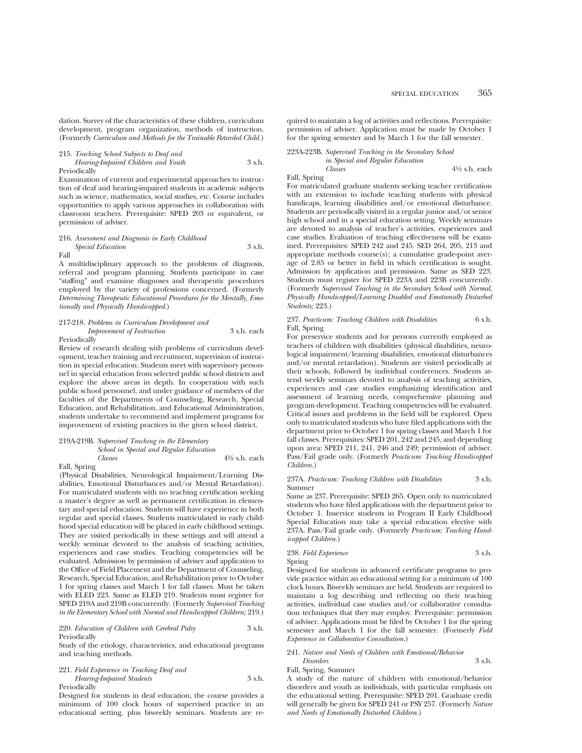dation. Survey of the characteristics of these children, curriculum development, program organization, methods of instruction. (Formerly *Curriculum and Methods for the Trainable Retarded Child.*)

215. *Teaching School Subjects to Deaf and Hearing-Impaired Children and Youth* 3 s.h.
Periodically

Examination of current and experimental approaches to instruction of deaf and hearing-impaired students in academic subjects such as science, mathematics, social studies, etc. Course includes opportunities to apply various approaches in collaboration with classroom teachers. Prerequisite: SPED 203 or equivalent, or permission of adviser.

216. *Assessment and Diagnosis in Early Childhood Special Education* 3 s.h.
Fall

A multidisciplinary approach to the problems of diagnosis, referral and program planning. Students participate in case "staffing" and examine diagnoses and therapeutic procedures employed by the variety of professions concerned. (Formerly *Determining Therapeutic Educational Procedures for the Mentally, Emotionally and Physically Handicapped.*)

217-218. *Problems in Curriculum Development and Improvement of Instruction* 3 s.h. each
Periodically

Review of research dealing with problems of curriculum development, teacher training and recruitment, supervision of instruction in special education. Students meet with supervisory personnel in special education from selected public school districts and explore the above areas in depth. In cooperation with such public school personnel, and under guidance of members of the faculties of the Departments of Counseling, Research, Special Education, and Rehabilitation, and Educational Administration, students undertake to recommend and implement programs for improvement of existing practices in the given school district.

219A-219B. *Supervised Teaching in the Elementary School in Special and Regular Education Classes* 4½ s.h. each
Fall, Spring

(Physical Disabilities, Neurological Impairment/Learning Disabilities, Emotional Disturbances and/or Mental Retardation). For matriculated students with no teaching certification seeking a master's degree as well as permanent certification in elementary and special education. Students will have experience in both regular and special classes. Students matriculated in early childhood special education will be placed in early childhood settings. They are visited periodically in these settings and will attend a weekly seminar devoted to the analysis of teaching activities, experiences and case studies. Teaching competencies will be evaluated. Admission by permission of adviser and application to the Office of Field Placement and the Department of Counseling, Research, Special Education, and Rehabilitation prior to October 1 for spring classes and March 1 for fall classes. Must be taken with ELED 223. Same as ELED 219. Students must register for SPED 219A and 219B concurrently. (Formerly *Supervised Teaching in the Elementary School with Normal and Handicapped Children;* 219.)

220. *Education of Children with Cerebral Palsy* 3 s.h.
Periodically

Study of the etiology, characteristics, and educational programs and teaching methods.

221. *Field Experience in Teaching Deaf and Hearing-Impaired Students* 3 s.h.
Periodically

Designed for students in deaf education, the course provides a minimum of 100 clock hours of supervised practice in an educational setting, plus biweekly seminars. Students are required to maintain a log of activities and reflections. Prerequisite: permission of adviser. Application must be made by October 1 for the spring semester and by March 1 for the fall semester.

223A-223B. *Supervised Teaching in the Secondary School in Special and Regular Education Classes* 4½ s.h. each
Fall, Spring

For matriculated graduate students seeking teacher certification with an extension to include teaching students with physical handicaps, learning disabilities and/or emotional disturbance. Students are periodically visited in a regular junior and/or senior high school and in a special education setting. Weekly seminars are devoted to analysis of teacher's activities, experiences and case studies. Evaluation of teaching effectiveness will be examined. Prerequisites: SPED 242 and 245. SED 264, 205, 213 and appropriate methods course(s); a cumulative grade-point average of 2.85 or better in field in which certification is sought. Admission by application and permission. Same as SED 223. Students must register for SPED 223A and 223B concurrently. (Formerly *Supervised Teaching in the Secondary School with Normal, Physically Handicapped/Learning Disabled and Emotionally Disturbed Students;* 223.)

237. *Practicum: Teaching Children with Disabilities* 6 s.h.
Fall, Spring

For preservice students and for persons currently employed as teachers of children with disabilities (physical disabilities, neurological impairment/learning disabilities, emotional disturbances and/or mental retardation). Students are visited periodically at their schools, followed by individual conferences. Students attend weekly seminars devoted to analysis of teaching activities, experiences and case studies emphasizing identification and assessment of learning needs, comprehensive planning and program development. Teaching competencies will be evaluated. Critical issues and problems in the field will be explored. Open only to matriculated students who have filed applications with the department prior to October 1 for spring classes and March 1 for fall classes. Prerequisites: SPED 201, 242 and 245, and depending upon area: SPED 211, 241, 246 and 249; permission of adviser. Pass/Fail grade only. (Formerly *Practicum: Teaching Handicapped Children.*)

237A. *Practicum: Teaching Children with Disabilities* 3 s.h.
Summer

Same as 237. Prerequisite: SPED 265. Open only to matriculated students who have filed applications with the department prior to October 1. Inservice students in Program II Early Childhood Special Education may take a special education elective with 237A. Pass/Fail grade only. (Formerly *Practicum: Teaching Handicapped Children.*)

238. *Field Experience* 3 s.h.
Spring

Designed for students in advanced certificate programs to provide practice within an educational setting for a minimum of 100 clock hours. Biweekly seminars are held. Students are required to maintain a log describing and reflecting on their teaching activities, individual case studies and/or collaborative consultation techniques that they may employ. Prerequisite: permission of adviser. Applications must be filed by October 1 for the spring semester and March 1 for the fall semester. (Formerly *Field Experience in Collaborative Consultation.*)

241. *Nature and Needs of Children with Emotional/Behavior Disorders* 3 s.h.
Fall, Spring, Summer

A study of the nature of children with emotional/behavior disorders and youth as individuals, with particular emphasis on the educational setting. Prerequisite: SPED 201. Graduate credit will generally be given for SPED 241 or PSY 257. (Formerly *Nature and Needs of Emotionally Disturbed Children.*)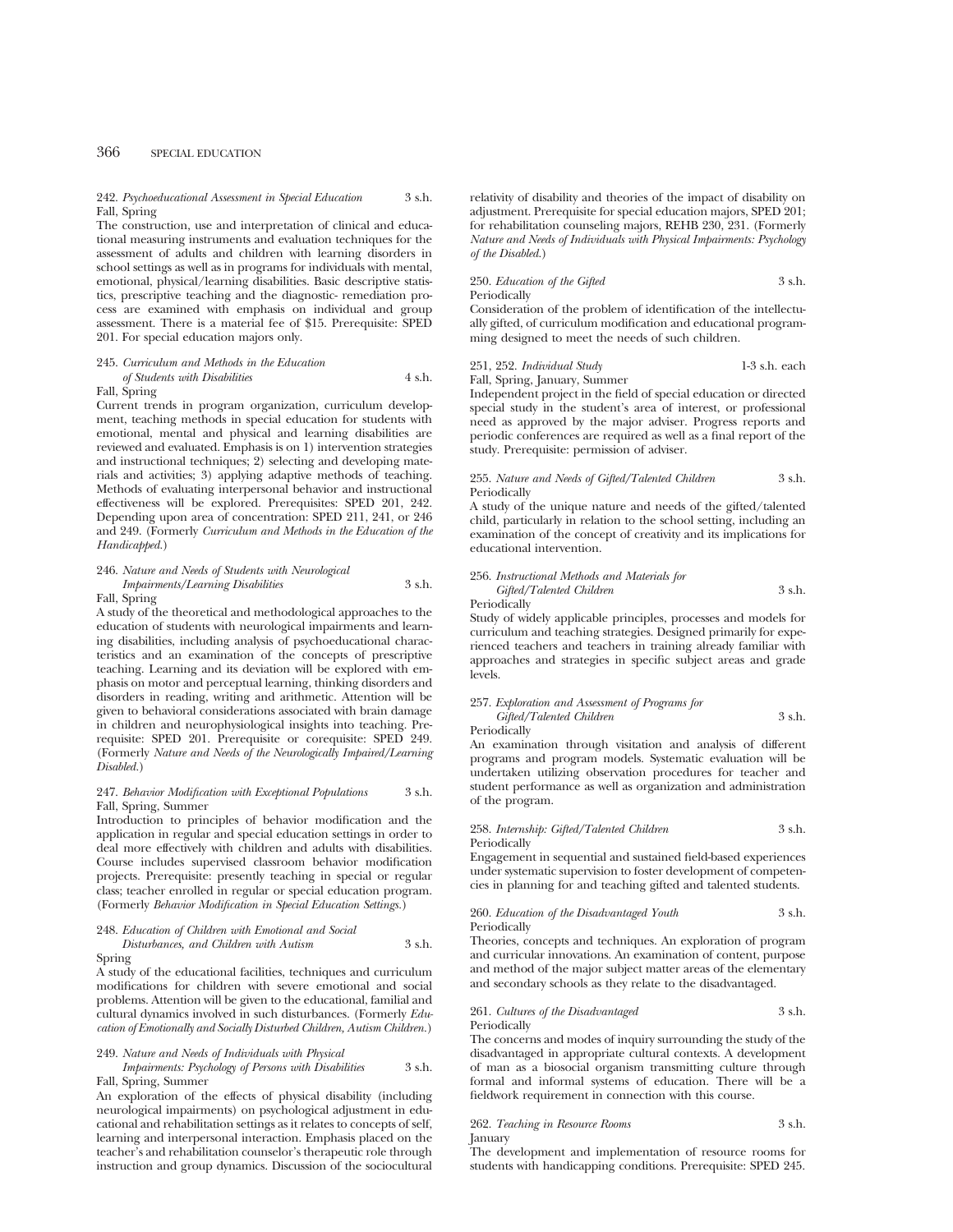242. *Psychoeducational Assessment in Special Education* 3 s.h.
Fall, Spring
The construction, use and interpretation of clinical and educational measuring instruments and evaluation techniques for the assessment of adults and children with learning disorders in school settings as well as in programs for individuals with mental, emotional, physical/learning disabilities. Basic descriptive statistics, prescriptive teaching and the diagnostic- remediation process are examined with emphasis on individual and group assessment. There is a material fee of $15. Prerequisite: SPED 201. For special education majors only.

245. *Curriculum and Methods in the Education of Students with Disabilities* 4 s.h.
Fall, Spring
Current trends in program organization, curriculum development, teaching methods in special education for students with emotional, mental and physical and learning disabilities are reviewed and evaluated. Emphasis is on 1) intervention strategies and instructional techniques; 2) selecting and developing materials and activities; 3) applying adaptive methods of teaching. Methods of evaluating interpersonal behavior and instructional effectiveness will be explored. Prerequisites: SPED 201, 242. Depending upon area of concentration: SPED 211, 241, or 246 and 249. (Formerly *Curriculum and Methods in the Education of the Handicapped.*)

246. *Nature and Needs of Students with Neurological Impairments/Learning Disabilities* 3 s.h.
Fall, Spring
A study of the theoretical and methodological approaches to the education of students with neurological impairments and learning disabilities, including analysis of psychoeducational characteristics and an examination of the concepts of prescriptive teaching. Learning and its deviation will be explored with emphasis on motor and perceptual learning, thinking disorders and disorders in reading, writing and arithmetic. Attention will be given to behavioral considerations associated with brain damage in children and neurophysiological insights into teaching. Prerequisite: SPED 201. Prerequisite or corequisite: SPED 249. (Formerly *Nature and Needs of the Neurologically Impaired/Learning Disabled.*)

247. *Behavior Modification with Exceptional Populations* 3 s.h.
Fall, Spring, Summer
Introduction to principles of behavior modification and the application in regular and special education settings in order to deal more effectively with children and adults with disabilities. Course includes supervised classroom behavior modification projects. Prerequisite: presently teaching in special or regular class; teacher enrolled in regular or special education program. (Formerly *Behavior Modification in Special Education Settings.*)

248. *Education of Children with Emotional and Social Disturbances, and Children with Autism* 3 s.h.
Spring
A study of the educational facilities, techniques and curriculum modifications for children with severe emotional and social problems. Attention will be given to the educational, familial and cultural dynamics involved in such disturbances. (Formerly *Education of Emotionally and Socially Disturbed Children, Autism Children.*)

249. *Nature and Needs of Individuals with Physical Impairments: Psychology of Persons with Disabilities* 3 s.h.
Fall, Spring, Summer
An exploration of the effects of physical disability (including neurological impairments) on psychological adjustment in educational and rehabilitation settings as it relates to concepts of self, learning and interpersonal interaction. Emphasis placed on the teacher's and rehabilitation counselor's therapeutic role through instruction and group dynamics. Discussion of the sociocultural relativity of disability and theories of the impact of disability on adjustment. Prerequisite for special education majors, SPED 201; for rehabilitation counseling majors, REHB 230, 231. (Formerly *Nature and Needs of Individuals with Physical Impairments: Psychology of the Disabled.*)

250. *Education of the Gifted* 3 s.h.
Periodically
Consideration of the problem of identification of the intellectually gifted, of curriculum modification and educational programming designed to meet the needs of such children.

251, 252. *Individual Study* 1-3 s.h. each
Fall, Spring, January, Summer
Independent project in the field of special education or directed special study in the student's area of interest, or professional need as approved by the major adviser. Progress reports and periodic conferences are required as well as a final report of the study. Prerequisite: permission of adviser.

255. *Nature and Needs of Gifted/Talented Children* 3 s.h.
Periodically
A study of the unique nature and needs of the gifted/talented child, particularly in relation to the school setting, including an examination of the concept of creativity and its implications for educational intervention.

256. *Instructional Methods and Materials for Gifted/Talented Children* 3 s.h.
Periodically
Study of widely applicable principles, processes and models for curriculum and teaching strategies. Designed primarily for experienced teachers and teachers in training already familiar with approaches and strategies in specific subject areas and grade levels.

257. *Exploration and Assessment of Programs for Gifted/Talented Children* 3 s.h.
Periodically
An examination through visitation and analysis of different programs and program models. Systematic evaluation will be undertaken utilizing observation procedures for teacher and student performance as well as organization and administration of the program.

258. *Internship: Gifted/Talented Children* 3 s.h.
Periodically
Engagement in sequential and sustained field-based experiences under systematic supervision to foster development of competencies in planning for and teaching gifted and talented students.

260. *Education of the Disadvantaged Youth* 3 s.h.
Periodically
Theories, concepts and techniques. An exploration of program and curricular innovations. An examination of content, purpose and method of the major subject matter areas of the elementary and secondary schools as they relate to the disadvantaged.

261. *Cultures of the Disadvantaged* 3 s.h.
Periodically
The concerns and modes of inquiry surrounding the study of the disadvantaged in appropriate cultural contexts. A development of man as a biosocial organism transmitting culture through formal and informal systems of education. There will be a fieldwork requirement in connection with this course.

262. *Teaching in Resource Rooms* 3 s.h.
January
The development and implementation of resource rooms for students with handicapping conditions. Prerequisite: SPED 245.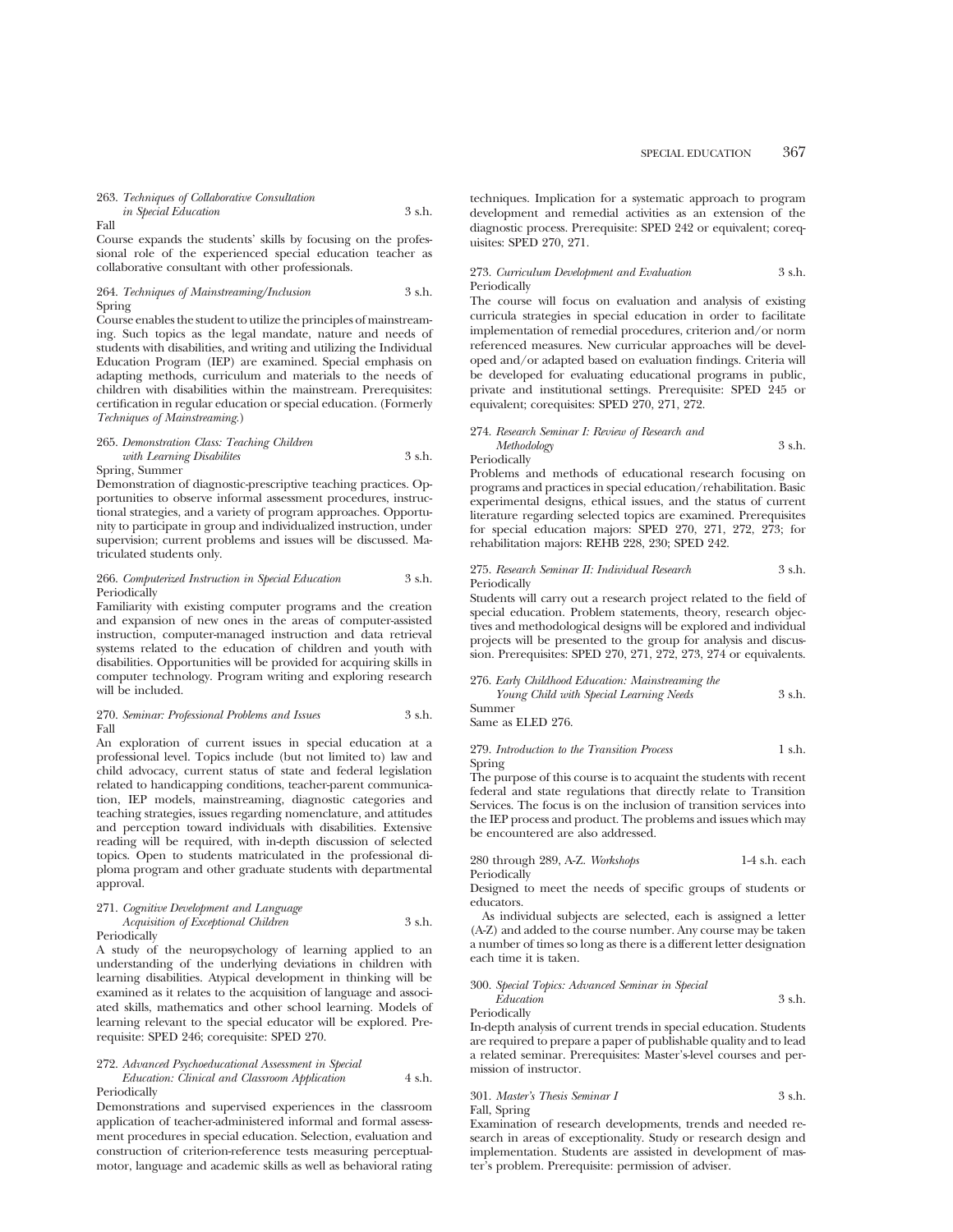263. *Techniques of Collaborative Consultation in Special Education* 3 s.h.
Fall
Course expands the students' skills by focusing on the professional role of the experienced special education teacher as collaborative consultant with other professionals.

264. *Techniques of Mainstreaming/Inclusion* 3 s.h.
Spring
Course enables the student to utilize the principles of mainstreaming. Such topics as the legal mandate, nature and needs of students with disabilities, and writing and utilizing the Individual Education Program (IEP) are examined. Special emphasis on adapting methods, curriculum and materials to the needs of children with disabilities within the mainstream. Prerequisites: certification in regular education or special education. (Formerly *Techniques of Mainstreaming*.)

265. *Demonstration Class: Teaching Children with Learning Disabilites* 3 s.h.
Spring, Summer
Demonstration of diagnostic-prescriptive teaching practices. Opportunities to observe informal assessment procedures, instructional strategies, and a variety of program approaches. Opportunity to participate in group and individualized instruction, under supervision; current problems and issues will be discussed. Matriculated students only.

266. *Computerized Instruction in Special Education* 3 s.h.
Periodically
Familiarity with existing computer programs and the creation and expansion of new ones in the areas of computer-assisted instruction, computer-managed instruction and data retrieval systems related to the education of children and youth with disabilities. Opportunities will be provided for acquiring skills in computer technology. Program writing and exploring research will be included.

270. *Seminar: Professional Problems and Issues* 3 s.h.
Fall
An exploration of current issues in special education at a professional level. Topics include (but not limited to) law and child advocacy, current status of state and federal legislation related to handicapping conditions, teacher-parent communication, IEP models, mainstreaming, diagnostic categories and teaching strategies, issues regarding nomenclature, and attitudes and perception toward individuals with disabilities. Extensive reading will be required, with in-depth discussion of selected topics. Open to students matriculated in the professional diploma program and other graduate students with departmental approval.

271. *Cognitive Development and Language Acquisition of Exceptional Children* 3 s.h.
Periodically
A study of the neuropsychology of learning applied to an understanding of the underlying deviations in children with learning disabilities. Atypical development in thinking will be examined as it relates to the acquisition of language and associated skills, mathematics and other school learning. Models of learning relevant to the special educator will be explored. Prerequisite: SPED 246; corequisite: SPED 270.

272. *Advanced Psychoeducational Assessment in Special Education: Clinical and Classroom Application* 4 s.h.
Periodically
Demonstrations and supervised experiences in the classroom application of teacher-administered informal and formal assessment procedures in special education. Selection, evaluation and construction of criterion-reference tests measuring perceptual-motor, language and academic skills as well as behavioral rating techniques. Implication for a systematic approach to program development and remedial activities as an extension of the diagnostic process. Prerequisite: SPED 242 or equivalent; corequisites: SPED 270, 271.

273. *Curriculum Development and Evaluation* 3 s.h.
Periodically
The course will focus on evaluation and analysis of existing curricula strategies in special education in order to facilitate implementation of remedial procedures, criterion and/or norm referenced measures. New curricular approaches will be developed and/or adapted based on evaluation findings. Criteria will be developed for evaluating educational programs in public, private and institutional settings. Prerequisite: SPED 245 or equivalent; corequisites: SPED 270, 271, 272.

274. *Research Seminar I: Review of Research and Methodology* 3 s.h.
Periodically
Problems and methods of educational research focusing on programs and practices in special education/rehabilitation. Basic experimental designs, ethical issues, and the status of current literature regarding selected topics are examined. Prerequisites for special education majors: SPED 270, 271, 272, 273; for rehabilitation majors: REHB 228, 230; SPED 242.

275. *Research Seminar II: Individual Research* 3 s.h.
Periodically
Students will carry out a research project related to the field of special education. Problem statements, theory, research objectives and methodological designs will be explored and individual projects will be presented to the group for analysis and discussion. Prerequisites: SPED 270, 271, 272, 273, 274 or equivalents.

276. *Early Childhood Education: Mainstreaming the Young Child with Special Learning Needs* 3 s.h.
Summer
Same as ELED 276.

279. *Introduction to the Transition Process* 1 s.h.
Spring
The purpose of this course is to acquaint the students with recent federal and state regulations that directly relate to Transition Services. The focus is on the inclusion of transition services into the IEP process and product. The problems and issues which may be encountered are also addressed.

280 through 289, A-Z. *Workshops* 1-4 s.h. each
Periodically
Designed to meet the needs of specific groups of students or educators.

As individual subjects are selected, each is assigned a letter (A-Z) and added to the course number. Any course may be taken a number of times so long as there is a different letter designation each time it is taken.

300. *Special Topics: Advanced Seminar in Special Education* 3 s.h.
Periodically
In-depth analysis of current trends in special education. Students are required to prepare a paper of publishable quality and to lead a related seminar. Prerequisites: Master's-level courses and permission of instructor.

301. *Master's Thesis Seminar I* 3 s.h.
Fall, Spring
Examination of research developments, trends and needed research in areas of exceptionality. Study or research design and implementation. Students are assisted in development of master's problem. Prerequisite: permission of adviser.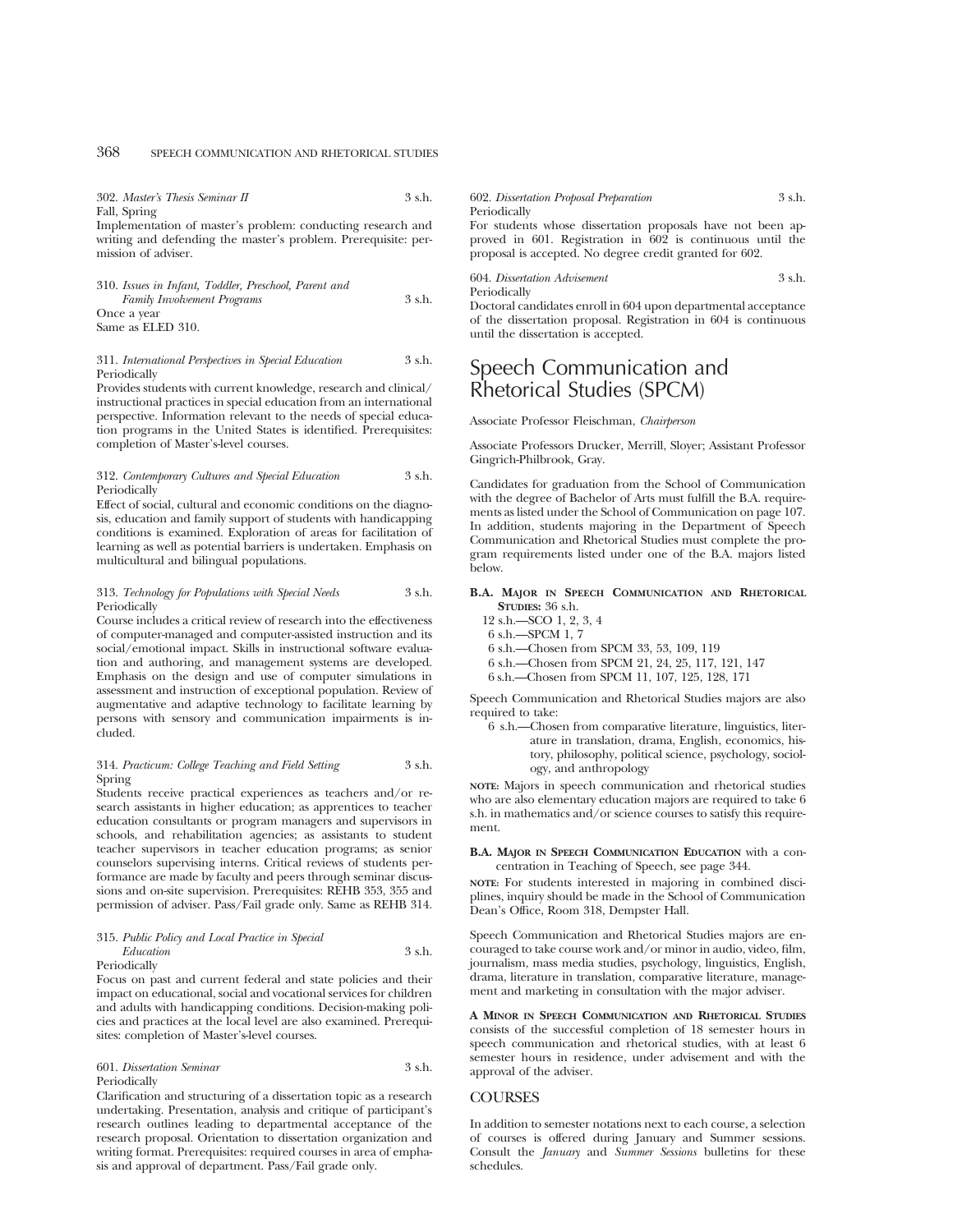302. *Master's Thesis Seminar II* 3 s.h.
Fall, Spring
Implementation of master's problem: conducting research and writing and defending the master's problem. Prerequisite: permission of adviser.

310. *Issues in Infant, Toddler, Preschool, Parent and Family Involvement Programs* 3 s.h.
Once a year
Same as ELED 310.

311. *International Perspectives in Special Education* 3 s.h.
Periodically
Provides students with current knowledge, research and clinical/instructional practices in special education from an international perspective. Information relevant to the needs of special education programs in the United States is identified. Prerequisites: completion of Master's-level courses.

312. *Contemporary Cultures and Special Education* 3 s.h.
Periodically
Effect of social, cultural and economic conditions on the diagnosis, education and family support of students with handicapping conditions is examined. Exploration of areas for facilitation of learning as well as potential barriers is undertaken. Emphasis on multicultural and bilingual populations.

313. *Technology for Populations with Special Needs* 3 s.h.
Periodically
Course includes a critical review of research into the effectiveness of computer-managed and computer-assisted instruction and its social/emotional impact. Skills in instructional software evaluation and authoring, and management systems are developed. Emphasis on the design and use of computer simulations in assessment and instruction of exceptional population. Review of augmentative and adaptive technology to facilitate learning by persons with sensory and communication impairments is included.

314. *Practicum: College Teaching and Field Setting* 3 s.h.
Spring
Students receive practical experiences as teachers and/or research assistants in higher education; as apprentices to teacher education consultants or program managers and supervisors in schools, and rehabilitation agencies; as assistants to student teacher supervisors in teacher education programs; as senior counselors supervising interns. Critical reviews of students performance are made by faculty and peers through seminar discussions and on-site supervision. Prerequisites: REHB 353, 355 and permission of adviser. Pass/Fail grade only. Same as REHB 314.

315. *Public Policy and Local Practice in Special Education* 3 s.h.
Periodically
Focus on past and current federal and state policies and their impact on educational, social and vocational services for children and adults with handicapping conditions. Decision-making policies and practices at the local level are also examined. Prerequisites: completion of Master's-level courses.

601. *Dissertation Seminar* 3 s.h.
Periodically
Clarification and structuring of a dissertation topic as a research undertaking. Presentation, analysis and critique of participant's research outlines leading to departmental acceptance of the research proposal. Orientation to dissertation organization and writing format. Prerequisites: required courses in area of emphasis and approval of department. Pass/Fail grade only.

602. *Dissertation Proposal Preparation* 3 s.h.
Periodically
For students whose dissertation proposals have not been approved in 601. Registration in 602 is continuous until the proposal is accepted. No degree credit granted for 602.

604. *Dissertation Advisement* 3 s.h.
Periodically
Doctoral candidates enroll in 604 upon departmental acceptance of the dissertation proposal. Registration in 604 is continuous until the dissertation is accepted.

# Speech Communication and Rhetorical Studies (SPCM)

Associate Professor Fleischman, *Chairperson*

Associate Professors Drucker, Merrill, Sloyer; Assistant Professor Gingrich-Philbrook, Gray.

Candidates for graduation from the School of Communication with the degree of Bachelor of Arts must fulfill the B.A. requirements as listed under the School of Communication on page 107. In addition, students majoring in the Department of Speech Communication and Rhetorical Studies must complete the program requirements listed under one of the B.A. majors listed below.

**B.A. Major in Speech Communication and Rhetorical Studies:** 36 s.h.

- 12 s.h.—SCO 1, 2, 3, 4
- 6 s.h.—SPCM 1, 7
- 6 s.h.—Chosen from SPCM 33, 53, 109, 119
- 6 s.h.—Chosen from SPCM 21, 24, 25, 117, 121, 147
- 6 s.h.—Chosen from SPCM 11, 107, 125, 128, 171

Speech Communication and Rhetorical Studies majors are also required to take:

- 6 s.h.—Chosen from comparative literature, linguistics, literature in translation, drama, English, economics, history, philosophy, political science, psychology, sociology, and anthropology

**Note:** Majors in speech communication and rhetorical studies who are also elementary education majors are required to take 6 s.h. in mathematics and/or science courses to satisfy this requirement.

**B.A. Major in Speech Communication Education** with a concentration in Teaching of Speech, see page 344.

**Note:** For students interested in majoring in combined disciplines, inquiry should be made in the School of Communication Dean's Office, Room 318, Dempster Hall.

Speech Communication and Rhetorical Studies majors are encouraged to take course work and/or minor in audio, video, film, journalism, mass media studies, psychology, linguistics, English, drama, literature in translation, comparative literature, management and marketing in consultation with the major adviser.

**A Minor in Speech Communication and Rhetorical Studies** consists of the successful completion of 18 semester hours in speech communication and rhetorical studies, with at least 6 semester hours in residence, under advisement and with the approval of the adviser.

## COURSES

In addition to semester notations next to each course, a selection of courses is offered during January and Summer sessions. Consult the *January* and *Summer Sessions* bulletins for these schedules.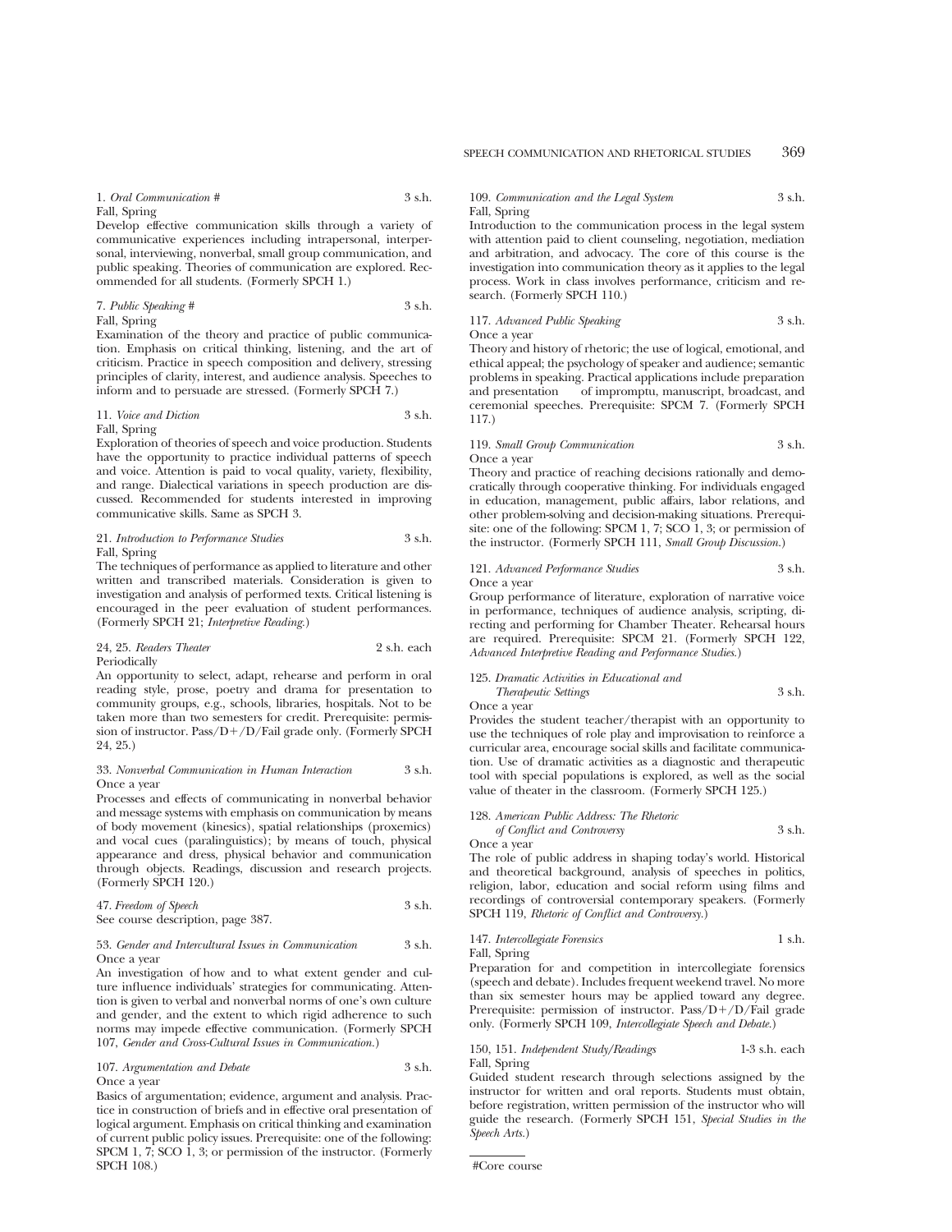1. *Oral Communication #* 3 s.h.
Fall, Spring

Develop effective communication skills through a variety of communicative experiences including intrapersonal, interpersonal, interviewing, nonverbal, small group communication, and public speaking. Theories of communication are explored. Recommended for all students. (Formerly SPCH 1.)

7. *Public Speaking #* 3 s.h.
Fall, Spring

Examination of the theory and practice of public communication. Emphasis on critical thinking, listening, and the art of criticism. Practice in speech composition and delivery, stressing principles of clarity, interest, and audience analysis. Speeches to inform and to persuade are stressed. (Formerly SPCH 7.)

11. *Voice and Diction* 3 s.h.
Fall, Spring

Exploration of theories of speech and voice production. Students have the opportunity to practice individual patterns of speech and voice. Attention is paid to vocal quality, variety, flexibility, and range. Dialectical variations in speech production are discussed. Recommended for students interested in improving communicative skills. Same as SPCH 3.

21. *Introduction to Performance Studies* 3 s.h.
Fall, Spring

The techniques of performance as applied to literature and other written and transcribed materials. Consideration is given to investigation and analysis of performed texts. Critical listening is encouraged in the peer evaluation of student performances. (Formerly SPCH 21; *Interpretive Reading.*)

24, 25. *Readers Theater* 2 s.h. each
Periodically

An opportunity to select, adapt, rehearse and perform in oral reading style, prose, poetry and drama for presentation to community groups, e.g., schools, libraries, hospitals. Not to be taken more than two semesters for credit. Prerequisite: permission of instructor. Pass/D+/D/Fail grade only. (Formerly SPCH 24, 25.)

33. *Nonverbal Communication in Human Interaction* 3 s.h.
Once a year

Processes and effects of communicating in nonverbal behavior and message systems with emphasis on communication by means of body movement (kinesics), spatial relationships (proxemics) and vocal cues (paralinguistics); by means of touch, physical appearance and dress, physical behavior and communication through objects. Readings, discussion and research projects. (Formerly SPCH 120.)

47. *Freedom of Speech* 3 s.h.
See course description, page 387.

53. *Gender and Intercultural Issues in Communication* 3 s.h.
Once a year

An investigation of how and to what extent gender and culture influence individuals' strategies for communicating. Attention is given to verbal and nonverbal norms of one's own culture and gender, and the extent to which rigid adherence to such norms may impede effective communication. (Formerly SPCH 107, *Gender and Cross-Cultural Issues in Communication.*)

107. *Argumentation and Debate* 3 s.h.
Once a year

Basics of argumentation; evidence, argument and analysis. Practice in construction of briefs and in effective oral presentation of logical argument. Emphasis on critical thinking and examination of current public policy issues. Prerequisite: one of the following: SPCM 1, 7; SCO 1, 3; or permission of the instructor. (Formerly SPCH 108.)

109. *Communication and the Legal System* 3 s.h.
Fall, Spring

Introduction to the communication process in the legal system with attention paid to client counseling, negotiation, mediation and arbitration, and advocacy. The core of this course is the investigation into communication theory as it applies to the legal process. Work in class involves performance, criticism and research. (Formerly SPCH 110.)

117. *Advanced Public Speaking* 3 s.h.
Once a year

Theory and history of rhetoric; the use of logical, emotional, and ethical appeal; the psychology of speaker and audience; semantic problems in speaking. Practical applications include preparation and presentation of impromptu, manuscript, broadcast, and ceremonial speeches. Prerequisite: SPCM 7. (Formerly SPCH 117.)

119. *Small Group Communication* 3 s.h.
Once a year

Theory and practice of reaching decisions rationally and democratically through cooperative thinking. For individuals engaged in education, management, public affairs, labor relations, and other problem-solving and decision-making situations. Prerequisite: one of the following: SPCM 1, 7; SCO 1, 3; or permission of the instructor. (Formerly SPCH 111, *Small Group Discussion.*)

121. *Advanced Performance Studies* 3 s.h.
Once a year

Group performance of literature, exploration of narrative voice in performance, techniques of audience analysis, scripting, directing and performing for Chamber Theater. Rehearsal hours are required. Prerequisite: SPCM 21. (Formerly SPCH 122, *Advanced Interpretive Reading and Performance Studies.*)

125. *Dramatic Activities in Educational and Therapeutic Settings* 3 s.h.
Once a year

Provides the student teacher/therapist with an opportunity to use the techniques of role play and improvisation to reinforce a curricular area, encourage social skills and facilitate communication. Use of dramatic activities as a diagnostic and therapeutic tool with special populations is explored, as well as the social value of theater in the classroom. (Formerly SPCH 125.)

128. *American Public Address: The Rhetoric of Conflict and Controversy* 3 s.h.
Once a year

The role of public address in shaping today's world. Historical and theoretical background, analysis of speeches in politics, religion, labor, education and social reform using films and recordings of controversial contemporary speakers. (Formerly SPCH 119, *Rhetoric of Conflict and Controversy.*)

147. *Intercollegiate Forensics* 1 s.h.
Fall, Spring

Preparation for and competition in intercollegiate forensics (speech and debate). Includes frequent weekend travel. No more than six semester hours may be applied toward any degree. Prerequisite: permission of instructor. Pass/D+/D/Fail grade only. (Formerly SPCH 109, *Intercollegiate Speech and Debate.*)

150, 151. *Independent Study/Readings* 1-3 s.h. each
Fall, Spring

Guided student research through selections assigned by the instructor for written and oral reports. Students must obtain, before registration, written permission of the instructor who will guide the research. (Formerly SPCH 151, *Special Studies in the Speech Arts.*)

---

#Core course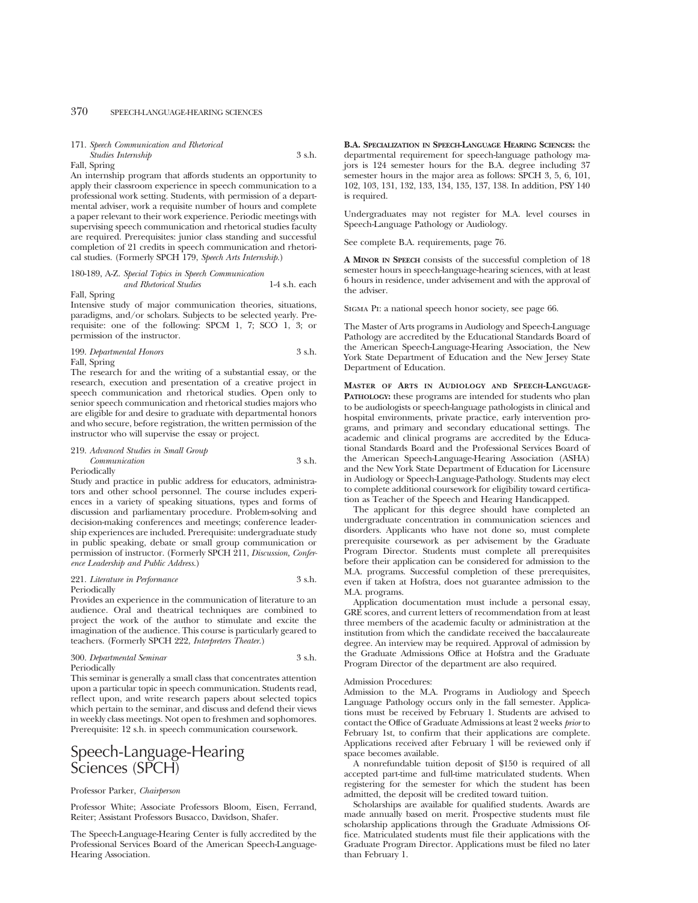171. *Speech Communication and Rhetorical Studies Internship* 3 s.h.
Fall, Spring

An internship program that affords students an opportunity to apply their classroom experience in speech communication to a professional work setting. Students, with permission of a departmental adviser, work a requisite number of hours and complete a paper relevant to their work experience. Periodic meetings with supervising speech communication and rhetorical studies faculty are required. Prerequisites: junior class standing and successful completion of 21 credits in speech communication and rhetorical studies. (Formerly SPCH 179, *Speech Arts Internship*.)

180-189, A-Z. *Special Topics in Speech Communication and Rhetorical Studies* 1-4 s.h. each
Fall, Spring

Intensive study of major communication theories, situations, paradigms, and/or scholars. Subjects to be selected yearly. Prerequisite: one of the following: SPCM 1, 7; SCO 1, 3; or permission of the instructor.

199. *Departmental Honors* 3 s.h.
Fall, Spring

The research for and the writing of a substantial essay, or the research, execution and presentation of a creative project in speech communication and rhetorical studies. Open only to senior speech communication and rhetorical studies majors who are eligible for and desire to graduate with departmental honors and who secure, before registration, the written permission of the instructor who will supervise the essay or project.

219. *Advanced Studies in Small Group Communication* 3 s.h.
Periodically

Study and practice in public address for educators, administrators and other school personnel. The course includes experiences in a variety of speaking situations, types and forms of discussion and parliamentary procedure. Problem-solving and decision-making conferences and meetings; conference leadership experiences are included. Prerequisite: undergraduate study in public speaking, debate or small group communication or permission of instructor. (Formerly SPCH 211, *Discussion, Conference Leadership and Public Address.*)

221. *Literature in Performance* 3 s.h.
Periodically

Provides an experience in the communication of literature to an audience. Oral and theatrical techniques are combined to project the work of the author to stimulate and excite the imagination of the audience. This course is particularly geared to teachers. (Formerly SPCH 222, *Interpreters Theater.*)

300. *Departmental Seminar* 3 s.h.
Periodically

This seminar is generally a small class that concentrates attention upon a particular topic in speech communication. Students read, reflect upon, and write research papers about selected topics which pertain to the seminar, and discuss and defend their views in weekly class meetings. Not open to freshmen and sophomores. Prerequisite: 12 s.h. in speech communication coursework.

# Speech-Language-Hearing Sciences (SPCH)

Professor Parker, *Chairperson*

Professor White; Associate Professors Bloom, Eisen, Ferrand, Reiter; Assistant Professors Busacco, Davidson, Shafer.

The Speech-Language-Hearing Center is fully accredited by the Professional Services Board of the American Speech-Language-Hearing Association.

**B.A. Specialization in Speech-Language Hearing Sciences:** the departmental requirement for speech-language pathology majors is 124 semester hours for the B.A. degree including 37 semester hours in the major area as follows: SPCH 3, 5, 6, 101, 102, 103, 131, 132, 133, 134, 135, 137, 138. In addition, PSY 140 is required.

Undergraduates may not register for M.A. level courses in Speech-Language Pathology or Audiology.

See complete B.A. requirements, page 76.

**A Minor in Speech** consists of the successful completion of 18 semester hours in speech-language-hearing sciences, with at least 6 hours in residence, under advisement and with the approval of the adviser.

Sigma Pi: a national speech honor society, see page 66.

The Master of Arts programs in Audiology and Speech-Language Pathology are accredited by the Educational Standards Board of the American Speech-Language-Hearing Association, the New York State Department of Education and the New Jersey State Department of Education.

**Master of Arts in Audiology and Speech-Language-Pathology:** these programs are intended for students who plan to be audiologists or speech-language pathologists in clinical and hospital environments, private practice, early intervention programs, and primary and secondary educational settings. The academic and clinical programs are accredited by the Educational Standards Board and the Professional Services Board of the American Speech-Language-Hearing Association (ASHA) and the New York State Department of Education for Licensure in Audiology or Speech-Language-Pathology. Students may elect to complete additional coursework for eligibility toward certification as Teacher of the Speech and Hearing Handicapped.

The applicant for this degree should have completed an undergraduate concentration in communication sciences and disorders. Applicants who have not done so, must complete prerequisite coursework as per advisement by the Graduate Program Director. Students must complete all prerequisites before their application can be considered for admission to the M.A. programs. Successful completion of these prerequisites, even if taken at Hofstra, does not guarantee admission to the M.A. programs.

Application documentation must include a personal essay, GRE scores, and current letters of recommendation from at least three members of the academic faculty or administration at the institution from which the candidate received the baccalaureate degree. An interview may be required. Approval of admission by the Graduate Admissions Office at Hofstra and the Graduate Program Director of the department are also required.

Admission Procedures:

Admission to the M.A. Programs in Audiology and Speech Language Pathology occurs only in the fall semester. Applications must be received by February 1. Students are advised to contact the Office of Graduate Admissions at least 2 weeks *prior* to February 1st, to confirm that their applications are complete. Applications received after February 1 will be reviewed only if space becomes available.

A nonrefundable tuition deposit of $150 is required of all accepted part-time and full-time matriculated students. When registering for the semester for which the student has been admitted, the deposit will be credited toward tuition.

Scholarships are available for qualified students. Awards are made annually based on merit. Prospective students must file scholarship applications through the Graduate Admissions Office. Matriculated students must file their applications with the Graduate Program Director. Applications must be filed no later than February 1.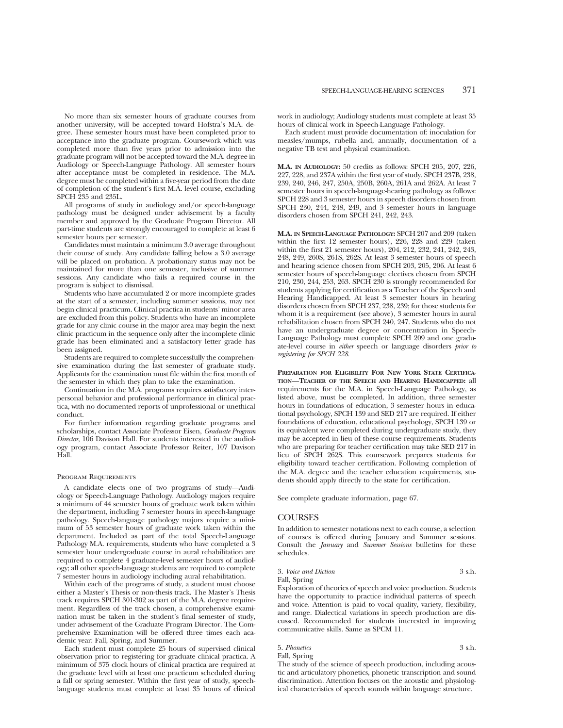No more than six semester hours of graduate courses from another university, will be accepted toward Hofstra's M.A. degree. These semester hours must have been completed prior to acceptance into the graduate program. Coursework which was completed more than five years prior to admission into the graduate program will not be accepted toward the M.A. degree in Audiology or Speech-Language Pathology. All semester hours after acceptance must be completed in residence. The M.A. degree must be completed within a five-year period from the date of completion of the student's first M.A. level course, excluding SPCH 235 and 235L.

All programs of study in audiology and/or speech-language pathology must be designed under advisement by a faculty member and approved by the Graduate Program Director. All part-time students are strongly encouraged to complete at least 6 semester hours per semester.

Candidates must maintain a minimum 3.0 average throughout their course of study. Any candidate falling below a 3.0 average will be placed on probation. A probationary status may not be maintained for more than one semester, inclusive of summer sessions. Any candidate who fails a required course in the program is subject to dismissal.

Students who have accumulated 2 or more incomplete grades at the start of a semester, including summer sessions, may not begin clinical practicum. Clinical practica in students' minor area are excluded from this policy. Students who have an incomplete grade for any clinic course in the major area may begin the next clinic practicum in the sequence only after the incomplete clinic grade has been eliminated and a satisfactory letter grade has been assigned.

Students are required to complete successfully the comprehensive examination during the last semester of graduate study. Applicants for the examination must file within the first month of the semester in which they plan to take the examination.

Continuation in the M.A. programs requires satisfactory interpersonal behavior and professional performance in clinical practica, with no documented reports of unprofessional or unethical conduct.

For further information regarding graduate programs and scholarships, contact Associate Professor Eisen, *Graduate Program Director*, 106 Davison Hall. For students interested in the audiology program, contact Associate Professor Reiter, 107 Davison Hall.

### Program Requirements

A candidate elects one of two programs of study—Audiology or Speech-Language Pathology. Audiology majors require a minimum of 44 semester hours of graduate work taken within the department, including 7 semester hours in speech-language pathology. Speech-language pathology majors require a minimum of 53 semester hours of graduate work taken within the department. Included as part of the total Speech-Language Pathology M.A. requirements, students who have completed a 3 semester hour undergraduate course in aural rehabilitation are required to complete 4 graduate-level semester hours of audiology; all other speech-language students are required to complete 7 semester hours in audiology including aural rehabilitation.

Within each of the programs of study, a student must choose either a Master's Thesis or non-thesis track. The Master's Thesis track requires SPCH 301-302 as part of the M.A. degree requirement. Regardless of the track chosen, a comprehensive examination must be taken in the student's final semester of study, under advisement of the Graduate Program Director. The Comprehensive Examination will be offered three times each academic year: Fall, Spring, and Summer.

Each student must complete 25 hours of supervised clinical observation prior to registering for graduate clinical practica. A minimum of 375 clock hours of clinical practica are required at the graduate level with at least one practicum scheduled during a fall or spring semester. Within the first year of study, speech-language students must complete at least 35 hours of clinical work in audiology; Audiology students must complete at least 35 hours of clinical work in Speech-Language Pathology.

Each student must provide documentation of: inoculation for measles/mumps, rubella and, annually, documentation of a negative TB test and physical examination.

**M.A. in Audiology:** 50 credits as follows: SPCH 205, 207, 226, 227, 228, and 237A within the first year of study. SPCH 237B, 238, 239, 240, 246, 247, 250A, 250B, 260A, 261A and 262A. At least 7 semester hours in speech-language-hearing pathology as follows: SPCH 228 and 3 semester hours in speech disorders chosen from SPCH 230, 244, 248, 249, and 3 semester hours in language disorders chosen from SPCH 241, 242, 243.

**M.A. in Speech-Language Pathology:** SPCH 207 and 209 (taken within the first 12 semester hours), 226, 228 and 229 (taken within the first 21 semester hours), 204, 212, 232, 241, 242, 243, 248, 249, 260S, 261S, 262S. At least 3 semester hours of speech and hearing science chosen from SPCH 203, 205, 206. At least 6 semester hours of speech-language electives chosen from SPCH 210, 230, 244, 253, 263. SPCH 230 is strongly recommended for students applying for certification as a Teacher of the Speech and Hearing Handicapped. At least 3 semester hours in hearing disorders chosen from SPCH 237, 238, 239; for those students for whom it is a requirement (see above), 3 semester hours in aural rehabilitation chosen from SPCH 240, 247. Students who do not have an undergraduate degree or concentration in Speech-Language Pathology must complete SPCH 209 and one graduate-level course in *either* speech or language disorders *prior to registering for SPCH 228.*

**Preparation for Eligibility For New York State Certification—Teacher of the Speech and Hearing Handicapped:** all requirements for the M.A. in Speech-Language Pathology, as listed above, must be completed. In addition, three semester hours in foundations of education, 3 semester hours in educational psychology, SPCH 139 and SED 217 are required. If either foundations of education, educational psychology, SPCH 139 or its equivalent were completed during undergraduate study, they may be accepted in lieu of these course requirements. Students who are preparing for teacher certification may take SED 217 in lieu of SPCH 262S. This coursework prepares students for eligibility toward teacher certification. Following completion of the M.A. degree and the teacher education requirements, students should apply directly to the state for certification.

See complete graduate information, page 67.

## COURSES

In addition to semester notations next to each course, a selection of courses is offered during January and Summer sessions. Consult the *January* and *Summer Sessions* bulletins for these schedules.

3. *Voice and Diction* 3 s.h.
Fall, Spring
Exploration of theories of speech and voice production. Students have the opportunity to practice individual patterns of speech and voice. Attention is paid to vocal quality, variety, flexibility, and range. Dialectical variations in speech production are discussed. Recommended for students interested in improving communicative skills. Same as SPCM 11.

5. *Phonetics* 3 s.h.
Fall, Spring
The study of the science of speech production, including acoustic and articulatory phonetics, phonetic transcription and sound discrimination. Attention focuses on the acoustic and physiological characteristics of speech sounds within language structure.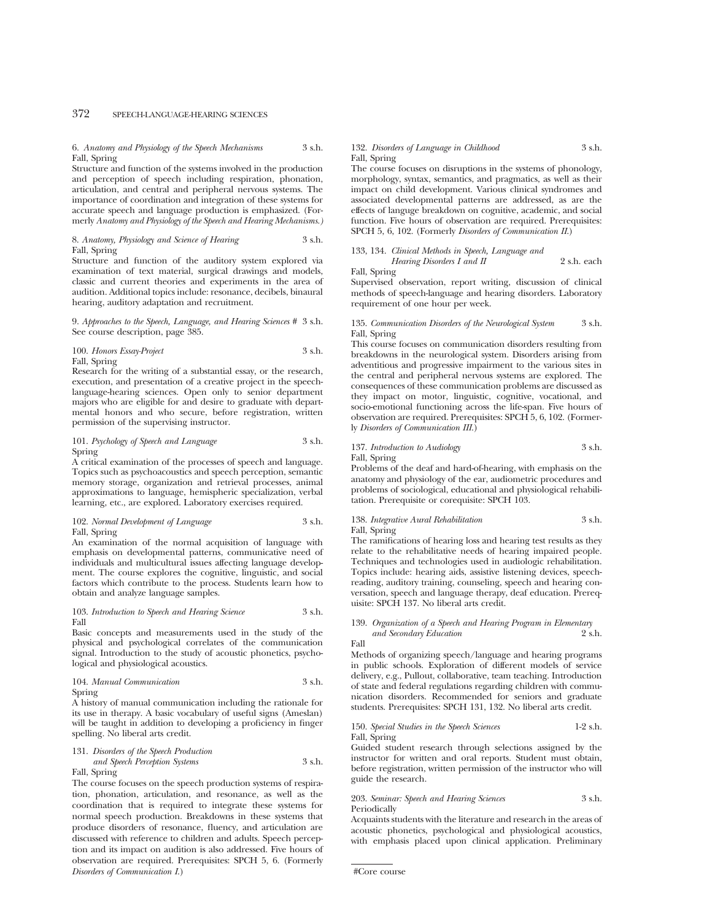6. *Anatomy and Physiology of the Speech Mechanisms* 3 s.h.
Fall, Spring

Structure and function of the systems involved in the production and perception of speech including respiration, phonation, articulation, and central and peripheral nervous systems. The importance of coordination and integration of these systems for accurate speech and language production is emphasized. (Formerly *Anatomy and Physiology of the Speech and Hearing Mechanisms.*)

8. *Anatomy, Physiology and Science of Hearing* 3 s.h.
Fall, Spring

Structure and function of the auditory system explored via examination of text material, surgical drawings and models, classic and current theories and experiments in the area of audition. Additional topics include: resonance, decibels, binaural hearing, auditory adaptation and recruitment.

9. *Approaches to the Speech, Language, and Hearing Sciences* # 3 s.h.
See course description, page 385.

100. *Honors Essay-Project* 3 s.h.
Fall, Spring

Research for the writing of a substantial essay, or the research, execution, and presentation of a creative project in the speech-language-hearing sciences. Open only to senior department majors who are eligible for and desire to graduate with departmental honors and who secure, before registration, written permission of the supervising instructor.

101. *Psychology of Speech and Language* 3 s.h.
Spring

A critical examination of the processes of speech and language. Topics such as psychoacoustics and speech perception, semantic memory storage, organization and retrieval processes, animal approximations to language, hemispheric specialization, verbal learning, etc., are explored. Laboratory exercises required.

102. *Normal Development of Language* 3 s.h.
Fall, Spring

An examination of the normal acquisition of language with emphasis on developmental patterns, communicative need of individuals and multicultural issues affecting language development. The course explores the cognitive, linguistic, and social factors which contribute to the process. Students learn how to obtain and analyze language samples.

103. *Introduction to Speech and Hearing Science* 3 s.h.
Fall

Basic concepts and measurements used in the study of the physical and psychological correlates of the communication signal. Introduction to the study of acoustic phonetics, psychological and physiological acoustics.

104. *Manual Communication* 3 s.h.
Spring

A history of manual communication including the rationale for its use in therapy. A basic vocabulary of useful signs (Ameslan) will be taught in addition to developing a proficiency in finger spelling. No liberal arts credit.

131. *Disorders of the Speech Production and Speech Perception Systems* 3 s.h.
Fall, Spring

The course focuses on the speech production systems of respiration, phonation, articulation, and resonance, as well as the coordination that is required to integrate these systems for normal speech production. Breakdowns in these systems that produce disorders of resonance, fluency, and articulation are discussed with reference to children and adults. Speech perception and its impact on audition is also addressed. Five hours of observation are required. Prerequisites: SPCH 5, 6. (Formerly *Disorders of Communication I.*)

132. *Disorders of Language in Childhood* 3 s.h.
Fall, Spring

The course focuses on disruptions in the systems of phonology, morphology, syntax, semantics, and pragmatics, as well as their impact on child development. Various clinical syndromes and associated developmental patterns are addressed, as are the effects of languge breakdown on cognitive, academic, and social function. Five hours of observation are required. Prerequisites: SPCH 5, 6, 102. (Formerly *Disorders of Communication II.*)

133, 134. *Clinical Methods in Speech, Language and Hearing Disorders I and II* 2 s.h. each
Fall, Spring

Supervised observation, report writing, discussion of clinical methods of speech-language and hearing disorders. Laboratory requirement of one hour per week.

135. *Communication Disorders of the Neurological System* 3 s.h.
Fall, Spring

This course focuses on communication disorders resulting from breakdowns in the neurological system. Disorders arising from adventitious and progressive impairment to the various sites in the central and peripheral nervous systems are explored. The consequences of these communication problems are discussed as they impact on motor, linguistic, cognitive, vocational, and socio-emotional functioning across the life-span. Five hours of observation are required. Prerequisites: SPCH 5, 6, 102. (Formerly *Disorders of Communication III.*)

137. *Introduction to Audiology* 3 s.h.
Fall, Spring

Problems of the deaf and hard-of-hearing, with emphasis on the anatomy and physiology of the ear, audiometric procedures and problems of sociological, educational and physiological rehabilitation. Prerequisite or corequisite: SPCH 103.

138. *Integrative Aural Rehabilitation* 3 s.h.
Fall, Spring

The ramifications of hearing loss and hearing test results as they relate to the rehabilitative needs of hearing impaired people. Techniques and technologies used in audiologic rehabilitation. Topics include: hearing aids, assistive listening devices, speechreading, auditory training, counseling, speech and hearing conversation, speech and language therapy, deaf education. Prerequisite: SPCH 137. No liberal arts credit.

139. *Organization of a Speech and Hearing Program in Elementary and Secondary Education* 2 s.h.
Fall

Methods of organizing speech/language and hearing programs in public schools. Exploration of different models of service delivery, e.g., Pullout, collaborative, team teaching. Introduction of state and federal regulations regarding children with communication disorders. Recommended for seniors and graduate students. Prerequisites: SPCH 131, 132. No liberal arts credit.

150. *Special Studies in the Speech Sciences* 1-2 s.h.
Fall, Spring

Guided student research through selections assigned by the instructor for written and oral reports. Student must obtain, before registration, written permission of the instructor who will guide the research.

203. *Seminar: Speech and Hearing Sciences* 3 s.h.
Periodically

Acquaints students with the literature and research in the areas of acoustic phonetics, psychological and physiological acoustics, with emphasis placed upon clinical application. Preliminary

#Core course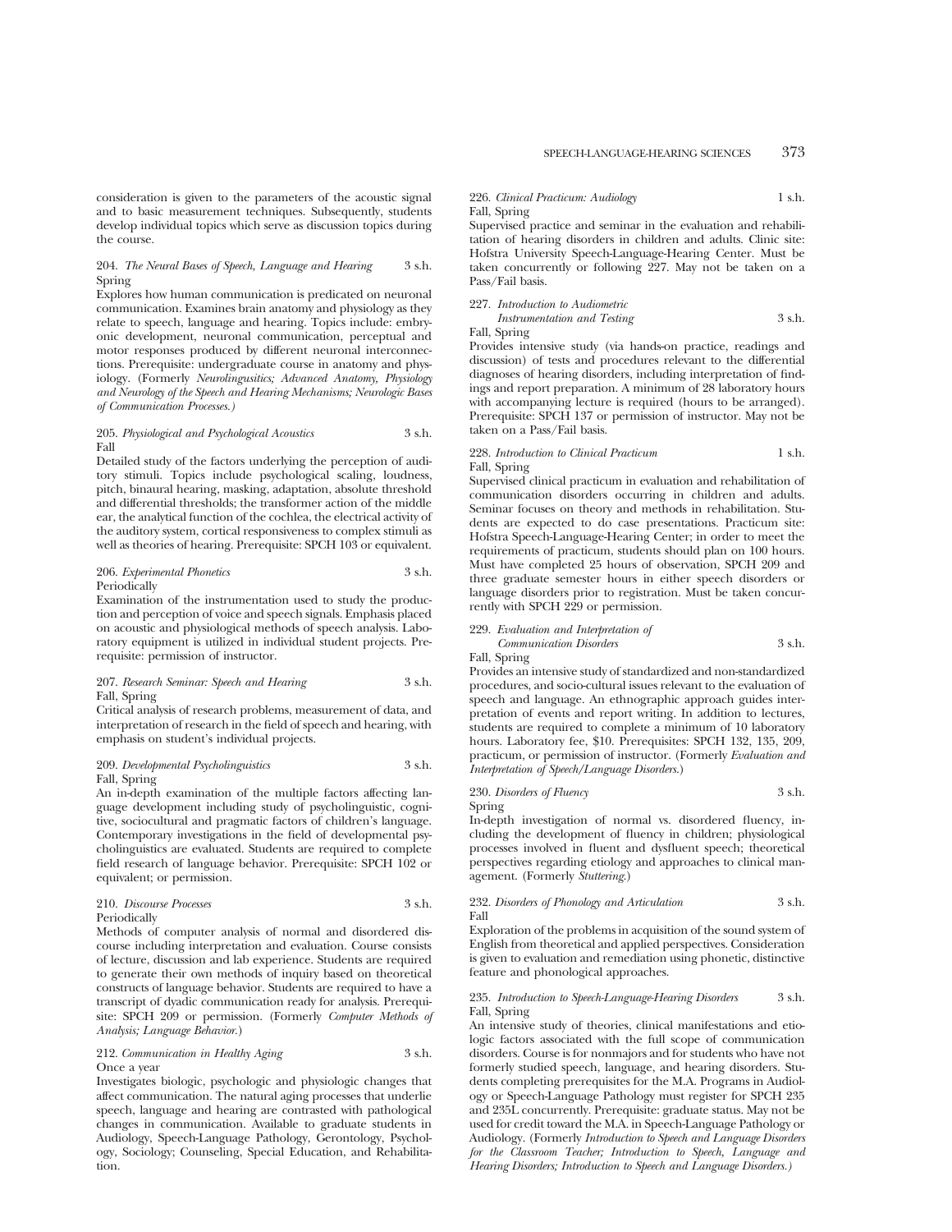consideration is given to the parameters of the acoustic signal and to basic measurement techniques. Subsequently, students develop individual topics which serve as discussion topics during the course.

204. *The Neural Bases of Speech, Language and Hearing* 3 s.h.
Spring

Explores how human communication is predicated on neuronal communication. Examines brain anatomy and physiology as they relate to speech, language and hearing. Topics include: embryonic development, neuronal communication, perceptual and motor responses produced by different neuronal interconnections. Prerequisite: undergraduate course in anatomy and physiology. (Formerly *Neurolingusitics; Advanced Anatomy, Physiology and Neurology of the Speech and Hearing Mechanisms; Neurologic Bases of Communication Processes.)*

205. *Physiological and Psychological Acoustics* 3 s.h.
Fall

Detailed study of the factors underlying the perception of auditory stimuli. Topics include psychological scaling, loudness, pitch, binaural hearing, masking, adaptation, absolute threshold and differential thresholds; the transformer action of the middle ear, the analytical function of the cochlea, the electrical activity of the auditory system, cortical responsiveness to complex stimuli as well as theories of hearing. Prerequisite: SPCH 103 or equivalent.

206. *Experimental Phonetics* 3 s.h.
Periodically

Examination of the instrumentation used to study the production and perception of voice and speech signals. Emphasis placed on acoustic and physiological methods of speech analysis. Laboratory equipment is utilized in individual student projects. Prerequisite: permission of instructor.

207. *Research Seminar: Speech and Hearing* 3 s.h.
Fall, Spring

Critical analysis of research problems, measurement of data, and interpretation of research in the field of speech and hearing, with emphasis on student's individual projects.

209. *Developmental Psycholinguistics* 3 s.h.
Fall, Spring

An in-depth examination of the multiple factors affecting language development including study of psycholinguistic, cognitive, sociocultural and pragmatic factors of children's language. Contemporary investigations in the field of developmental psycholinguistics are evaluated. Students are required to complete field research of language behavior. Prerequisite: SPCH 102 or equivalent; or permission.

210. *Discourse Processes* 3 s.h.
Periodically

Methods of computer analysis of normal and disordered discourse including interpretation and evaluation. Course consists of lecture, discussion and lab experience. Students are required to generate their own methods of inquiry based on theoretical constructs of language behavior. Students are required to have a transcript of dyadic communication ready for analysis. Prerequisite: SPCH 209 or permission. (Formerly *Computer Methods of Analysis; Language Behavior.*)

212. *Communication in Healthy Aging* 3 s.h.
Once a year

Investigates biologic, psychologic and physiologic changes that affect communication. The natural aging processes that underlie speech, language and hearing are contrasted with pathological changes in communication. Available to graduate students in Audiology, Speech-Language Pathology, Gerontology, Psychology, Sociology; Counseling, Special Education, and Rehabilitation.

226. *Clinical Practicum: Audiology* 1 s.h.
Fall, Spring

Supervised practice and seminar in the evaluation and rehabilitation of hearing disorders in children and adults. Clinic site: Hofstra University Speech-Language-Hearing Center. Must be taken concurrently or following 227. May not be taken on a Pass/Fail basis.

227. *Introduction to Audiometric Instrumentation and Testing* 3 s.h.
Fall, Spring

Provides intensive study (via hands-on practice, readings and discussion) of tests and procedures relevant to the differential diagnoses of hearing disorders, including interpretation of findings and report preparation. A minimum of 28 laboratory hours with accompanying lecture is required (hours to be arranged). Prerequisite: SPCH 137 or permission of instructor. May not be taken on a Pass/Fail basis.

228. *Introduction to Clinical Practicum* 1 s.h.
Fall, Spring

Supervised clinical practicum in evaluation and rehabilitation of communication disorders occurring in children and adults. Seminar focuses on theory and methods in rehabilitation. Students are expected to do case presentations. Practicum site: Hofstra Speech-Language-Hearing Center; in order to meet the requirements of practicum, students should plan on 100 hours. Must have completed 25 hours of observation, SPCH 209 and three graduate semester hours in either speech disorders or language disorders prior to registration. Must be taken concurrently with SPCH 229 or permission.

229. *Evaluation and Interpretation of Communication Disorders* 3 s.h.
Fall, Spring

Provides an intensive study of standardized and non-standardized procedures, and socio-cultural issues relevant to the evaluation of speech and language. An ethnographic approach guides interpretation of events and report writing. In addition to lectures, students are required to complete a minimum of 10 laboratory hours. Laboratory fee, $10. Prerequisites: SPCH 132, 135, 209, practicum, or permission of instructor. (Formerly *Evaluation and Interpretation of Speech/Language Disorders.*)

230. *Disorders of Fluency* 3 s.h.
Spring

In-depth investigation of normal vs. disordered fluency, including the development of fluency in children; physiological processes involved in fluent and dysfluent speech; theoretical perspectives regarding etiology and approaches to clinical management. (Formerly *Stuttering.*)

232. *Disorders of Phonology and Articulation* 3 s.h.
Fall

Exploration of the problems in acquisition of the sound system of English from theoretical and applied perspectives. Consideration is given to evaluation and remediation using phonetic, distinctive feature and phonological approaches.

235. *Introduction to Speech-Language-Hearing Disorders* 3 s.h.
Fall, Spring

An intensive study of theories, clinical manifestations and etiologic factors associated with the full scope of communication disorders. Course is for nonmajors and for students who have not formerly studied speech, language, and hearing disorders. Students completing prerequisites for the M.A. Programs in Audiology or Speech-Language Pathology must register for SPCH 235 and 235L concurrently. Prerequisite: graduate status. May not be used for credit toward the M.A. in Speech-Language Pathology or Audiology. (Formerly *Introduction to Speech and Language Disorders for the Classroom Teacher; Introduction to Speech, Language and Hearing Disorders; Introduction to Speech and Language Disorders.)*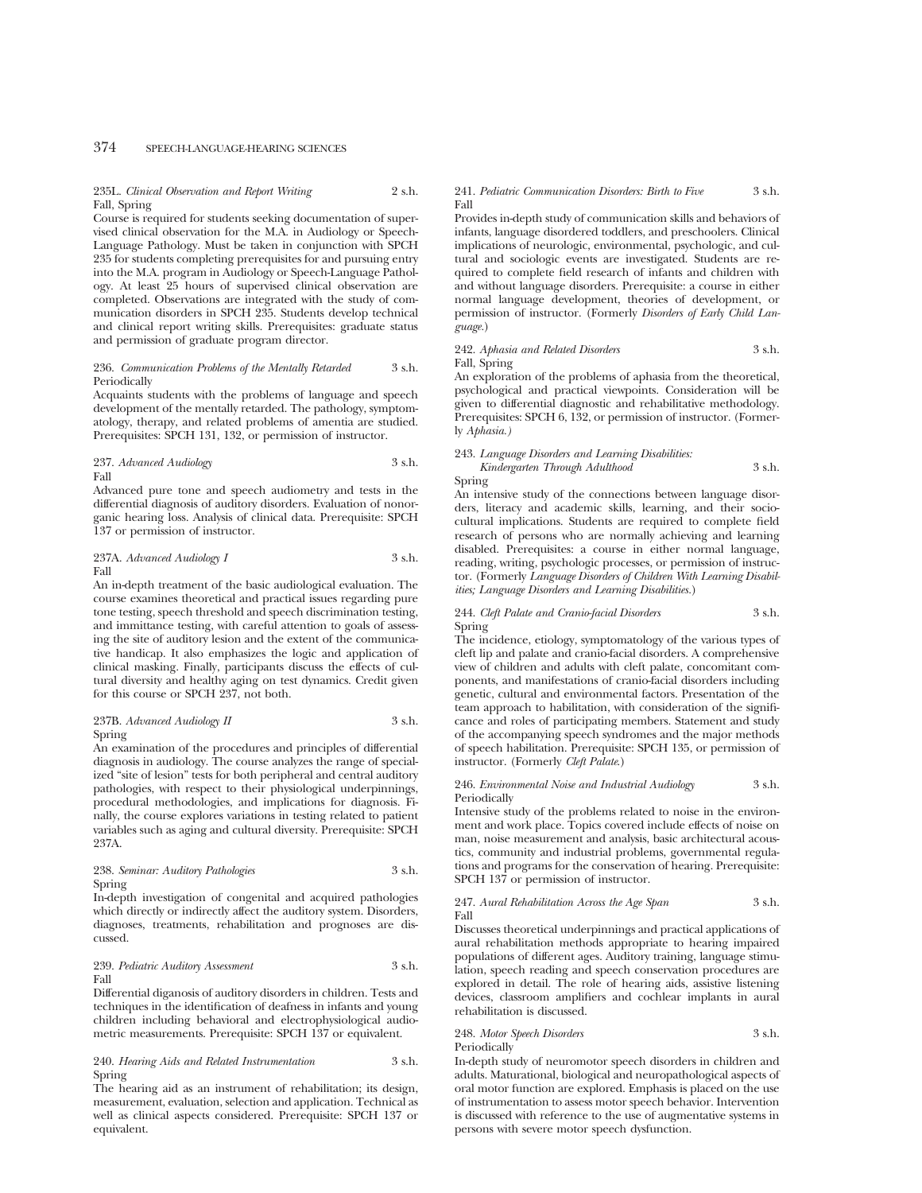235L. *Clinical Observation and Report Writing* 2 s.h.
Fall, Spring

Course is required for students seeking documentation of supervised clinical observation for the M.A. in Audiology or Speech-Language Pathology. Must be taken in conjunction with SPCH 235 for students completing prerequisites for and pursuing entry into the M.A. program in Audiology or Speech-Language Pathology. At least 25 hours of supervised clinical observation are completed. Observations are integrated with the study of communication disorders in SPCH 235. Students develop technical and clinical report writing skills. Prerequisites: graduate status and permission of graduate program director.

236. *Communication Problems of the Mentally Retarded* 3 s.h.
Periodically

Acquaints students with the problems of language and speech development of the mentally retarded. The pathology, symptomatology, therapy, and related problems of amentia are studied. Prerequisites: SPCH 131, 132, or permission of instructor.

237. *Advanced Audiology* 3 s.h.
Fall

Advanced pure tone and speech audiometry and tests in the differential diagnosis of auditory disorders. Evaluation of nonorganic hearing loss. Analysis of clinical data. Prerequisite: SPCH 137 or permission of instructor.

237A. *Advanced Audiology I* 3 s.h.
Fall

An in-depth treatment of the basic audiological evaluation. The course examines theoretical and practical issues regarding pure tone testing, speech threshold and speech discrimination testing, and immittance testing, with careful attention to goals of assessing the site of auditory lesion and the extent of the communicative handicap. It also emphasizes the logic and application of clinical masking. Finally, participants discuss the effects of cultural diversity and healthy aging on test dynamics. Credit given for this course or SPCH 237, not both.

237B. *Advanced Audiology II* 3 s.h.
Spring

An examination of the procedures and principles of differential diagnosis in audiology. The course analyzes the range of specialized "site of lesion" tests for both peripheral and central auditory pathologies, with respect to their physiological underpinnings, procedural methodologies, and implications for diagnosis. Finally, the course explores variations in testing related to patient variables such as aging and cultural diversity. Prerequisite: SPCH 237A.

238. *Seminar: Auditory Pathologies* 3 s.h.
Spring

In-depth investigation of congenital and acquired pathologies which directly or indirectly affect the auditory system. Disorders, diagnoses, treatments, rehabilitation and prognoses are discussed.

239. *Pediatric Auditory Assessment* 3 s.h.
Fall

Differential diganosis of auditory disorders in children. Tests and techniques in the identification of deafness in infants and young children including behavioral and electrophysiological audiometric measurements. Prerequisite: SPCH 137 or equivalent.

240. *Hearing Aids and Related Instrumentation* 3 s.h.
Spring

The hearing aid as an instrument of rehabilitation; its design, measurement, evaluation, selection and application. Technical as well as clinical aspects considered. Prerequisite: SPCH 137 or equivalent.

241. *Pediatric Communication Disorders: Birth to Five* 3 s.h.
Fall

Provides in-depth study of communication skills and behaviors of infants, language disordered toddlers, and preschoolers. Clinical implications of neurologic, environmental, psychologic, and cultural and sociologic events are investigated. Students are required to complete field research of infants and children with and without language disorders. Prerequisite: a course in either normal language development, theories of development, or permission of instructor. (Formerly *Disorders of Early Child Language*.)

242. *Aphasia and Related Disorders* 3 s.h.
Fall, Spring

An exploration of the problems of aphasia from the theoretical, psychological and practical viewpoints. Consideration will be given to differential diagnostic and rehabilitative methodology. Prerequisites: SPCH 6, 132, or permission of instructor. (Formerly *Aphasia.*)

243. *Language Disorders and Learning Disabilities: Kindergarten Through Adulthood* 3 s.h.
Spring

An intensive study of the connections between language disorders, literacy and academic skills, learning, and their sociocultural implications. Students are required to complete field research of persons who are normally achieving and learning disabled. Prerequisites: a course in either normal language, reading, writing, psychologic processes, or permission of instructor. (Formerly *Language Disorders of Children With Learning Disabilities; Language Disorders and Learning Disabilities.*)

244. *Cleft Palate and Cranio-facial Disorders* 3 s.h.
Spring

The incidence, etiology, symptomatology of the various types of cleft lip and palate and cranio-facial disorders. A comprehensive view of children and adults with cleft palate, concomitant components, and manifestations of cranio-facial disorders including genetic, cultural and environmental factors. Presentation of the team approach to habilitation, with consideration of the significance and roles of participating members. Statement and study of the accompanying speech syndromes and the major methods of speech habilitation. Prerequisite: SPCH 135, or permission of instructor. (Formerly *Cleft Palate.*)

246. *Environmental Noise and Industrial Audiology* 3 s.h.
Periodically

Intensive study of the problems related to noise in the environment and work place. Topics covered include effects of noise on man, noise measurement and analysis, basic architectural acoustics, community and industrial problems, governmental regulations and programs for the conservation of hearing. Prerequisite: SPCH 137 or permission of instructor.

247. *Aural Rehabilitation Across the Age Span* 3 s.h.
Fall

Discusses theoretical underpinnings and practical applications of aural rehabilitation methods appropriate to hearing impaired populations of different ages. Auditory training, language stimulation, speech reading and speech conservation procedures are explored in detail. The role of hearing aids, assistive listening devices, classroom amplifiers and cochlear implants in aural rehabilitation is discussed.

248. *Motor Speech Disorders* 3 s.h.
Periodically

In-depth study of neuromotor speech disorders in children and adults. Maturational, biological and neuropathological aspects of oral motor function are explored. Emphasis is placed on the use of instrumentation to assess motor speech behavior. Intervention is discussed with reference to the use of augmentative systems in persons with severe motor speech dysfunction.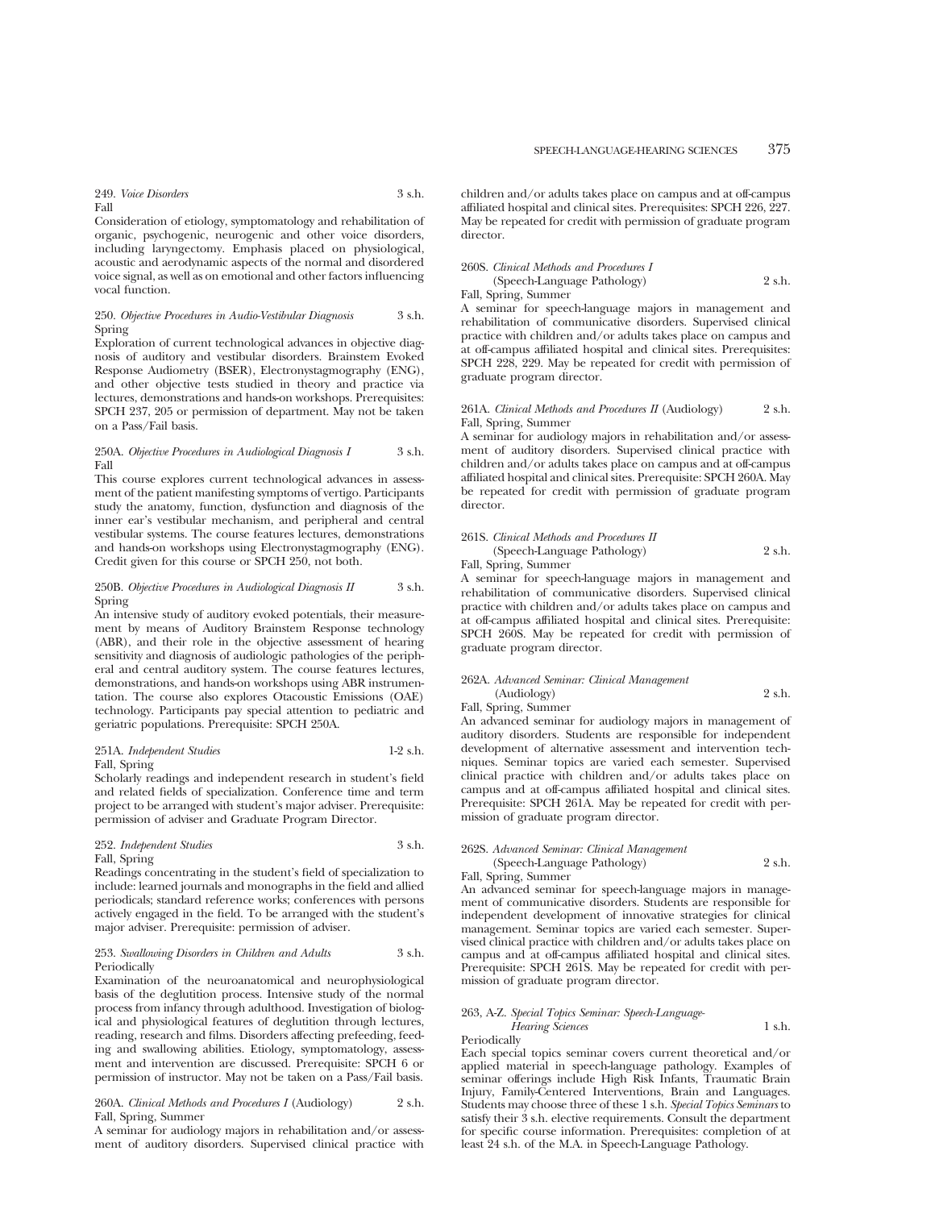249. *Voice Disorders* 3 s.h.
Fall

Consideration of etiology, symptomatology and rehabilitation of organic, psychogenic, neurogenic and other voice disorders, including laryngectomy. Emphasis placed on physiological, acoustic and aerodynamic aspects of the normal and disordered voice signal, as well as on emotional and other factors influencing vocal function.

250. *Objective Procedures in Audio-Vestibular Diagnosis* 3 s.h.
Spring

Exploration of current technological advances in objective diagnosis of auditory and vestibular disorders. Brainstem Evoked Response Audiometry (BSER), Electronystagmography (ENG), and other objective tests studied in theory and practice via lectures, demonstrations and hands-on workshops. Prerequisites: SPCH 237, 205 or permission of department. May not be taken on a Pass/Fail basis.

250A. *Objective Procedures in Audiological Diagnosis I* 3 s.h.
Fall

This course explores current technological advances in assessment of the patient manifesting symptoms of vertigo. Participants study the anatomy, function, dysfunction and diagnosis of the inner ear's vestibular mechanism, and peripheral and central vestibular systems. The course features lectures, demonstrations and hands-on workshops using Electronystagmography (ENG). Credit given for this course or SPCH 250, not both.

250B. *Objective Procedures in Audiological Diagnosis II* 3 s.h.
Spring

An intensive study of auditory evoked potentials, their measurement by means of Auditory Brainstem Response technology (ABR), and their role in the objective assessment of hearing sensitivity and diagnosis of audiologic pathologies of the peripheral and central auditory system. The course features lectures, demonstrations, and hands-on workshops using ABR instrumentation. The course also explores Otacoustic Emissions (OAE) technology. Participants pay special attention to pediatric and geriatric populations. Prerequisite: SPCH 250A.

251A. *Independent Studies* 1-2 s.h.
Fall, Spring

Scholarly readings and independent research in student's field and related fields of specialization. Conference time and term project to be arranged with student's major adviser. Prerequisite: permission of adviser and Graduate Program Director.

252. *Independent Studies* 3 s.h.
Fall, Spring

Readings concentrating in the student's field of specialization to include: learned journals and monographs in the field and allied periodicals; standard reference works; conferences with persons actively engaged in the field. To be arranged with the student's major adviser. Prerequisite: permission of adviser.

253. *Swallowing Disorders in Children and Adults* 3 s.h.
Periodically

Examination of the neuroanatomical and neurophysiological basis of the deglutition process. Intensive study of the normal process from infancy through adulthood. Investigation of biological and physiological features of deglutition through lectures, reading, research and films. Disorders affecting prefeeding, feeding and swallowing abilities. Etiology, symptomatology, assessment and intervention are discussed. Prerequisite: SPCH 6 or permission of instructor. May not be taken on a Pass/Fail basis.

260A. *Clinical Methods and Procedures I* (Audiology) 2 s.h.
Fall, Spring, Summer

A seminar for audiology majors in rehabilitation and/or assessment of auditory disorders. Supervised clinical practice with children and/or adults takes place on campus and at off-campus affiliated hospital and clinical sites. Prerequisites: SPCH 226, 227. May be repeated for credit with permission of graduate program director.

260S. *Clinical Methods and Procedures I* (Speech-Language Pathology) 2 s.h.
Fall, Spring, Summer

A seminar for speech-language majors in management and rehabilitation of communicative disorders. Supervised clinical practice with children and/or adults takes place on campus and at off-campus affiliated hospital and clinical sites. Prerequisites: SPCH 228, 229. May be repeated for credit with permission of graduate program director.

261A. *Clinical Methods and Procedures II* (Audiology) 2 s.h.
Fall, Spring, Summer

A seminar for audiology majors in rehabilitation and/or assessment of auditory disorders. Supervised clinical practice with children and/or adults takes place on campus and at off-campus affiliated hospital and clinical sites. Prerequisite: SPCH 260A. May be repeated for credit with permission of graduate program director.

261S. *Clinical Methods and Procedures II* (Speech-Language Pathology) 2 s.h.
Fall, Spring, Summer

A seminar for speech-language majors in management and rehabilitation of communicative disorders. Supervised clinical practice with children and/or adults takes place on campus and at off-campus affiliated hospital and clinical sites. Prerequisite: SPCH 260S. May be repeated for credit with permission of graduate program director.

262A. *Advanced Seminar: Clinical Management* (Audiology) 2 s.h.
Fall, Spring, Summer

An advanced seminar for audiology majors in management of auditory disorders. Students are responsible for independent development of alternative assessment and intervention techniques. Seminar topics are varied each semester. Supervised clinical practice with children and/or adults takes place on campus and at off-campus affiliated hospital and clinical sites. Prerequisite: SPCH 261A. May be repeated for credit with permission of graduate program director.

262S. *Advanced Seminar: Clinical Management* (Speech-Language Pathology) 2 s.h.
Fall, Spring, Summer

An advanced seminar for speech-language majors in management of communicative disorders. Students are responsible for independent development of innovative strategies for clinical management. Seminar topics are varied each semester. Supervised clinical practice with children and/or adults takes place on campus and at off-campus affiliated hospital and clinical sites. Prerequisite: SPCH 261S. May be repeated for credit with permission of graduate program director.

263, A-Z. *Special Topics Seminar: Speech-Language-Hearing Sciences* 1 s.h.
Periodically

Each special topics seminar covers current theoretical and/or applied material in speech-language pathology. Examples of seminar offerings include High Risk Infants, Traumatic Brain Injury, Family-Centered Interventions, Brain and Languages. Students may choose three of these 1 s.h. *Special Topics Seminars* to satisfy their 3 s.h. elective requirements. Consult the department for specific course information. Prerequisites: completion of at least 24 s.h. of the M.A. in Speech-Language Pathology.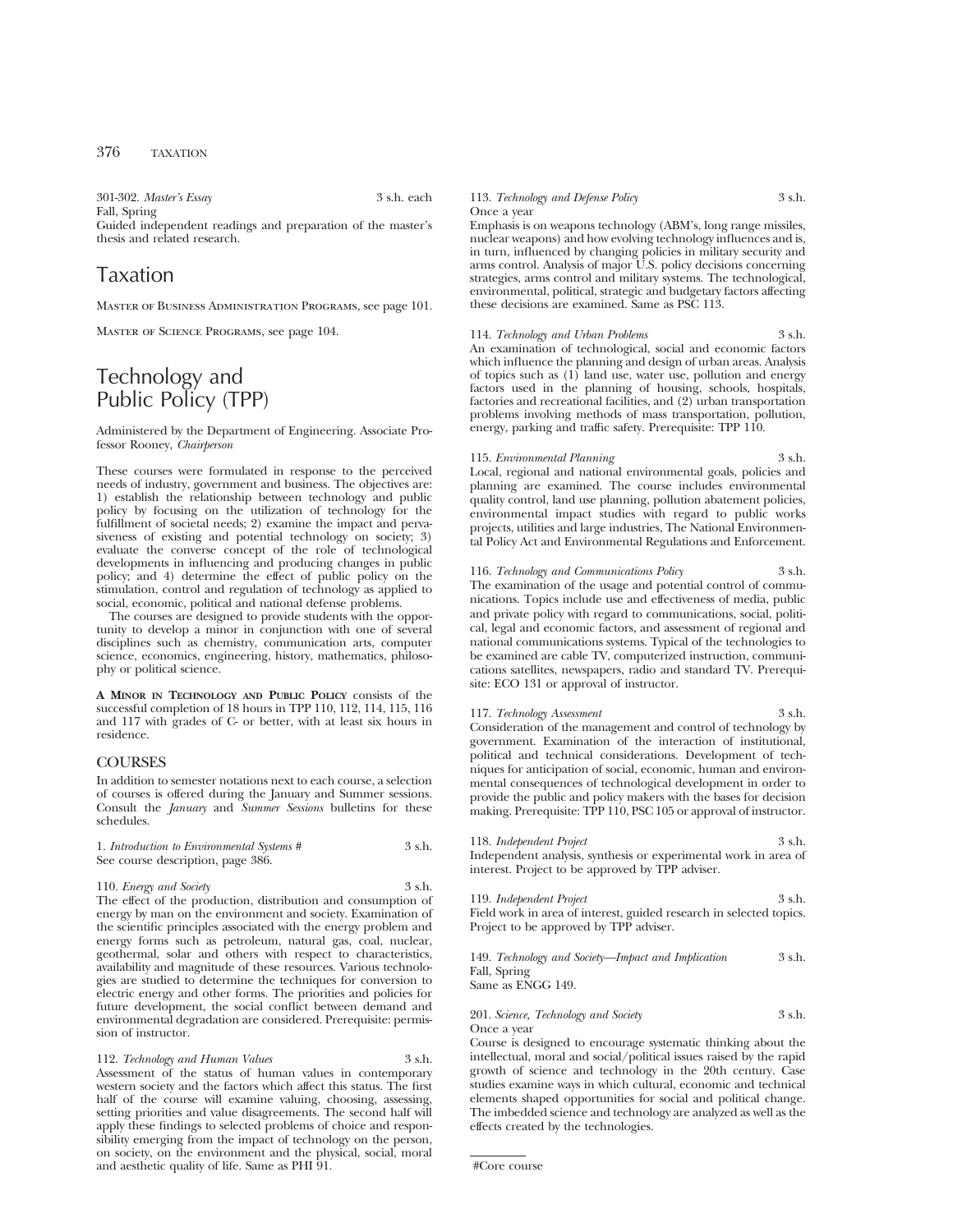301-302. *Master's Essay* 3 s.h. each
Fall, Spring
Guided independent readings and preparation of the master's thesis and related research.

# Taxation

Master of Business Administration Programs, see page 101.

Master of Science Programs, see page 104.

# Technology and Public Policy (TPP)

Administered by the Department of Engineering. Associate Professor Rooney, *Chairperson*

These courses were formulated in response to the perceived needs of industry, government and business. The objectives are: 1) establish the relationship between technology and public policy by focusing on the utilization of technology for the fulfillment of societal needs; 2) examine the impact and pervasiveness of existing and potential technology on society; 3) evaluate the converse concept of the role of technological developments in influencing and producing changes in public policy; and 4) determine the effect of public policy on the stimulation, control and regulation of technology as applied to social, economic, political and national defense problems.

The courses are designed to provide students with the opportunity to develop a minor in conjunction with one of several disciplines such as chemistry, communication arts, computer science, economics, engineering, history, mathematics, philosophy or political science.

**A Minor in Technology and Public Policy** consists of the successful completion of 18 hours in TPP 110, 112, 114, 115, 116 and 117 with grades of C- or better, with at least six hours in residence.

## COURSES

In addition to semester notations next to each course, a selection of courses is offered during the January and Summer sessions. Consult the *January* and *Summer Sessions* bulletins for these schedules.

1. *Introduction to Environmental Systems #* 3 s.h.
See course description, page 386.

110. *Energy and Society* 3 s.h.
The effect of the production, distribution and consumption of energy by man on the environment and society. Examination of the scientific principles associated with the energy problem and energy forms such as petroleum, natural gas, coal, nuclear, geothermal, solar and others with respect to characteristics, availability and magnitude of these resources. Various technologies are studied to determine the techniques for conversion to electric energy and other forms. The priorities and policies for future development, the social conflict between demand and environmental degradation are considered. Prerequisite: permission of instructor.

112. *Technology and Human Values* 3 s.h.
Assessment of the status of human values in contemporary western society and the factors which affect this status. The first half of the course will examine valuing, choosing, assessing, setting priorities and value disagreements. The second half will apply these findings to selected problems of choice and responsibility emerging from the impact of technology on the person, on society, on the environment and the physical, social, moral and aesthetic quality of life. Same as PHI 91.

113. *Technology and Defense Policy* 3 s.h.
Once a year
Emphasis is on weapons technology (ABM's, long range missiles, nuclear weapons) and how evolving technology influences and is, in turn, influenced by changing policies in military security and arms control. Analysis of major U.S. policy decisions concerning strategies, arms control and military systems. The technological, environmental, political, strategic and budgetary factors affecting these decisions are examined. Same as PSC 113.

114. *Technology and Urban Problems* 3 s.h.
An examination of technological, social and economic factors which influence the planning and design of urban areas. Analysis of topics such as (1) land use, water use, pollution and energy factors used in the planning of housing, schools, hospitals, factories and recreational facilities, and (2) urban transportation problems involving methods of mass transportation, pollution, energy, parking and traffic safety. Prerequisite: TPP 110.

115. *Environmental Planning* 3 s.h.
Local, regional and national environmental goals, policies and planning are examined. The course includes environmental quality control, land use planning, pollution abatement policies, environmental impact studies with regard to public works projects, utilities and large industries, The National Environmental Policy Act and Environmental Regulations and Enforcement.

116. *Technology and Communications Policy* 3 s.h.
The examination of the usage and potential control of communications. Topics include use and effectiveness of media, public and private policy with regard to communications, social, political, legal and economic factors, and assessment of regional and national communications systems. Typical of the technologies to be examined are cable TV, computerized instruction, communications satellites, newspapers, radio and standard TV. Prerequisite: ECO 131 or approval of instructor.

117. *Technology Assessment* 3 s.h.
Consideration of the management and control of technology by government. Examination of the interaction of institutional, political and technical considerations. Development of techniques for anticipation of social, economic, human and environmental consequences of technological development in order to provide the public and policy makers with the bases for decision making. Prerequisite: TPP 110, PSC 105 or approval of instructor.

118. *Independent Project* 3 s.h.
Independent analysis, synthesis or experimental work in area of interest. Project to be approved by TPP adviser.

119. *Independent Project* 3 s.h.
Field work in area of interest, guided research in selected topics. Project to be approved by TPP adviser.

149. *Technology and Society—Impact and Implication* 3 s.h.
Fall, Spring
Same as ENGG 149.

201. *Science, Technology and Society* 3 s.h.
Once a year
Course is designed to encourage systematic thinking about the intellectual, moral and social/political issues raised by the rapid growth of science and technology in the 20th century. Case studies examine ways in which cultural, economic and technical elements shaped opportunities for social and political change. The imbedded science and technology are analyzed as well as the effects created by the technologies.

#Core course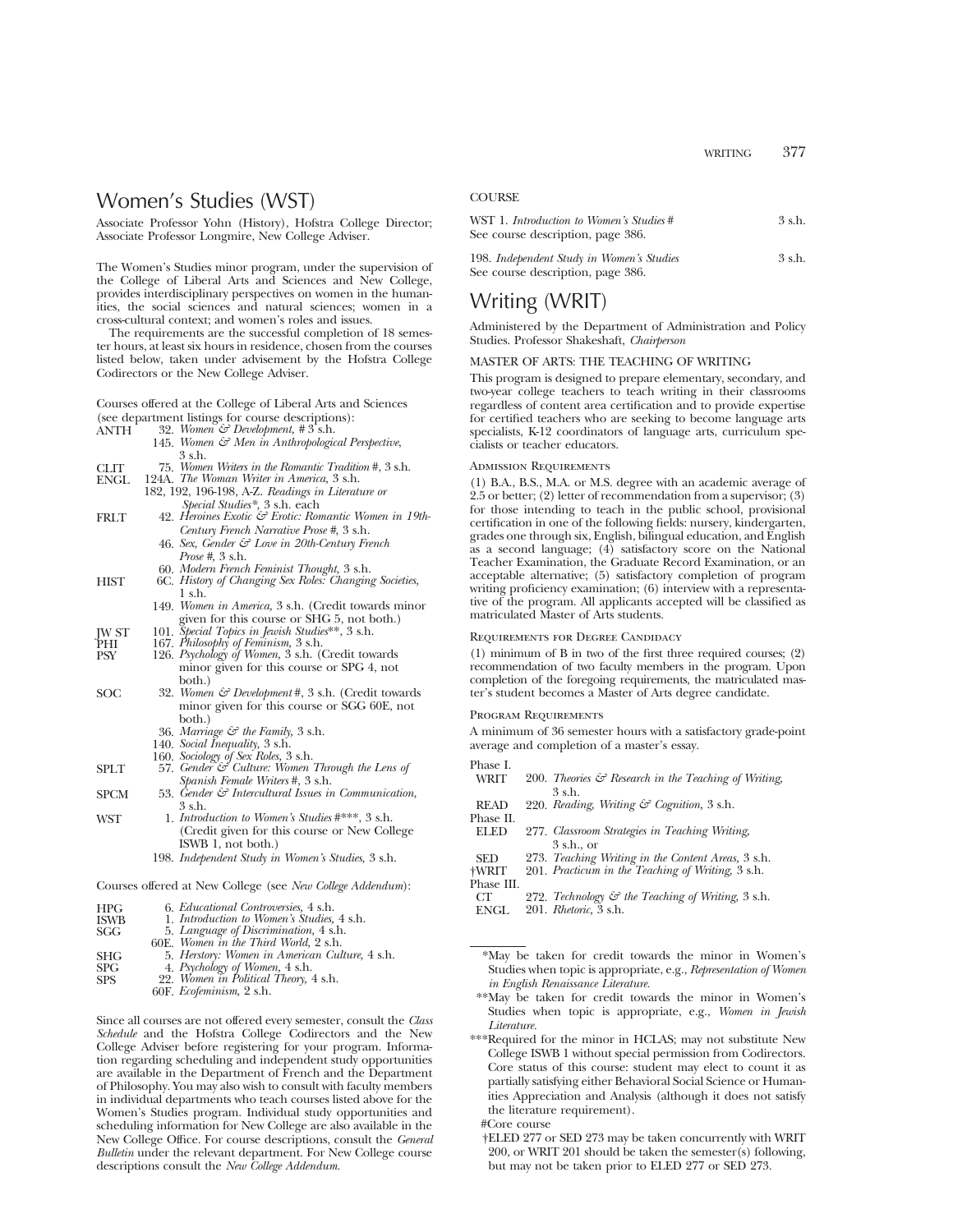# Women's Studies (WST)

Associate Professor Yohn (History), Hofstra College Director; Associate Professor Longmire, New College Adviser.

The Women's Studies minor program, under the supervision of the College of Liberal Arts and Sciences and New College, provides interdisciplinary perspectives on women in the humanities, the social sciences and natural sciences; women in a cross-cultural context; and women's roles and issues.

The requirements are the successful completion of 18 semester hours, at least six hours in residence, chosen from the courses listed below, taken under advisement by the Hofstra College Codirectors or the New College Adviser.

Courses offered at the College of Liberal Arts and Sciences (see department listings for course descriptions):

ANTH 32. *Women & Development,* # 3 s.h.
145. *Women & Men in Anthropological Perspective,* 3 s.h.

CLIT 75. *Women Writers in the Romantic Tradition* #, 3 s.h.

ENGL 124A. *The Woman Writer in America,* 3 s.h.
182, 192, 196-198, A-Z. *Readings in Literature or Special Studies*\*, 3 s.h. each

FRLT 42. *Heroines Exotic & Erotic: Romantic Women in 19th-Century French Narrative Prose* #, 3 s.h.
46. *Sex, Gender & Love in 20th-Century French Prose* #, 3 s.h.
60. *Modern French Feminist Thought,* 3 s.h.

HIST 6C. *History of Changing Sex Roles: Changing Societies,* 1 s.h.
149. *Women in America,* 3 s.h. (Credit towards minor given for this course or SHG 5, not both.)

JW ST 101. *Special Topics in Jewish Studies*\*\*, 3 s.h.

PHI 167. *Philosophy of Feminism,* 3 s.h.

PSY 126. *Psychology of Women,* 3 s.h. (Credit towards minor given for this course or SPG 4, not both.)

SOC 32. *Women & Development* #, 3 s.h. (Credit towards minor given for this course or SGG 60E, not both.)
36. *Marriage & the Family,* 3 s.h.
140. *Social Inequality,* 3 s.h.
160. *Sociology of Sex Roles,* 3 s.h.

SPLT 57. *Gender & Culture: Women Through the Lens of Spanish Female Writers* #, 3 s.h.

SPCM 53. *Gender & Intercultural Issues in Communication,* 3 s.h.

WST 1. *Introduction to Women's Studies* #\*\*\*, 3 s.h. (Credit given for this course or New College ISWB 1, not both.)
198. *Independent Study in Women's Studies,* 3 s.h.

Courses offered at New College (see *New College Addendum*):

HPG 6. *Educational Controversies,* 4 s.h.

ISWB 1. *Introduction to Women's Studies,* 4 s.h.

SGG 5. *Language of Discrimination,* 4 s.h.
60E. *Women in the Third World,* 2 s.h.

SHG 5. *Herstory: Women in American Culture,* 4 s.h.

SPG 4. *Psychology of Women,* 4 s.h.

SPS 22. *Women in Political Theory,* 4 s.h.
60F. *Ecofeminism,* 2 s.h.

Since all courses are not offered every semester, consult the *Class Schedule* and the Hofstra College Codirectors and the New College Adviser before registering for your program. Information regarding scheduling and independent study opportunities are available in the Department of French and the Department of Philosophy. You may also wish to consult with faculty members in individual departments who teach courses listed above for the Women's Studies program. Individual study opportunities and scheduling information for New College are also available in the New College Office. For course descriptions, consult the *General Bulletin* under the relevant department. For New College course descriptions consult the *New College Addendum.*

COURSE

WST 1. *Introduction to Women's Studies* # 3 s.h.
See course description, page 386.

198. *Independent Study in Women's Studies* 3 s.h.
See course description, page 386.

# Writing (WRIT)

Administered by the Department of Administration and Policy Studies. Professor Shakeshaft, *Chairperson*

MASTER OF ARTS: THE TEACHING OF WRITING

This program is designed to prepare elementary, secondary, and two-year college teachers to teach writing in their classrooms regardless of content area certification and to provide expertise for certified teachers who are seeking to become language arts specialists, K-12 coordinators of language arts, curriculum specialists or teacher educators.

ADMISSION REQUIREMENTS

(1) B.A., B.S., M.A. or M.S. degree with an academic average of 2.5 or better; (2) letter of recommendation from a supervisor; (3) for those intending to teach in the public school, provisional certification in one of the following fields: nursery, kindergarten, grades one through six, English, bilingual education, and English as a second language; (4) satisfactory score on the National Teacher Examination, the Graduate Record Examination, or an acceptable alternative; (5) satisfactory completion of program writing proficiency examination; (6) interview with a representative of the program. All applicants accepted will be classified as matriculated Master of Arts students.

REQUIREMENTS FOR DEGREE CANDIDACY

(1) minimum of B in two of the first three required courses; (2) recommendation of two faculty members in the program. Upon completion of the foregoing requirements, the matriculated master's student becomes a Master of Arts degree candidate.

PROGRAM REQUIREMENTS

A minimum of 36 semester hours with a satisfactory grade-point average and completion of a master's essay.

Phase I.
WRIT 200. *Theories & Research in the Teaching of Writing,* 3 s.h.
READ 220. *Reading, Writing & Cognition,* 3 s.h.

Phase II.
ELED 277. *Classroom Strategies in Teaching Writing,* 3 s.h., or
SED 273. *Teaching Writing in the Content Areas,* 3 s.h.
†WRIT 201. *Practicum in the Teaching of Writing,* 3 s.h.

Phase III.
CT 272. *Technology & the Teaching of Writing,* 3 s.h.
ENGL 201. *Rhetoric,* 3 s.h.

---

\*May be taken for credit towards the minor in Women's Studies when topic is appropriate, e.g., *Representation of Women in English Renaissance Literature.*

\*\*May be taken for credit towards the minor in Women's Studies when topic is appropriate, e.g., *Women in Jewish Literature.*

\*\*\*Required for the minor in HCLAS; may not substitute New College ISWB 1 without special permission from Codirectors. Core status of this course: student may elect to count it as partially satisfying either Behavioral Social Science or Humanities Appreciation and Analysis (although it does not satisfy the literature requirement).

#Core course

†ELED 277 or SED 273 may be taken concurrently with WRIT 200, or WRIT 201 should be taken the semester(s) following, but may not be taken prior to ELED 277 or SED 273.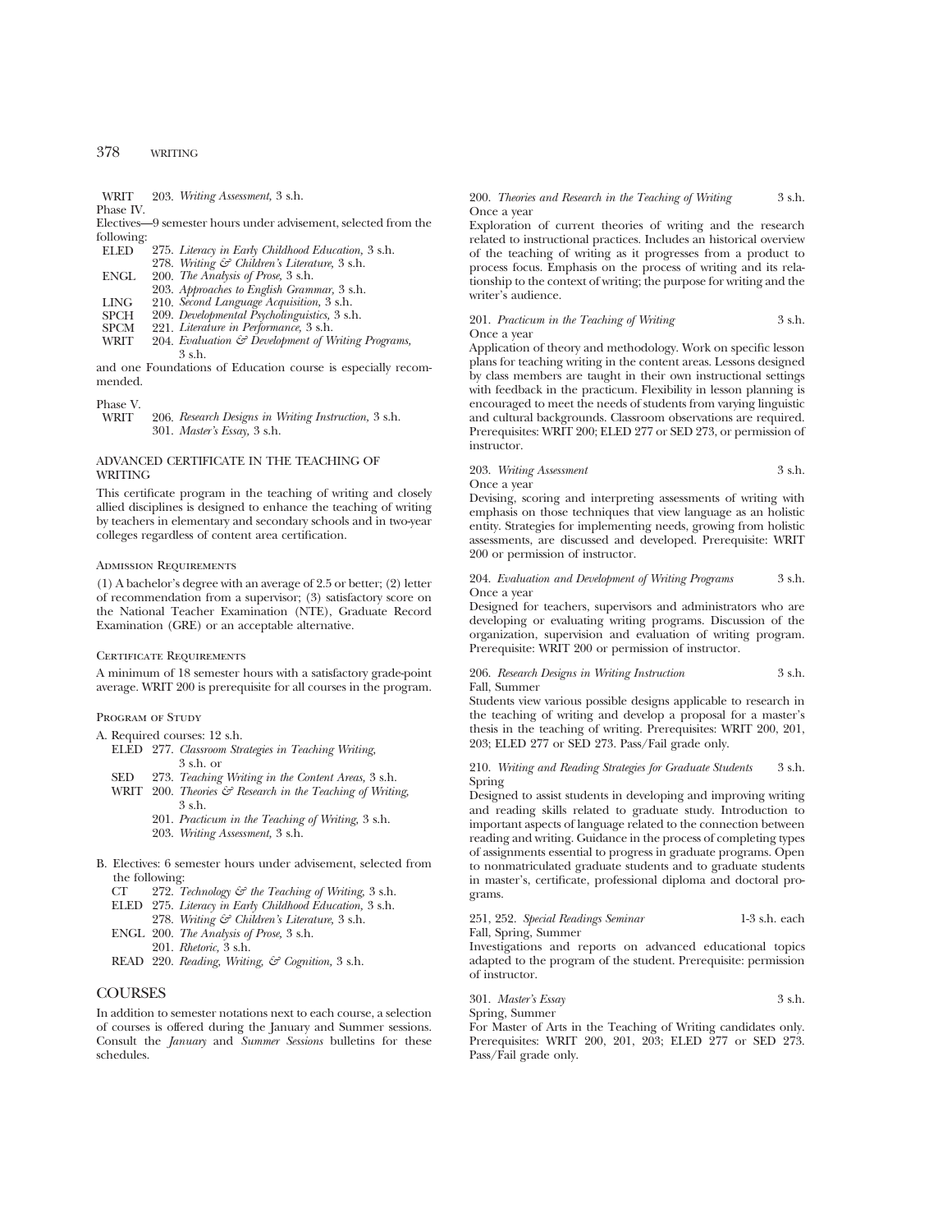WRIT 203. *Writing Assessment,* 3 s.h.

Phase IV.

Electives—9 semester hours under advisement, selected from the following:

- ELED 275. *Literacy in Early Childhood Education,* 3 s.h.
- 278. *Writing & Children's Literature,* 3 s.h.
- ENGL 200. *The Analysis of Prose,* 3 s.h.
- 203. *Approaches to English Grammar,* 3 s.h.
- LING 210. *Second Language Acquisition,* 3 s.h.
- SPCH 209. *Developmental Psycholinguistics,* 3 s.h.
- SPCM 221. *Literature in Performance,* 3 s.h.
- WRIT 204. *Evaluation & Development of Writing Programs,* 3 s.h.

and one Foundations of Education course is especially recommended.

Phase V.

- WRIT 206. *Research Designs in Writing Instruction,* 3 s.h.
- 301. *Master's Essay,* 3 s.h.

## ADVANCED CERTIFICATE IN THE TEACHING OF WRITING

This certificate program in the teaching of writing and closely allied disciplines is designed to enhance the teaching of writing by teachers in elementary and secondary schools and in two-year colleges regardless of content area certification.

### Admission Requirements

(1) A bachelor's degree with an average of 2.5 or better; (2) letter of recommendation from a supervisor; (3) satisfactory score on the National Teacher Examination (NTE), Graduate Record Examination (GRE) or an acceptable alternative.

### Certificate Requirements

A minimum of 18 semester hours with a satisfactory grade-point average. WRIT 200 is prerequisite for all courses in the program.

### Program of Study

A. Required courses: 12 s.h.

- ELED 277. *Classroom Strategies in Teaching Writing,* 3 s.h. or
- SED 273. *Teaching Writing in the Content Areas,* 3 s.h.
- WRIT 200. *Theories & Research in the Teaching of Writing,* 3 s.h.
- 201. *Practicum in the Teaching of Writing,* 3 s.h.
- 203. *Writing Assessment,* 3 s.h.

B. Electives: 6 semester hours under advisement, selected from the following:

- CT 272. *Technology & the Teaching of Writing,* 3 s.h.
- ELED 275. *Literacy in Early Childhood Education,* 3 s.h.
- 278. *Writing & Children's Literature,* 3 s.h.
- ENGL 200. *The Analysis of Prose,* 3 s.h.
- 201. *Rhetoric,* 3 s.h.
- READ 220. *Reading, Writing, & Cognition,* 3 s.h.

## COURSES

In addition to semester notations next to each course, a selection of courses is offered during the January and Summer sessions. Consult the *January* and *Summer Sessions* bulletins for these schedules.

**200.** *Theories and Research in the Teaching of Writing* 3 s.h.
Once a year

Exploration of current theories of writing and the research related to instructional practices. Includes an historical overview of the teaching of writing as it progresses from a product to process focus. Emphasis on the process of writing and its relationship to the context of writing; the purpose for writing and the writer's audience.

**201.** *Practicum in the Teaching of Writing* 3 s.h.
Once a year

Application of theory and methodology. Work on specific lesson plans for teaching writing in the content areas. Lessons designed by class members are taught in their own instructional settings with feedback in the practicum. Flexibility in lesson planning is encouraged to meet the needs of students from varying linguistic and cultural backgrounds. Classroom observations are required. Prerequisites: WRIT 200; ELED 277 or SED 273, or permission of instructor.

**203.** *Writing Assessment* 3 s.h.
Once a year

Devising, scoring and interpreting assessments of writing with emphasis on those techniques that view language as an holistic entity. Strategies for implementing needs, growing from holistic assessments, are discussed and developed. Prerequisite: WRIT 200 or permission of instructor.

**204.** *Evaluation and Development of Writing Programs* 3 s.h.
Once a year

Designed for teachers, supervisors and administrators who are developing or evaluating writing programs. Discussion of the organization, supervision and evaluation of writing program. Prerequisite: WRIT 200 or permission of instructor.

**206.** *Research Designs in Writing Instruction* 3 s.h.
Fall, Summer

Students view various possible designs applicable to research in the teaching of writing and develop a proposal for a master's thesis in the teaching of writing. Prerequisites: WRIT 200, 201, 203; ELED 277 or SED 273. Pass/Fail grade only.

**210.** *Writing and Reading Strategies for Graduate Students* 3 s.h.
Spring

Designed to assist students in developing and improving writing and reading skills related to graduate study. Introduction to important aspects of language related to the connection between reading and writing. Guidance in the process of completing types of assignments essential to progress in graduate programs. Open to nonmatriculated graduate students and to graduate students in master's, certificate, professional diploma and doctoral programs.

**251, 252.** *Special Readings Seminar* 1-3 s.h. each
Fall, Spring, Summer

Investigations and reports on advanced educational topics adapted to the program of the student. Prerequisite: permission of instructor.

**301.** *Master's Essay* 3 s.h.
Spring, Summer

For Master of Arts in the Teaching of Writing candidates only. Prerequisites: WRIT 200, 201, 203; ELED 277 or SED 273. Pass/Fail grade only.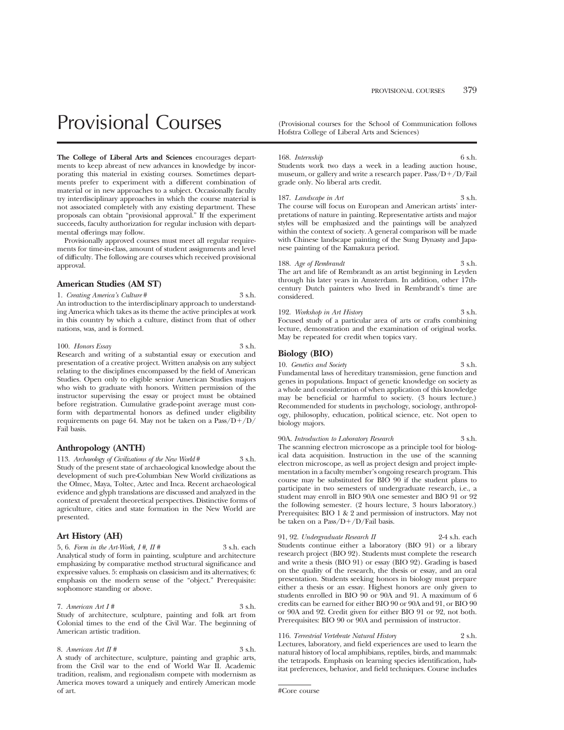# Provisional Courses

(Provisional courses for the School of Communication follows Hofstra College of Liberal Arts and Sciences)

**The College of Liberal Arts and Sciences** encourages departments to keep abreast of new advances in knowledge by incorporating this material in existing courses. Sometimes departments prefer to experiment with a different combination of material or in new approaches to a subject. Occasionally faculty try interdisciplinary approaches in which the course material is not associated completely with any existing department. These proposals can obtain "provisional approval." If the experiment succeeds, faculty authorization for regular inclusion with departmental offerings may follow.

Provisionally approved courses must meet all regular requirements for time-in-class, amount of student assignments and level of difficulty. The following are courses which received provisional approval.

## American Studies (AM ST)

1. *Creating America's Culture #* 3 s.h.
An introduction to the interdisciplinary approach to understanding America which takes as its theme the active principles at work in this country by which a culture, distinct from that of other nations, was, and is formed.

100. *Honors Essay* 3 s.h.
Research and writing of a substantial essay or execution and presentation of a creative project. Written analysis on any subject relating to the disciplines encompassed by the field of American Studies. Open only to eligible senior American Studies majors who wish to graduate with honors. Written permission of the instructor supervising the essay or project must be obtained before registration. Cumulative grade-point average must conform with departmental honors as defined under eligibility requirements on page 64. May not be taken on a Pass/D+/D/Fail basis.

## Anthropology (ANTH)

113. *Archaeology of Civilizations of the New World #* 3 s.h.
Study of the present state of archaeological knowledge about the development of such pre-Columbian New World civilizations as the Olmec, Maya, Toltec, Aztec and Inca. Recent archaeological evidence and glyph translations are discussed and analyzed in the context of prevalent theoretical perspectives. Distinctive forms of agriculture, cities and state formation in the New World are presented.

## Art History (AH)

5, 6. *Form in the Art-Work, I #, II #* 3 s.h. each
Analytical study of form in painting, sculpture and architecture emphasizing by comparative method structural significance and expressive values. 5: emphasis on classicism and its alternatives; 6: emphasis on the modern sense of the "object." Prerequisite: sophomore standing or above.

7. *American Art I #* 3 s.h.
Study of architecture, sculpture, painting and folk art from Colonial times to the end of the Civil War. The beginning of American artistic tradition.

8. *American Art II #* 3 s.h.
A study of architecture, sculpture, painting and graphic arts, from the Civil war to the end of World War II. Academic tradition, realism, and regionalism compete with modernism as America moves toward a uniquely and entirely American mode of art.

168. *Internship* 6 s.h.
Students work two days a week in a leading auction house, museum, or gallery and write a research paper. Pass/D+/D/Fail grade only. No liberal arts credit.

187. *Landscape in Art* 3 s.h.
The course will focus on European and American artists' interpretations of nature in painting. Representative artists and major styles will be emphasized and the paintings will be analyzed within the context of society. A general comparison will be made with Chinese landscape painting of the Sung Dynasty and Japanese painting of the Kamakura period.

188. *Age of Rembrandt* 3 s.h.
The art and life of Rembrandt as an artist beginning in Leyden through his later years in Amsterdam. In addition, other 17th-century Dutch painters who lived in Rembrandt's time are considered.

192. *Workshop in Art History* 3 s.h.
Focused study of a particular area of arts or crafts combining lecture, demonstration and the examination of original works. May be repeated for credit when topics vary.

## Biology (BIO)

10. *Genetics and Society* 3 s.h.
Fundamental laws of hereditary transmission, gene function and genes in populations. Impact of genetic knowledge on society as a whole and consideration of when application of this knowledge may be beneficial or harmful to society. (3 hours lecture.) Recommended for students in psychology, sociology, anthropology, philosophy, education, political science, etc. Not open to biology majors.

90A. *Introduction to Laboratory Research* 3 s.h.
The scanning electron microscope as a principle tool for biological data acquisition. Instruction in the use of the scanning electron microscope, as well as project design and project implementation in a faculty member's ongoing research program. This course may be substituted for BIO 90 if the student plans to participate in two semesters of undergraduate research, i.e., a student may enroll in BIO 90A one semester and BIO 91 or 92 the following semester. (2 hours lecture, 3 hours laboratory.) Prerequisites: BIO 1 & 2 and permission of instructors. May not be taken on a Pass/D+/D/Fail basis.

91, 92. *Undergraduate Research II* 2-4 s.h. each
Students continue either a laboratory (BIO 91) or a library research project (BIO 92). Students must complete the research and write a thesis (BIO 91) or essay (BIO 92). Grading is based on the quality of the research, the thesis or essay, and an oral presentation. Students seeking honors in biology must prepare either a thesis or an essay. Highest honors are only given to students enrolled in BIO 90 or 90A and 91. A maximum of 6 credits can be earned for either BIO 90 or 90A and 91, or BIO 90 or 90A and 92. Credit given for either BIO 91 or 92, not both. Prerequisites: BIO 90 or 90A and permission of instructor.

116. *Terrestrial Vertebrate Natural History* 2 s.h.
Lectures, laboratory, and field experiences are used to learn the natural history of local amphibians, reptiles, birds, and mammals: the tetrapods. Emphasis on learning species identification, habitat preferences, behavior, and field techniques. Course includes

#Core course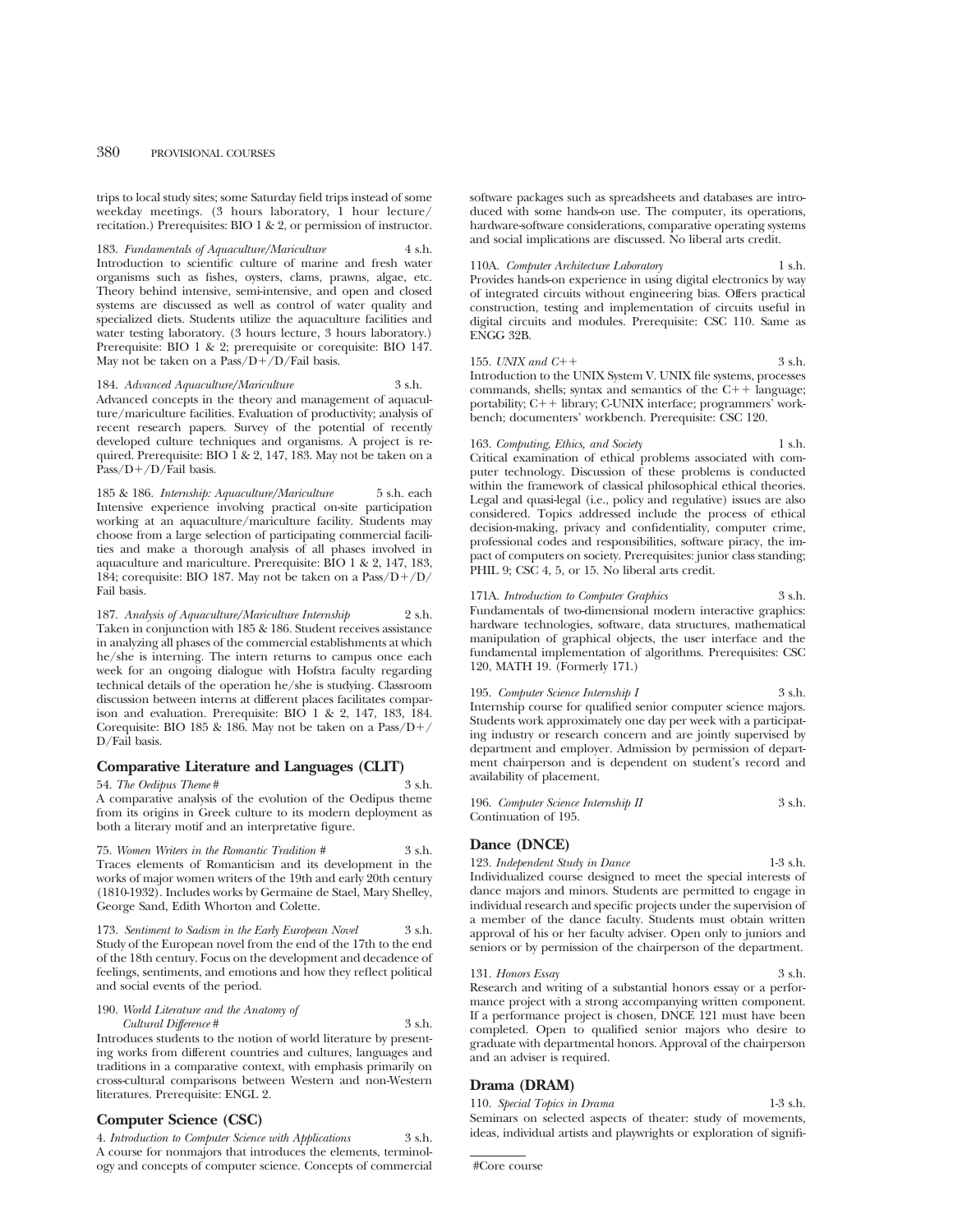trips to local study sites; some Saturday field trips instead of some weekday meetings. (3 hours laboratory, 1 hour lecture/recitation.) Prerequisites: BIO 1 & 2, or permission of instructor.

183. *Fundamentals of Aquaculture/Mariculture* 4 s.h.
Introduction to scientific culture of marine and fresh water organisms such as fishes, oysters, clams, prawns, algae, etc. Theory behind intensive, semi-intensive, and open and closed systems are discussed as well as control of water quality and specialized diets. Students utilize the aquaculture facilities and water testing laboratory. (3 hours lecture, 3 hours laboratory.) Prerequisite: BIO 1 & 2; prerequisite or corequisite: BIO 147. May not be taken on a Pass/D+/D/Fail basis.

184. *Advanced Aquaculture/Mariculture* 3 s.h.
Advanced concepts in the theory and management of aquaculture/mariculture facilities. Evaluation of productivity; analysis of recent research papers. Survey of the potential of recently developed culture techniques and organisms. A project is required. Prerequisite: BIO 1 & 2, 147, 183. May not be taken on a Pass/D+/D/Fail basis.

185 & 186. *Internship: Aquaculture/Mariculture* 5 s.h. each
Intensive experience involving practical on-site participation working at an aquaculture/mariculture facility. Students may choose from a large selection of participating commercial facilities and make a thorough analysis of all phases involved in aquaculture and mariculture. Prerequisite: BIO 1 & 2, 147, 183, 184; corequisite: BIO 187. May not be taken on a Pass/D+/D/Fail basis.

187. *Analysis of Aquaculture/Mariculture Internship* 2 s.h.
Taken in conjunction with 185 & 186. Student receives assistance in analyzing all phases of the commercial establishments at which he/she is interning. The intern returns to campus once each week for an ongoing dialogue with Hofstra faculty regarding technical details of the operation he/she is studying. Classroom discussion between interns at different places facilitates comparison and evaluation. Prerequisite: BIO 1 & 2, 147, 183, 184. Corequisite: BIO 185 & 186. May not be taken on a Pass/D+/D/Fail basis.

## Comparative Literature and Languages (CLIT)

54. *The Oedipus Theme* # 3 s.h.
A comparative analysis of the evolution of the Oedipus theme from its origins in Greek culture to its modern deployment as both a literary motif and an interpretative figure.

75. *Women Writers in the Romantic Tradition* # 3 s.h.
Traces elements of Romanticism and its development in the works of major women writers of the 19th and early 20th century (1810-1932). Includes works by Germaine de Stael, Mary Shelley, George Sand, Edith Whorton and Colette.

173. *Sentiment to Sadism in the Early European Novel* 3 s.h.
Study of the European novel from the end of the 17th to the end of the 18th century. Focus on the development and decadence of feelings, sentiments, and emotions and how they reflect political and social events of the period.

190. *World Literature and the Anatomy of Cultural Difference* # 3 s.h.
Introduces students to the notion of world literature by presenting works from different countries and cultures, languages and traditions in a comparative context, with emphasis primarily on cross-cultural comparisons between Western and non-Western literatures. Prerequisite: ENGL 2.

## Computer Science (CSC)

4. *Introduction to Computer Science with Applications* 3 s.h.
A course for nonmajors that introduces the elements, terminology and concepts of computer science. Concepts of commercial software packages such as spreadsheets and databases are introduced with some hands-on use. The computer, its operations, hardware-software considerations, comparative operating systems and social implications are discussed. No liberal arts credit.

110A. *Computer Architecture Laboratory* 1 s.h.
Provides hands-on experience in using digital electronics by way of integrated circuits without engineering bias. Offers practical construction, testing and implementation of circuits useful in digital circuits and modules. Prerequisite: CSC 110. Same as ENGG 32B.

155. *UNIX and C++* 3 s.h.
Introduction to the UNIX System V. UNIX file systems, processes commands, shells; syntax and semantics of the C++ language; portability; C++ library; C-UNIX interface; programmers' workbench; documenters' workbench. Prerequisite: CSC 120.

163. *Computing, Ethics, and Society* 1 s.h.
Critical examination of ethical problems associated with computer technology. Discussion of these problems is conducted within the framework of classical philosophical ethical theories. Legal and quasi-legal (i.e., policy and regulative) issues are also considered. Topics addressed include the process of ethical decision-making, privacy and confidentiality, computer crime, professional codes and responsibilities, software piracy, the impact of computers on society. Prerequisites: junior class standing; PHIL 9; CSC 4, 5, or 15. No liberal arts credit.

171A. *Introduction to Computer Graphics* 3 s.h.
Fundamentals of two-dimensional modern interactive graphics: hardware technologies, software, data structures, mathematical manipulation of graphical objects, the user interface and the fundamental implementation of algorithms. Prerequisites: CSC 120, MATH 19. (Formerly 171.)

195. *Computer Science Internship I* 3 s.h.
Internship course for qualified senior computer science majors. Students work approximately one day per week with a participating industry or research concern and are jointly supervised by department and employer. Admission by permission of department chairperson and is dependent on student's record and availability of placement.

196. *Computer Science Internship II* 3 s.h.
Continuation of 195.

## Dance (DNCE)

123. *Independent Study in Dance* 1-3 s.h.
Individualized course designed to meet the special interests of dance majors and minors. Students are permitted to engage in individual research and specific projects under the supervision of a member of the dance faculty. Students must obtain written approval of his or her faculty adviser. Open only to juniors and seniors or by permission of the chairperson of the department.

131. *Honors Essay* 3 s.h.
Research and writing of a substantial honors essay or a performance project with a strong accompanying written component. If a performance project is chosen, DNCE 121 must have been completed. Open to qualified senior majors who desire to graduate with departmental honors. Approval of the chairperson and an adviser is required.

## Drama (DRAM)

110. *Special Topics in Drama* 1-3 s.h.
Seminars on selected aspects of theater: study of movements, ideas, individual artists and playwrights or exploration of signifi-

#Core course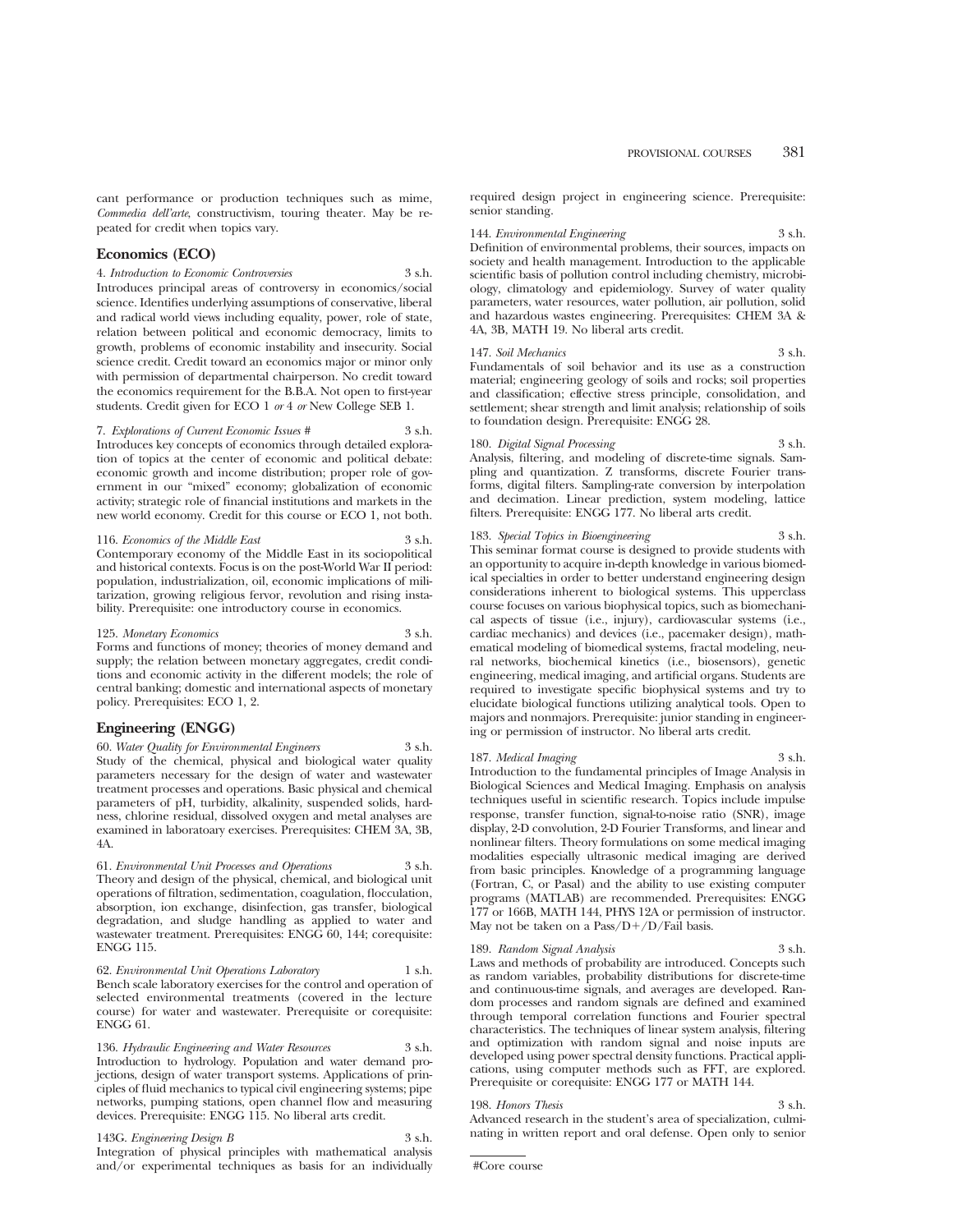cant performance or production techniques such as mime, *Commedia dell'arte*, constructivism, touring theater. May be repeated for credit when topics vary.

## Economics (ECO)

4. *Introduction to Economic Controversies* 3 s.h.
Introduces principal areas of controversy in economics/social science. Identifies underlying assumptions of conservative, liberal and radical world views including equality, power, role of state, relation between political and economic democracy, limits to growth, problems of economic instability and insecurity. Social science credit. Credit toward an economics major or minor only with permission of departmental chairperson. No credit toward the economics requirement for the B.B.A. Not open to first-year students. Credit given for ECO 1 *or* 4 *or* New College SEB 1.

7. *Explorations of Current Economic Issues #* 3 s.h.
Introduces key concepts of economics through detailed exploration of topics at the center of economic and political debate: economic growth and income distribution; proper role of government in our "mixed" economy; globalization of economic activity; strategic role of financial institutions and markets in the new world economy. Credit for this course or ECO 1, not both.

116. *Economics of the Middle East* 3 s.h.
Contemporary economy of the Middle East in its sociopolitical and historical contexts. Focus is on the post-World War II period: population, industrialization, oil, economic implications of militarization, growing religious fervor, revolution and rising instability. Prerequisite: one introductory course in economics.

125. *Monetary Economics* 3 s.h.
Forms and functions of money; theories of money demand and supply; the relation between monetary aggregates, credit conditions and economic activity in the different models; the role of central banking; domestic and international aspects of monetary policy. Prerequisites: ECO 1, 2.

## Engineering (ENGG)

60. *Water Quality for Environmental Engineers* 3 s.h.
Study of the chemical, physical and biological water quality parameters necessary for the design of water and wastewater treatment processes and operations. Basic physical and chemical parameters of pH, turbidity, alkalinity, suspended solids, hardness, chlorine residual, dissolved oxygen and metal analyses are examined in laboratoary exercises. Prerequisites: CHEM 3A, 3B, 4A.

61. *Environmental Unit Processes and Operations* 3 s.h.
Theory and design of the physical, chemical, and biological unit operations of filtration, sedimentation, coagulation, flocculation, absorption, ion exchange, disinfection, gas transfer, biological degradation, and sludge handling as applied to water and wastewater treatment. Prerequisites: ENGG 60, 144; corequisite: ENGG 115.

62. *Environmental Unit Operations Laboratory* 1 s.h.
Bench scale laboratory exercises for the control and operation of selected environmental treatments (covered in the lecture course) for water and wastewater. Prerequisite or corequisite: ENGG 61.

136. *Hydraulic Engineering and Water Resources* 3 s.h.
Introduction to hydrology. Population and water demand projections, design of water transport systems. Applications of principles of fluid mechanics to typical civil engineering systems; pipe networks, pumping stations, open channel flow and measuring devices. Prerequisite: ENGG 115. No liberal arts credit.

143G. *Engineering Design B* 3 s.h.
Integration of physical principles with mathematical analysis and/or experimental techniques as basis for an individually required design project in engineering science. Prerequisite: senior standing.

144. *Environmental Engineering* 3 s.h.
Definition of environmental problems, their sources, impacts on society and health management. Introduction to the applicable scientific basis of pollution control including chemistry, microbiology, climatology and epidemiology. Survey of water quality parameters, water resources, water pollution, air pollution, solid and hazardous wastes engineering. Prerequisites: CHEM 3A & 4A, 3B, MATH 19. No liberal arts credit.

147. *Soil Mechanics* 3 s.h.
Fundamentals of soil behavior and its use as a construction material; engineering geology of soils and rocks; soil properties and classification; effective stress principle, consolidation, and settlement; shear strength and limit analysis; relationship of soils to foundation design. Prerequisite: ENGG 28.

180. *Digital Signal Processing* 3 s.h.
Analysis, filtering, and modeling of discrete-time signals. Sampling and quantization. Z transforms, discrete Fourier transforms, digital filters. Sampling-rate conversion by interpolation and decimation. Linear prediction, system modeling, lattice filters. Prerequisite: ENGG 177. No liberal arts credit.

183. *Special Topics in Bioengineering* 3 s.h.
This seminar format course is designed to provide students with an opportunity to acquire in-depth knowledge in various biomedical specialties in order to better understand engineering design considerations inherent to biological systems. This upperclass course focuses on various biophysical topics, such as biomechanical aspects of tissue (i.e., injury), cardiovascular systems (i.e., cardiac mechanics) and devices (i.e., pacemaker design), mathematical modeling of biomedical systems, fractal modeling, neural networks, biochemical kinetics (i.e., biosensors), genetic engineering, medical imaging, and artificial organs. Students are required to investigate specific biophysical systems and try to elucidate biological functions utilizing analytical tools. Open to majors and nonmajors. Prerequisite: junior standing in engineering or permission of instructor. No liberal arts credit.

187. *Medical Imaging* 3 s.h.
Introduction to the fundamental principles of Image Analysis in Biological Sciences and Medical Imaging. Emphasis on analysis techniques useful in scientific research. Topics include impulse response, transfer function, signal-to-noise ratio (SNR), image display, 2-D convolution, 2-D Fourier Transforms, and linear and nonlinear filters. Theory formulations on some medical imaging modalities especially ultrasonic medical imaging are derived from basic principles. Knowledge of a programming language (Fortran, C, or Pasal) and the ability to use existing computer programs (MATLAB) are recommended. Prerequisites: ENGG 177 or 166B, MATH 144, PHYS 12A or permission of instructor. May not be taken on a Pass/D+/D/Fail basis.

189. *Random Signal Analysis* 3 s.h.
Laws and methods of probability are introduced. Concepts such as random variables, probability distributions for discrete-time and continuous-time signals, and averages are developed. Random processes and random signals are defined and examined through temporal correlation functions and Fourier spectral characteristics. The techniques of linear system analysis, filtering and optimization with random signal and noise inputs are developed using power spectral density functions. Practical applications, using computer methods such as FFT, are explored. Prerequisite or corequisite: ENGG 177 or MATH 144.

198. *Honors Thesis* 3 s.h.
Advanced research in the student's area of specialization, culminating in written report and oral defense. Open only to senior

#Core course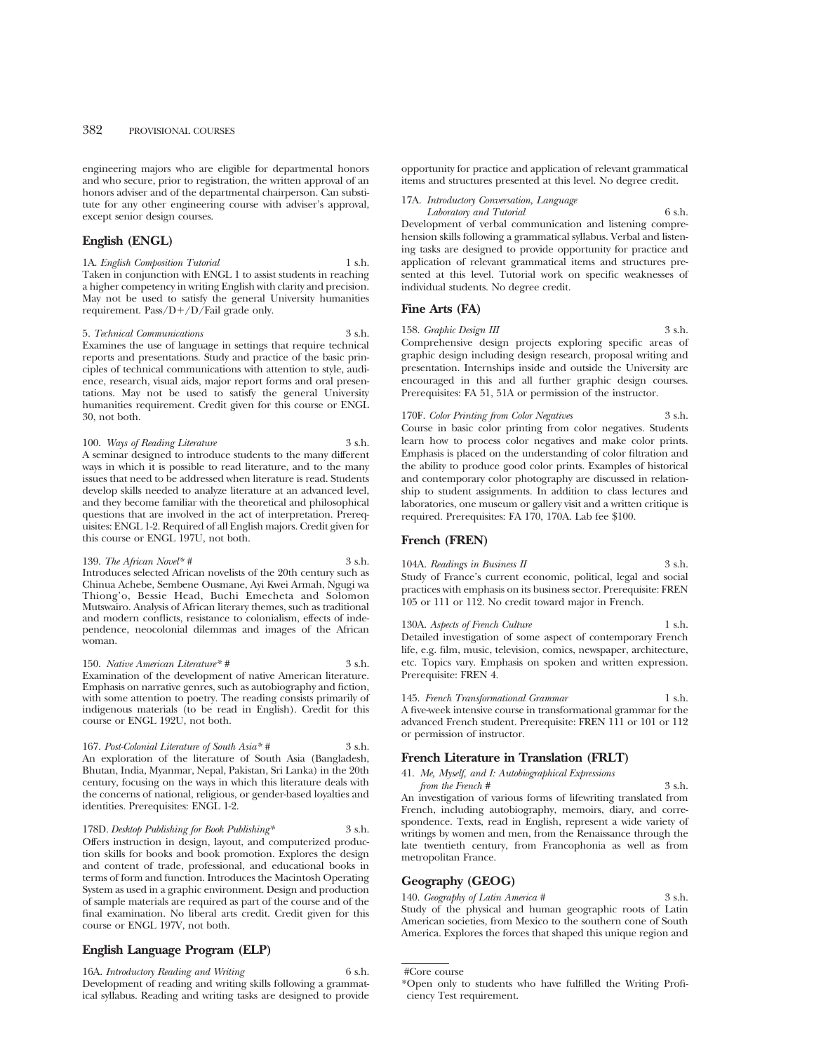engineering majors who are eligible for departmental honors and who secure, prior to registration, the written approval of an honors adviser and of the departmental chairperson. Can substitute for any other engineering course with adviser's approval, except senior design courses.

## English (ENGL)

1A. *English Composition Tutorial* 1 s.h.
Taken in conjunction with ENGL 1 to assist students in reaching a higher competency in writing English with clarity and precision. May not be used to satisfy the general University humanities requirement. Pass/D+/D/Fail grade only.

5. *Technical Communications* 3 s.h.
Examines the use of language in settings that require technical reports and presentations. Study and practice of the basic principles of technical communications with attention to style, audience, research, visual aids, major report forms and oral presentations. May not be used to satisfy the general University humanities requirement. Credit given for this course or ENGL 30, not both.

100. *Ways of Reading Literature* 3 s.h.
A seminar designed to introduce students to the many different ways in which it is possible to read literature, and to the many issues that need to be addressed when literature is read. Students develop skills needed to analyze literature at an advanced level, and they become familiar with the theoretical and philosophical questions that are involved in the act of interpretation. Prerequisites: ENGL 1-2. Required of all English majors. Credit given for this course or ENGL 197U, not both.

139. *The African Novel** # 3 s.h.
Introduces selected African novelists of the 20th century such as Chinua Achebe, Sembene Ousmane, Ayi Kwei Armah, Ngugi wa Thiong'o, Bessie Head, Buchi Emecheta and Solomon Mutswairo. Analysis of African literary themes, such as traditional and modern conflicts, resistance to colonialism, effects of independence, neocolonial dilemmas and images of the African woman.

150. *Native American Literature** # 3 s.h.
Examination of the development of native American literature. Emphasis on narrative genres, such as autobiography and fiction, with some attention to poetry. The reading consists primarily of indigenous materials (to be read in English). Credit for this course or ENGL 192U, not both.

167. *Post-Colonial Literature of South Asia** # 3 s.h.
An exploration of the literature of South Asia (Bangladesh, Bhutan, India, Myanmar, Nepal, Pakistan, Sri Lanka) in the 20th century, focusing on the ways in which this literature deals with the concerns of national, religious, or gender-based loyalties and identities. Prerequisites: ENGL 1-2.

178D. *Desktop Publishing for Book Publishing** 3 s.h.
Offers instruction in design, layout, and computerized production skills for books and book promotion. Explores the design and content of trade, professional, and educational books in terms of form and function. Introduces the Macintosh Operating System as used in a graphic environment. Design and production of sample materials are required as part of the course and of the final examination. No liberal arts credit. Credit given for this course or ENGL 197V, not both.

## English Language Program (ELP)

16A. *Introductory Reading and Writing* 6 s.h.
Development of reading and writing skills following a grammatical syllabus. Reading and writing tasks are designed to provide opportunity for practice and application of relevant grammatical items and structures presented at this level. No degree credit.

17A. *Introductory Conversation, Language Laboratory and Tutorial* 6 s.h.
Development of verbal communication and listening comprehension skills following a grammatical syllabus. Verbal and listening tasks are designed to provide opportunity for practice and application of relevant grammatical items and structures presented at this level. Tutorial work on specific weaknesses of individual students. No degree credit.

## Fine Arts (FA)

158. *Graphic Design III* 3 s.h.
Comprehensive design projects exploring specific areas of graphic design including design research, proposal writing and presentation. Internships inside and outside the University are encouraged in this and all further graphic design courses. Prerequisites: FA 51, 51A or permission of the instructor.

170F. *Color Printing from Color Negatives* 3 s.h.
Course in basic color printing from color negatives. Students learn how to process color negatives and make color prints. Emphasis is placed on the understanding of color filtration and the ability to produce good color prints. Examples of historical and contemporary color photography are discussed in relationship to student assignments. In addition to class lectures and laboratories, one museum or gallery visit and a written critique is required. Prerequisites: FA 170, 170A. Lab fee $100.

## French (FREN)

104A. *Readings in Business II* 3 s.h.
Study of France's current economic, political, legal and social practices with emphasis on its business sector. Prerequisite: FREN 105 or 111 or 112. No credit toward major in French.

130A. *Aspects of French Culture* 1 s.h.
Detailed investigation of some aspect of contemporary French life, e.g. film, music, television, comics, newspaper, architecture, etc. Topics vary. Emphasis on spoken and written expression. Prerequisite: FREN 4.

145. *French Transformational Grammar* 1 s.h.
A five-week intensive course in transformational grammar for the advanced French student. Prerequisite: FREN 111 or 101 or 112 or permission of instructor.

## French Literature in Translation (FRLT)

41. *Me, Myself, and I: Autobiographical Expressions from the French* # 3 s.h.
An investigation of various forms of lifewriting translated from French, including autobiography, memoirs, diary, and correspondence. Texts, read in English, represent a wide variety of writings by women and men, from the Renaissance through the late twentieth century, from Francophonia as well as from metropolitan France.

## Geography (GEOG)

140. *Geography of Latin America* # 3 s.h.
Study of the physical and human geographic roots of Latin American societies, from Mexico to the southern cone of South America. Explores the forces that shaped this unique region and

---

#Core course

*Open only to students who have fulfilled the Writing Proficiency Test requirement.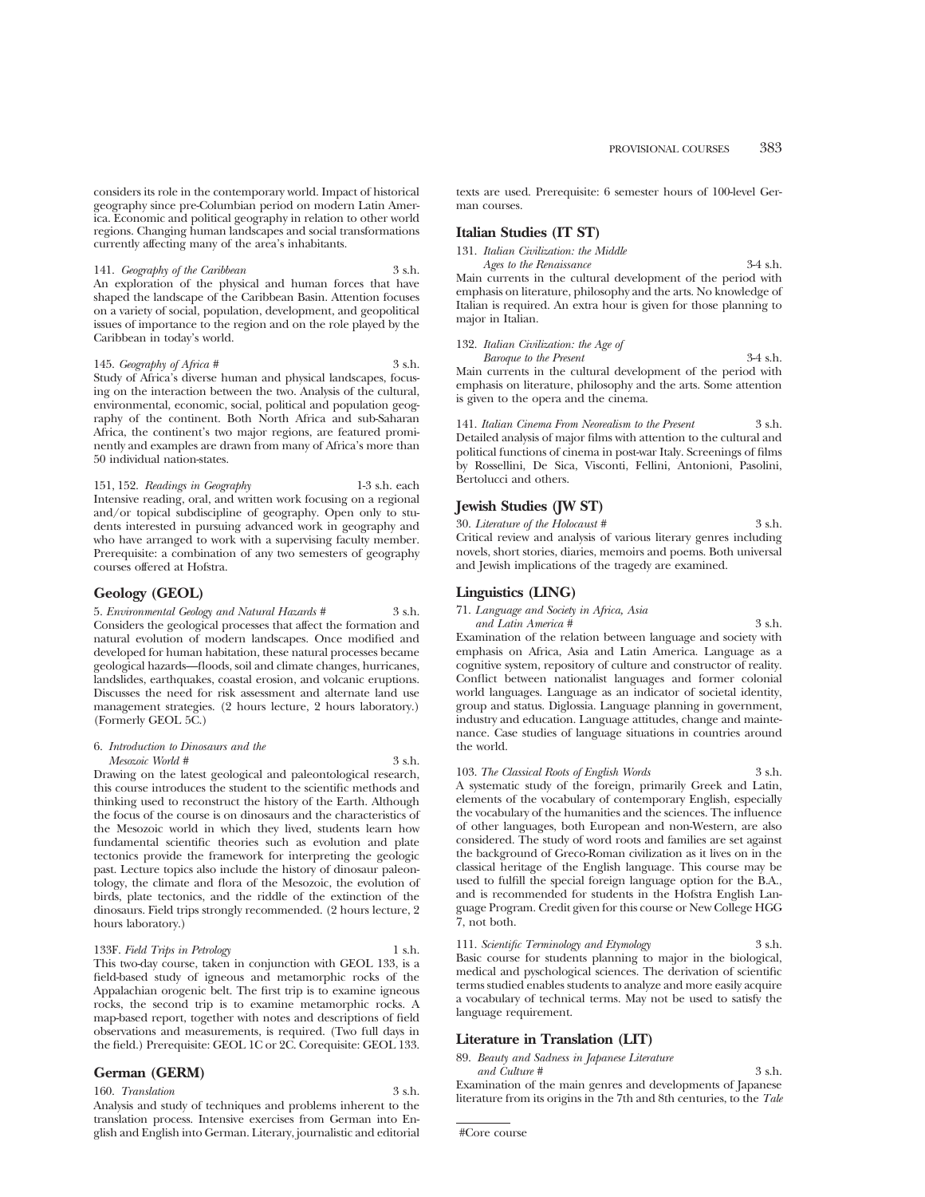considers its role in the contemporary world. Impact of historical geography since pre-Columbian period on modern Latin America. Economic and political geography in relation to other world regions. Changing human landscapes and social transformations currently affecting many of the area's inhabitants.

141. *Geography of the Caribbean* 3 s.h.
An exploration of the physical and human forces that have shaped the landscape of the Caribbean Basin. Attention focuses on a variety of social, population, development, and geopolitical issues of importance to the region and on the role played by the Caribbean in today's world.

145. *Geography of Africa #* 3 s.h.
Study of Africa's diverse human and physical landscapes, focusing on the interaction between the two. Analysis of the cultural, environmental, economic, social, political and population geography of the continent. Both North Africa and sub-Saharan Africa, the continent's two major regions, are featured prominently and examples are drawn from many of Africa's more than 50 individual nation-states.

151, 152. *Readings in Geography* 1-3 s.h. each
Intensive reading, oral, and written work focusing on a regional and/or topical subdiscipline of geography. Open only to students interested in pursuing advanced work in geography and who have arranged to work with a supervising faculty member. Prerequisite: a combination of any two semesters of geography courses offered at Hofstra.

## Geology (GEOL)

5. *Environmental Geology and Natural Hazards #* 3 s.h.
Considers the geological processes that affect the formation and natural evolution of modern landscapes. Once modified and developed for human habitation, these natural processes became geological hazards—floods, soil and climate changes, hurricanes, landslides, earthquakes, coastal erosion, and volcanic eruptions. Discusses the need for risk assessment and alternate land use management strategies. (2 hours lecture, 2 hours laboratory.) (Formerly GEOL 5C.)

6. *Introduction to Dinosaurs and the Mesozoic World #* 3 s.h.
Drawing on the latest geological and paleontological research, this course introduces the student to the scientific methods and thinking used to reconstruct the history of the Earth. Although the focus of the course is on dinosaurs and the characteristics of the Mesozoic world in which they lived, students learn how fundamental scientific theories such as evolution and plate tectonics provide the framework for interpreting the geologic past. Lecture topics also include the history of dinosaur paleontology, the climate and flora of the Mesozoic, the evolution of birds, plate tectonics, and the riddle of the extinction of the dinosaurs. Field trips strongly recommended. (2 hours lecture, 2 hours laboratory.)

133F. *Field Trips in Petrology* 1 s.h.
This two-day course, taken in conjunction with GEOL 133, is a field-based study of igneous and metamorphic rocks of the Appalachian orogenic belt. The first trip is to examine igneous rocks, the second trip is to examine metamorphic rocks. A map-based report, together with notes and descriptions of field observations and measurements, is required. (Two full days in the field.) Prerequisite: GEOL 1C or 2C. Corequisite: GEOL 133.

## German (GERM)

160. *Translation* 3 s.h.
Analysis and study of techniques and problems inherent to the translation process. Intensive exercises from German into English and English into German. Literary, journalistic and editorial texts are used. Prerequisite: 6 semester hours of 100-level German courses.

## Italian Studies (IT ST)

131. *Italian Civilization: the Middle Ages to the Renaissance* 3-4 s.h.
Main currents in the cultural development of the period with emphasis on literature, philosophy and the arts. No knowledge of Italian is required. An extra hour is given for those planning to major in Italian.

132. *Italian Civilization: the Age of Baroque to the Present* 3-4 s.h.
Main currents in the cultural development of the period with emphasis on literature, philosophy and the arts. Some attention is given to the opera and the cinema.

141. *Italian Cinema From Neorealism to the Present* 3 s.h.
Detailed analysis of major films with attention to the cultural and political functions of cinema in post-war Italy. Screenings of films by Rossellini, De Sica, Visconti, Fellini, Antonioni, Pasolini, Bertolucci and others.

## Jewish Studies (JW ST)

30. *Literature of the Holocaust #* 3 s.h.
Critical review and analysis of various literary genres including novels, short stories, diaries, memoirs and poems. Both universal and Jewish implications of the tragedy are examined.

## Linguistics (LING)

71. *Language and Society in Africa, Asia and Latin America #* 3 s.h.
Examination of the relation between language and society with emphasis on Africa, Asia and Latin America. Language as a cognitive system, repository of culture and constructor of reality. Conflict between nationalist languages and former colonial world languages. Language as an indicator of societal identity, group and status. Diglossia. Language planning in government, industry and education. Language attitudes, change and maintenance. Case studies of language situations in countries around the world.

103. *The Classical Roots of English Words* 3 s.h.
A systematic study of the foreign, primarily Greek and Latin, elements of the vocabulary of contemporary English, especially the vocabulary of the humanities and the sciences. The influence of other languages, both European and non-Western, are also considered. The study of word roots and families are set against the background of Greco-Roman civilization as it lives on in the classical heritage of the English language. This course may be used to fulfill the special foreign language option for the B.A., and is recommended for students in the Hofstra English Language Program. Credit given for this course or New College HGG 7, not both.

111. *Scientific Terminology and Etymology* 3 s.h.
Basic course for students planning to major in the biological, medical and pyschological sciences. The derivation of scientific terms studied enables students to analyze and more easily acquire a vocabulary of technical terms. May not be used to satisfy the language requirement.

## Literature in Translation (LIT)

89. *Beauty and Sadness in Japanese Literature and Culture #* 3 s.h.
Examination of the main genres and developments of Japanese literature from its origins in the 7th and 8th centuries, to the *Tale*

#Core course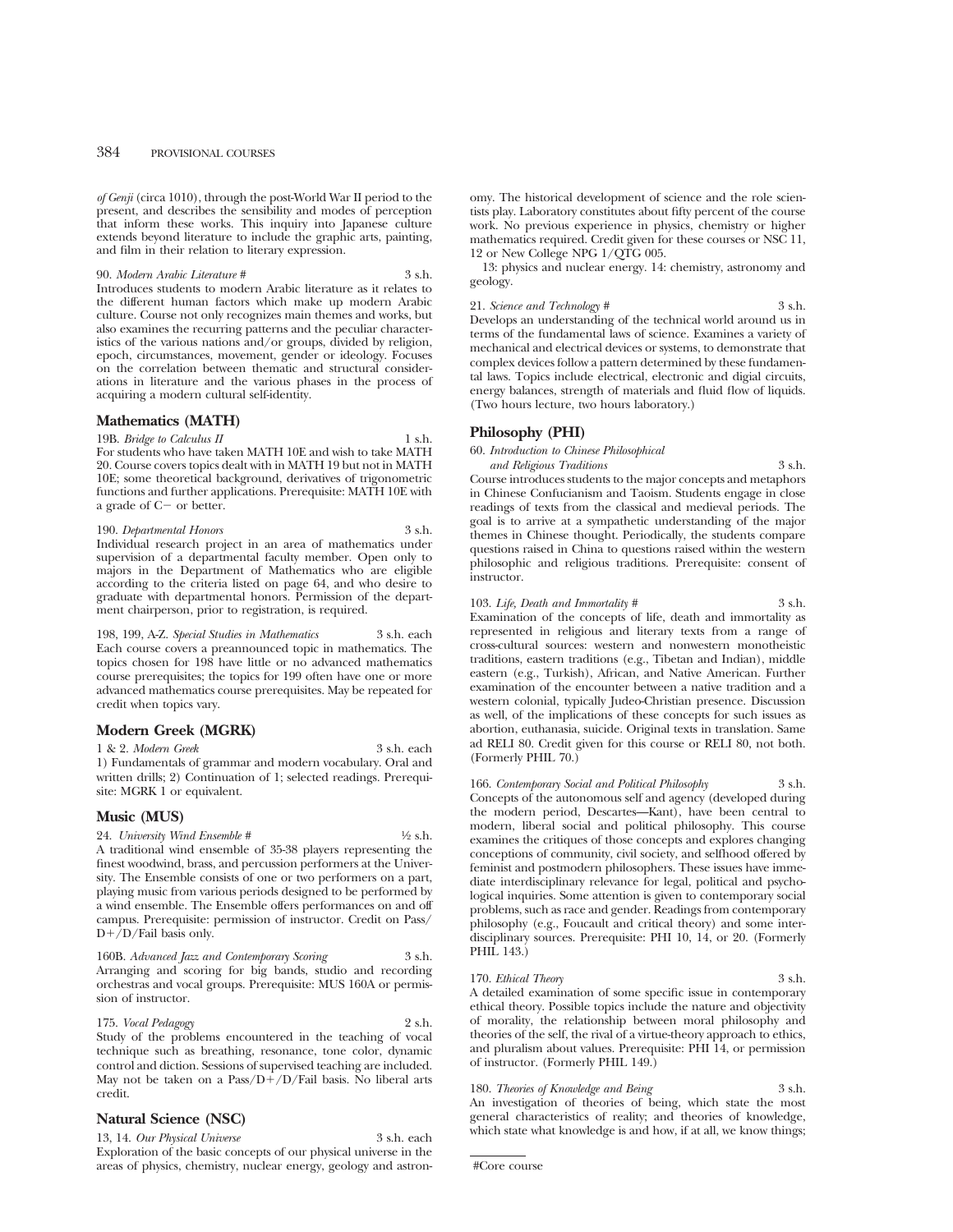*of Genji* (circa 1010), through the post-World War II period to the present, and describes the sensibility and modes of perception that inform these works. This inquiry into Japanese culture extends beyond literature to include the graphic arts, painting, and film in their relation to literary expression.

90. *Modern Arabic Literature #* 3 s.h.
Introduces students to modern Arabic literature as it relates to the different human factors which make up modern Arabic culture. Course not only recognizes main themes and works, but also examines the recurring patterns and the peculiar characteristics of the various nations and/or groups, divided by religion, epoch, circumstances, movement, gender or ideology. Focuses on the correlation between thematic and structural considerations in literature and the various phases in the process of acquiring a modern cultural self-identity.

## Mathematics (MATH)

19B. *Bridge to Calculus II* 1 s.h.
For students who have taken MATH 10E and wish to take MATH 20. Course covers topics dealt with in MATH 19 but not in MATH 10E; some theoretical background, derivatives of trigonometric functions and further applications. Prerequisite: MATH 10E with a grade of C− or better.

190. *Departmental Honors* 3 s.h.
Individual research project in an area of mathematics under supervision of a departmental faculty member. Open only to majors in the Department of Mathematics who are eligible according to the criteria listed on page 64, and who desire to graduate with departmental honors. Permission of the department chairperson, prior to registration, is required.

198, 199, A-Z. *Special Studies in Mathematics* 3 s.h. each
Each course covers a preannounced topic in mathematics. The topics chosen for 198 have little or no advanced mathematics course prerequisites; the topics for 199 often have one or more advanced mathematics course prerequisites. May be repeated for credit when topics vary.

## Modern Greek (MGRK)

1 & 2. *Modern Greek* 3 s.h. each
1) Fundamentals of grammar and modern vocabulary. Oral and written drills; 2) Continuation of 1; selected readings. Prerequisite: MGRK 1 or equivalent.

## Music (MUS)

24. *University Wind Ensemble #* ½ s.h.
A traditional wind ensemble of 35-38 players representing the finest woodwind, brass, and percussion performers at the University. The Ensemble consists of one or two performers on a part, playing music from various periods designed to be performed by a wind ensemble. The Ensemble offers performances on and off campus. Prerequisite: permission of instructor. Credit on Pass/D+/D/Fail basis only.

160B. *Advanced Jazz and Contemporary Scoring* 3 s.h.
Arranging and scoring for big bands, studio and recording orchestras and vocal groups. Prerequisite: MUS 160A or permission of instructor.

175. *Vocal Pedagogy* 2 s.h.
Study of the problems encountered in the teaching of vocal technique such as breathing, resonance, tone color, dynamic control and diction. Sessions of supervised teaching are included. May not be taken on a Pass/D+/D/Fail basis. No liberal arts credit.

## Natural Science (NSC)

13, 14. *Our Physical Universe* 3 s.h. each
Exploration of the basic concepts of our physical universe in the areas of physics, chemistry, nuclear energy, geology and astronomy. The historical development of science and the role scientists play. Laboratory constitutes about fifty percent of the course work. No previous experience in physics, chemistry or higher mathematics required. Credit given for these courses or NSC 11, 12 or New College NPG 1/QTG 005.

13: physics and nuclear energy. 14: chemistry, astronomy and geology.

21. *Science and Technology #* 3 s.h.
Develops an understanding of the technical world around us in terms of the fundamental laws of science. Examines a variety of mechanical and electrical devices or systems, to demonstrate that complex devices follow a pattern determined by these fundamental laws. Topics include electrical, electronic and digial circuits, energy balances, strength of materials and fluid flow of liquids. (Two hours lecture, two hours laboratory.)

## Philosophy (PHI)

60. *Introduction to Chinese Philosophical and Religious Traditions* 3 s.h.
Course introduces students to the major concepts and metaphors in Chinese Confucianism and Taoism. Students engage in close readings of texts from the classical and medieval periods. The goal is to arrive at a sympathetic understanding of the major themes in Chinese thought. Periodically, the students compare questions raised in China to questions raised within the western philosophic and religious traditions. Prerequisite: consent of instructor.

103. *Life, Death and Immortality #* 3 s.h.
Examination of the concepts of life, death and immortality as represented in religious and literary texts from a range of cross-cultural sources: western and nonwestern monotheistic traditions, eastern traditions (e.g., Tibetan and Indian), middle eastern (e.g., Turkish), African, and Native American. Further examination of the encounter between a native tradition and a western colonial, typically Judeo-Christian presence. Discussion as well, of the implications of these concepts for such issues as abortion, euthanasia, suicide. Original texts in translation. Same ad RELI 80. Credit given for this course or RELI 80, not both. (Formerly PHIL 70.)

166. *Contemporary Social and Political Philosophy* 3 s.h.
Concepts of the autonomous self and agency (developed during the modern period, Descartes—Kant), have been central to modern, liberal social and political philosophy. This course examines the critiques of those concepts and explores changing conceptions of community, civil society, and selfhood offered by feminist and postmodern philosophers. These issues have immediate interdisciplinary relevance for legal, political and psychological inquiries. Some attention is given to contemporary social problems, such as race and gender. Readings from contemporary philosophy (e.g., Foucault and critical theory) and some interdisciplinary sources. Prerequisite: PHI 10, 14, or 20. (Formerly PHIL 143.)

170. *Ethical Theory* 3 s.h.
A detailed examination of some specific issue in contemporary ethical theory. Possible topics include the nature and objectivity of morality, the relationship between moral philosophy and theories of the self, the rival of a virtue-theory approach to ethics, and pluralism about values. Prerequisite: PHI 14, or permission of instructor. (Formerly PHIL 149.)

180. *Theories of Knowledge and Being* 3 s.h.
An investigation of theories of being, which state the most general characteristics of reality; and theories of knowledge, which state what knowledge is and how, if at all, we know things;

#Core course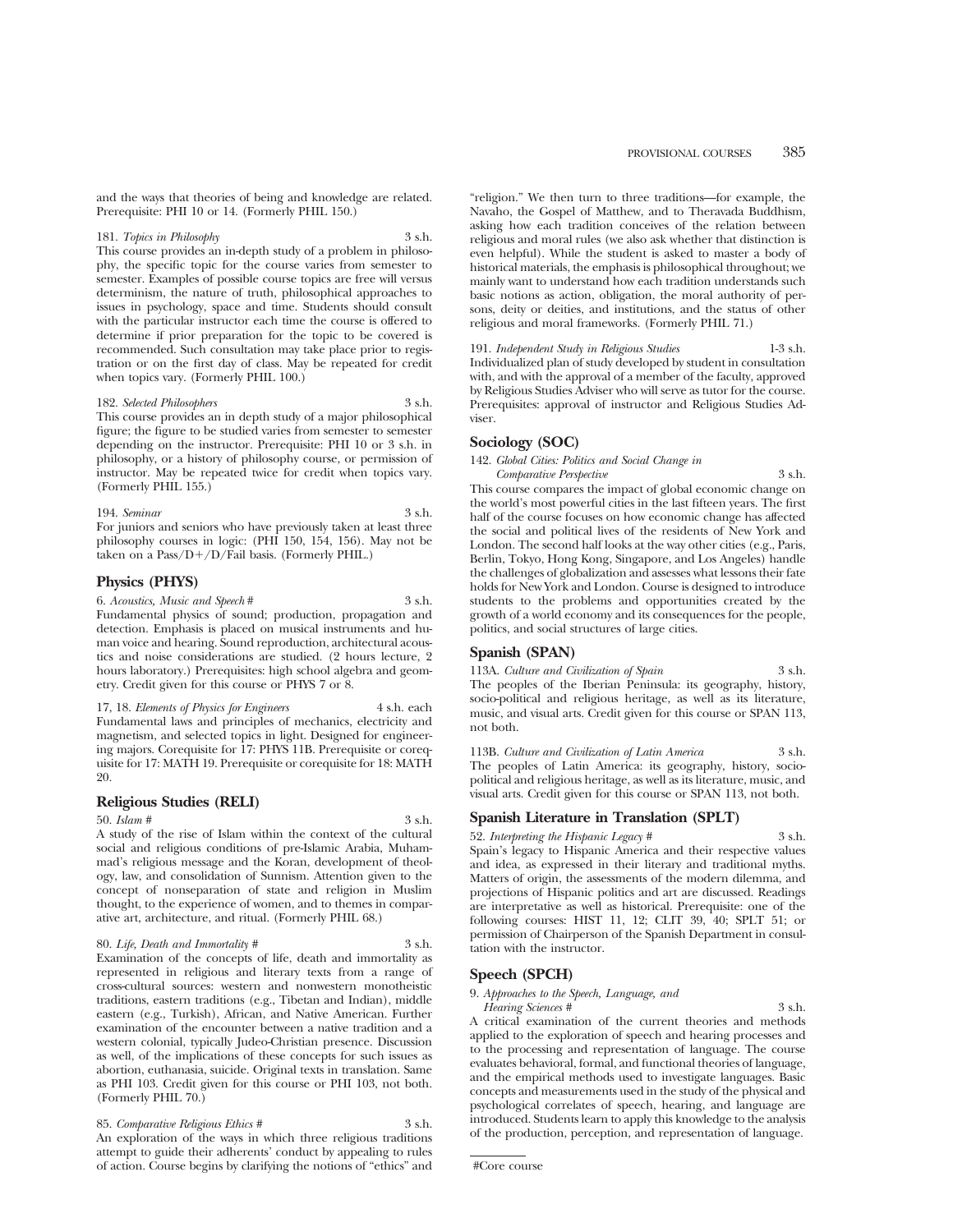and the ways that theories of being and knowledge are related. Prerequisite: PHI 10 or 14. (Formerly PHIL 150.)

181. *Topics in Philosophy* 3 s.h.
This course provides an in-depth study of a problem in philosophy, the specific topic for the course varies from semester to semester. Examples of possible course topics are free will versus determinism, the nature of truth, philosophical approaches to issues in psychology, space and time. Students should consult with the particular instructor each time the course is offered to determine if prior preparation for the topic to be covered is recommended. Such consultation may take place prior to registration or on the first day of class. May be repeated for credit when topics vary. (Formerly PHIL 100.)

182. *Selected Philosophers* 3 s.h.
This course provides an in depth study of a major philosophical figure; the figure to be studied varies from semester to semester depending on the instructor. Prerequisite: PHI 10 or 3 s.h. in philosophy, or a history of philosophy course, or permission of instructor. May be repeated twice for credit when topics vary. (Formerly PHIL 155.)

194. *Seminar* 3 s.h.
For juniors and seniors who have previously taken at least three philosophy courses in logic: (PHI 150, 154, 156). May not be taken on a Pass/D+/D/Fail basis. (Formerly PHIL.)

## Physics (PHYS)

6. *Acoustics, Music and Speech* # 3 s.h.
Fundamental physics of sound; production, propagation and detection. Emphasis is placed on musical instruments and human voice and hearing. Sound reproduction, architectural acoustics and noise considerations are studied. (2 hours lecture, 2 hours laboratory.) Prerequisites: high school algebra and geometry. Credit given for this course or PHYS 7 or 8.

17, 18. *Elements of Physics for Engineers* 4 s.h. each
Fundamental laws and principles of mechanics, electricity and magnetism, and selected topics in light. Designed for engineering majors. Corequisite for 17: PHYS 11B. Prerequisite or corequisite for 17: MATH 19. Prerequisite or corequisite for 18: MATH 20.

## Religious Studies (RELI)

50. *Islam* # 3 s.h.
A study of the rise of Islam within the context of the cultural social and religious conditions of pre-Islamic Arabia, Muhammad's religious message and the Koran, development of theology, law, and consolidation of Sunnism. Attention given to the concept of nonseparation of state and religion in Muslim thought, to the experience of women, and to themes in comparative art, architecture, and ritual. (Formerly PHIL 68.)

80. *Life, Death and Immortality* # 3 s.h.
Examination of the concepts of life, death and immortality as represented in religious and literary texts from a range of cross-cultural sources: western and nonwestern monotheistic traditions, eastern traditions (e.g., Tibetan and Indian), middle eastern (e.g., Turkish), African, and Native American. Further examination of the encounter between a native tradition and a western colonial, typically Judeo-Christian presence. Discussion as well, of the implications of these concepts for such issues as abortion, euthanasia, suicide. Original texts in translation. Same as PHI 103. Credit given for this course or PHI 103, not both. (Formerly PHIL 70.)

85. *Comparative Religious Ethics* # 3 s.h.
An exploration of the ways in which three religious traditions attempt to guide their adherents' conduct by appealing to rules of action. Course begins by clarifying the notions of "ethics" and "religion." We then turn to three traditions—for example, the Navaho, the Gospel of Matthew, and to Theravada Buddhism, asking how each tradition conceives of the relation between religious and moral rules (we also ask whether that distinction is even helpful). While the student is asked to master a body of historical materials, the emphasis is philosophical throughout; we mainly want to understand how each tradition understands such basic notions as action, obligation, the moral authority of persons, deity or deities, and institutions, and the status of other religious and moral frameworks. (Formerly PHIL 71.)

191. *Independent Study in Religious Studies* 1-3 s.h.
Individualized plan of study developed by student in consultation with, and with the approval of a member of the faculty, approved by Religious Studies Adviser who will serve as tutor for the course. Prerequisites: approval of instructor and Religious Studies Adviser.

## Sociology (SOC)

142. *Global Cities: Politics and Social Change in Comparative Perspective* 3 s.h.
This course compares the impact of global economic change on the world's most powerful cities in the last fifteen years. The first half of the course focuses on how economic change has affected the social and political lives of the residents of New York and London. The second half looks at the way other cities (e.g., Paris, Berlin, Tokyo, Hong Kong, Singapore, and Los Angeles) handle the challenges of globalization and assesses what lessons their fate holds for New York and London. Course is designed to introduce students to the problems and opportunities created by the growth of a world economy and its consequences for the people, politics, and social structures of large cities.

## Spanish (SPAN)

113A. *Culture and Civilization of Spain* 3 s.h.
The peoples of the Iberian Peninsula: its geography, history, socio-political and religious heritage, as well as its literature, music, and visual arts. Credit given for this course or SPAN 113, not both.

113B. *Culture and Civilization of Latin America* 3 s.h.
The peoples of Latin America: its geography, history, socio-political and religious heritage, as well as its literature, music, and visual arts. Credit given for this course or SPAN 113, not both.

## Spanish Literature in Translation (SPLT)

52. *Interpreting the Hispanic Legacy* # 3 s.h.
Spain's legacy to Hispanic America and their respective values and idea, as expressed in their literary and traditional myths. Matters of origin, the assessments of the modern dilemma, and projections of Hispanic politics and art are discussed. Readings are interpretative as well as historical. Prerequisite: one of the following courses: HIST 11, 12; CLIT 39, 40; SPLT 51; or permission of Chairperson of the Spanish Department in consultation with the instructor.

## Speech (SPCH)

9. *Approaches to the Speech, Language, and Hearing Sciences* # 3 s.h.
A critical examination of the current theories and methods applied to the exploration of speech and hearing processes and to the processing and representation of language. The course evaluates behavioral, formal, and functional theories of language, and the empirical methods used to investigate languages. Basic concepts and measurements used in the study of the physical and psychological correlates of speech, hearing, and language are introduced. Students learn to apply this knowledge to the analysis of the production, perception, and representation of language.

#Core course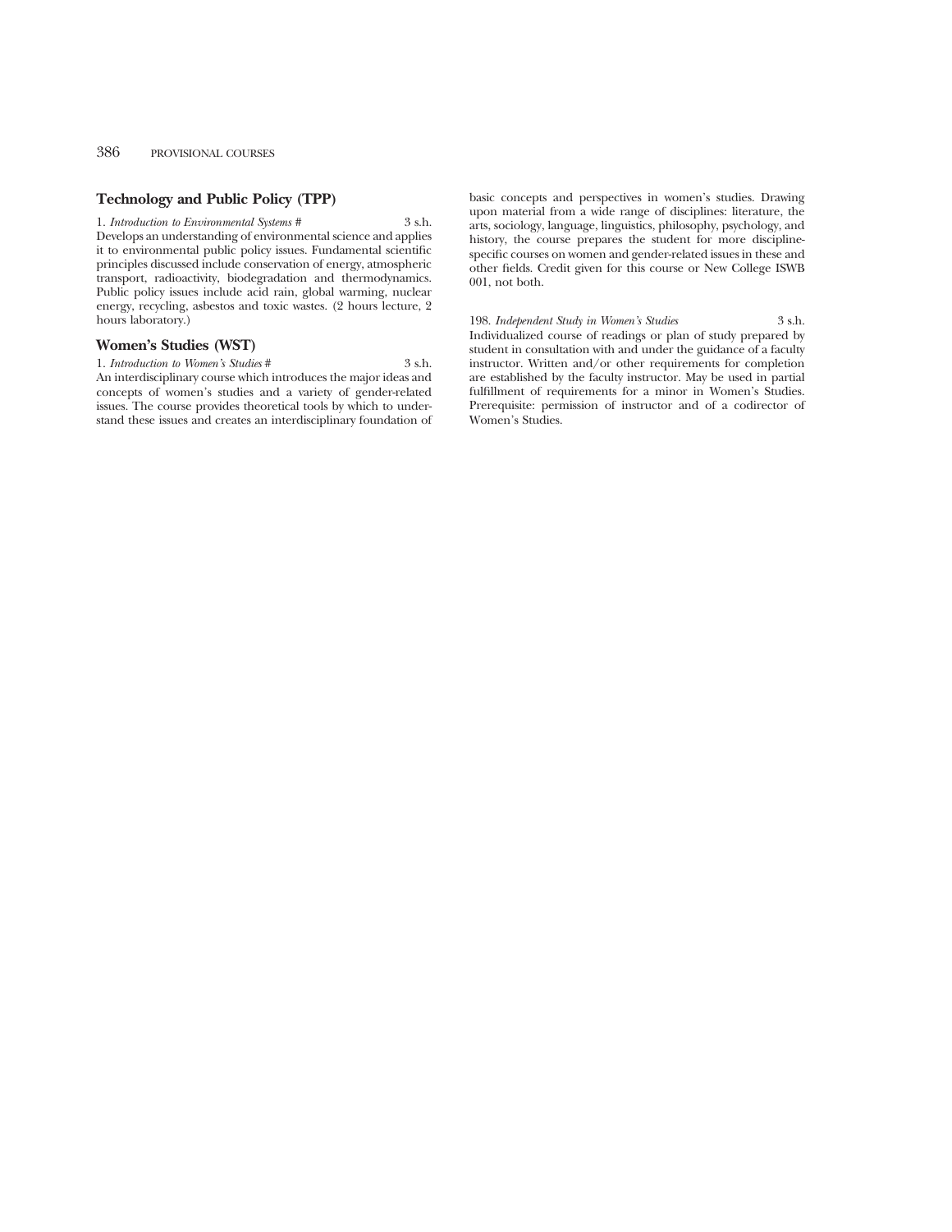## Technology and Public Policy (TPP)

1. *Introduction to Environmental Systems* # 3 s.h.
Develops an understanding of environmental science and applies it to environmental public policy issues. Fundamental scientific principles discussed include conservation of energy, atmospheric transport, radioactivity, biodegradation and thermodynamics. Public policy issues include acid rain, global warming, nuclear energy, recycling, asbestos and toxic wastes. (2 hours lecture, 2 hours laboratory.)

## Women's Studies (WST)

1. *Introduction to Women's Studies* # 3 s.h.
An interdisciplinary course which introduces the major ideas and concepts of women's studies and a variety of gender-related issues. The course provides theoretical tools by which to understand these issues and creates an interdisciplinary foundation of basic concepts and perspectives in women's studies. Drawing upon material from a wide range of disciplines: literature, the arts, sociology, language, linguistics, philosophy, psychology, and history, the course prepares the student for more discipline-specific courses on women and gender-related issues in these and other fields. Credit given for this course or New College ISWB 001, not both.

198. *Independent Study in Women's Studies* 3 s.h.
Individualized course of readings or plan of study prepared by student in consultation with and under the guidance of a faculty instructor. Written and/or other requirements for completion are established by the faculty instructor. May be used in partial fulfillment of requirements for a minor in Women's Studies. Prerequisite: permission of instructor and of a codirector of Women's Studies.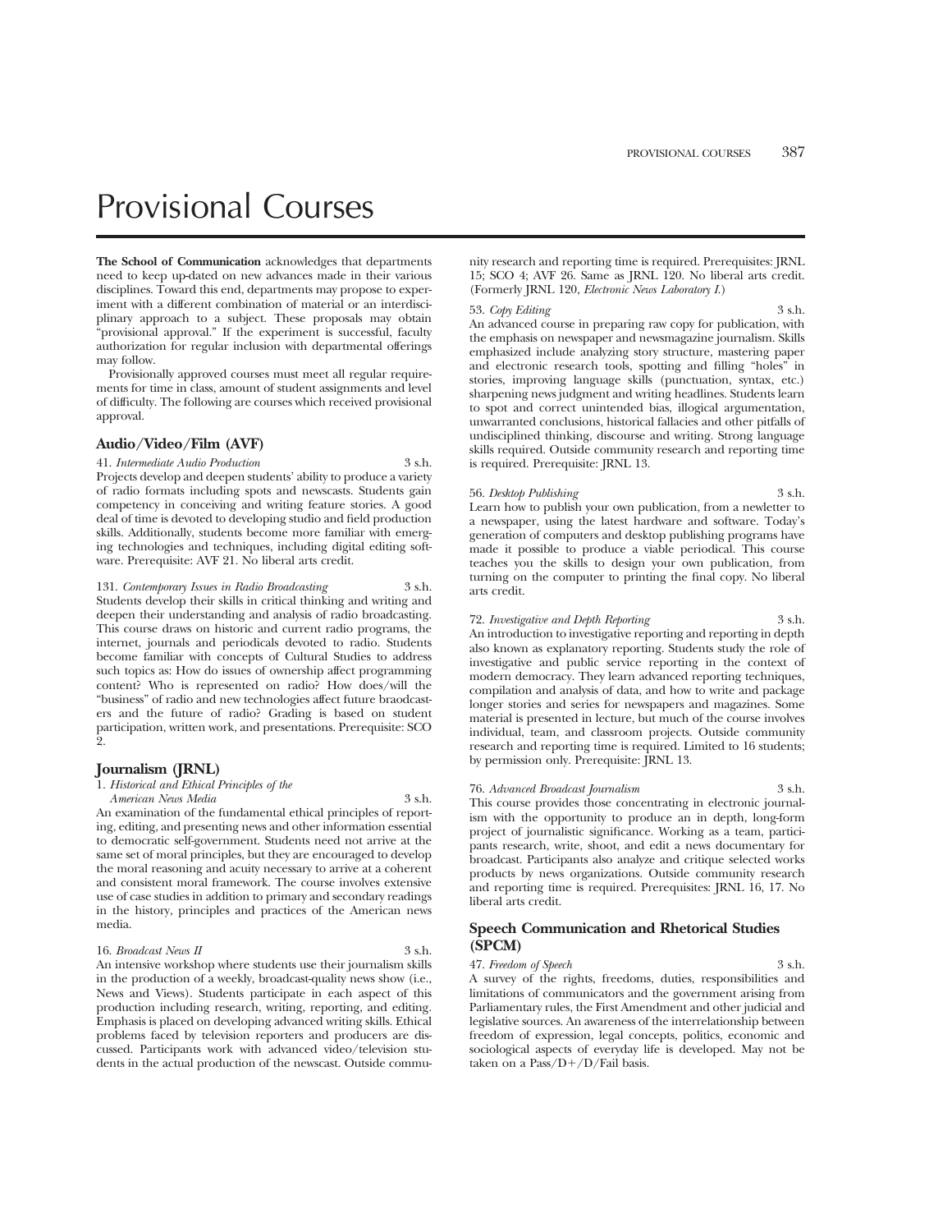# Provisional Courses

**The School of Communication** acknowledges that departments need to keep up-dated on new advances made in their various disciplines. Toward this end, departments may propose to experiment with a different combination of material or an interdisciplinary approach to a subject. These proposals may obtain "provisional approval." If the experiment is successful, faculty authorization for regular inclusion with departmental offerings may follow.

Provisionally approved courses must meet all regular requirements for time in class, amount of student assignments and level of difficulty. The following are courses which received provisional approval.

## Audio/Video/Film (AVF)

41. *Intermediate Audio Production* 3 s.h.
Projects develop and deepen students' ability to produce a variety of audio formats including spots and newscasts. Students gain competency in conceiving and writing feature stories. A good deal of time is devoted to developing studio and field production skills. Additionally, students become more familiar with emerging technologies and techniques, including digital editing software. Prerequisite: AVF 21. No liberal arts credit.

131. *Contemporary Issues in Radio Broadcasting* 3 s.h.
Students develop their skills in critical thinking and writing and deepen their understanding and analysis of radio broadcasting. This course draws on historic and current radio programs, the internet, journals and periodicals devoted to radio. Students become familiar with concepts of Cultural Studies to address such topics as: How do issues of ownership affect programming content? Who is represented on radio? How does/will the "business" of radio and new technologies affect future braodcasters and the future of radio? Grading is based on student participation, written work, and presentations. Prerequisite: SCO 2.

## Journalism (JRNL)

1. *Historical and Ethical Principles of the American News Media* 3 s.h.
An examination of the fundamental ethical principles of reporting, editing, and presenting news and other information essential to democratic self-government. Students need not arrive at the same set of moral principles, but they are encouraged to develop the moral reasoning and acuity necessary to arrive at a coherent and consistent moral framework. The course involves extensive use of case studies in addition to primary and secondary readings in the history, principles and practices of the American news media.

16. *Broadcast News II* 3 s.h.
An intensive workshop where students use their journalism skills in the production of a weekly, broadcast-quality news show (i.e., News and Views). Students participate in each aspect of this production including research, writing, reporting, and editing. Emphasis is placed on developing advanced writing skills. Ethical problems faced by television reporters and producers are discussed. Participants work with advanced video/television students in the actual production of the newscast. Outside community research and reporting time is required. Prerequisites: JRNL 15; SCO 4; AVF 26. Same as JRNL 120. No liberal arts credit. (Formerly JRNL 120, *Electronic News Laboratory I*.)

53. *Copy Editing* 3 s.h.
An advanced course in preparing raw copy for publication, with the emphasis on newspaper and newsmagazine journalism. Skills emphasized include analyzing story structure, mastering paper and electronic research tools, spotting and filling "holes" in stories, improving language skills (punctuation, syntax, etc.) sharpening news judgment and writing headlines. Students learn to spot and correct unintended bias, illogical argumentation, unwarranted conclusions, historical fallacies and other pitfalls of undisciplined thinking, discourse and writing. Strong language skills required. Outside community research and reporting time is required. Prerequisite: JRNL 13.

56. *Desktop Publishing* 3 s.h.
Learn how to publish your own publication, from a newletter to a newspaper, using the latest hardware and software. Today's generation of computers and desktop publishing programs have made it possible to produce a viable periodical. This course teaches you the skills to design your own publication, from turning on the computer to printing the final copy. No liberal arts credit.

72. *Investigative and Depth Reporting* 3 s.h.
An introduction to investigative reporting and reporting in depth also known as explanatory reporting. Students study the role of investigative and public service reporting in the context of modern democracy. They learn advanced reporting techniques, compilation and analysis of data, and how to write and package longer stories and series for newspapers and magazines. Some material is presented in lecture, but much of the course involves individual, team, and classroom projects. Outside community research and reporting time is required. Limited to 16 students; by permission only. Prerequisite: JRNL 13.

76. *Advanced Broadcast Journalism* 3 s.h.
This course provides those concentrating in electronic journalism with the opportunity to produce an in depth, long-form project of journalistic significance. Working as a team, participants research, write, shoot, and edit a news documentary for broadcast. Participants also analyze and critique selected works products by news organizations. Outside community research and reporting time is required. Prerequisites: JRNL 16, 17. No liberal arts credit.

## Speech Communication and Rhetorical Studies (SPCM)

47. *Freedom of Speech* 3 s.h.
A survey of the rights, freedoms, duties, responsibilities and limitations of communicators and the government arising from Parliamentary rules, the First Amendment and other judicial and legislative sources. An awareness of the interrelationship between freedom of expression, legal concepts, politics, economic and sociological aspects of everyday life is developed. May not be taken on a Pass/D+/D/Fail basis.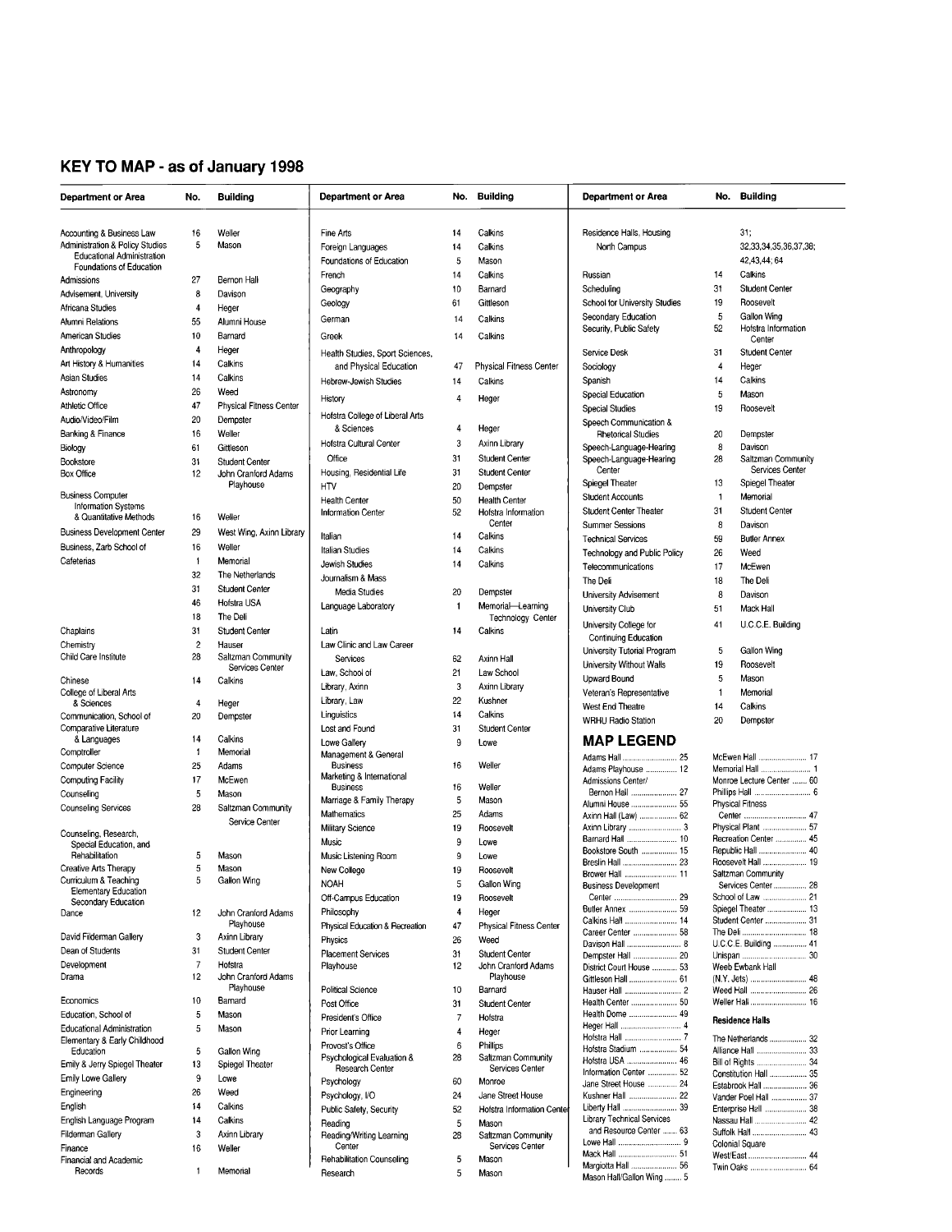## KEY TO MAP - as of January 1998

| Department or Area | No. | Building |
|---|---|---|
| Accounting & Business Law | 16 | Weller |
| Administration & Policy Studies | 5 | Mason |
| Educational Administration | | |
| Foundations of Education | | |
| Admissions | 27 | Bernon Hall |
| Advisement, University | 8 | Davison |
| Africana Studies | 4 | Heger |
| Alumni Relations | 55 | Alumni House |
| American Studies | 10 | Barnard |
| Anthropology | 4 | Heger |
| Art History & Humanities | 14 | Calkins |
| Asian Studies | 14 | Calkins |
| Astronomy | 26 | Weed |
| Athletic Office | 47 | Physical Fitness Center |
| Audio/Video/Film | 20 | Dempster |
| Banking & Finance | 16 | Weller |
| Biology | 61 | Gittleson |
| Bookstore | 31 | Student Center |
| Box Office | 12 | John Cranford Adams Playhouse |
| Business Computer Information Systems & Quantitative Methods | 16 | Weller |
| Business Development Center | 29 | West Wing, Axinn Library |
| Business, Zarb School of | 16 | Weller |
| Cafeterias | 1 | Memorial |
| | 32 | The Netherlands |
| | 31 | Student Center |
| | 46 | Hofstra USA |
| | 18 | The Deli |
| Chaplains | 31 | Student Center |
| Chemistry | 2 | Hauser |
| Child Care Institute | 28 | Saltzman Community Services Center |
| Chinese | 14 | Calkins |
| College of Liberal Arts & Sciences | 4 | Heger |
| Communication, School of | 20 | Dempster |
| Comparative Literature & Languages | 14 | Calkins |
| Comptroller | 1 | Memorial |
| Computer Science | 25 | Adams |
| Computing Facility | 17 | McEwen |
| Counseling | 5 | Mason |
| Counseling Services | 28 | Saltzman Community Service Center |
| Counseling, Research, Special Education, and Rehabilitation | 5 | Mason |
| Creative Arts Therapy | 5 | Mason |
| Curriculum & Teaching | 5 | Gallon Wing |
| Elementary Education | | |
| Secondary Education | | |
| Dance | 12 | John Cranford Adams Playhouse |
| David Filderman Gallery | 3 | Axinn Library |
| Dean of Students | 31 | Student Center |
| Development | 7 | Hofstra |
| Drama | 12 | John Cranford Adams Playhouse |
| Economics | 10 | Barnard |
| Education, School of | 5 | Mason |
| Educational Administration | 5 | Mason |
| Elementary & Early Childhood Education | 5 | Gallon Wing |
| Emily & Jerry Spiegel Theater | 13 | Spiegel Theater |
| Emily Lowe Gallery | 9 | Lowe |
| Engineering | 26 | Weed |
| English | 14 | Calkins |
| English Language Program | 14 | Calkins |
| Filderman Gallery | 3 | Axinn Library |
| Finance | 16 | Weller |
| Financial and Academic Records | 1 | Memorial |
| Fine Arts | 14 | Calkins |
| Foreign Languages | 14 | Calkins |
| Foundations of Education | 5 | Mason |
| French | 14 | Calkins |
| Geography | 10 | Barnard |
| Geology | 61 | Gittleson |
| German | 14 | Calkins |
| Greek | 14 | Calkins |
| Health Studies, Sport Sciences, and Physical Education | 47 | Physical Fitness Center |
| Hebrew-Jewish Studies | 14 | Calkins |
| History | 4 | Heger |
| Hofstra College of Liberal Arts & Sciences | 4 | Heger |
| Hofstra Cultural Center | 3 | Axinn Library |
| Office | 31 | Student Center |
| Housing, Residential Life | 31 | Student Center |
| HTV | 20 | Dempster |
| Health Center | 50 | Health Center |
| Information Center | 52 | Hofstra Information Center |
| Italian | 14 | Calkins |
| Italian Studies | 14 | Calkins |
| Jewish Studies | 14 | Calkins |
| Journalism & Mass Media Studies | 20 | Dempster |
| Language Laboratory | 1 | Memorial—Learning Technology Center |
| Latin | 14 | Calkins |
| Law Clinic and Law Career Services | 62 | Axinn Hall |
| Law, School of | 21 | Law School |
| Library, Axinn | 3 | Axinn Library |
| Library, Law | 22 | Kushner |
| Linguistics | 14 | Calkins |
| Lost and Found | 31 | Student Center |
| Lowe Gallery | 9 | Lowe |
| Management & General Business | 16 | Weller |
| Marketing & International Business | 16 | Weller |
| Marriage & Family Therapy | 5 | Mason |
| Mathematics | 25 | Adams |
| Military Science | 19 | Roosevelt |
| Music | 9 | Lowe |
| Music Listening Room | 9 | Lowe |
| New College | 19 | Roosevelt |
| NOAH | 5 | Gallon Wing |
| Off-Campus Education | 19 | Roosevelt |
| Philosophy | 4 | Heger |
| Physical Education & Recreation | 47 | Physical Fitness Center |
| Physics | 26 | Weed |
| Placement Services | 31 | Student Center |
| Playhouse | 12 | John Cranford Adams Playhouse |
| Political Science | 10 | Barnard |
| Post Office | 31 | Student Center |
| President's Office | 7 | Hofstra |
| Prior Learning | 4 | Heger |
| Provost's Office | 6 | Phillips |
| Psychological Evaluation & Research Center | 28 | Saltzman Community Services Center |
| Psychology | 60 | Monroe |
| Psychology, I/O | 24 | Jane Street House |
| Public Safety, Security | 52 | Hofstra Information Center |
| Reading | 5 | Mason |
| Reading/Writing Learning Center | 28 | Saltzman Community Services Center |
| Rehabilitation Counseling | 5 | Mason |
| Research | 5 | Mason |
| Residence Halls, Housing | | 31; |
| North Campus | | 32,33,34,35,36,37,38; |
| | | 42,43,44; 64 |
| Russian | 14 | Calkins |
| Scheduling | 31 | Student Center |
| School for University Studies | 19 | Roosevelt |
| Secondary Education | 5 | Gallon Wing |
| Security, Public Safety | 52 | Hofstra Information Center |
| Service Desk | 31 | Student Center |
| Sociology | 4 | Heger |
| Spanish | 14 | Calkins |
| Special Education | 5 | Mason |
| Special Studies | 19 | Roosevelt |
| Speech Communication & Rhetorical Studies | 20 | Dempster |
| Speech-Language-Hearing | 8 | Davison |
| Speech-Language-Hearing Center | 28 | Saltzman Community Services Center |
| Spiegel Theater | 13 | Spiegel Theater |
| Student Accounts | 1 | Memorial |
| Student Center Theater | 31 | Student Center |
| Summer Sessions | 8 | Davison |
| Technical Services | 59 | Butler Annex |
| Technology and Public Policy | 26 | Weed |
| Telecommunications | 17 | McEwen |
| The Deli | 18 | The Deli |
| University Advisement | 8 | Davison |
| University Club | 51 | Mack Hall |
| University College for Continuing Education | 41 | U.C.C.E. Building |
| University Tutorial Program | 5 | Gallon Wing |
| University Without Walls | 19 | Roosevelt |
| Upward Bound | 5 | Mason |
| Veteran's Representative | 1 | Memorial |
| West End Theatre | 14 | Calkins |
| WRHU Radio Station | 20 | Dempster |

## MAP LEGEND

Adams Hall .......... 25
Adams Playhouse .......... 12
Admissions Center/ Bernon Hall .......... 27
Alumni House .......... 55
Axinn Hall (Law) .......... 62
Axinn Library .......... 3
Barnard Hall .......... 10
Bookstore South .......... 15
Breslin Hall .......... 23
Brower Hall .......... 11
Business Development Center .......... 29
Butler Annex .......... 59
Calkins Hall .......... 14
Career Center .......... 58
Davison Hall .......... 8
Dempster Hall .......... 20
District Court House .......... 53
Gittleson Hall .......... 61
Hauser Hall .......... 2
Health Center .......... 50
Health Dome .......... 49
Heger Hall .......... 4
Hofstra Hall .......... 7
Hofstra Stadium .......... 54
Hofstra USA .......... 46
Information Center .......... 52
Jane Street House .......... 24
Kushner Hall .......... 22
Liberty Hall .......... 39
Library Technical Services and Resource Center .......... 63
Lowe Hall .......... 9
Mack Hall .......... 51
Margiotta Hall .......... 56
Mason Hall/Gallon Wing .......... 5
McEwen Hall .......... 17
Memorial Hall .......... 1
Monroe Lecture Center .......... 60
Phillips Hall .......... 6
Physical Fitness Center .......... 47
Physical Plant .......... 57
Recreation Center .......... 45
Republic Hall .......... 40
Roosevelt Hall .......... 19
Saltzman Community Services Center .......... 28
School of Law .......... 21
Spiegel Theater .......... 13
Student Center .......... 31
The Deli .......... 18
U.C.C.E. Building .......... 41
Unispan .......... 30
Weeb Ewbank Hall (N.Y. Jets) .......... 48
Weed Hall .......... 26
Weller Hall .......... 16

### Residence Halls

The Netherlands .......... 32
Alliance Hall .......... 33
Bill of Rights .......... 34
Constitution Hall .......... 35
Estabrook Hall .......... 36
Vander Poel Hall .......... 37
Enterprise Hall .......... 38
Nassau Hall .......... 42
Suffolk Hall .......... 43
Colonial Square West/East .......... 44
Twin Oaks .......... 64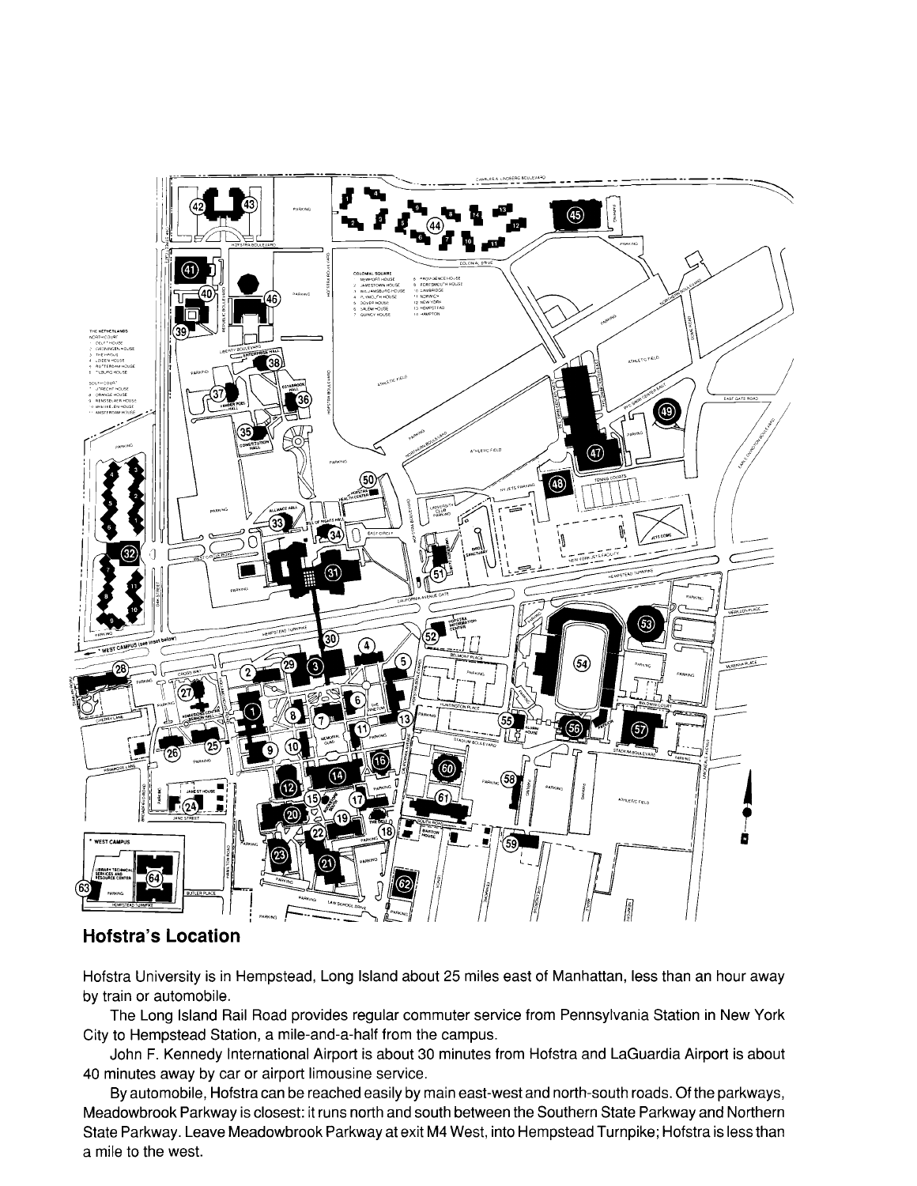## Hofstra's Location

Hofstra University is in Hempstead, Long Island about 25 miles east of Manhattan, less than an hour away by train or automobile.

The Long Island Rail Road provides regular commuter service from Pennsylvania Station in New York City to Hempstead Station, a mile-and-a-half from the campus.

John F. Kennedy International Airport is about 30 minutes from Hofstra and LaGuardia Airport is about 40 minutes away by car or airport limousine service.

By automobile, Hofstra can be reached easily by main east-west and north-south roads. Of the parkways, Meadowbrook Parkway is closest: it runs north and south between the Southern State Parkway and Northern State Parkway. Leave Meadowbrook Parkway at exit M4 West, into Hempstead Turnpike; Hofstra is less than a mile to the west.